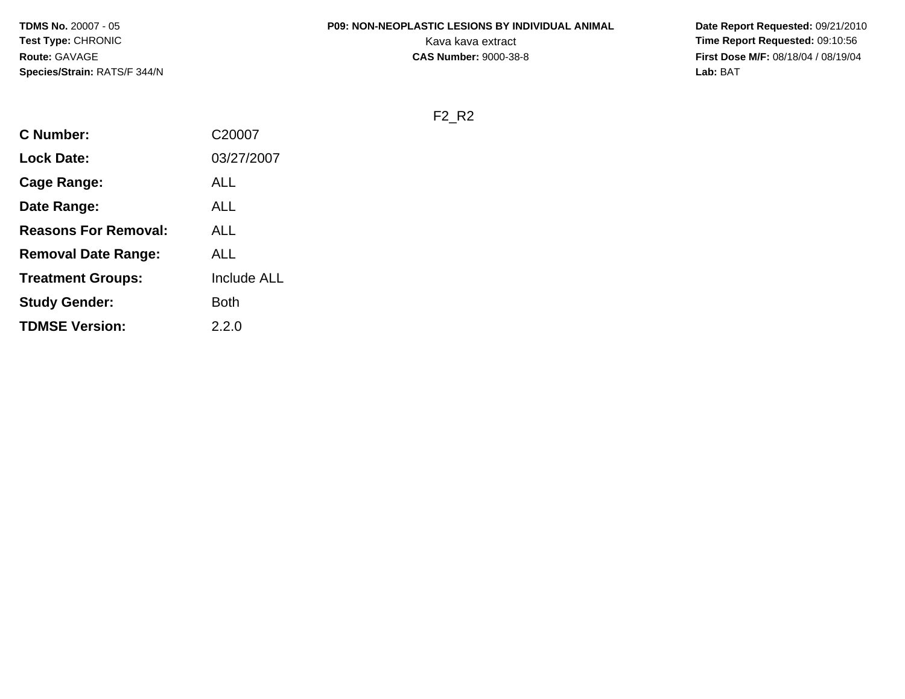**TDMS No.** 20007 - 05
**Test Type:** CHRONIC
**Route:** GAVAGE
**Species/Strain:** RATS/F 344/N

**P09: NON-NEOPLASTIC LESIONS BY INDIVIDUAL ANIMAL**
Kava kava extract
**CAS Number:** 9000-38-8

**Date Report Requested:** 09/21/2010
**Time Report Requested:** 09:10:56
**First Dose M/F:** 08/18/04 / 08/19/04
**Lab:** BAT

F2_R2

| | |
|---|---|
| **C Number:** | C20007 |
| **Lock Date:** | 03/27/2007 |
| **Cage Range:** | ALL |
| **Date Range:** | ALL |
| **Reasons For Removal:** | ALL |
| **Removal Date Range:** | ALL |
| **Treatment Groups:** | Include ALL |
| **Study Gender:** | Both |
| **TDMSE Version:** | 2.2.0 |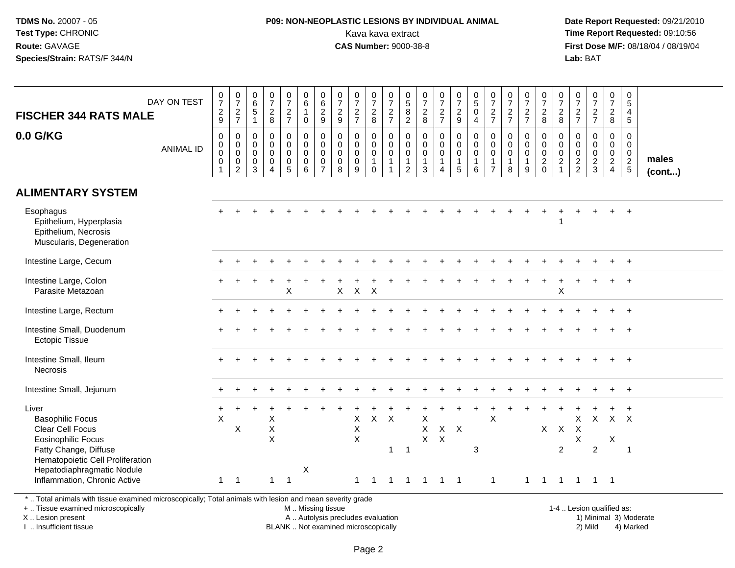**TDMS No.** 20007 - 05
**Test Type:** CHRONIC
**Route:** GAVAGE
**Species/Strain:** RATS/F 344/N

**P09: NON-NEOPLASTIC LESIONS BY INDIVIDUAL ANIMAL**
Kava kava extract
**CAS Number:** 9000-38-8

**Date Report Requested:** 09/21/2010
**Time Report Requested:** 09:10:56
**First Dose M/F:** 08/18/04 / 08/19/04
**Lab:** BAT

| FISCHER 344 RATS MALE / DAY ON TEST | 0729 | 0727 | 0651 | 0728 | 0727 | 0610 | 0629 | 0729 | 0727 | 0728 | 0727 | 0582 | 0728 | 0727 | 0729 | 0504 | 0727 | 0727 | 0727 | 0728 | 0728 | 0727 | 0727 | 0728 | 0545 | |
|---|---|---|---|---|---|---|---|---|---|---|---|---|---|---|---|---|---|---|---|---|---|---|---|---|---|---|
| **0.0 G/KG** / ANIMAL ID | 00001 | 00002 | 00003 | 00004 | 00005 | 00006 | 00007 | 00008 | 00009 | 00010 | 00011 | 00012 | 00013 | 00014 | 00015 | 00016 | 00017 | 00018 | 00019 | 00020 | 00021 | 00022 | 00023 | 00024 | 00025 | **males (cont...)** |
| **ALIMENTARY SYSTEM** | | | | | | | | | | | | | | | | | | | | | | | | | | |
| Esophagus | + | + | + | + | + | + | + | + | + | + | + | + | + | + | + | + | + | + | + | + | + | + | + | + | + | |
| Epithelium, Hyperplasia | | | | | | | | | | | | | | | | | | | | | 1 | | | | | |
| Epithelium, Necrosis | | | | | | | | | | | | | | | | | | | | | | | | | | |
| Muscularis, Degeneration | | | | | | | | | | | | | | | | | | | | | | | | | | |
| Intestine Large, Cecum | + | + | + | + | + | + | + | + | + | + | + | + | + | + | + | + | + | + | + | + | + | + | + | + | + | |
| Intestine Large, Colon | + | + | + | + | + | + | + | + | + | + | + | + | + | + | + | + | + | + | + | + | + | + | + | + | + | |
| Parasite Metazoan | | | | | X | | | X | X | X | | | | | | | | | | | X | | | | | |
| Intestine Large, Rectum | + | + | + | + | + | + | + | + | + | + | + | + | + | + | + | + | + | + | + | + | + | + | + | + | + | |
| Intestine Small, Duodenum | + | + | + | + | + | + | + | + | + | + | + | + | + | + | + | + | + | + | + | + | + | + | + | + | + | |
| Ectopic Tissue | | | | | | | | | | | | | | | | | | | | | | | | | | |
| Intestine Small, Ileum | + | + | + | + | + | + | + | + | + | + | + | + | + | + | + | + | + | + | + | + | + | + | + | + | + | |
| Necrosis | | | | | | | | | | | | | | | | | | | | | | | | | | |
| Intestine Small, Jejunum | + | + | + | + | + | + | + | + | + | + | + | + | + | + | + | + | + | + | + | + | + | + | + | + | + | |
| Liver | + | + | + | + | + | + | + | + | + | + | + | + | + | + | + | + | + | + | + | + | + | + | + | + | + | |
| Basophilic Focus | X | | | X | | | | | X | X | X | | X | | | | X | | | | | X | X | X | X | |
| Clear Cell Focus | | X | | X | | | | | X | | | | X | X | X | | | | | X | X | X | | | | |
| Eosinophilic Focus | | | | X | | | | | X | | | | X | X | | | | | | | | X | | X | | |
| Fatty Change, Diffuse | | | | | | | | | | | 1 | 1 | | | | 3 | | | | | 2 | | 2 | | 1 | |
| Hematopoietic Cell Proliferation | | | | | | | | | | | | | | | | | | | | | | | | | | |
| Hepatodiaphragmatic Nodule | | | | | | X | | | | | | | | | | | | | | | | | | | | |
| Inflammation, Chronic Active | 1 | 1 | | 1 | 1 | | | | 1 | 1 | 1 | 1 | 1 | 1 | 1 | | 1 | | 1 | 1 | 1 | 1 | 1 | 1 | | |

\* .. Total animals with tissue examined microscopically; Total animals with lesion and mean severity grade
+ .. Tissue examined microscopically
X .. Lesion present
I .. Insufficient tissue

M .. Missing tissue
A .. Autolysis precludes evaluation
BLANK .. Not examined microscopically

1-4 .. Lesion qualified as:
1) Minimal 3) Moderate
2) Mild 4) Marked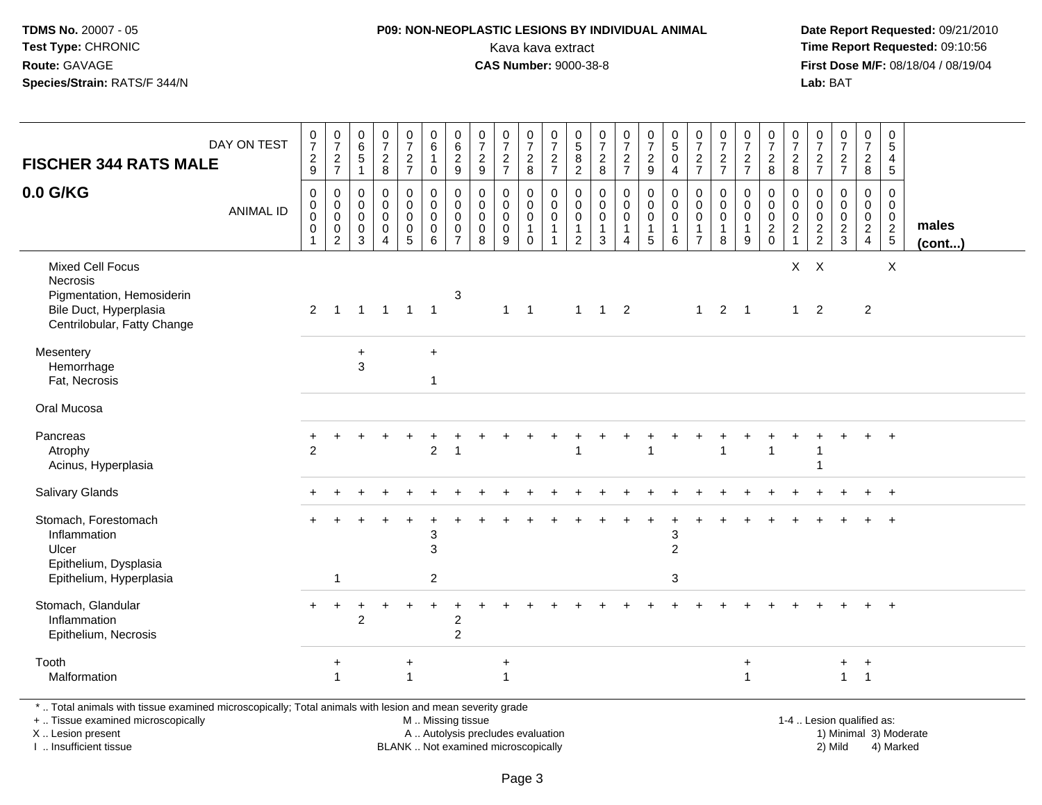TDMS No. 20007 - 05
Test Type: CHRONIC
Route: GAVAGE
Species/Strain: RATS/F 344/N

**P09: NON-NEOPLASTIC LESIONS BY INDIVIDUAL ANIMAL**
Kava kava extract
**CAS Number:** 9000-38-8

Date Report Requested: 09/21/2010
Time Report Requested: 09:10:56
First Dose M/F: 08/18/04 / 08/19/04
Lab: BAT

| FISCHER 344 RATS MALE 0.0 G/KG — DAY ON TEST | 0729 | 0727 | 0651 | 0728 | 0727 | 0610 | 0629 | 0729 | 0727 | 0728 | 0727 | 0582 | 0728 | 0727 | 0729 | 0504 | 0727 | 0727 | 0727 | 0728 | 0728 | 0727 | 0727 | 0728 | 0545 | |
|---|---|---|---|---|---|---|---|---|---|---|---|---|---|---|---|---|---|---|---|---|---|---|---|---|---|---|
| **ANIMAL ID** | 00001 | 00002 | 00003 | 00004 | 00005 | 00006 | 00007 | 00008 | 00009 | 00010 | 00011 | 00012 | 00013 | 00014 | 00015 | 00016 | 00017 | 00018 | 00019 | 00020 | 00021 | 00022 | 00023 | 00024 | 00025 | **males (cont...)** |
| Mixed Cell Focus | | | | | | | | | | | | | | | | | | | | | X | X | | | X | |
| Necrosis | | | | | | | | | | | | | | | | | | | | | | | | | | |
| Pigmentation, Hemosiderin | | | | | | | 3 | | | | | | | | | | | | | | | | | | | |
| Bile Duct, Hyperplasia | 2 | 1 | 1 | 1 | 1 | 1 | | | 1 | 1 | | 1 | 1 | 2 | | | 1 | 2 | 1 | | 1 | 2 | | 2 | | |
| Centrilobular, Fatty Change | | | | | | | | | | | | | | | | | | | | | | | | | | |
| Mesentery | | | + | | | + | | | | | | | | | | | | | | | | | | | | |
| Hemorrhage | | | 3 | | | | | | | | | | | | | | | | | | | | | | | |
| Fat, Necrosis | | | | | | 1 | | | | | | | | | | | | | | | | | | | | |
| Oral Mucosa | | | | | | | | | | | | | | | | | | | | | | | | | | |
| Pancreas | + | + | + | + | + | + | + | + | + | + | + | + | + | + | + | + | + | + | + | + | + | + | + | + | + | |
| Atrophy | 2 | | | | | 2 | 1 | | | | | 1 | | | 1 | | | 1 | | 1 | | 1 | | | | |
| Acinus, Hyperplasia | | | | | | | | | | | | | | | | | | | | | | 1 | | | | |
| Salivary Glands | + | + | + | + | + | + | + | + | + | + | + | + | + | + | + | + | + | + | + | + | + | + | + | + | + | |
| Stomach, Forestomach | + | + | + | + | + | + | + | + | + | + | + | + | + | + | + | + | + | + | + | + | + | + | + | + | + | |
| Inflammation | | | | | | 3 | | | | | | | | | | 3 | | | | | | | | | | |
| Ulcer | | | | | | 3 | | | | | | | | | | 2 | | | | | | | | | | |
| Epithelium, Dysplasia | | | | | | | | | | | | | | | | | | | | | | | | | | |
| Epithelium, Hyperplasia | | 1 | | | | 2 | | | | | | | | | | 3 | | | | | | | | | | |
| Stomach, Glandular | + | + | + | + | + | + | + | + | + | + | + | + | + | + | + | + | + | + | + | + | + | + | + | + | + | |
| Inflammation | | | 2 | | | | 2 | | | | | | | | | | | | | | | | | | | |
| Epithelium, Necrosis | | | | | | | 2 | | | | | | | | | | | | | | | | | | | |
| Tooth | | + | | | + | | | | + | | | | | | | | | | + | | | | + | + | | |
| Malformation | | 1 | | | 1 | | | | 1 | | | | | | | | | | 1 | | | | 1 | 1 | | |

\* .. Total animals with tissue examined microscopically; Total animals with lesion and mean severity grade
+ .. Tissue examined microscopically
X .. Lesion present
I .. Insufficient tissue

M .. Missing tissue
A .. Autolysis precludes evaluation
BLANK .. Not examined microscopically

1-4 .. Lesion qualified as:
1) Minimal 3) Moderate
2) Mild 4) Marked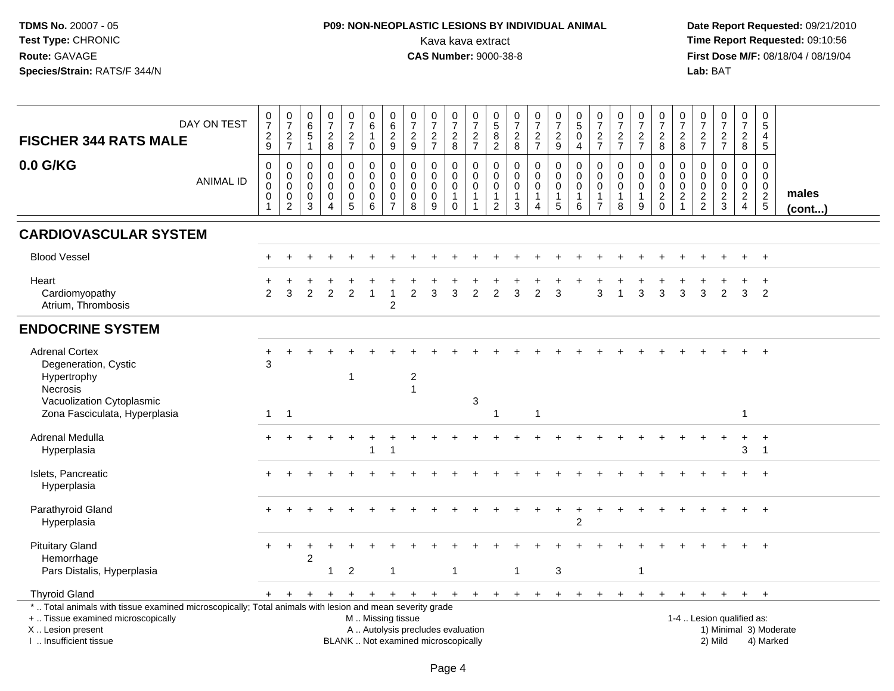**TDMS No.** 20007 - 05
**Test Type:** CHRONIC
**Route:** GAVAGE
**Species/Strain:** RATS/F 344/N

**P09: NON-NEOPLASTIC LESIONS BY INDIVIDUAL ANIMAL**
Kava kava extract
**CAS Number:** 9000-38-8

**Date Report Requested:** 09/21/2010
**Time Report Requested:** 09:10:56
**First Dose M/F:** 08/18/04 / 08/19/04
**Lab:** BAT

| FISCHER 344 RATS MALE — DAY ON TEST | 0729 | 0727 | 0651 | 0728 | 0727 | 0610 | 0629 | 0729 | 0727 | 0728 | 0727 | 0582 | 0728 | 0727 | 0729 | 0504 | 0727 | 0727 | 0727 | 0728 | 0728 | 0727 | 0727 | 0728 | 0545 | |
|---|---|---|---|---|---|---|---|---|---|---|---|---|---|---|---|---|---|---|---|---|---|---|---|---|---|---|
| **0.0 G/KG** — ANIMAL ID | 0001 | 0002 | 0003 | 0004 | 0005 | 0006 | 0007 | 0008 | 0009 | 0010 | 0011 | 0012 | 0013 | 0014 | 0015 | 0016 | 0017 | 0018 | 0019 | 0020 | 0021 | 0022 | 0023 | 0024 | 0025 | **males (cont...)** |
| **CARDIOVASCULAR SYSTEM** | | | | | | | | | | | | | | | | | | | | | | | | | | |
| Blood Vessel | + | + | + | + | + | + | + | + | + | + | + | + | + | + | + | + | + | + | + | + | + | + | + | + | + | |
| Heart | + | + | + | + | + | + | + | + | + | + | + | + | + | + | + | + | + | + | + | + | + | + | + | + | + | |
| Cardiomyopathy | 2 | 3 | 2 | 2 | 2 | 1 | 1 | 2 | 3 | 3 | 2 | 2 | 3 | 2 | 3 | | 3 | 1 | 3 | 3 | 3 | 3 | 2 | 3 | 2 | |
| Atrium, Thrombosis | | | | | | | 2 | | | | | | | | | | | | | | | | | | | |
| **ENDOCRINE SYSTEM** | | | | | | | | | | | | | | | | | | | | | | | | | | |
| Adrenal Cortex | + | + | + | + | + | + | + | + | + | + | + | + | + | + | + | + | + | + | + | + | + | + | + | + | + | |
| Degeneration, Cystic | 3 | | | | | | | | | | | | | | | | | | | | | | | | | |
| Hypertrophy | | | | | 1 | | | 2 | | | | | | | | | | | | | | | | | | |
| Necrosis | | | | | | | | 1 | | | | | | | | | | | | | | | | | | |
| Vacuolization Cytoplasmic | | | | | | | | | | | 3 | | | | | | | | | | | | | | | |
| Zona Fasciculata, Hyperplasia | 1 | 1 | | | | | | | | | | 1 | | 1 | | | | | | | | | | 1 | | |
| Adrenal Medulla | + | + | + | + | + | + | + | + | + | + | + | + | + | + | + | + | + | + | + | + | + | + | + | + | + | |
| Hyperplasia | | | | | | 1 | 1 | | | | | | | | | | | | | | | | | 3 | 1 | |
| Islets, Pancreatic | + | + | + | + | + | + | + | + | + | + | + | + | + | + | + | + | + | + | + | + | + | + | + | + | + | |
| Hyperplasia | | | | | | | | | | | | | | | | | | | | | | | | | | |
| Parathyroid Gland | + | + | + | + | + | + | + | + | + | + | + | + | + | + | + | + | + | + | + | + | + | + | + | + | + | |
| Hyperplasia | | | | | | | | | | | | | | | | 2 | | | | | | | | | | |
| Pituitary Gland | + | + | + | + | + | + | + | + | + | + | + | + | + | + | + | + | + | + | + | + | + | + | + | + | + | |
| Hemorrhage | | | 2 | | | | | | | | | | | | | | | | | | | | | | | |
| Pars Distalis, Hyperplasia | | | | 1 | 2 | | 1 | | | 1 | | | 1 | | 3 | | | | 1 | | | | | | | |
| Thyroid Gland | + | + | + | + | + | + | + | + | + | + | + | + | + | + | + | + | + | + | + | + | + | + | + | + | + | |

\* .. Total animals with tissue examined microscopically; Total animals with lesion and mean severity grade
\+ .. Tissue examined microscopically
X .. Lesion present
I .. Insufficient tissue

M .. Missing tissue
A .. Autolysis precludes evaluation
BLANK .. Not examined microscopically

1-4 .. Lesion qualified as:
1) Minimal 3) Moderate
2) Mild 4) Marked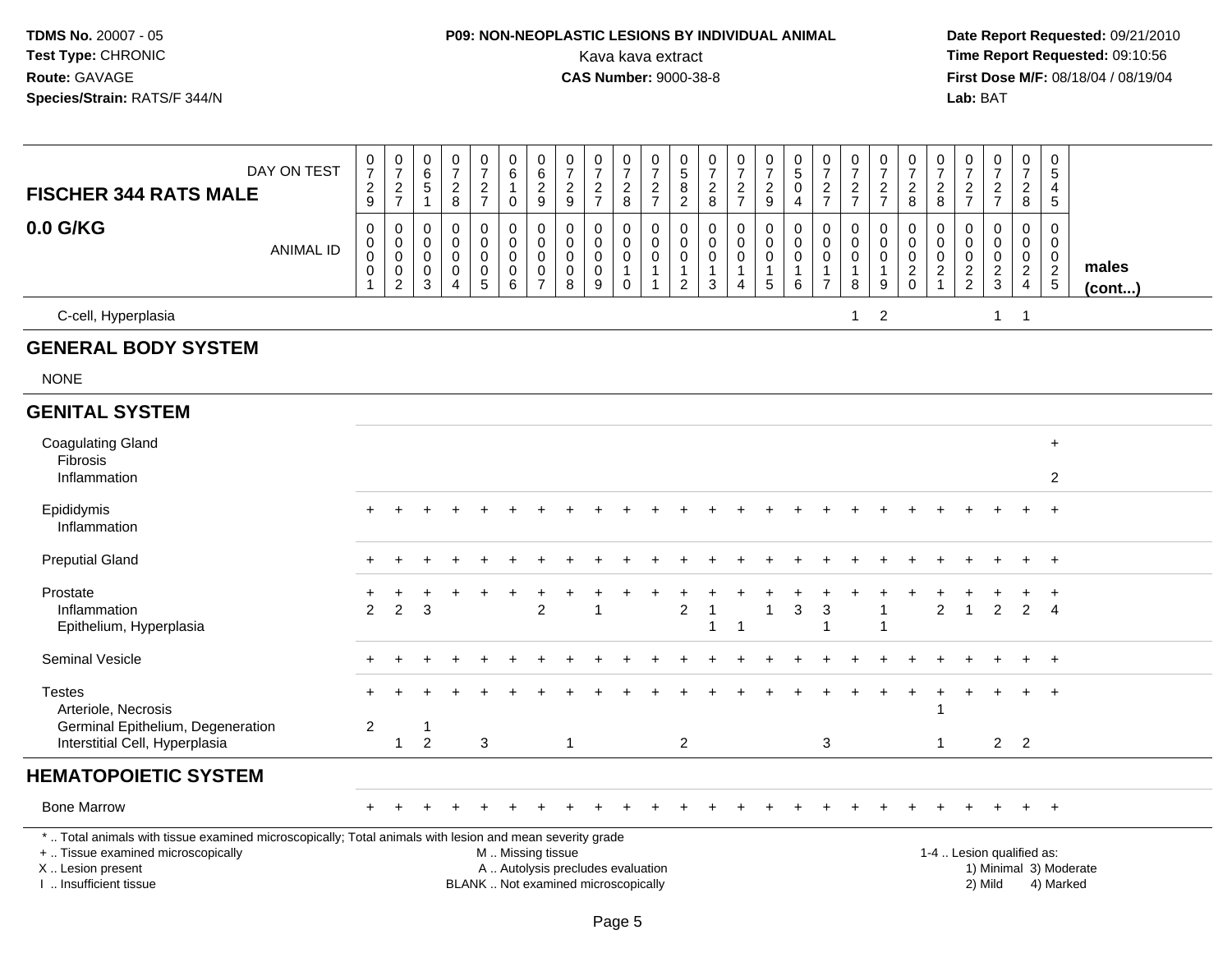**TDMS No.** 20007 - 05
**Test Type:** CHRONIC
**Route:** GAVAGE
**Species/Strain:** RATS/F 344/N

**P09: NON-NEOPLASTIC LESIONS BY INDIVIDUAL ANIMAL**
Kava kava extract
**CAS Number:** 9000-38-8

**Date Report Requested:** 09/21/2010
**Time Report Requested:** 09:10:56
**First Dose M/F:** 08/18/04 / 08/19/04
**Lab:** BAT

| FISCHER 344 RATS MALE — DAY ON TEST | 0729 | 0727 | 0651 | 0728 | 0727 | 0610 | 0629 | 0729 | 0727 | 0728 | 0727 | 0582 | 0728 | 0727 | 0729 | 0504 | 0727 | 0727 | 0727 | 0728 | 0728 | 0727 | 0727 | 0728 | 0545 | |
|---|---|---|---|---|---|---|---|---|---|---|---|---|---|---|---|---|---|---|---|---|---|---|---|---|---|---|
| **0.0 G/KG** — ANIMAL ID | 0001 | 0002 | 0003 | 0004 | 0005 | 0006 | 0007 | 0008 | 0009 | 0010 | 0011 | 0012 | 0013 | 0014 | 0015 | 0016 | 0017 | 0018 | 0019 | 0020 | 0021 | 0022 | 0023 | 0024 | 0025 | **males (cont...)** |
| C-cell, Hyperplasia | | | | | | | | | | | | | | | | | | 1 | 2 | | | | 1 | 1 | | |
| **GENERAL BODY SYSTEM** | | | | | | | | | | | | | | | | | | | | | | | | | | |
| NONE | | | | | | | | | | | | | | | | | | | | | | | | | | |
| **GENITAL SYSTEM** | | | | | | | | | | | | | | | | | | | | | | | | | | |
| Coagulating Gland | | | | | | | | | | | | | | | | | | | | | | | | | + | |
| Fibrosis | | | | | | | | | | | | | | | | | | | | | | | | | | |
| Inflammation | | | | | | | | | | | | | | | | | | | | | | | | | 2 | |
| Epididymis | + | + | + | + | + | + | + | + | + | + | + | + | + | + | + | + | + | + | + | + | + | + | + | + | + | |
| Inflammation | | | | | | | | | | | | | | | | | | | | | | | | | | |
| Preputial Gland | + | + | + | + | + | + | + | + | + | + | + | + | + | + | + | + | + | + | + | + | + | + | + | + | + | |
| Prostate | + | + | + | + | + | + | + | + | + | + | + | + | + | + | + | + | + | + | + | + | + | + | + | + | + | |
| Inflammation | 2 | 2 | 3 | | | | 2 | | 1 | | | 2 | 1 | | 1 | 3 | 3 | | 1 | | 2 | 1 | 2 | 2 | 4 | |
| Epithelium, Hyperplasia | | | | | | | | | | | | | 1 | 1 | | | 1 | | 1 | | | | | | | |
| Seminal Vesicle | + | + | + | + | + | + | + | + | + | + | + | + | + | + | + | + | + | + | + | + | + | + | + | + | + | |
| Testes | + | + | + | + | + | + | + | + | + | + | + | + | + | + | + | + | + | + | + | + | + | + | + | + | + | |
| Arteriole, Necrosis | | | | | | | | | | | | | | | | | | | | | 1 | | | | | |
| Germinal Epithelium, Degeneration | 2 | | 1 | | | | | | | | | | | | | | | | | | | | | | | |
| Interstitial Cell, Hyperplasia | | 1 | 2 | | 3 | | | 1 | | | | 2 | | | | | 3 | | | | 1 | | 2 | 2 | | |
| **HEMATOPOIETIC SYSTEM** | | | | | | | | | | | | | | | | | | | | | | | | | | |
| Bone Marrow | + | + | + | + | + | + | + | + | + | + | + | + | + | + | + | + | + | + | + | + | + | + | + | + | + | |

\* .. Total animals with tissue examined microscopically; Total animals with lesion and mean severity grade
+ .. Tissue examined microscopically
X .. Lesion present
I .. Insufficient tissue

M .. Missing tissue
A .. Autolysis precludes evaluation
BLANK .. Not examined microscopically

1-4 .. Lesion qualified as:
1) Minimal 3) Moderate
2) Mild 4) Marked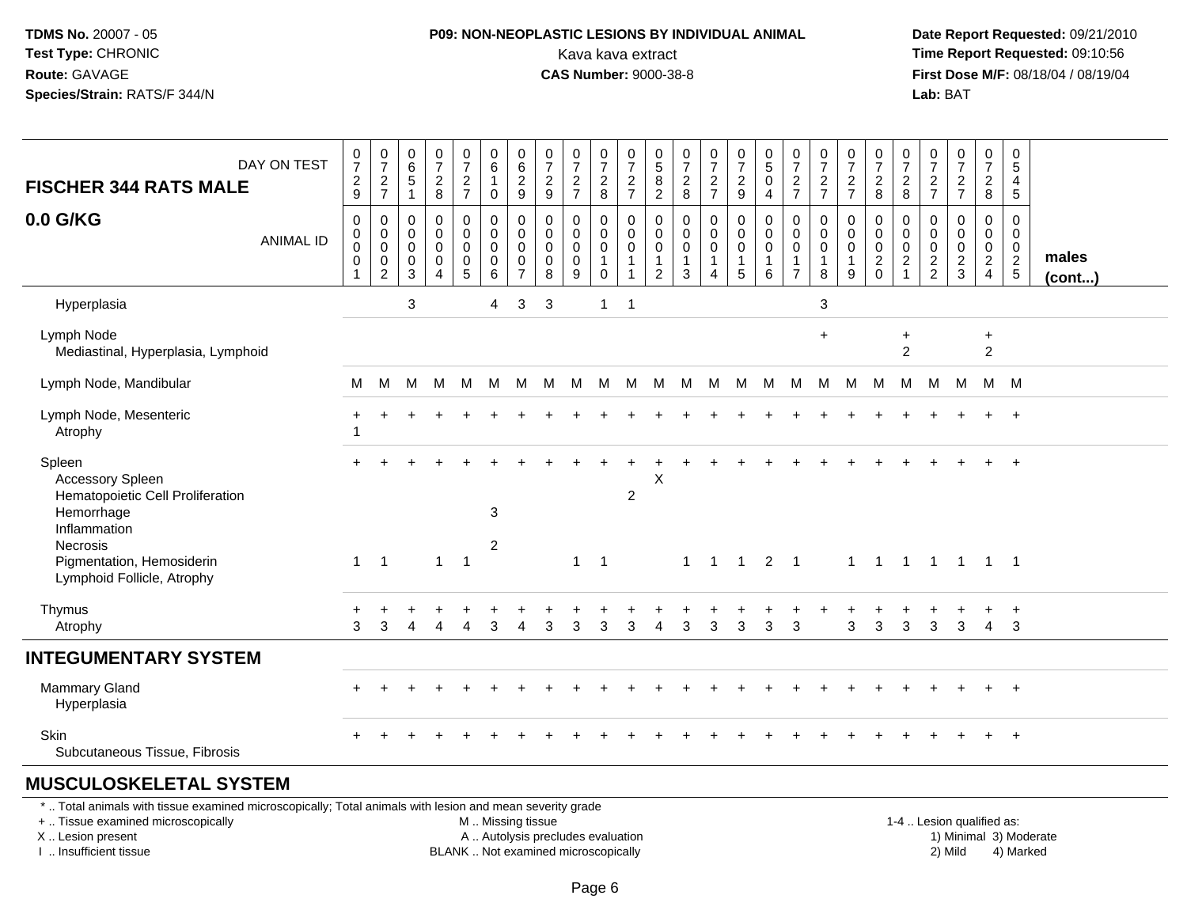**TDMS No.** 20007 - 05
**Test Type:** CHRONIC
**Route:** GAVAGE
**Species/Strain:** RATS/F 344/N

**P09: NON-NEOPLASTIC LESIONS BY INDIVIDUAL ANIMAL**
Kava kava extract
**CAS Number:** 9000-38-8

**Date Report Requested:** 09/21/2010
**Time Report Requested:** 09:10:56
**First Dose M/F:** 08/18/04 / 08/19/04
**Lab:** BAT

| FISCHER 344 RATS MALE — DAY ON TEST | 0729 | 0727 | 0651 | 0728 | 0727 | 0610 | 0629 | 0729 | 0727 | 0728 | 0727 | 0582 | 0728 | 0727 | 0729 | 0504 | 0727 | 0727 | 0727 | 0728 | 0728 | 0727 | 0727 | 0728 | 0545 | |
|---|---|---|---|---|---|---|---|---|---|---|---|---|---|---|---|---|---|---|---|---|---|---|---|---|---|---|
| **0.0 G/KG** — ANIMAL ID | 0001 | 0002 | 0003 | 0004 | 0005 | 0006 | 0007 | 0008 | 0009 | 0010 | 0011 | 0012 | 0013 | 0014 | 0015 | 0016 | 0017 | 0018 | 0019 | 0020 | 0021 | 0022 | 0023 | 0024 | 0025 | **males (cont...)** |
| Hyperplasia | | | 3 | | | 4 | 3 | 3 | | 1 | 1 | | | | | | | 3 | | | | | | | | |
| Lymph Node | | | | | | | | | | | | | | | | | | + | | | + | | | + | | |
| Mediastinal, Hyperplasia, Lymphoid | | | | | | | | | | | | | | | | | | | | | 2 | | | 2 | | |
| Lymph Node, Mandibular | M | M | M | M | M | M | M | M | M | M | M | M | M | M | M | M | M | M | M | M | M | M | M | M | M | |
| Lymph Node, Mesenteric | + | + | + | + | + | + | + | + | + | + | + | + | + | + | + | + | + | + | + | + | + | + | + | + | + | |
| Atrophy | 1 | | | | | | | | | | | | | | | | | | | | | | | | | |
| Spleen | + | + | + | + | + | + | + | + | + | + | + | + | + | + | + | + | + | + | + | + | + | + | + | + | + | |
| Accessory Spleen | | | | | | | | | | | | X | | | | | | | | | | | | | | |
| Hematopoietic Cell Proliferation | | | | | | | | | | | 2 | | | | | | | | | | | | | | | |
| Hemorrhage | | | | | | 3 | | | | | | | | | | | | | | | | | | | | |
| Inflammation | | | | | | | | | | | | | | | | | | | | | | | | | | |
| Necrosis | | | | | | 2 | | | | | | | | | | | | | | | | | | | | |
| Pigmentation, Hemosiderin | 1 | 1 | | 1 | 1 | | | | 1 | 1 | | | 1 | 1 | 1 | 2 | 1 | | 1 | 1 | 1 | 1 | 1 | 1 | 1 | |
| Lymphoid Follicle, Atrophy | | | | | | | | | | | | | | | | | | | | | | | | | | |
| Thymus | + | + | + | + | + | + | + | + | + | + | + | + | + | + | + | + | + | + | + | + | + | + | + | + | + | |
| Atrophy | 3 | 3 | 4 | 4 | 4 | 3 | 4 | 3 | 3 | 3 | 3 | 4 | 3 | 3 | 3 | 3 | 3 | | 3 | 3 | 3 | 3 | 3 | 4 | 3 | |
| **INTEGUMENTARY SYSTEM** | | | | | | | | | | | | | | | | | | | | | | | | | | |
| Mammary Gland | + | + | + | + | + | + | + | + | + | + | + | + | + | + | + | + | + | + | + | + | + | + | + | + | + | |
| Hyperplasia | | | | | | | | | | | | | | | | | | | | | | | | | | |
| Skin | + | + | + | + | + | + | + | + | + | + | + | + | + | + | + | + | + | + | + | + | + | + | + | + | + | |
| Subcutaneous Tissue, Fibrosis | | | | | | | | | | | | | | | | | | | | | | | | | | |
| **MUSCULOSKELETAL SYSTEM** | | | | | | | | | | | | | | | | | | | | | | | | | | |

\* .. Total animals with tissue examined microscopically; Total animals with lesion and mean severity grade
+ .. Tissue examined microscopically
X .. Lesion present
I .. Insufficient tissue

M .. Missing tissue
A .. Autolysis precludes evaluation
BLANK .. Not examined microscopically

1-4 .. Lesion qualified as:
1) Minimal 3) Moderate
2) Mild 4) Marked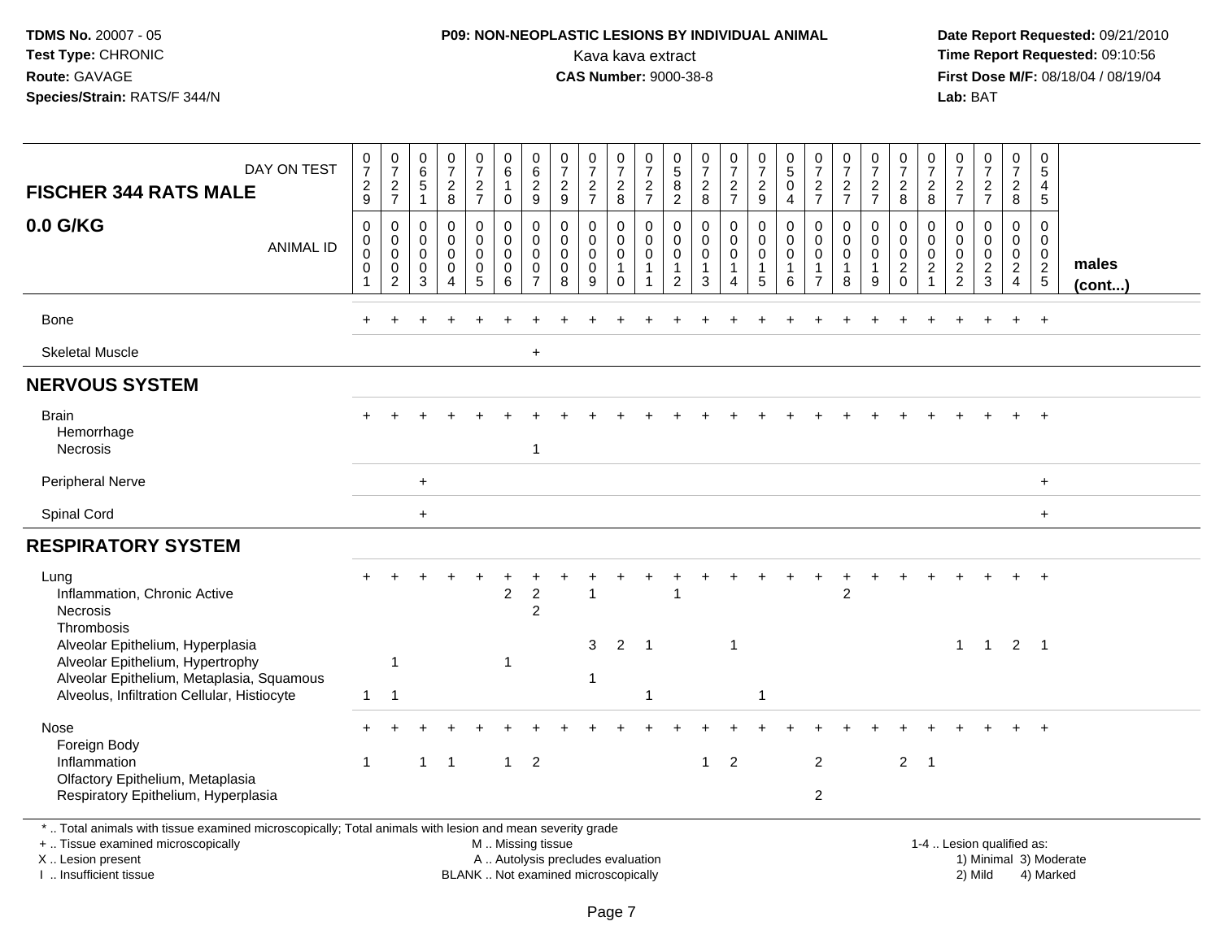TDMS No. 20007 - 05
Test Type: CHRONIC
Route: GAVAGE
Species/Strain: RATS/F 344/N

**P09: NON-NEOPLASTIC LESIONS BY INDIVIDUAL ANIMAL**
Kava kava extract
**CAS Number:** 9000-38-8

Date Report Requested: 09/21/2010
Time Report Requested: 09:10:56
First Dose M/F: 08/18/04 / 08/19/04
Lab: BAT

| FISCHER 344 RATS MALE — DAY ON TEST | 0729 | 0727 | 0651 | 0728 | 0727 | 0610 | 0629 | 0729 | 0727 | 0728 | 0727 | 0582 | 0728 | 0727 | 0729 | 0504 | 0727 | 0727 | 0727 | 0728 | 0728 | 0727 | 0727 | 0728 | 0545 | |
|---|---|---|---|---|---|---|---|---|---|---|---|---|---|---|---|---|---|---|---|---|---|---|---|---|---|---|
| **0.0 G/KG** — ANIMAL ID | 0001 | 0002 | 0003 | 0004 | 0005 | 0006 | 0007 | 0008 | 0009 | 0010 | 0011 | 0012 | 0013 | 0014 | 0015 | 0016 | 0017 | 0018 | 0019 | 0020 | 0021 | 0022 | 0023 | 0024 | 0025 | **males (cont...)** |
| Bone | + | + | + | + | + | + | + | + | + | + | + | + | + | + | + | + | + | + | + | + | + | + | + | + | + | |
| Skeletal Muscle | | | | | | | + | | | | | | | | | | | | | | | | | | | |
| **NERVOUS SYSTEM** | | | | | | | | | | | | | | | | | | | | | | | | | | |
| Brain | + | + | + | + | + | + | + | + | + | + | + | + | + | + | + | + | + | + | + | + | + | + | + | + | + | |
| Hemorrhage | | | | | | | | | | | | | | | | | | | | | | | | | | |
| Necrosis | | | | | | | 1 | | | | | | | | | | | | | | | | | | | |
| Peripheral Nerve | | | + | | | | | | | | | | | | | | | | | | | | | | + | |
| Spinal Cord | | | + | | | | | | | | | | | | | | | | | | | | | | + | |
| **RESPIRATORY SYSTEM** | | | | | | | | | | | | | | | | | | | | | | | | | | |
| Lung | + | + | + | + | + | + | + | + | + | + | + | + | + | + | + | + | + | + | + | + | + | + | + | + | + | |
| Inflammation, Chronic Active | | | | | | 2 | 2 | | 1 | | | 1 | | | | | | 2 | | | | | | | | |
| Necrosis | | | | | | | 2 | | | | | | | | | | | | | | | | | | | |
| Thrombosis | | | | | | | | | | | | | | | | | | | | | | | | | | |
| Alveolar Epithelium, Hyperplasia | | | | | | | | | 3 | 2 | 1 | | | 1 | | | | | | | | 1 | 1 | 2 | 1 | |
| Alveolar Epithelium, Hypertrophy | | 1 | | | | 1 | | | | | | | | | | | | | | | | | | | | |
| Alveolar Epithelium, Metaplasia, Squamous | | | | | | | | | 1 | | | | | | | | | | | | | | | | | |
| Alveolus, Infiltration Cellular, Histiocyte | 1 | 1 | | | | | | | | | 1 | | | | 1 | | | | | | | | | | | |
| Nose | + | + | + | + | + | + | + | + | + | + | + | + | + | + | + | + | + | + | + | + | + | + | + | + | + | |
| Foreign Body | | | | | | | | | | | | | | | | | | | | | | | | | | |
| Inflammation | 1 | | 1 | 1 | | 1 | 2 | | | | | | 1 | 2 | | | 2 | | | 2 | 1 | | | | | |
| Olfactory Epithelium, Metaplasia | | | | | | | | | | | | | | | | | | | | | | | | | | |
| Respiratory Epithelium, Hyperplasia | | | | | | | | | | | | | | | | | 2 | | | | | | | | | |

\* .. Total animals with tissue examined microscopically; Total animals with lesion and mean severity grade
+ .. Tissue examined microscopically
X .. Lesion present
I .. Insufficient tissue

M .. Missing tissue
A .. Autolysis precludes evaluation
BLANK .. Not examined microscopically

1-4 .. Lesion qualified as:
1) Minimal 3) Moderate
2) Mild 4) Marked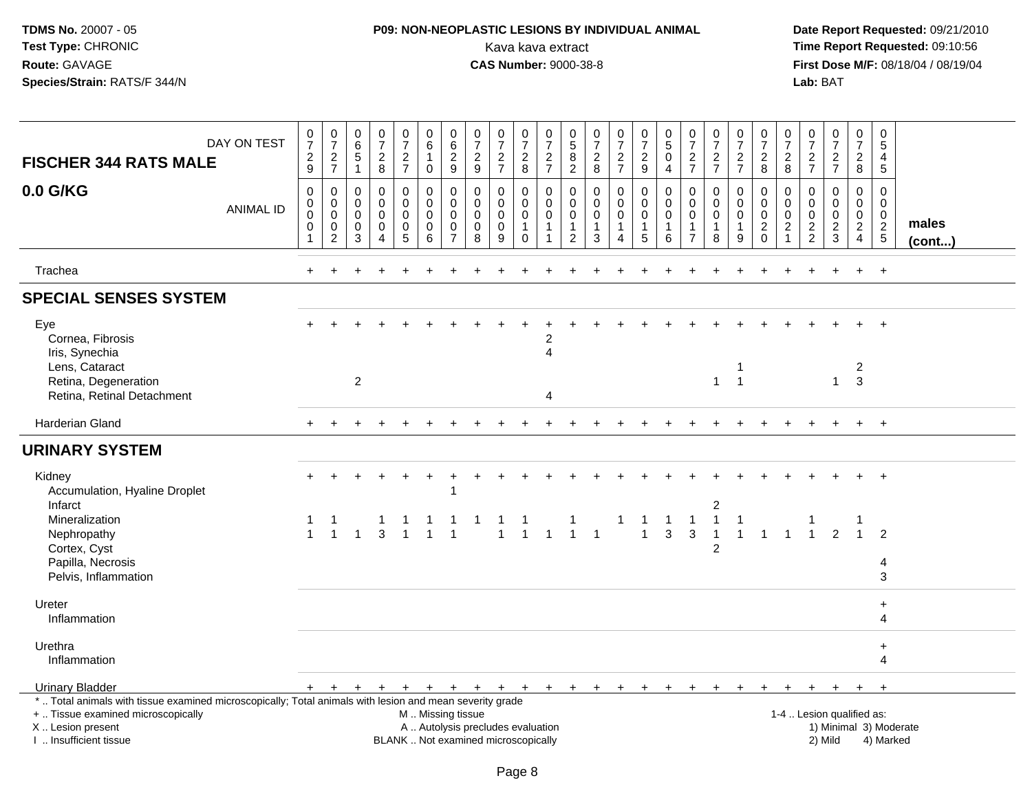**TDMS No.** 20007 - 05
**Test Type:** CHRONIC
**Route:** GAVAGE
**Species/Strain:** RATS/F 344/N

**P09: NON-NEOPLASTIC LESIONS BY INDIVIDUAL ANIMAL**
Kava kava extract
**CAS Number:** 9000-38-8

**Date Report Requested:** 09/21/2010
**Time Report Requested:** 09:10:56
**First Dose M/F:** 08/18/04 / 08/19/04
**Lab:** BAT

| FISCHER 344 RATS MALE — DAY ON TEST | 0729 | 0727 | 0651 | 0728 | 0727 | 0610 | 0629 | 0729 | 0727 | 0728 | 0727 | 0582 | 0728 | 0727 | 0729 | 0504 | 0727 | 0727 | 0727 | 0728 | 0728 | 0727 | 0727 | 0728 | 0545 | |
|---|---|---|---|---|---|---|---|---|---|---|---|---|---|---|---|---|---|---|---|---|---|---|---|---|---|---|
| **0.0 G/KG** — ANIMAL ID | 0001 | 0002 | 0003 | 0004 | 0005 | 0006 | 0007 | 0008 | 0009 | 0010 | 0011 | 0012 | 0013 | 0014 | 0015 | 0016 | 0017 | 0018 | 0019 | 0020 | 0021 | 0022 | 0023 | 0024 | 0025 | **males (cont...)** |
| Trachea | + | + | + | + | + | + | + | + | + | + | + | + | + | + | + | + | + | + | + | + | + | + | + | + | + | |
| **SPECIAL SENSES SYSTEM** | | | | | | | | | | | | | | | | | | | | | | | | | | |
| Eye | + | + | + | + | + | + | + | + | + | + | + | + | + | + | + | + | + | + | + | + | + | + | + | + | + | |
| Cornea, Fibrosis | | | | | | | | | | | 2 | | | | | | | | | | | | | | | |
| Iris, Synechia | | | | | | | | | | | 4 | | | | | | | | | | | | | | | |
| Lens, Cataract | | | | | | | | | | | | | | | | | | | 1 | | | | | 2 | | |
| Retina, Degeneration | | | 2 | | | | | | | | | | | | | | | 1 | 1 | | | | 1 | 3 | | |
| Retina, Retinal Detachment | | | | | | | | | | | 4 | | | | | | | | | | | | | | | |
| Harderian Gland | + | + | + | + | + | + | + | + | + | + | + | + | + | + | + | + | + | + | + | + | + | + | + | + | + | |
| **URINARY SYSTEM** | | | | | | | | | | | | | | | | | | | | | | | | | | |
| Kidney | + | + | + | + | + | + | + | + | + | + | + | + | + | + | + | + | + | + | + | + | + | + | + | + | + | |
| Accumulation, Hyaline Droplet | | | | | | | 1 | | | | | | | | | | | | | | | | | | | |
| Infarct | | | | | | | | | | | | | | | | | | 2 | | | | | | | | |
| Mineralization | 1 | 1 | | 1 | 1 | 1 | 1 | 1 | 1 | 1 | | 1 | | 1 | 1 | 1 | 1 | 1 | 1 | | | 1 | | 1 | | |
| Nephropathy | 1 | 1 | 1 | 3 | 1 | 1 | 1 | | 1 | 1 | 1 | 1 | 1 | | 1 | 3 | 3 | 1 | 1 | 1 | 1 | 1 | 2 | 1 | 2 | |
| Cortex, Cyst | | | | | | | | | | | | | | | | | | 2 | | | | | | | | |
| Papilla, Necrosis | | | | | | | | | | | | | | | | | | | | | | | | | 4 | |
| Pelvis, Inflammation | | | | | | | | | | | | | | | | | | | | | | | | | 3 | |
| Ureter | | | | | | | | | | | | | | | | | | | | | | | | | + | |
| Inflammation | | | | | | | | | | | | | | | | | | | | | | | | | 4 | |
| Urethra | | | | | | | | | | | | | | | | | | | | | | | | | + | |
| Inflammation | | | | | | | | | | | | | | | | | | | | | | | | | 4 | |
| Urinary Bladder | + | + | + | + | + | + | + | + | + | + | + | + | + | + | + | + | + | + | + | + | + | + | + | + | + | |

* .. Total animals with tissue examined microscopically; Total animals with lesion and mean severity grade
+ .. Tissue examined microscopically
X .. Lesion present
I .. Insufficient tissue

M .. Missing tissue
A .. Autolysis precludes evaluation
BLANK .. Not examined microscopically

1-4 .. Lesion qualified as:
1) Minimal 3) Moderate
2) Mild 4) Marked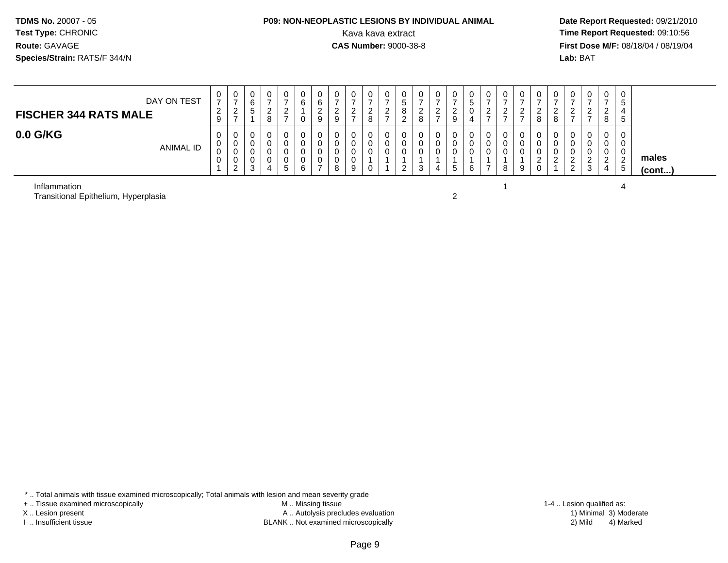**TDMS No.** 20007 - 05
**Test Type:** CHRONIC
**Route:** GAVAGE
**Species/Strain:** RATS/F 344/N

**P09: NON-NEOPLASTIC LESIONS BY INDIVIDUAL ANIMAL**
Kava kava extract
**CAS Number:** 9000-38-8

**Date Report Requested:** 09/21/2010
**Time Report Requested:** 09:10:56
**First Dose M/F:** 08/18/04 / 08/19/04
**Lab:** BAT

## FISCHER 344 RATS MALE

### 0.0 G/KG

| DAY ON TEST | 0729 | 0727 | 0651 | 0728 | 0727 | 0610 | 0629 | 0729 | 0727 | 0728 | 0727 | 0582 | 0728 | 0727 | 0729 | 0504 | 0727 | 0727 | 0727 | 0728 | 0728 | 0727 | 0727 | 0728 | 0545 | |
|---|---|---|---|---|---|---|---|---|---|---|---|---|---|---|---|---|---|---|---|---|---|---|---|---|---|---|
| ANIMAL ID | 0001 | 0002 | 0003 | 0004 | 0005 | 0006 | 0007 | 0008 | 0009 | 0010 | 0011 | 0012 | 0013 | 0014 | 0015 | 0016 | 0017 | 0018 | 0019 | 0020 | 0021 | 0022 | 0023 | 0024 | 0025 | **males (cont...)** |
| Inflammation | | | | | | | | | | | | | | | | | | 1 | | | | | | | 4 | |
| Transitional Epithelium, Hyperplasia | | | | | | | | | | | | | | | 2 | | | | | | | | | | | |

\* .. Total animals with tissue examined microscopically; Total animals with lesion and mean severity grade
+ .. Tissue examined microscopically
X .. Lesion present
I .. Insufficient tissue

M .. Missing tissue
A .. Autolysis precludes evaluation
BLANK .. Not examined microscopically

1-4 .. Lesion qualified as:
1) Minimal 3) Moderate
2) Mild 4) Marked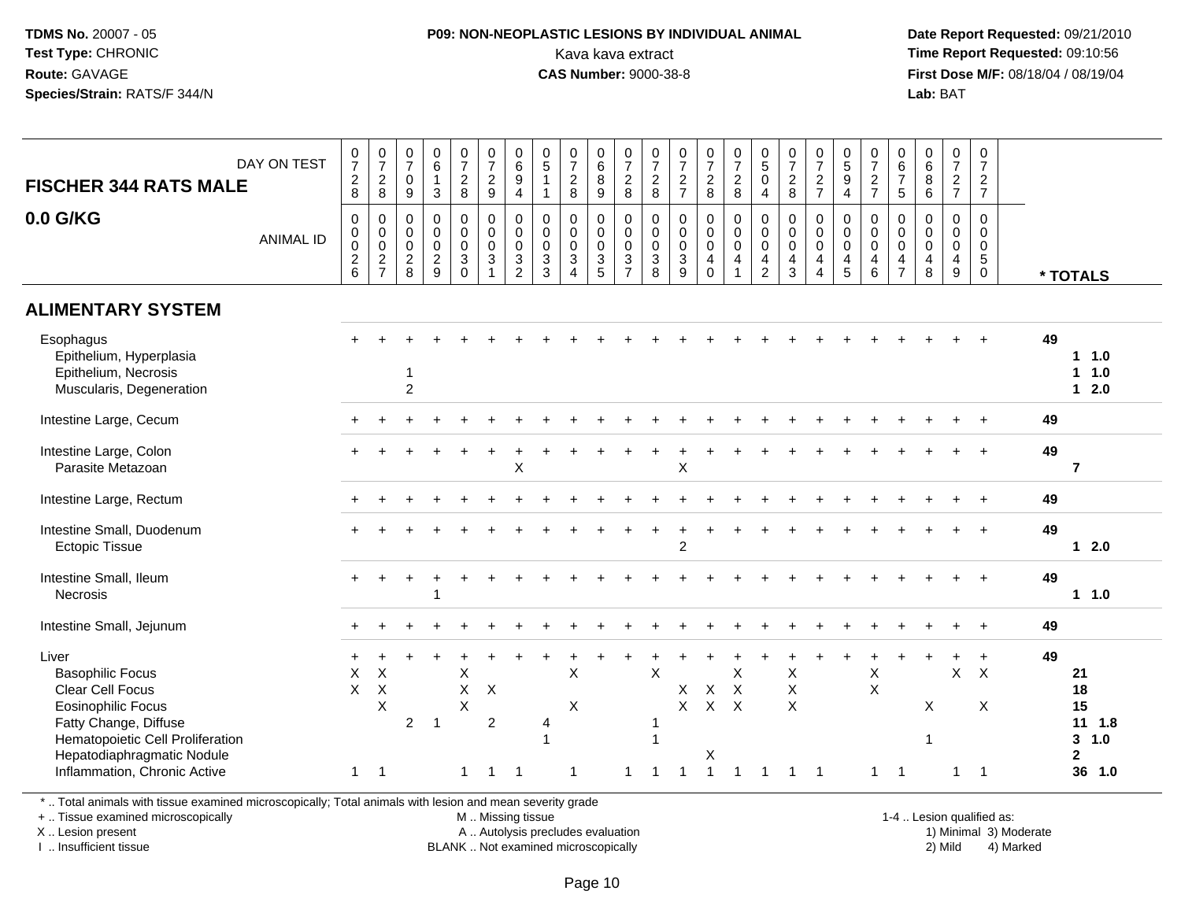**TDMS No.** 20007 - 05
**Test Type:** CHRONIC
**Route:** GAVAGE
**Species/Strain:** RATS/F 344/N

**P09: NON-NEOPLASTIC LESIONS BY INDIVIDUAL ANIMAL**
Kava kava extract
**CAS Number:** 9000-38-8

**Date Report Requested:** 09/21/2010
**Time Report Requested:** 09:10:56
**First Dose M/F:** 08/18/04 / 08/19/04
**Lab:** BAT

## FISCHER 344 RATS MALE
## 0.0 G/KG

| DAY ON TEST | 0728 | 0728 | 0709 | 0613 | 0728 | 0729 | 0694 | 0511 | 0728 | 0689 | 0728 | 0728 | 0727 | 0728 | 0728 | 0504 | 0728 | 0727 | 0594 | 0727 | 0675 | 0686 | 0727 | 0727 | |
|---|---|---|---|---|---|---|---|---|---|---|---|---|---|---|---|---|---|---|---|---|---|---|---|---|---|
| **ANIMAL ID** | 0026 | 0027 | 0028 | 0029 | 0030 | 0031 | 0032 | 0033 | 0034 | 0035 | 0037 | 0038 | 0039 | 0040 | 0041 | 0042 | 0043 | 0044 | 0045 | 0046 | 0047 | 0048 | 0049 | 0050 | *** TOTALS** |
| **ALIMENTARY SYSTEM** | | | | | | | | | | | | | | | | | | | | | | | | | |
| Esophagus | + | + | + | + | + | + | + | + | + | + | + | + | + | + | + | + | + | + | + | + | + | + | + | + | **49** |
| Epithelium, Hyperplasia | | | | | | | | | | | | | | | | | | | | | | | | | **1 1.0** |
| Epithelium, Necrosis | | | 1 | | | | | | | | | | | | | | | | | | | | | | **1 1.0** |
| Muscularis, Degeneration | | | 2 | | | | | | | | | | | | | | | | | | | | | | **1 2.0** |
| Intestine Large, Cecum | + | + | + | + | + | + | + | + | + | + | + | + | + | + | + | + | + | + | + | + | + | + | + | + | **49** |
| Intestine Large, Colon | + | + | + | + | + | + | + | + | + | + | + | + | + | + | + | + | + | + | + | + | + | + | + | + | **49** |
| Parasite Metazoan | | | | | | | X | | | | | | X | | | | | | | | | | | | **7** |
| Intestine Large, Rectum | + | + | + | + | + | + | + | + | + | + | + | + | + | + | + | + | + | + | + | + | + | + | + | + | **49** |
| Intestine Small, Duodenum | + | + | + | + | + | + | + | + | + | + | + | + | + | + | + | + | + | + | + | + | + | + | + | + | **49** |
| Ectopic Tissue | | | | | | | | | | | | | 2 | | | | | | | | | | | | **1 2.0** |
| Intestine Small, Ileum | + | + | + | + | + | + | + | + | + | + | + | + | + | + | + | + | + | + | + | + | + | + | + | + | **49** |
| Necrosis | | | | 1 | | | | | | | | | | | | | | | | | | | | | **1 1.0** |
| Intestine Small, Jejunum | + | + | + | + | + | + | + | + | + | + | + | + | + | + | + | + | + | + | + | + | + | + | + | + | **49** |
| Liver | + | + | + | + | + | + | + | + | + | + | + | + | + | + | + | + | + | + | + | + | + | + | + | + | **49** |
| Basophilic Focus | X | X | | | X | | | | X | | | X | | | X | | X | | | X | | | X | X | **21** |
| Clear Cell Focus | X | X | | | X | X | | | | | | | X | X | X | | X | | | X | | | | | **18** |
| Eosinophilic Focus | | X | | | X | | | | X | | | | X | X | X | | X | | | | | X | | X | **15** |
| Fatty Change, Diffuse | | | 2 | 1 | | 2 | | 4 | | | | 1 | | | | | | | | | | | | | **11 1.8** |
| Hematopoietic Cell Proliferation | | | | | | | | 1 | | | | 1 | | | | | | | | | | 1 | | | **3 1.0** |
| Hepatodiaphragmatic Nodule | | | | | | | | | | | | | | X | | | | | | | | | | | **2** |
| Inflammation, Chronic Active | 1 | 1 | | | 1 | 1 | 1 | | 1 | | 1 | 1 | 1 | 1 | 1 | 1 | 1 | 1 | | 1 | 1 | | 1 | 1 | **36 1.0** |

\* .. Total animals with tissue examined microscopically; Total animals with lesion and mean severity grade
\+ .. Tissue examined microscopically
X .. Lesion present
I .. Insufficient tissue

M .. Missing tissue
A .. Autolysis precludes evaluation
BLANK .. Not examined microscopically

1-4 .. Lesion qualified as:
1) Minimal 2) Mild 3) Moderate 4) Marked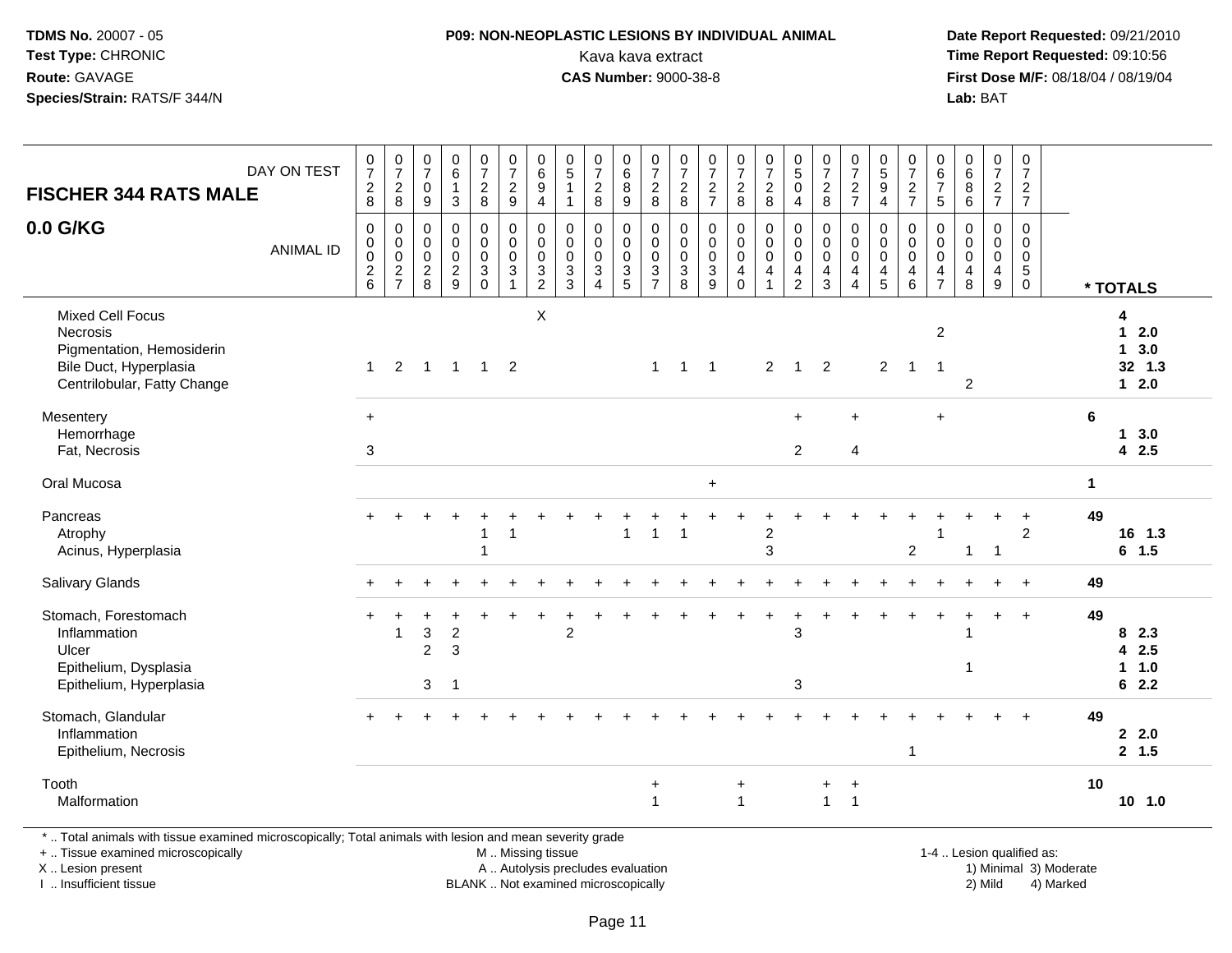**TDMS No.** 20007 - 05
**Test Type:** CHRONIC
**Route:** GAVAGE
**Species/Strain:** RATS/F 344/N

**P09: NON-NEOPLASTIC LESIONS BY INDIVIDUAL ANIMAL**
Kava kava extract
**CAS Number:** 9000-38-8

**Date Report Requested:** 09/21/2010
**Time Report Requested:** 09:10:56
**First Dose M/F:** 08/18/04 / 08/19/04
**Lab:** BAT

## FISCHER 344 RATS MALE
## 0.0 G/KG

| DAY ON TEST | 0728 | 0728 | 0709 | 0613 | 0728 | 0729 | 0694 | 0511 | 0728 | 0689 | 0728 | 0728 | 0727 | 0728 | 0728 | 0504 | 0728 | 0727 | 0594 | 0727 | 0675 | 0686 | 0727 | 0727 | * TOTALS |
|---|---|---|---|---|---|---|---|---|---|---|---|---|---|---|---|---|---|---|---|---|---|---|---|---|---|
| ANIMAL ID | 00026 | 00027 | 00028 | 00029 | 00030 | 00031 | 00032 | 00033 | 00034 | 00035 | 00037 | 00038 | 00039 | 00040 | 00041 | 00042 | 00043 | 00044 | 00045 | 00046 | 00047 | 00048 | 00049 | 00050 | |
| Mixed Cell Focus | | | | | | | X | | | | | | | | | | | | | | | | | | 4 |
| Necrosis | | | | | | | | | | | | | | | | | | | | | 2 | | | | 1 2.0 |
| Pigmentation, Hemosiderin | | | | | | | | | | | | | | | | | | | | | | | | | 1 3.0 |
| Bile Duct, Hyperplasia | 1 | 2 | 1 | 1 | 1 | 2 | | | | | 1 | 1 | 1 | | 2 | 1 | 2 | | 2 | 1 | 1 | | | | 32 1.3 |
| Centrilobular, Fatty Change | | | | | | | | | | | | | | | | | | | | | | 2 | | | 1 2.0 |
| Mesentery | + | | | | | | | | | | | | | | | + | | + | | | + | | | | 6 |
| Hemorrhage | | | | | | | | | | | | | | | | | | | | | | | | | 1 3.0 |
| Fat, Necrosis | 3 | | | | | | | | | | | | | | | 2 | | 4 | | | | | | | 4 2.5 |
| Oral Mucosa | | | | | | | | | | | | | + | | | | | | | | | | | | 1 |
| Pancreas | + | + | + | + | + | + | + | + | + | + | + | + | + | + | + | + | + | + | + | + | + | + | + | + | 49 |
| Atrophy | | | | | 1 | 1 | | | | 1 | 1 | 1 | | | 2 | | | | | | 1 | | | 2 | 16 1.3 |
| Acinus, Hyperplasia | | | | | 1 | | | | | | | | | | 3 | | | | | 2 | | 1 | 1 | | 6 1.5 |
| Salivary Glands | + | + | + | + | + | + | + | + | + | + | + | + | + | + | + | + | + | + | + | + | + | + | + | + | 49 |
| Stomach, Forestomach | + | + | + | + | + | + | + | + | + | + | + | + | + | + | + | + | + | + | + | + | + | + | + | + | 49 |
| Inflammation | | 1 | 3 | 2 | | | | 2 | | | | | | | | 3 | | | | | | 1 | | | 8 2.3 |
| Ulcer | | | 2 | 3 | | | | | | | | | | | | | | | | | | | | | 4 2.5 |
| Epithelium, Dysplasia | | | | | | | | | | | | | | | | | | | | | | 1 | | | 1 1.0 |
| Epithelium, Hyperplasia | | | 3 | 1 | | | | | | | | | | | | 3 | | | | | | | | | 6 2.2 |
| Stomach, Glandular | + | + | + | + | + | + | + | + | + | + | + | + | + | + | + | + | + | + | + | + | + | + | + | + | 49 |
| Inflammation | | | | | | | | | | | | | | | | | | | | | | | | | 2 2.0 |
| Epithelium, Necrosis | | | | | | | | | | | | | | | | | | | | 1 | | | | | 2 1.5 |
| Tooth | | | | | | | | | | | + | | | + | | | + | + | | | | | | | 10 |
| Malformation | | | | | | | | | | | 1 | | | 1 | | | 1 | 1 | | | | | | | 10 1.0 |

\* .. Total animals with tissue examined microscopically; Total animals with lesion and mean severity grade
\+ .. Tissue examined microscopically
X .. Lesion present
I .. Insufficient tissue
M .. Missing tissue
A .. Autolysis precludes evaluation
BLANK .. Not examined microscopically
1-4 .. Lesion qualified as: 1) Minimal 2) Mild 3) Moderate 4) Marked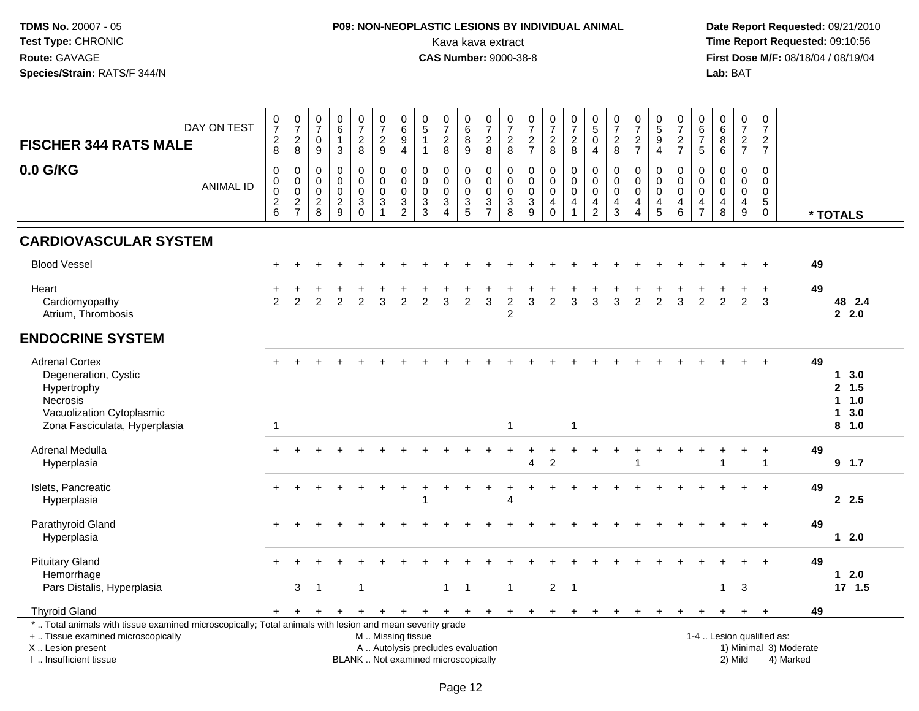**TDMS No.** 20007 - 05
**Test Type:** CHRONIC
**Route:** GAVAGE
**Species/Strain:** RATS/F 344/N

**P09: NON-NEOPLASTIC LESIONS BY INDIVIDUAL ANIMAL**
Kava kava extract
**CAS Number:** 9000-38-8

**Date Report Requested:** 09/21/2010
**Time Report Requested:** 09:10:56
**First Dose M/F:** 08/18/04 / 08/19/04
**Lab:** BAT

| FISCHER 344 RATS MALE 0.0 G/KG | | | | | | | | | | | | | | | | | | | | | | | | | |
|---|---|---|---|---|---|---|---|---|---|---|---|---|---|---|---|---|---|---|---|---|---|---|---|---|---|
| DAY ON TEST | 0728 | 0728 | 0709 | 0613 | 0728 | 0729 | 0694 | 0511 | 0728 | 0689 | 0728 | 0728 | 0727 | 0728 | 0728 | 0504 | 0728 | 0727 | 0594 | 0727 | 0675 | 0686 | 0727 | 0727 | |
| ANIMAL ID | 0026 | 0027 | 0028 | 0029 | 0030 | 0031 | 0032 | 0033 | 0034 | 0035 | 0037 | 0038 | 0039 | 0040 | 0041 | 0042 | 0043 | 0044 | 0045 | 0046 | 0047 | 0048 | 0049 | 0050 | * TOTALS |
| **CARDIOVASCULAR SYSTEM** | | | | | | | | | | | | | | | | | | | | | | | | | |
| Blood Vessel | + | + | + | + | + | + | + | + | + | + | + | + | + | + | + | + | + | + | + | + | + | + | + | + | 49 |
| Heart | + | + | + | + | + | + | + | + | + | + | + | + | + | + | + | + | + | + | + | + | + | + | + | + | 49 |
| Cardiomyopathy | 2 | 2 | 2 | 2 | 2 | 3 | 2 | 2 | 3 | 2 | 3 | 2 | 3 | 2 | 3 | 3 | 3 | 2 | 2 | 3 | 2 | 2 | 2 | 3 | 48 2.4 |
| Atrium, Thrombosis | | | | | | | | | | | | 2 | | | | | | | | | | | | | 2 2.0 |
| **ENDOCRINE SYSTEM** | | | | | | | | | | | | | | | | | | | | | | | | | |
| Adrenal Cortex | + | + | + | + | + | + | + | + | + | + | + | + | + | + | + | + | + | + | + | + | + | + | + | + | 49 |
| Degeneration, Cystic | | | | | | | | | | | | | | | | | | | | | | | | | 1 3.0 |
| Hypertrophy | | | | | | | | | | | | | | | | | | | | | | | | | 2 1.5 |
| Necrosis | | | | | | | | | | | | | | | | | | | | | | | | | 1 1.0 |
| Vacuolization Cytoplasmic | | | | | | | | | | | | | | | | | | | | | | | | | 1 3.0 |
| Zona Fasciculata, Hyperplasia | 1 | | | | | | | | | | | 1 | | | 1 | | | | | | | | | | 8 1.0 |
| Adrenal Medulla | + | + | + | + | + | + | + | + | + | + | + | + | + | + | + | + | + | + | + | + | + | + | + | + | 49 |
| Hyperplasia | | | | | | | | | | | | | 4 | 2 | | | | 1 | | | | 1 | | 1 | 9 1.7 |
| Islets, Pancreatic | + | + | + | + | + | + | + | + | + | + | + | + | + | + | + | + | + | + | + | + | + | + | + | + | 49 |
| Hyperplasia | | | | | | | | 1 | | | | 4 | | | | | | | | | | | | | 2 2.5 |
| Parathyroid Gland | + | + | + | + | + | + | + | + | + | + | + | + | + | + | + | + | + | + | + | + | + | + | + | + | 49 |
| Hyperplasia | | | | | | | | | | | | | | | | | | | | | | | | | 1 2.0 |
| Pituitary Gland | + | + | + | + | + | + | + | + | + | + | + | + | + | + | + | + | + | + | + | + | + | + | + | + | 49 |
| Hemorrhage | | | | | | | | | | | | | | | | | | | | | | | | | 1 2.0 |
| Pars Distalis, Hyperplasia | | 3 | 1 | | 1 | | | | 1 | 1 | | 1 | | 2 | 1 | | | | | | | 1 | 3 | | 17 1.5 |
| Thyroid Gland | + | + | + | + | + | + | + | + | + | + | + | + | + | + | + | + | + | + | + | + | + | + | + | + | 49 |

\* .. Total animals with tissue examined microscopically; Total animals with lesion and mean severity grade
\+ .. Tissue examined microscopically
X .. Lesion present
I .. Insufficient tissue

M .. Missing tissue
A .. Autolysis precludes evaluation
BLANK .. Not examined microscopically

1-4 .. Lesion qualified as:
1) Minimal 3) Moderate
2) Mild 4) Marked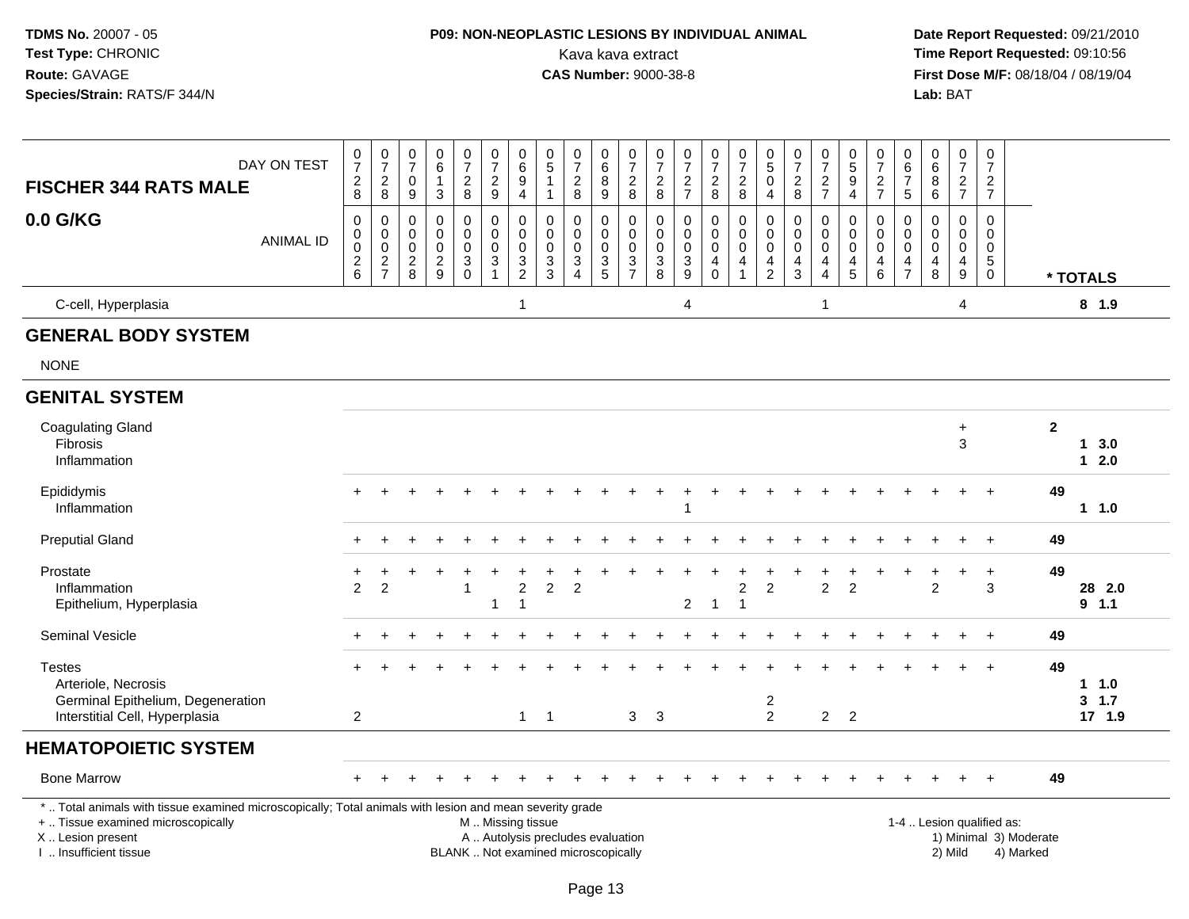**TDMS No.** 20007 - 05
**Test Type:** CHRONIC
**Route:** GAVAGE
**Species/Strain:** RATS/F 344/N

**P09: NON-NEOPLASTIC LESIONS BY INDIVIDUAL ANIMAL**
Kava kava extract
**CAS Number:** 9000-38-8

**Date Report Requested:** 09/21/2010
**Time Report Requested:** 09:10:56
**First Dose M/F:** 08/18/04 / 08/19/04
**Lab:** BAT

## FISCHER 344 RATS MALE — 0.0 G/KG

| DAY ON TEST | 0728 | 0728 | 0709 | 0613 | 0728 | 0729 | 0694 | 0511 | 0728 | 0689 | 0728 | 0728 | 0727 | 0728 | 0728 | 0504 | 0728 | 0727 | 0594 | 0727 | 0675 | 0686 | 0727 | 0727 | |
|---|---|---|---|---|---|---|---|---|---|---|---|---|---|---|---|---|---|---|---|---|---|---|---|---|---|
| **ANIMAL ID** | 0026 | 0027 | 0028 | 0029 | 0030 | 0031 | 0032 | 0033 | 0034 | 0035 | 0037 | 0038 | 0039 | 0040 | 0041 | 0042 | 0043 | 0044 | 0045 | 0046 | 0047 | 0048 | 0049 | 0050 | **\* TOTALS** |
| C-cell, Hyperplasia | | | | | | | 1 | | | | | | 4 | | | | | 1 | | | | | 4 | | 8 1.9 |
| **GENERAL BODY SYSTEM** | | | | | | | | | | | | | | | | | | | | | | | | | |
| NONE | | | | | | | | | | | | | | | | | | | | | | | | | |
| **GENITAL SYSTEM** | | | | | | | | | | | | | | | | | | | | | | | | | |
| Coagulating Gland | | | | | | | | | | | | | | | | | | | | | | | + | | 2 |
| Fibrosis | | | | | | | | | | | | | | | | | | | | | | | 3 | | 1 3.0 |
| Inflammation | | | | | | | | | | | | | | | | | | | | | | | | | 1 2.0 |
| Epididymis | + | + | + | + | + | + | + | + | + | + | + | + | + | + | + | + | + | + | + | + | + | + | + | + | 49 |
| Inflammation | | | | | | | | | | | | | 1 | | | | | | | | | | | | 1 1.0 |
| Preputial Gland | + | + | + | + | + | + | + | + | + | + | + | + | + | + | + | + | + | + | + | + | + | + | + | + | 49 |
| Prostate | + | + | + | + | + | + | + | + | + | + | + | + | + | + | + | + | + | + | + | + | + | + | + | + | 49 |
| Inflammation | 2 | 2 | | | 1 | | 2 | 2 | 2 | | | | | | 2 | 2 | | 2 | 2 | | | 2 | | 3 | 28 2.0 |
| Epithelium, Hyperplasia | | | | | | 1 | 1 | | | | | | 2 | 1 | 1 | | | | | | | | | | 9 1.1 |
| Seminal Vesicle | + | + | + | + | + | + | + | + | + | + | + | + | + | + | + | + | + | + | + | + | + | + | + | + | 49 |
| Testes | + | + | + | + | + | + | + | + | + | + | + | + | + | + | + | + | + | + | + | + | + | + | + | + | 49 |
| Arteriole, Necrosis | | | | | | | | | | | | | | | | | | | | | | | | | 1 1.0 |
| Germinal Epithelium, Degeneration | | | | | | | | | | | | | | | | 2 | | | | | | | | | 3 1.7 |
| Interstitial Cell, Hyperplasia | 2 | | | | | | 1 | 1 | | | 3 | 3 | | | | 2 | | 2 | 2 | | | | | | 17 1.9 |
| **HEMATOPOIETIC SYSTEM** | | | | | | | | | | | | | | | | | | | | | | | | | |
| Bone Marrow | + | + | + | + | + | + | + | + | + | + | + | + | + | + | + | + | + | + | + | + | + | + | + | + | 49 |

\* .. Total animals with tissue examined microscopically; Total animals with lesion and mean severity grade
+ .. Tissue examined microscopically
X .. Lesion present
I .. Insufficient tissue

M .. Missing tissue
A .. Autolysis precludes evaluation
BLANK .. Not examined microscopically

1-4 .. Lesion qualified as:
1) Minimal 3) Moderate
2) Mild 4) Marked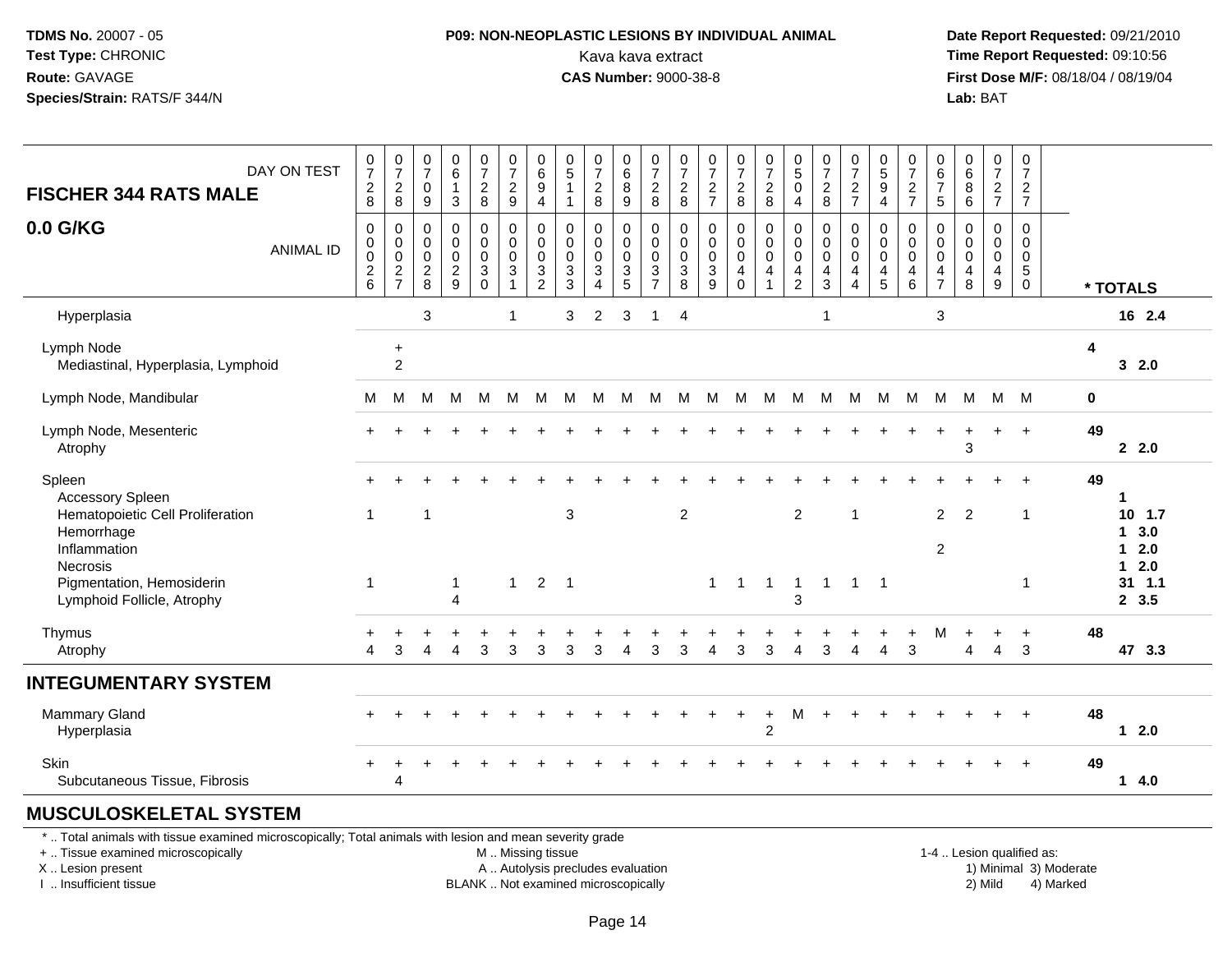**TDMS No.** 20007 - 05
**Test Type:** CHRONIC
**Route:** GAVAGE
**Species/Strain:** RATS/F 344/N

**P09: NON-NEOPLASTIC LESIONS BY INDIVIDUAL ANIMAL**
Kava kava extract
**CAS Number:** 9000-38-8

**Date Report Requested:** 09/21/2010
**Time Report Requested:** 09:10:56
**First Dose M/F:** 08/18/04 / 08/19/04
**Lab:** BAT

| FISCHER 344 RATS MALE — DAY ON TEST | 0728 | 0728 | 0709 | 0613 | 0728 | 0729 | 0694 | 0511 | 0728 | 0689 | 0728 | 0728 | 0727 | 0728 | 0728 | 0504 | 0728 | 0727 | 0594 | 0727 | 0675 | 0686 | 0727 | 0727 | |
|---|---|---|---|---|---|---|---|---|---|---|---|---|---|---|---|---|---|---|---|---|---|---|---|---|---|
| **0.0 G/KG** — ANIMAL ID | 0026 | 0027 | 0028 | 0029 | 0030 | 0031 | 0032 | 0033 | 0034 | 0035 | 0037 | 0038 | 0039 | 0040 | 0041 | 0042 | 0043 | 0044 | 0045 | 0046 | 0047 | 0048 | 0049 | 0050 | *** TOTALS** |
| Hyperplasia | | | 3 | | | 1 | | 3 | 2 | 3 | 1 | 4 | | | | | 1 | | | | 3 | | | | 16 2.4 |
| Lymph Node | | + | | | | | | | | | | | | | | | | | | | | | | | 4 |
| Mediastinal, Hyperplasia, Lymphoid | | 2 | | | | | | | | | | | | | | | | | | | | | | | 3 2.0 |
| Lymph Node, Mandibular | M | M | M | M | M | M | M | M | M | M | M | M | M | M | M | M | M | M | M | M | M | M | M | M | 0 |
| Lymph Node, Mesenteric | + | + | + | + | + | + | + | + | + | + | + | + | + | + | + | + | + | + | + | + | + | + | + | + | 49 |
| Atrophy | | | | | | | | | | | | | | | | | | | | | | 3 | | | 2 2.0 |
| Spleen | + | + | + | + | + | + | + | + | + | + | + | + | + | + | + | + | + | + | + | + | + | + | + | + | 49 |
| Accessory Spleen | | | | | | | | | | | | | | | | | | | | | | | | | 1 |
| Hematopoietic Cell Proliferation | 1 | | 1 | | | | | 3 | | | | 2 | | | | 2 | | 1 | | | 2 | 2 | | 1 | 10 1.7 |
| Hemorrhage | | | | | | | | | | | | | | | | | | | | | | | | | 1 3.0 |
| Inflammation | | | | | | | | | | | | | | | | | | | | | 2 | | | | 1 2.0 |
| Necrosis | | | | | | | | | | | | | | | | | | | | | | | | | 1 2.0 |
| Pigmentation, Hemosiderin | 1 | | | 1 | | 1 | 2 | 1 | | | | | 1 | 1 | 1 | 1 | 1 | 1 | 1 | | | | | 1 | 31 1.1 |
| Lymphoid Follicle, Atrophy | | | | 4 | | | | | | | | | | | | 3 | | | | | | | | | 2 3.5 |
| Thymus | + | + | + | + | + | + | + | + | + | + | + | + | + | + | + | + | + | + | + | + | M | + | + | + | 48 |
| Atrophy | 4 | 3 | 4 | 4 | 3 | 3 | 3 | 3 | 3 | 4 | 3 | 3 | 4 | 3 | 3 | 4 | 3 | 4 | 4 | 3 | | 4 | 4 | 3 | 47 3.3 |
| **INTEGUMENTARY SYSTEM** | | | | | | | | | | | | | | | | | | | | | | | | | |
| Mammary Gland | + | + | + | + | + | + | + | + | + | + | + | + | + | + | + | M | + | + | + | + | + | + | + | + | 48 |
| Hyperplasia | | | | | | | | | | | | | | | 2 | | | | | | | | | | 1 2.0 |
| Skin | + | + | + | + | + | + | + | + | + | + | + | + | + | + | + | + | + | + | + | + | + | + | + | + | 49 |
| Subcutaneous Tissue, Fibrosis | | 4 | | | | | | | | | | | | | | | | | | | | | | | 1 4.0 |
| **MUSCULOSKELETAL SYSTEM** | | | | | | | | | | | | | | | | | | | | | | | | | |

\* .. Total animals with tissue examined microscopically; Total animals with lesion and mean severity grade
\+ .. Tissue examined microscopically
X .. Lesion present
I .. Insufficient tissue

M .. Missing tissue
A .. Autolysis precludes evaluation
BLANK .. Not examined microscopically

1-4 .. Lesion qualified as:
1) Minimal 3) Moderate
2) Mild 4) Marked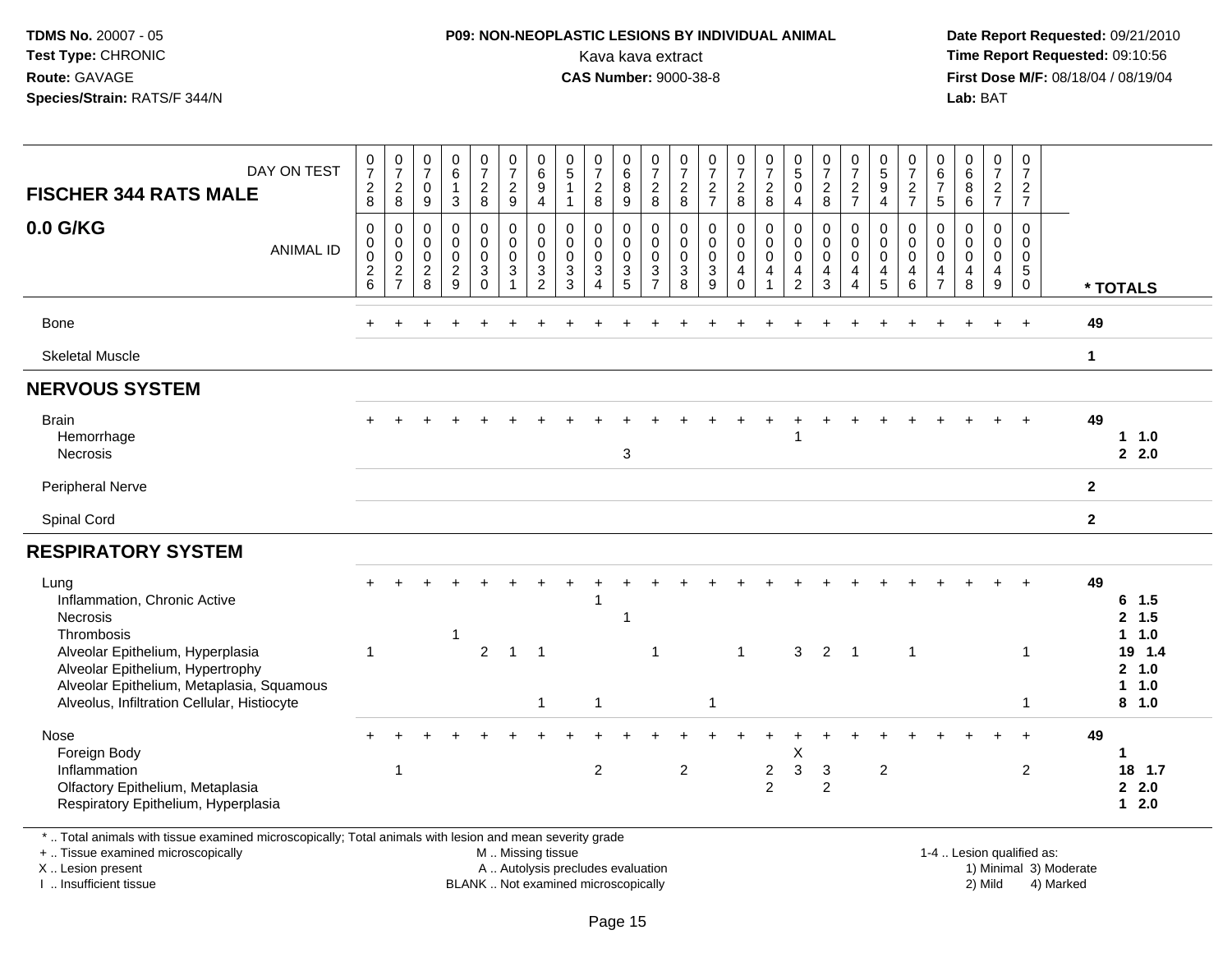**TDMS No.** 20007 - 05
**Test Type:** CHRONIC
**Route:** GAVAGE
**Species/Strain:** RATS/F 344/N

**P09: NON-NEOPLASTIC LESIONS BY INDIVIDUAL ANIMAL**
Kava kava extract
**CAS Number:** 9000-38-8

**Date Report Requested:** 09/21/2010
**Time Report Requested:** 09:10:56
**First Dose M/F:** 08/18/04 / 08/19/04
**Lab:** BAT

## FISCHER 344 RATS MALE 0.0 G/KG

| DAY ON TEST | 0728 | 0728 | 0709 | 0613 | 0728 | 0729 | 0694 | 0511 | 0728 | 0689 | 0728 | 0728 | 0727 | 0728 | 0728 | 0504 | 0728 | 0727 | 0594 | 0727 | 0675 | 0686 | 0727 | 0727 | |
|---|---|---|---|---|---|---|---|---|---|---|---|---|---|---|---|---|---|---|---|---|---|---|---|---|---|
| **ANIMAL ID** | 0026 | 0027 | 0028 | 0029 | 0030 | 0031 | 0032 | 0033 | 0034 | 0035 | 0037 | 0038 | 0039 | 0040 | 0041 | 0042 | 0043 | 0044 | 0045 | 0046 | 0047 | 0048 | 0049 | 0050 | **\* TOTALS** |
| Bone | + | + | + | + | + | + | + | + | + | + | + | + | + | + | + | + | + | + | + | + | + | + | + | + | **49** |
| Skeletal Muscle | | | | | | | | | | | | | | | | | | | | | | | | | **1** |
| **NERVOUS SYSTEM** | | | | | | | | | | | | | | | | | | | | | | | | | |
| Brain | + | + | + | + | + | + | + | + | + | + | + | + | + | + | + | + | + | + | + | + | + | + | + | + | **49** |
| Hemorrhage | | | | | | | | | | | | | | | | 1 | | | | | | | | | **1 1.0** |
| Necrosis | | | | | | | | | | 3 | | | | | | | | | | | | | | | **2 2.0** |
| Peripheral Nerve | | | | | | | | | | | | | | | | | | | | | | | | | **2** |
| Spinal Cord | | | | | | | | | | | | | | | | | | | | | | | | | **2** |
| **RESPIRATORY SYSTEM** | | | | | | | | | | | | | | | | | | | | | | | | | |
| Lung | + | + | + | + | + | + | + | + | + | + | + | + | + | + | + | + | + | + | + | + | + | + | + | + | **49** |
| Inflammation, Chronic Active | | | | | | | | | 1 | | | | | | | | | | | | | | | | **6 1.5** |
| Necrosis | | | | | | | | | | 1 | | | | | | | | | | | | | | | **2 1.5** |
| Thrombosis | | | | 1 | | | | | | | | | | | | | | | | | | | | | **1 1.0** |
| Alveolar Epithelium, Hyperplasia | 1 | | | | 2 | 1 | 1 | | | | 1 | | | 1 | | 3 | 2 | 1 | | 1 | | | | 1 | **19 1.4** |
| Alveolar Epithelium, Hypertrophy | | | | | | | | | | | | | | | | | | | | | | | | | **2 1.0** |
| Alveolar Epithelium, Metaplasia, Squamous | | | | | | | | | | | | | | | | | | | | | | | | | **1 1.0** |
| Alveolus, Infiltration Cellular, Histiocyte | | | | | | | 1 | | 1 | | | | 1 | | | | | | | | | | | 1 | **8 1.0** |
| Nose | + | + | + | + | + | + | + | + | + | + | + | + | + | + | + | + | + | + | + | + | + | + | + | + | **49** |
| Foreign Body | | | | | | | | | | | | | | | | X | | | | | | | | | **1** |
| Inflammation | | 1 | | | | | | | 2 | | | 2 | | | 2 | 3 | 3 | | 2 | | | | | 2 | **18 1.7** |
| Olfactory Epithelium, Metaplasia | | | | | | | | | | | | | | | 2 | | 2 | | | | | | | | **2 2.0** |
| Respiratory Epithelium, Hyperplasia | | | | | | | | | | | | | | | | | | | | | | | | | **1 2.0** |

\* .. Total animals with tissue examined microscopically; Total animals with lesion and mean severity grade
\+ .. Tissue examined microscopically
X .. Lesion present
I .. Insufficient tissue

M .. Missing tissue
A .. Autolysis precludes evaluation
BLANK .. Not examined microscopically

1-4 .. Lesion qualified as:
1) Minimal 3) Moderate
2) Mild 4) Marked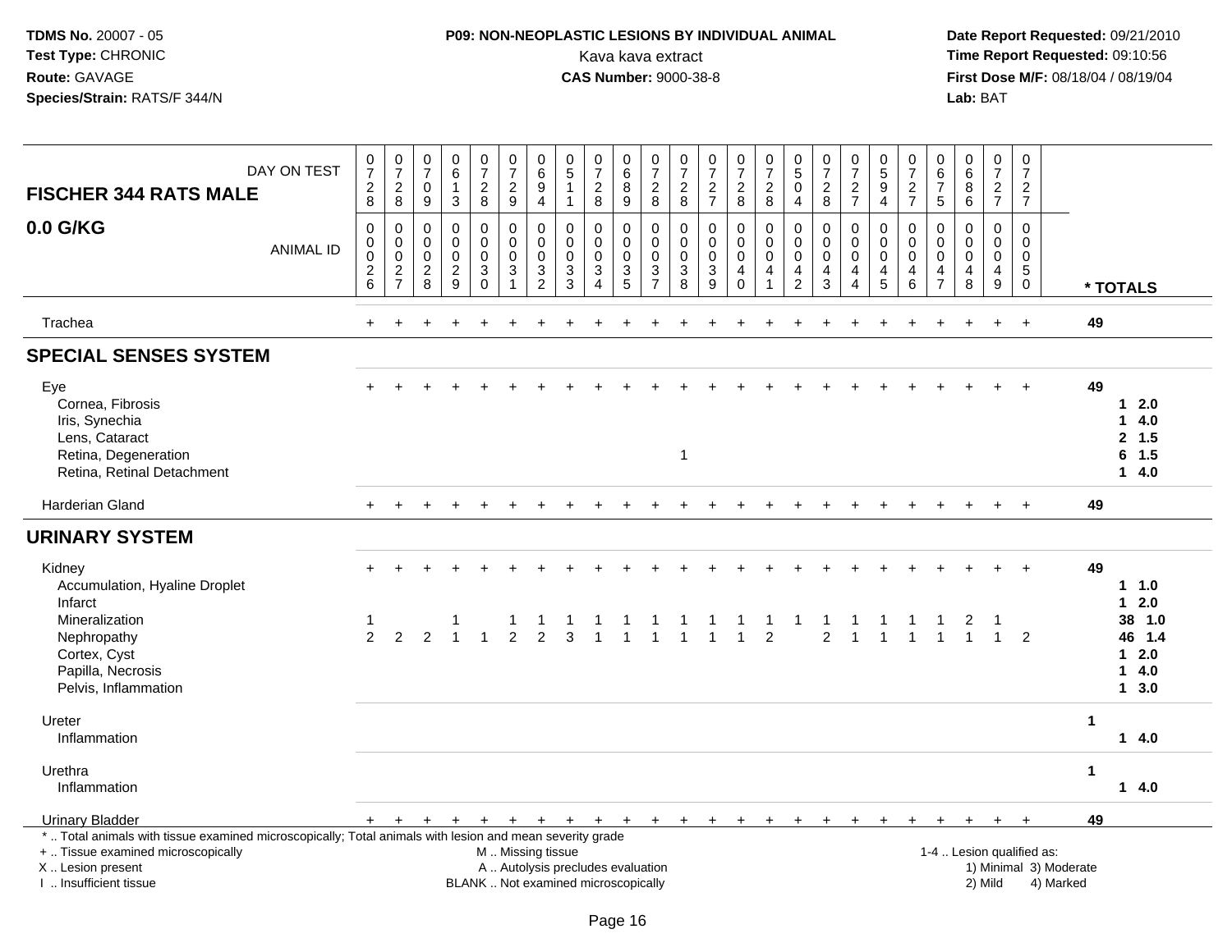**TDMS No.** 20007 - 05
**Test Type:** CHRONIC
**Route:** GAVAGE
**Species/Strain:** RATS/F 344/N

**P09: NON-NEOPLASTIC LESIONS BY INDIVIDUAL ANIMAL**
Kava kava extract
**CAS Number:** 9000-38-8

**Date Report Requested:** 09/21/2010
**Time Report Requested:** 09:10:56
**First Dose M/F:** 08/18/04 / 08/19/04
**Lab:** BAT

| FISCHER 344 RATS MALE — DAY ON TEST | 0728 | 0728 | 0709 | 0613 | 0728 | 0729 | 0694 | 0511 | 0728 | 0689 | 0728 | 0728 | 0727 | 0728 | 0728 | 0504 | 0728 | 0727 | 0594 | 0727 | 0675 | 0686 | 0727 | 0727 | |
|---|---|---|---|---|---|---|---|---|---|---|---|---|---|---|---|---|---|---|---|---|---|---|---|---|---|
| **0.0 G/KG** — ANIMAL ID | 00026 | 00027 | 00028 | 00029 | 00030 | 00031 | 00032 | 00033 | 00034 | 00035 | 00037 | 00038 | 00039 | 00040 | 00041 | 00042 | 00043 | 00044 | 00045 | 00046 | 00047 | 00048 | 00049 | 00050 | *** TOTALS** |
| Trachea | + | + | + | + | + | + | + | + | + | + | + | + | + | + | + | + | + | + | + | + | + | + | + | + | **49** |
| **SPECIAL SENSES SYSTEM** | | | | | | | | | | | | | | | | | | | | | | | | | |
| Eye | + | + | + | + | + | + | + | + | + | + | + | + | + | + | + | + | + | + | + | + | + | + | + | + | **49** |
| Cornea, Fibrosis | | | | | | | | | | | | | | | | | | | | | | | | | **1 2.0** |
| Iris, Synechia | | | | | | | | | | | | | | | | | | | | | | | | | **1 4.0** |
| Lens, Cataract | | | | | | | | | | | | | | | | | | | | | | | | | **2 1.5** |
| Retina, Degeneration | | | | | | | | | | | | 1 | | | | | | | | | | | | | **6 1.5** |
| Retina, Retinal Detachment | | | | | | | | | | | | | | | | | | | | | | | | | **1 4.0** |
| Harderian Gland | + | + | + | + | + | + | + | + | + | + | + | + | + | + | + | + | + | + | + | + | + | + | + | + | **49** |
| **URINARY SYSTEM** | | | | | | | | | | | | | | | | | | | | | | | | | |
| Kidney | + | + | + | + | + | + | + | + | + | + | + | + | + | + | + | + | + | + | + | + | + | + | + | + | **49** |
| Accumulation, Hyaline Droplet | | | | | | | | | | | | | | | | | | | | | | | | | **1 1.0** |
| Infarct | | | | | | | | | | | | | | | | | | | | | | | | | **1 2.0** |
| Mineralization | 1 | | | 1 | | 1 | 1 | 1 | 1 | 1 | 1 | 1 | 1 | 1 | 1 | 1 | 1 | 1 | 1 | 1 | 1 | 2 | 1 | | **38 1.0** |
| Nephropathy | 2 | 2 | 2 | 1 | 1 | 2 | 2 | 3 | 1 | 1 | 1 | 1 | 1 | 1 | 2 | | 2 | 1 | 1 | 1 | 1 | 1 | 1 | 2 | **46 1.4** |
| Cortex, Cyst | | | | | | | | | | | | | | | | | | | | | | | | | **1 2.0** |
| Papilla, Necrosis | | | | | | | | | | | | | | | | | | | | | | | | | **1 4.0** |
| Pelvis, Inflammation | | | | | | | | | | | | | | | | | | | | | | | | | **1 3.0** |
| Ureter | | | | | | | | | | | | | | | | | | | | | | | | | **1** |
| Inflammation | | | | | | | | | | | | | | | | | | | | | | | | | **1 4.0** |
| Urethra | | | | | | | | | | | | | | | | | | | | | | | | | **1** |
| Inflammation | | | | | | | | | | | | | | | | | | | | | | | | | **1 4.0** |
| Urinary Bladder | + | + | + | + | + | + | + | + | + | + | + | + | + | + | + | + | + | + | + | + | + | + | + | + | **49** |

\* .. Total animals with tissue examined microscopically; Total animals with lesion and mean severity grade
\+ .. Tissue examined microscopically
X .. Lesion present
I .. Insufficient tissue

M .. Missing tissue
A .. Autolysis precludes evaluation
BLANK .. Not examined microscopically

1-4 .. Lesion qualified as:
1) Minimal 3) Moderate
2) Mild 4) Marked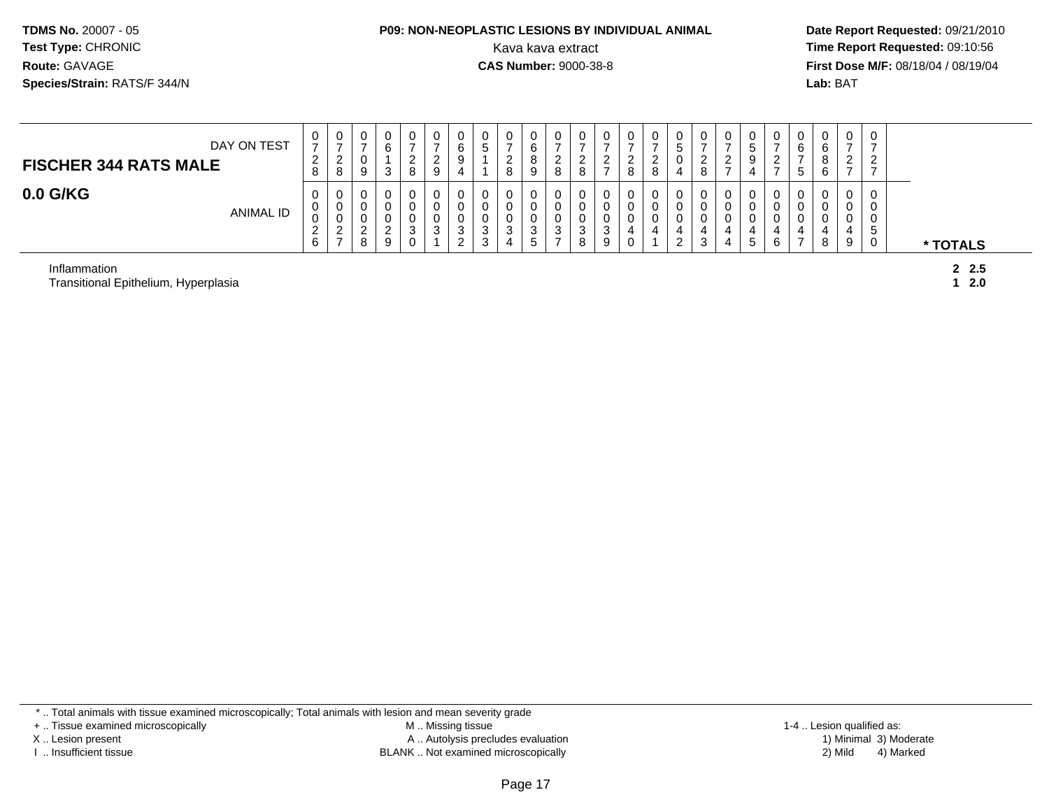**TDMS No.** 20007 - 05
**Test Type:** CHRONIC
**Route:** GAVAGE
**Species/Strain:** RATS/F 344/N

**P09: NON-NEOPLASTIC LESIONS BY INDIVIDUAL ANIMAL**
Kava kava extract
**CAS Number:** 9000-38-8

**Date Report Requested:** 09/21/2010
**Time Report Requested:** 09:10:56
**First Dose M/F:** 08/18/04 / 08/19/04
**Lab:** BAT

| DAY ON TEST | 0728 | 0728 | 0709 | 0613 | 0728 | 0729 | 0694 | 0511 | 0728 | 0689 | 0728 | 0728 | 0727 | 0728 | 0728 | 0504 | 0728 | 0727 | 0594 | 0727 | 0675 | 0686 | 0727 | 0727 | |
|---|---|---|---|---|---|---|---|---|---|---|---|---|---|---|---|---|---|---|---|---|---|---|---|---|---|
| **FISCHER 344 RATS MALE** | | | | | | | | | | | | | | | | | | | | | | | | | |
| **0.0 G/KG** ANIMAL ID | 00026 | 00027 | 00028 | 00029 | 00030 | 00031 | 00032 | 00033 | 00034 | 00035 | 00037 | 00038 | 00039 | 00040 | 00041 | 00042 | 00043 | 00044 | 00045 | 00046 | 00047 | 00048 | 00049 | 00050 | *** TOTALS** |
| Inflammation | | | | | | | | | | | | | | | | | | | | | | | | | **2 2.5** |
| Transitional Epithelium, Hyperplasia | | | | | | | | | | | | | | | | | | | | | | | | | **1 2.0** |

* .. Total animals with tissue examined microscopically; Total animals with lesion and mean severity grade
+ .. Tissue examined microscopically
X .. Lesion present
I .. Insufficient tissue

M .. Missing tissue
A .. Autolysis precludes evaluation
BLANK .. Not examined microscopically

1-4 .. Lesion qualified as:
1) Minimal 3) Moderate
2) Mild 4) Marked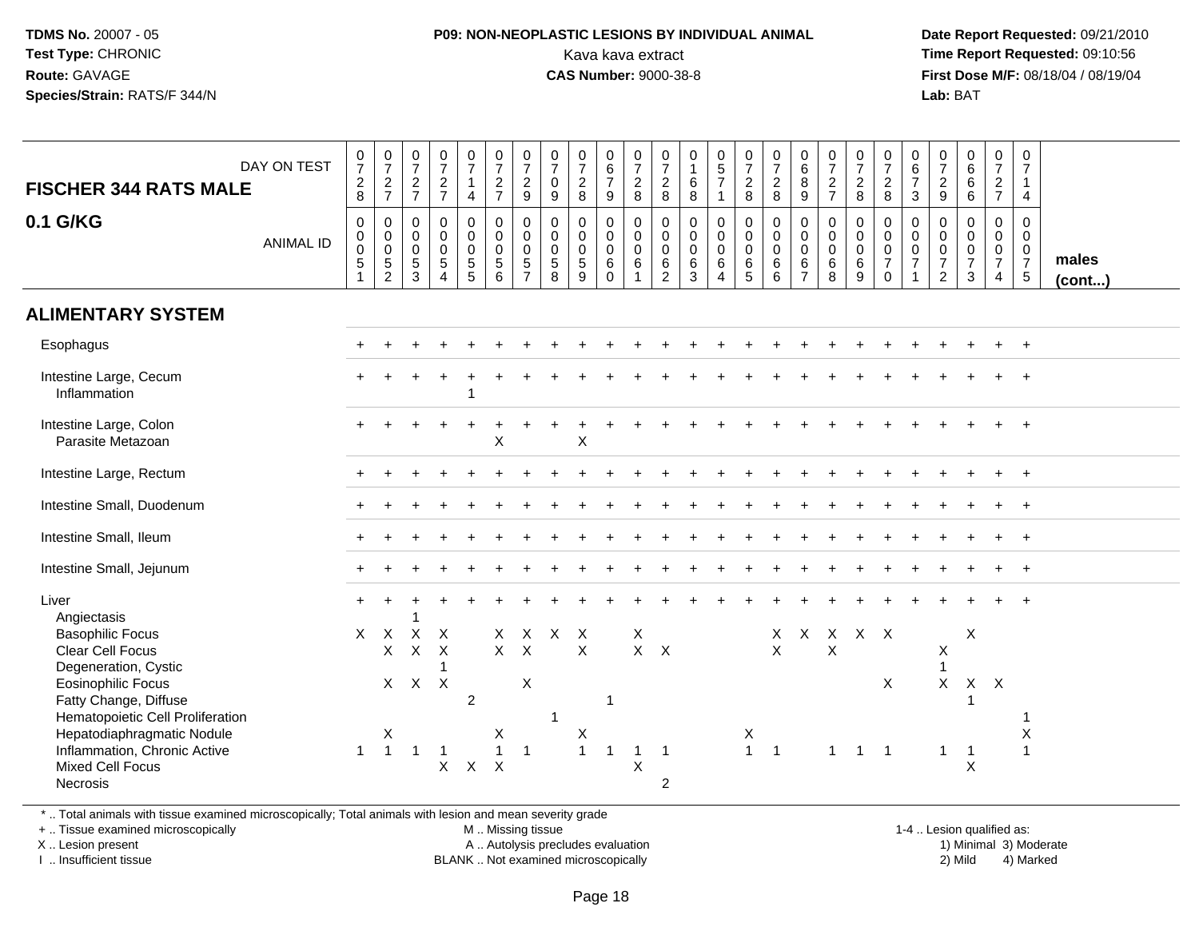**TDMS No.** 20007 - 05
**Test Type:** CHRONIC
**Route:** GAVAGE
**Species/Strain:** RATS/F 344/N

**P09: NON-NEOPLASTIC LESIONS BY INDIVIDUAL ANIMAL**
Kava kava extract
**CAS Number:** 9000-38-8

**Date Report Requested:** 09/21/2010
**Time Report Requested:** 09:10:56
**First Dose M/F:** 08/18/04 / 08/19/04
**Lab:** BAT

| FISCHER 344 RATS MALE — DAY ON TEST | 0728 | 0727 | 0727 | 0727 | 0714 | 0727 | 0729 | 0709 | 0728 | 0679 | 0728 | 0728 | 0168 | 0571 | 0728 | 0728 | 0689 | 0727 | 0728 | 0728 | 0673 | 0729 | 0666 | 0727 | 0714 | |
|---|---|---|---|---|---|---|---|---|---|---|---|---|---|---|---|---|---|---|---|---|---|---|---|---|---|---|
| **0.1 G/KG** — ANIMAL ID | 0051 | 0052 | 0053 | 0054 | 0055 | 0056 | 0057 | 0058 | 0059 | 0060 | 0061 | 0062 | 0063 | 0064 | 0065 | 0066 | 0067 | 0068 | 0069 | 0070 | 0071 | 0072 | 0073 | 0074 | 0075 | **males (cont...)** |
| **ALIMENTARY SYSTEM** | | | | | | | | | | | | | | | | | | | | | | | | | | |
| Esophagus | + | + | + | + | + | + | + | + | + | + | + | + | + | + | + | + | + | + | + | + | + | + | + | + | + | |
| Intestine Large, Cecum | + | + | + | + | + | + | + | + | + | + | + | + | + | + | + | + | + | + | + | + | + | + | + | + | + | |
| Inflammation | | | | | 1 | | | | | | | | | | | | | | | | | | | | | |
| Intestine Large, Colon | + | + | + | + | + | + | + | + | + | + | + | + | + | + | + | + | + | + | + | + | + | + | + | + | + | |
| Parasite Metazoan | | | | | | X | | | X | | | | | | | | | | | | | | | | | |
| Intestine Large, Rectum | + | + | + | + | + | + | + | + | + | + | + | + | + | + | + | + | + | + | + | + | + | + | + | + | + | |
| Intestine Small, Duodenum | + | + | + | + | + | + | + | + | + | + | + | + | + | + | + | + | + | + | + | + | + | + | + | + | + | |
| Intestine Small, Ileum | + | + | + | + | + | + | + | + | + | + | + | + | + | + | + | + | + | + | + | + | + | + | + | + | + | |
| Intestine Small, Jejunum | + | + | + | + | + | + | + | + | + | + | + | + | + | + | + | + | + | + | + | + | + | + | + | + | + | |
| Liver | + | + | + | + | + | + | + | + | + | + | + | + | + | + | + | + | + | + | + | + | + | + | + | + | + | |
| Angiectasis | | | 1 | | | | | | | | | | | | | | | | | | | | | | | |
| Basophilic Focus | X | X | X | X | | X | X | X | X | | X | | | | | X | X | X | X | X | | | X | | | |
| Clear Cell Focus | | X | X | X | | X | X | | X | | X | X | | | | X | | X | | | | X | | | | |
| Degeneration, Cystic | | | | 1 | | | | | | | | | | | | | | | | | | 1 | | | | |
| Eosinophilic Focus | | X | X | X | | | X | | | | | | | | | | | | | X | | X | X | X | | |
| Fatty Change, Diffuse | | | | | 2 | | | | | 1 | | | | | | | | | | | | | 1 | | | |
| Hematopoietic Cell Proliferation | | | | | | | | 1 | | | | | | | | | | | | | | | | | 1 | |
| Hepatodiaphragmatic Nodule | | X | | | | X | | | X | | | | | | X | | | | | | | | | | X | |
| Inflammation, Chronic Active | 1 | 1 | 1 | 1 | | 1 | 1 | | 1 | 1 | 1 | 1 | | | 1 | 1 | | 1 | 1 | 1 | | 1 | 1 | | 1 | |
| Mixed Cell Focus | | | | X | X | X | | | | | X | | | | | | | | | | | | X | | | |
| Necrosis | | | | | | | | | | | | 2 | | | | | | | | | | | | | | |

\* .. Total animals with tissue examined microscopically; Total animals with lesion and mean severity grade
\+ .. Tissue examined microscopically
X .. Lesion present
I .. Insufficient tissue

M .. Missing tissue
A .. Autolysis precludes evaluation
BLANK .. Not examined microscopically

1-4 .. Lesion qualified as:
1) Minimal 3) Moderate
2) Mild 4) Marked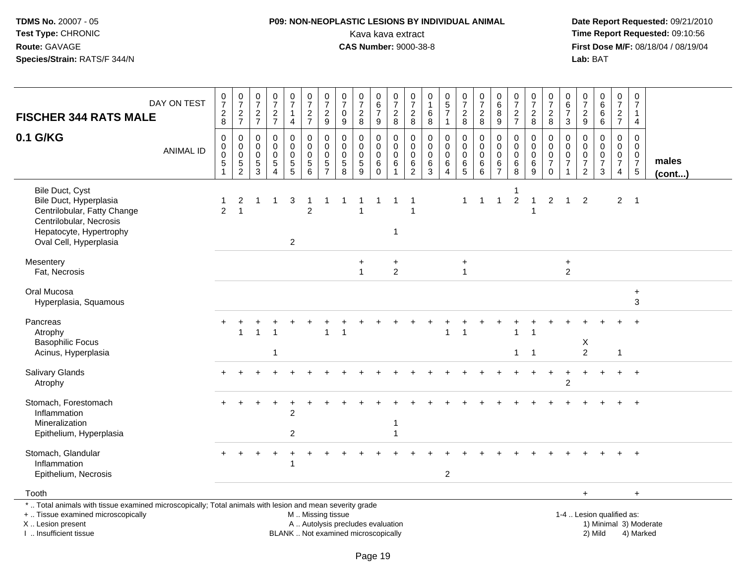**TDMS No.** 20007 - 05
**Test Type:** CHRONIC
**Route:** GAVAGE
**Species/Strain:** RATS/F 344/N

**P09: NON-NEOPLASTIC LESIONS BY INDIVIDUAL ANIMAL**
Kava kava extract
**CAS Number:** 9000-38-8

**Date Report Requested:** 09/21/2010
**Time Report Requested:** 09:10:56
**First Dose M/F:** 08/18/04 / 08/19/04
**Lab:** BAT

| FISCHER 344 RATS MALE 0.1 G/KG — DAY ON TEST | 0728 | 0727 | 0727 | 0727 | 0714 | 0727 | 0729 | 0709 | 0728 | 0679 | 0728 | 0728 | 0168 | 0571 | 0728 | 0728 | 0689 | 0727 | 0728 | 0728 | 0673 | 0729 | 0666 | 0727 | 0714 | |
|---|---|---|---|---|---|---|---|---|---|---|---|---|---|---|---|---|---|---|---|---|---|---|---|---|---|---|
| **ANIMAL ID** | 0051 | 0052 | 0053 | 0054 | 0055 | 0056 | 0057 | 0058 | 0059 | 0060 | 0061 | 0062 | 0063 | 0064 | 0065 | 0066 | 0067 | 0068 | 0069 | 0070 | 0071 | 0072 | 0073 | 0074 | 0075 | **males (cont...)** |
| Bile Duct, Cyst | | | | | | | | | | | | | | | | | | 1 | | | | | | | | |
| Bile Duct, Hyperplasia | 1 | 2 | 1 | 1 | 3 | 1 | 1 | 1 | 1 | 1 | 1 | 1 | | | 1 | 1 | 1 | 2 | 1 | 2 | 1 | 2 | | 2 | 1 | |
| Centrilobular, Fatty Change | 2 | 1 | | | | 2 | | | 1 | | | 1 | | | | | | | 1 | | | | | | | |
| Centrilobular, Necrosis | | | | | | | | | | | | | | | | | | | | | | | | | | |
| Hepatocyte, Hypertrophy | | | | | | | | | | | 1 | | | | | | | | | | | | | | | |
| Oval Cell, Hyperplasia | | | | | 2 | | | | | | | | | | | | | | | | | | | | | |
| Mesentery | | | | | | | | | + | | + | | | | + | | | | | | + | | | | | |
| Fat, Necrosis | | | | | | | | | 1 | | 2 | | | | 1 | | | | | | 2 | | | | | |
| Oral Mucosa | | | | | | | | | | | | | | | | | | | | | | | | | + | |
| Hyperplasia, Squamous | | | | | | | | | | | | | | | | | | | | | | | | | 3 | |
| Pancreas | + | + | + | + | + | + | + | + | + | + | + | + | + | + | + | + | + | + | + | + | + | + | + | + | + | |
| Atrophy | | 1 | 1 | 1 | | | 1 | 1 | | | | | | 1 | 1 | | | 1 | 1 | | | | | | | |
| Basophilic Focus | | | | | | | | | | | | | | | | | | | | | | X | | | | |
| Acinus, Hyperplasia | | | | 1 | | | | | | | | | | | | | | 1 | 1 | | | 2 | | 1 | | |
| Salivary Glands | + | + | + | + | + | + | + | + | + | + | + | + | + | + | + | + | + | + | + | + | + | + | + | + | + | |
| Atrophy | | | | | | | | | | | | | | | | | | | | | 2 | | | | | |
| Stomach, Forestomach | + | + | + | + | + | + | + | + | + | + | + | + | + | + | + | + | + | + | + | + | + | + | + | + | + | |
| Inflammation | | | | | 2 | | | | | | | | | | | | | | | | | | | | | |
| Mineralization | | | | | | | | | | | 1 | | | | | | | | | | | | | | | |
| Epithelium, Hyperplasia | | | | | 2 | | | | | | 1 | | | | | | | | | | | | | | | |
| Stomach, Glandular | + | + | + | + | + | + | + | + | + | + | + | + | + | + | + | + | + | + | + | + | + | + | + | + | + | |
| Inflammation | | | | | 1 | | | | | | | | | | | | | | | | | | | | | |
| Epithelium, Necrosis | | | | | | | | | | | | | | 2 | | | | | | | | | | | | |
| Tooth | | | | | | | | | | | | | | | | | | | | | | + | | | + | |

\* .. Total animals with tissue examined microscopically; Total animals with lesion and mean severity grade
\+ .. Tissue examined microscopically
X .. Lesion present
I .. Insufficient tissue

M .. Missing tissue
A .. Autolysis precludes evaluation
BLANK .. Not examined microscopically

1-4 .. Lesion qualified as:
1) Minimal 3) Moderate
2) Mild 4) Marked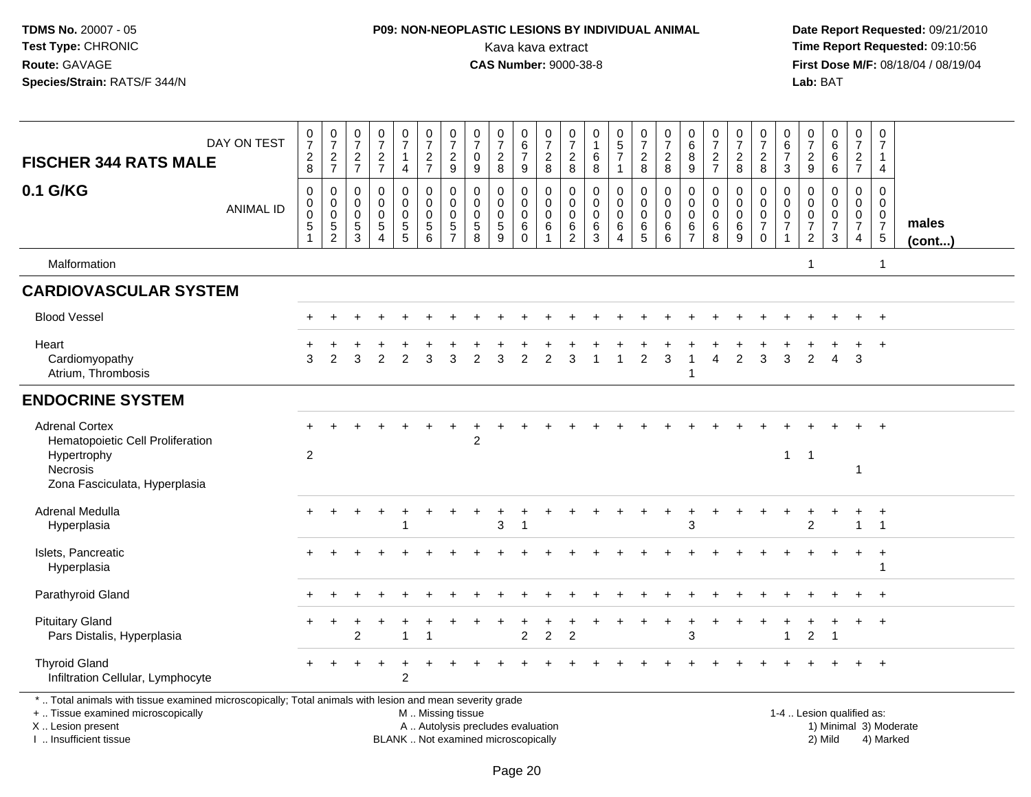**TDMS No.** 20007 - 05
**Test Type:** CHRONIC
**Route:** GAVAGE
**Species/Strain:** RATS/F 344/N

**P09: NON-NEOPLASTIC LESIONS BY INDIVIDUAL ANIMAL**
Kava kava extract
**CAS Number:** 9000-38-8

**Date Report Requested:** 09/21/2010
**Time Report Requested:** 09:10:56
**First Dose M/F:** 08/18/04 / 08/19/04
**Lab:** BAT

| FISCHER 344 RATS MALE / 0.1 G/KG | | | | | | | | | | | | | | | | | | | | | | | | | | |
|---|---|---|---|---|---|---|---|---|---|---|---|---|---|---|---|---|---|---|---|---|---|---|---|---|---|---|
| DAY ON TEST | 0728 | 0727 | 0727 | 0727 | 0714 | 0727 | 0729 | 0709 | 0728 | 0679 | 0728 | 0728 | 0168 | 0571 | 0728 | 0728 | 0689 | 0727 | 0728 | 0728 | 0673 | 0729 | 0666 | 0727 | 0714 | |
| ANIMAL ID | 0051 | 0052 | 0053 | 0054 | 0055 | 0056 | 0057 | 0058 | 0059 | 0060 | 0061 | 0062 | 0063 | 0064 | 0065 | 0066 | 0067 | 0068 | 0069 | 0070 | 0071 | 0072 | 0073 | 0074 | 0075 | males (cont...) |
| Malformation | | | | | | | | | | | | | | | | | | | | | | 1 | | | 1 | |
| **CARDIOVASCULAR SYSTEM** | | | | | | | | | | | | | | | | | | | | | | | | | | |
| Blood Vessel | + | + | + | + | + | + | + | + | + | + | + | + | + | + | + | + | + | + | + | + | + | + | + | + | + | |
| Heart | + | + | + | + | + | + | + | + | + | + | + | + | + | + | + | + | + | + | + | + | + | + | + | + | + | |
| Cardiomyopathy | 3 | 2 | 3 | 2 | 2 | 3 | 3 | 2 | 3 | 2 | 2 | 3 | 1 | 1 | 2 | 3 | 1 | 4 | 2 | 3 | 3 | 2 | 4 | 3 | | |
| Atrium, Thrombosis | | | | | | | | | | | | | | | | | 1 | | | | | | | | | |
| **ENDOCRINE SYSTEM** | | | | | | | | | | | | | | | | | | | | | | | | | | |
| Adrenal Cortex | + | + | + | + | + | + | + | + | + | + | + | + | + | + | + | + | + | + | + | + | + | + | + | + | + | |
| Hematopoietic Cell Proliferation | | | | | | | | 2 | | | | | | | | | | | | | | | | | | |
| Hypertrophy | 2 | | | | | | | | | | | | | | | | | | | | 1 | 1 | | | | |
| Necrosis | | | | | | | | | | | | | | | | | | | | | | | | 1 | | |
| Zona Fasciculata, Hyperplasia | | | | | | | | | | | | | | | | | | | | | | | | | | |
| Adrenal Medulla | + | + | + | + | + | + | + | + | + | + | + | + | + | + | + | + | + | + | + | + | + | + | + | + | + | |
| Hyperplasia | | | | | 1 | | | | 3 | 1 | | | | | | | 3 | | | | | 2 | | 1 | 1 | |
| Islets, Pancreatic | + | + | + | + | + | + | + | + | + | + | + | + | + | + | + | + | + | + | + | + | + | + | + | + | + | |
| Hyperplasia | | | | | | | | | | | | | | | | | | | | | | | | | 1 | |
| Parathyroid Gland | + | + | + | + | + | + | + | + | + | + | + | + | + | + | + | + | + | + | + | + | + | + | + | + | + | |
| Pituitary Gland | + | + | + | + | + | + | + | + | + | + | + | + | + | + | + | + | + | + | + | + | + | + | + | + | + | |
| Pars Distalis, Hyperplasia | | | 2 | | 1 | 1 | | | | 2 | 2 | 2 | | | | | 3 | | | | 1 | 2 | 1 | | | |
| Thyroid Gland | + | + | + | + | + | + | + | + | + | + | + | + | + | + | + | + | + | + | + | + | + | + | + | + | + | |
| Infiltration Cellular, Lymphocyte | | | | | 2 | | | | | | | | | | | | | | | | | | | | | |

\* .. Total animals with tissue examined microscopically; Total animals with lesion and mean severity grade
+ .. Tissue examined microscopically
X .. Lesion present
I .. Insufficient tissue

M .. Missing tissue
A .. Autolysis precludes evaluation
BLANK .. Not examined microscopically

1-4 .. Lesion qualified as:
1) Minimal 3) Moderate
2) Mild 4) Marked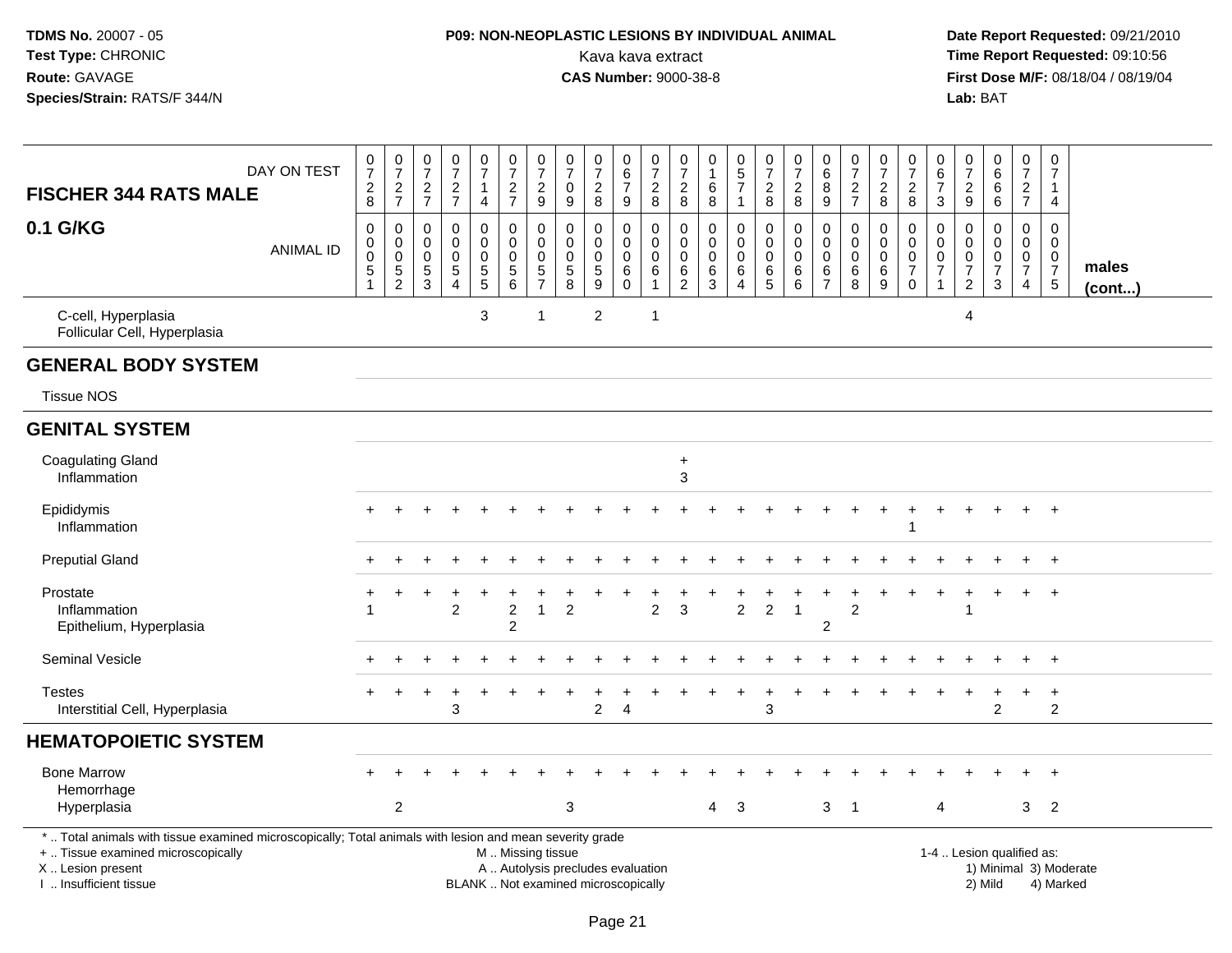**TDMS No.** 20007 - 05
**Test Type:** CHRONIC
**Route:** GAVAGE
**Species/Strain:** RATS/F 344/N

**P09: NON-NEOPLASTIC LESIONS BY INDIVIDUAL ANIMAL**
Kava kava extract
**CAS Number:** 9000-38-8

**Date Report Requested:** 09/21/2010
**Time Report Requested:** 09:10:56
**First Dose M/F:** 08/18/04 / 08/19/04
**Lab:** BAT

| FISCHER 344 RATS MALE 0.1 G/KG | | | | | | | | | | | | | | | | | | | | | | | | | | |
|---|---|---|---|---|---|---|---|---|---|---|---|---|---|---|---|---|---|---|---|---|---|---|---|---|---|---|
| DAY ON TEST | 0728 | 0727 | 0727 | 0727 | 0714 | 0727 | 0729 | 0709 | 0728 | 0679 | 0728 | 0728 | 0168 | 0571 | 0728 | 0728 | 0689 | 0727 | 0728 | 0728 | 0673 | 0729 | 0666 | 0727 | 0714 | |
| ANIMAL ID | 0000051 | 0000052 | 0000053 | 0000054 | 0000055 | 0000056 | 0000057 | 0000058 | 0000059 | 0000060 | 0000061 | 0000062 | 0000063 | 0000064 | 0000065 | 0000066 | 0000067 | 0000068 | 0000069 | 0000070 | 0000071 | 0000072 | 0000073 | 0000074 | 0000075 | males (cont...) |
| C-cell, Hyperplasia | | | | | 3 | | 1 | | 2 | | 1 | | | | | | | | | | | 4 | | | | |
| Follicular Cell, Hyperplasia | | | | | | | | | | | | | | | | | | | | | | | | | | |
| **GENERAL BODY SYSTEM** | | | | | | | | | | | | | | | | | | | | | | | | | | |
| Tissue NOS | | | | | | | | | | | | | | | | | | | | | | | | | | |
| **GENITAL SYSTEM** | | | | | | | | | | | | | | | | | | | | | | | | | | |
| Coagulating Gland | | | | | | | | | | | | + | | | | | | | | | | | | | | |
| Inflammation | | | | | | | | | | | | 3 | | | | | | | | | | | | | | |
| Epididymis | + | + | + | + | + | + | + | + | + | + | + | + | + | + | + | + | + | + | + | + | + | + | + | + | + | |
| Inflammation | | | | | | | | | | | | | | | | | | | | 1 | | | | | | |
| Preputial Gland | + | + | + | + | + | + | + | + | + | + | + | + | + | + | + | + | + | + | + | + | + | + | + | + | + | |
| Prostate | + | + | + | + | + | + | + | + | + | + | + | + | + | + | + | + | + | + | + | + | + | + | + | + | + | |
| Inflammation | 1 | | | 2 | | 2 | 1 | 2 | | | 2 | 3 | | 2 | 2 | 1 | | 2 | | | | 1 | | | | |
| Epithelium, Hyperplasia | | | | | | 2 | | | | | | | | | | | 2 | | | | | | | | | |
| Seminal Vesicle | + | + | + | + | + | + | + | + | + | + | + | + | + | + | + | + | + | + | + | + | + | + | + | + | + | |
| Testes | + | + | + | + | + | + | + | + | + | + | + | + | + | + | + | + | + | + | + | + | + | + | + | + | + | |
| Interstitial Cell, Hyperplasia | | | | 3 | | | | | 2 | 4 | | | | | 3 | | | | | | | | 2 | | 2 | |
| **HEMATOPOIETIC SYSTEM** | | | | | | | | | | | | | | | | | | | | | | | | | | |
| Bone Marrow | + | + | + | + | + | + | + | + | + | + | + | + | + | + | + | + | + | + | + | + | + | + | + | + | + | |
| Hemorrhage | | | | | | | | | | | | | | | | | | | | | | | | | | |
| Hyperplasia | | 2 | | | | | | 3 | | | | | 4 | 3 | | | 3 | 1 | | | 4 | | | 3 | 2 | |

\* .. Total animals with tissue examined microscopically; Total animals with lesion and mean severity grade
+ .. Tissue examined microscopically
X .. Lesion present
I .. Insufficient tissue

M .. Missing tissue
A .. Autolysis precludes evaluation
BLANK .. Not examined microscopically

1-4 .. Lesion qualified as:
1) Minimal 3) Moderate
2) Mild 4) Marked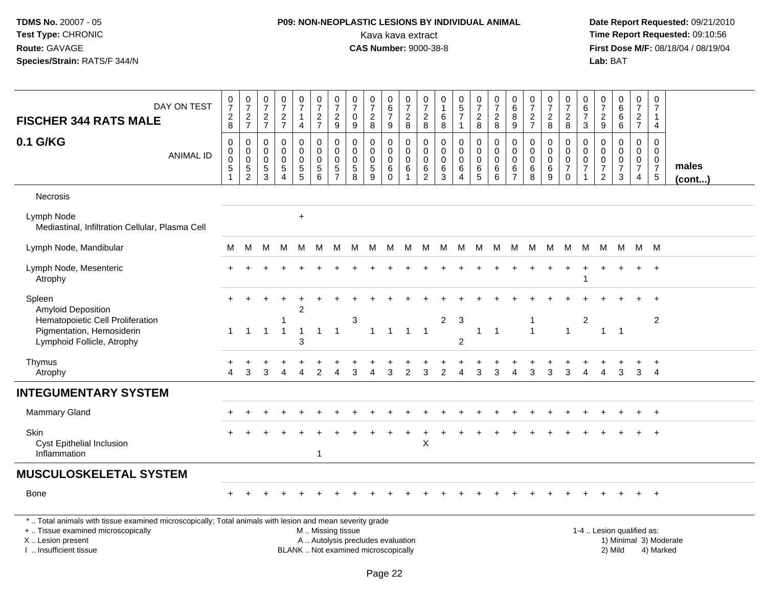TDMS No. 20007 - 05
Test Type: CHRONIC
Route: GAVAGE
Species/Strain: RATS/F 344/N

**P09: NON-NEOPLASTIC LESIONS BY INDIVIDUAL ANIMAL**
Kava kava extract
**CAS Number:** 9000-38-8

Date Report Requested: 09/21/2010
Time Report Requested: 09:10:56
First Dose M/F: 08/18/04 / 08/19/04
Lab: BAT

| FISCHER 344 RATS MALE — DAY ON TEST | 0728 | 0727 | 0727 | 0727 | 0714 | 0727 | 0729 | 0709 | 0728 | 0679 | 0728 | 0728 | 0168 | 0571 | 0728 | 0728 | 0689 | 0727 | 0728 | 0728 | 0673 | 0729 | 0666 | 0727 | 0714 | |
|---|---|---|---|---|---|---|---|---|---|---|---|---|---|---|---|---|---|---|---|---|---|---|---|---|---|---|
| **0.1 G/KG** — ANIMAL ID | 00051 | 00052 | 00053 | 00054 | 00055 | 00056 | 00057 | 00058 | 00059 | 00060 | 00061 | 00062 | 00063 | 00064 | 00065 | 00066 | 00067 | 00068 | 00069 | 00070 | 00071 | 00072 | 00073 | 00074 | 00075 | **males (cont...)** |
| Necrosis | | | | | | | | | | | | | | | | | | | | | | | | | | |
| Lymph Node | | | | | + | | | | | | | | | | | | | | | | | | | | | |
| Mediastinal, Infiltration Cellular, Plasma Cell | | | | | | | | | | | | | | | | | | | | | | | | | | |
| Lymph Node, Mandibular | M | M | M | M | M | M | M | M | M | M | M | M | M | M | M | M | M | M | M | M | M | M | M | M | M | |
| Lymph Node, Mesenteric | + | + | + | + | + | + | + | + | + | + | + | + | + | + | + | + | + | + | + | + | + | + | + | + | + | |
| Atrophy | | | | | | | | | | | | | | | | | | | | | 1 | | | | | |
| Spleen | + | + | + | + | + | + | + | + | + | + | + | + | + | + | + | + | + | + | + | + | + | + | + | + | + | |
| Amyloid Deposition | | | | | 2 | | | | | | | | | | | | | | | | | | | | | |
| Hematopoietic Cell Proliferation | | | | 1 | | | | 3 | | | | | 2 | 3 | | | | 1 | | | 2 | | | | 2 | |
| Pigmentation, Hemosiderin | 1 | 1 | 1 | 1 | 1 | 1 | 1 | | 1 | 1 | 1 | 1 | | | 1 | 1 | | 1 | | 1 | | 1 | 1 | | | |
| Lymphoid Follicle, Atrophy | | | | | 3 | | | | | | | | | 2 | | | | | | | | | | | | |
| Thymus | + | + | + | + | + | + | + | + | + | + | + | + | + | + | + | + | + | + | + | + | + | + | + | + | + | |
| Atrophy | 4 | 3 | 3 | 4 | 4 | 2 | 4 | 3 | 4 | 3 | 2 | 3 | 2 | 4 | 3 | 3 | 4 | 3 | 3 | 3 | 4 | 4 | 3 | 3 | 4 | |
| **INTEGUMENTARY SYSTEM** | | | | | | | | | | | | | | | | | | | | | | | | | | |
| Mammary Gland | + | + | + | + | + | + | + | + | + | + | + | + | + | + | + | + | + | + | + | + | + | + | + | + | + | |
| Skin | + | + | + | + | + | + | + | + | + | + | + | + | + | + | + | + | + | + | + | + | + | + | + | + | + | |
| Cyst Epithelial Inclusion | | | | | | | | | | | | X | | | | | | | | | | | | | | |
| Inflammation | | | | | | 1 | | | | | | | | | | | | | | | | | | | | |
| **MUSCULOSKELETAL SYSTEM** | | | | | | | | | | | | | | | | | | | | | | | | | | |
| Bone | + | + | + | + | + | + | + | + | + | + | + | + | + | + | + | + | + | + | + | + | + | + | + | + | + | |

\* .. Total animals with tissue examined microscopically; Total animals with lesion and mean severity grade
+ .. Tissue examined microscopically
X .. Lesion present
I .. Insufficient tissue
M .. Missing tissue
A .. Autolysis precludes evaluation
BLANK .. Not examined microscopically
1-4 .. Lesion qualified as: 1) Minimal 2) Mild 3) Moderate 4) Marked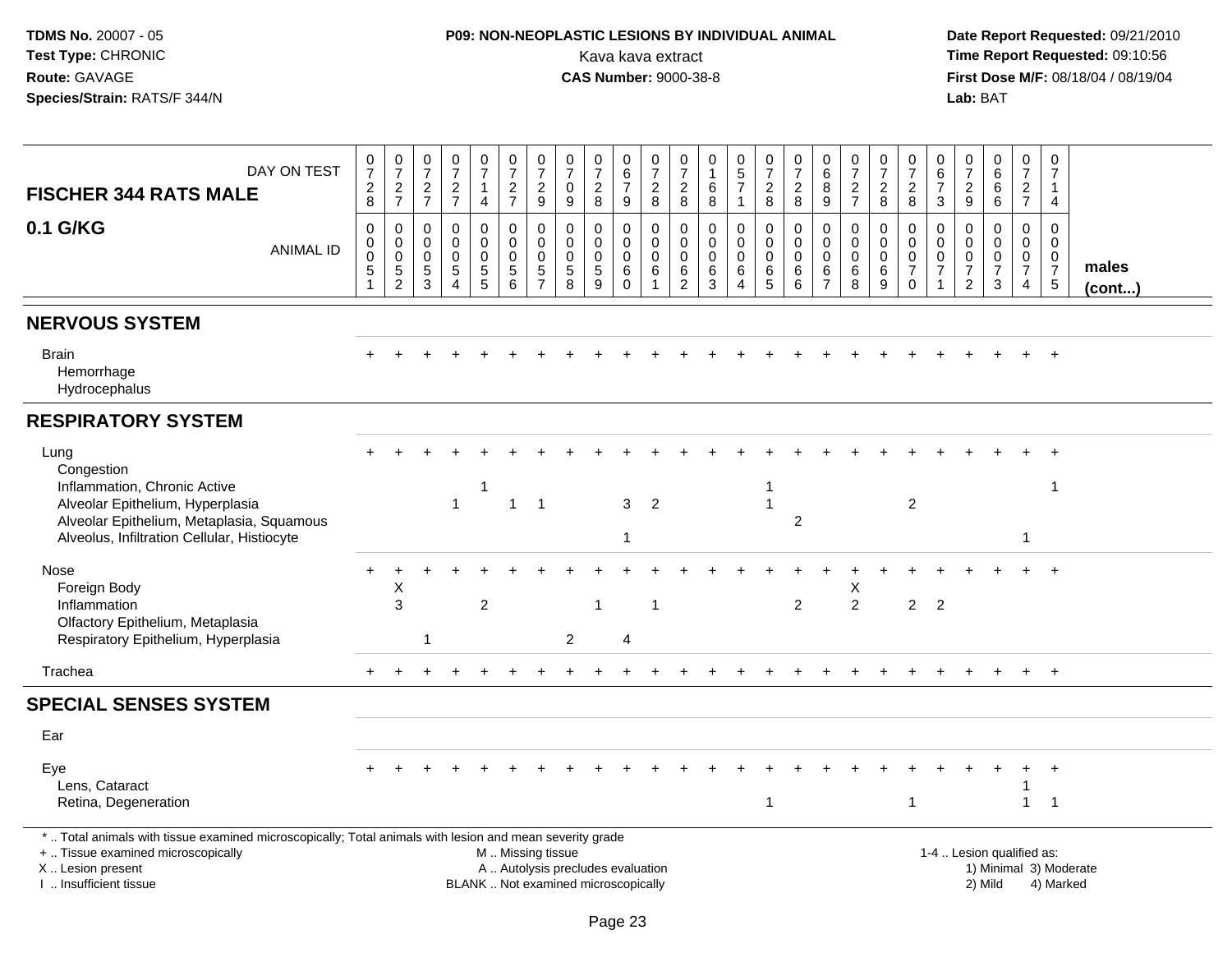**TDMS No.** 20007 - 05
**Test Type:** CHRONIC
**Route:** GAVAGE
**Species/Strain:** RATS/F 344/N

**P09: NON-NEOPLASTIC LESIONS BY INDIVIDUAL ANIMAL**
Kava kava extract
**CAS Number:** 9000-38-8

**Date Report Requested:** 09/21/2010
**Time Report Requested:** 09:10:56
**First Dose M/F:** 08/18/04 / 08/19/04
**Lab:** BAT

| FISCHER 344 RATS MALE — DAY ON TEST | 0728 | 0727 | 0727 | 0727 | 0714 | 0727 | 0729 | 0709 | 0728 | 0679 | 0728 | 0728 | 0168 | 0571 | 0728 | 0728 | 0689 | 0727 | 0728 | 0728 | 0673 | 0729 | 0666 | 0727 | 0714 | |
|---|---|---|---|---|---|---|---|---|---|---|---|---|---|---|---|---|---|---|---|---|---|---|---|---|---|---|
| **0.1 G/KG** — ANIMAL ID | 0051 | 0052 | 0053 | 0054 | 0055 | 0056 | 0057 | 0058 | 0059 | 0060 | 0061 | 0062 | 0063 | 0064 | 0065 | 0066 | 0067 | 0068 | 0069 | 0070 | 0071 | 0072 | 0073 | 0074 | 0075 | **males (cont...)** |
| **NERVOUS SYSTEM** | | | | | | | | | | | | | | | | | | | | | | | | | | |
| Brain | + | + | + | + | + | + | + | + | + | + | + | + | + | + | + | + | + | + | + | + | + | + | + | + | + | |
| Hemorrhage | | | | | | | | | | | | | | | | | | | | | | | | | | |
| Hydrocephalus | | | | | | | | | | | | | | | | | | | | | | | | | | |
| **RESPIRATORY SYSTEM** | | | | | | | | | | | | | | | | | | | | | | | | | | |
| Lung | + | + | + | + | + | + | + | + | + | + | + | + | + | + | + | + | + | + | + | + | + | + | + | + | + | |
| Congestion | | | | | | | | | | | | | | | | | | | | | | | | | | |
| Inflammation, Chronic Active | | | | | 1 | | | | | | | | | | 1 | | | | | | | | | | 1 | |
| Alveolar Epithelium, Hyperplasia | | | | 1 | | 1 | 1 | | | 3 | 2 | | | | 1 | | | | | 2 | | | | | | |
| Alveolar Epithelium, Metaplasia, Squamous | | | | | | | | | | | | | | | | 2 | | | | | | | | | | |
| Alveolus, Infiltration Cellular, Histiocyte | | | | | | | | | | 1 | | | | | | | | | | | | | | 1 | | |
| Nose | + | + | + | + | + | + | + | + | + | + | + | + | + | + | + | + | + | + | + | + | + | + | + | + | + | |
| Foreign Body | | X | | | | | | | | | | | | | | | | X | | | | | | | | |
| Inflammation | | 3 | | | 2 | | | | 1 | | 1 | | | | | 2 | | 2 | | 2 | 2 | | | | | |
| Olfactory Epithelium, Metaplasia | | | | | | | | | | | | | | | | | | | | | | | | | | |
| Respiratory Epithelium, Hyperplasia | | | 1 | | | | | 2 | | 4 | | | | | | | | | | | | | | | | |
| Trachea | + | + | + | + | + | + | + | + | + | + | + | + | + | + | + | + | + | + | + | + | + | + | + | + | + | |
| **SPECIAL SENSES SYSTEM** | | | | | | | | | | | | | | | | | | | | | | | | | | |
| Ear | | | | | | | | | | | | | | | | | | | | | | | | | | |
| Eye | + | + | + | + | + | + | + | + | + | + | + | + | + | + | + | + | + | + | + | + | + | + | + | + | + | |
| Lens, Cataract | | | | | | | | | | | | | | | | | | | | | | | | 1 | | |
| Retina, Degeneration | | | | | | | | | | | | | | | 1 | | | | | 1 | | | | 1 | 1 | |

\* .. Total animals with tissue examined microscopically; Total animals with lesion and mean severity grade
+ .. Tissue examined microscopically
X .. Lesion present
I .. Insufficient tissue

M .. Missing tissue
A .. Autolysis precludes evaluation
BLANK .. Not examined microscopically

1-4 .. Lesion qualified as:
1) Minimal 3) Moderate
2) Mild 4) Marked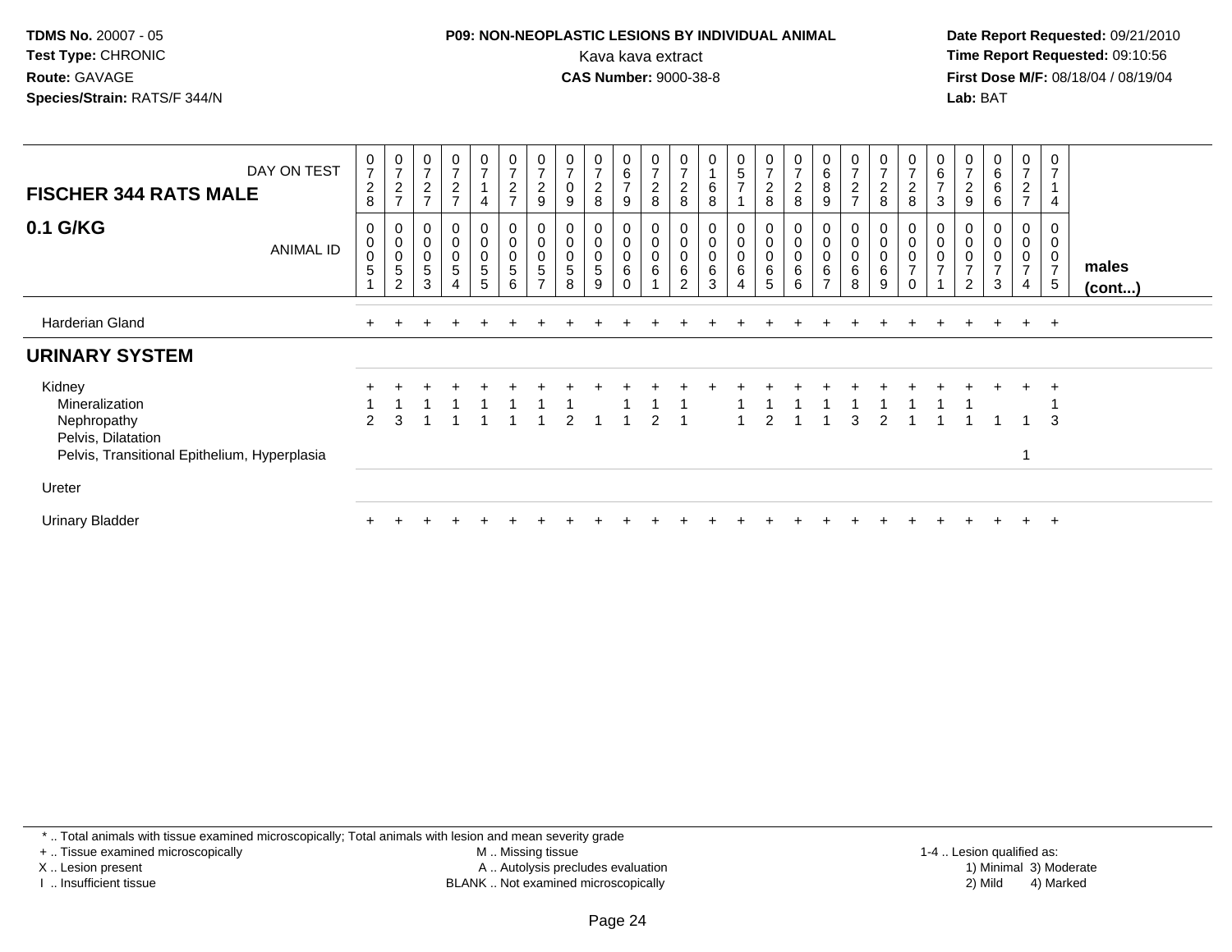**TDMS No.** 20007 - 05
**Test Type:** CHRONIC
**Route:** GAVAGE
**Species/Strain:** RATS/F 344/N

**P09: NON-NEOPLASTIC LESIONS BY INDIVIDUAL ANIMAL**
Kava kava extract
**CAS Number:** 9000-38-8

**Date Report Requested:** 09/21/2010
**Time Report Requested:** 09:10:56
**First Dose M/F:** 08/18/04 / 08/19/04
**Lab:** BAT

| FISCHER 344 RATS MALE — DAY ON TEST | 0728 | 0727 | 0727 | 0727 | 0714 | 0727 | 0729 | 0709 | 0728 | 0679 | 0728 | 0728 | 0168 | 0571 | 0728 | 0728 | 0689 | 0727 | 0728 | 0728 | 0673 | 0729 | 0666 | 0727 | 0714 | |
|---|---|---|---|---|---|---|---|---|---|---|---|---|---|---|---|---|---|---|---|---|---|---|---|---|---|---|
| **0.1 G/KG** — ANIMAL ID | 00051 | 00052 | 00053 | 00054 | 00055 | 00056 | 00057 | 00058 | 00059 | 00060 | 00061 | 00062 | 00063 | 00064 | 00065 | 00066 | 00067 | 00068 | 00069 | 00070 | 00071 | 00072 | 00073 | 00074 | 00075 | **males (cont...)** |
| Harderian Gland | + | + | + | + | + | + | + | + | + | + | + | + | + | + | + | + | + | + | + | + | + | + | + | + | + | |
| **URINARY SYSTEM** | | | | | | | | | | | | | | | | | | | | | | | | | | |
| Kidney | + | + | + | + | + | + | + | + | + | + | + | + | + | + | + | + | + | + | + | + | + | + | + | + | + | |
| Mineralization | 1 | 1 | 1 | 1 | 1 | 1 | 1 | 1 | | 1 | 1 | 1 | | 1 | 1 | 1 | 1 | 1 | 1 | 1 | 1 | 1 | | | 1 | |
| Nephropathy | 2 | 3 | 1 | 1 | 1 | 1 | 1 | 2 | 1 | 1 | 2 | 1 | | 1 | 2 | 1 | 1 | 3 | 2 | 1 | 1 | 1 | 1 | 1 | 3 | |
| Pelvis, Dilatation | | | | | | | | | | | | | | | | | | | | | | | | | | |
| Pelvis, Transitional Epithelium, Hyperplasia | | | | | | | | | | | | | | | | | | | | | | | | 1 | | |
| Ureter | | | | | | | | | | | | | | | | | | | | | | | | | | |
| Urinary Bladder | + | + | + | + | + | + | + | + | + | + | + | + | + | + | + | + | + | + | + | + | + | + | + | + | + | |

\* .. Total animals with tissue examined microscopically; Total animals with lesion and mean severity grade
\+ .. Tissue examined microscopically
X .. Lesion present
I .. Insufficient tissue
M .. Missing tissue
A .. Autolysis precludes evaluation
BLANK .. Not examined microscopically
1-4 .. Lesion qualified as: 1) Minimal 2) Mild 3) Moderate 4) Marked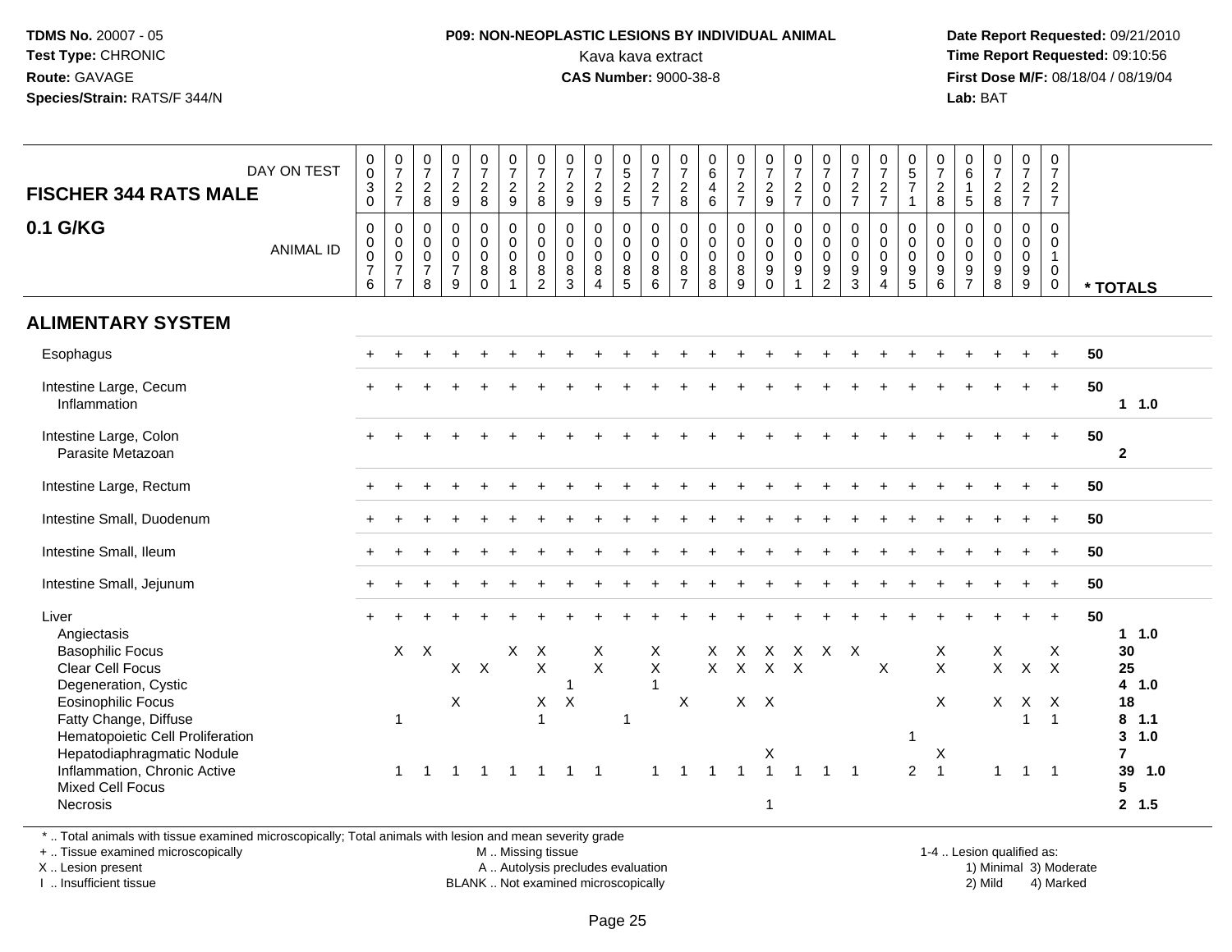TDMS No. 20007 - 05
Test Type: CHRONIC
Route: GAVAGE
Species/Strain: RATS/F 344/N

**P09: NON-NEOPLASTIC LESIONS BY INDIVIDUAL ANIMAL**
Kava kava extract
**CAS Number:** 9000-38-8

Date Report Requested: 09/21/2010
Time Report Requested: 09:10:56
First Dose M/F: 08/18/04 / 08/19/04
Lab: BAT

| FISCHER 344 RATS MALE — DAY ON TEST | 0030 | 0727 | 0728 | 0729 | 0728 | 0729 | 0728 | 0729 | 0729 | 0525 | 0727 | 0728 | 0646 | 0727 | 0729 | 0727 | 0700 | 0727 | 0727 | 0571 | 0728 | 0615 | 0728 | 0727 | 0727 | |
|---|---|---|---|---|---|---|---|---|---|---|---|---|---|---|---|---|---|---|---|---|---|---|---|---|---|---|
| **0.1 G/KG** — ANIMAL ID | 0076 | 0077 | 0078 | 0079 | 0080 | 0081 | 0082 | 0083 | 0084 | 0085 | 0086 | 0087 | 0088 | 0089 | 0090 | 0091 | 0092 | 0093 | 0094 | 0095 | 0096 | 0097 | 0098 | 0099 | 0100 | * TOTALS |
| **ALIMENTARY SYSTEM** | | | | | | | | | | | | | | | | | | | | | | | | | | |
| Esophagus | + | + | + | + | + | + | + | + | + | + | + | + | + | + | + | + | + | + | + | + | + | + | + | + | + | 50 |
| Intestine Large, Cecum | + | + | + | + | + | + | + | + | + | + | + | + | + | + | + | + | + | + | + | + | + | + | + | + | + | 50 |
| Inflammation | | | | | | | | | | | | | | | | | | | | | | | | | | 1 1.0 |
| Intestine Large, Colon | + | + | + | + | + | + | + | + | + | + | + | + | + | + | + | + | + | + | + | + | + | + | + | + | + | 50 |
| Parasite Metazoan | | | | | | | | | | | | | | | | | | | | | | | | | | 2 |
| Intestine Large, Rectum | + | + | + | + | + | + | + | + | + | + | + | + | + | + | + | + | + | + | + | + | + | + | + | + | + | 50 |
| Intestine Small, Duodenum | + | + | + | + | + | + | + | + | + | + | + | + | + | + | + | + | + | + | + | + | + | + | + | + | + | 50 |
| Intestine Small, Ileum | + | + | + | + | + | + | + | + | + | + | + | + | + | + | + | + | + | + | + | + | + | + | + | + | + | 50 |
| Intestine Small, Jejunum | + | + | + | + | + | + | + | + | + | + | + | + | + | + | + | + | + | + | + | + | + | + | + | + | + | 50 |
| Liver | + | + | + | + | + | + | + | + | + | + | + | + | + | + | + | + | + | + | + | + | + | + | + | + | + | 50 |
| Angiectasis | | | | | | | | | | | | | | | | | | | | | | | | | | 1 1.0 |
| Basophilic Focus | | X | X | | | X | X | | X | | X | | X | X | X | X | X | X | | | X | | X | | X | 30 |
| Clear Cell Focus | | | | X | X | | X | | X | | X | | X | X | X | X | | | X | | X | | X | X | X | 25 |
| Degeneration, Cystic | | | | | | | | 1 | | | 1 | | | | | | | | | | | | | | | 4 1.0 |
| Eosinophilic Focus | | | | X | | | X | X | | | | X | | X | X | | | | | | X | | X | X | X | 18 |
| Fatty Change, Diffuse | | 1 | | | | | 1 | | | 1 | | | | | | | | | | | | | | 1 | 1 | 8 1.1 |
| Hematopoietic Cell Proliferation | | | | | | | | | | | | | | | | | | | | 1 | | | | | | 3 1.0 |
| Hepatodiaphragmatic Nodule | | | | | | | | | | | | | | | X | | | | | | X | | | | | 7 |
| Inflammation, Chronic Active | | 1 | 1 | 1 | 1 | 1 | 1 | 1 | 1 | | 1 | 1 | 1 | 1 | 1 | 1 | 1 | 1 | | 2 | 1 | | 1 | 1 | 1 | 39 1.0 |
| Mixed Cell Focus | | | | | | | | | | | | | | | | | | | | | | | | | | 5 |
| Necrosis | | | | | | | | | | | | | | | 1 | | | | | | | | | | | 2 1.5 |

* .. Total animals with tissue examined microscopically; Total animals with lesion and mean severity grade
+ .. Tissue examined microscopically — M .. Missing tissue — 1-4 .. Lesion qualified as:
X .. Lesion present — A .. Autolysis precludes evaluation — 1) Minimal 3) Moderate
I .. Insufficient tissue — BLANK .. Not examined microscopically — 2) Mild 4) Marked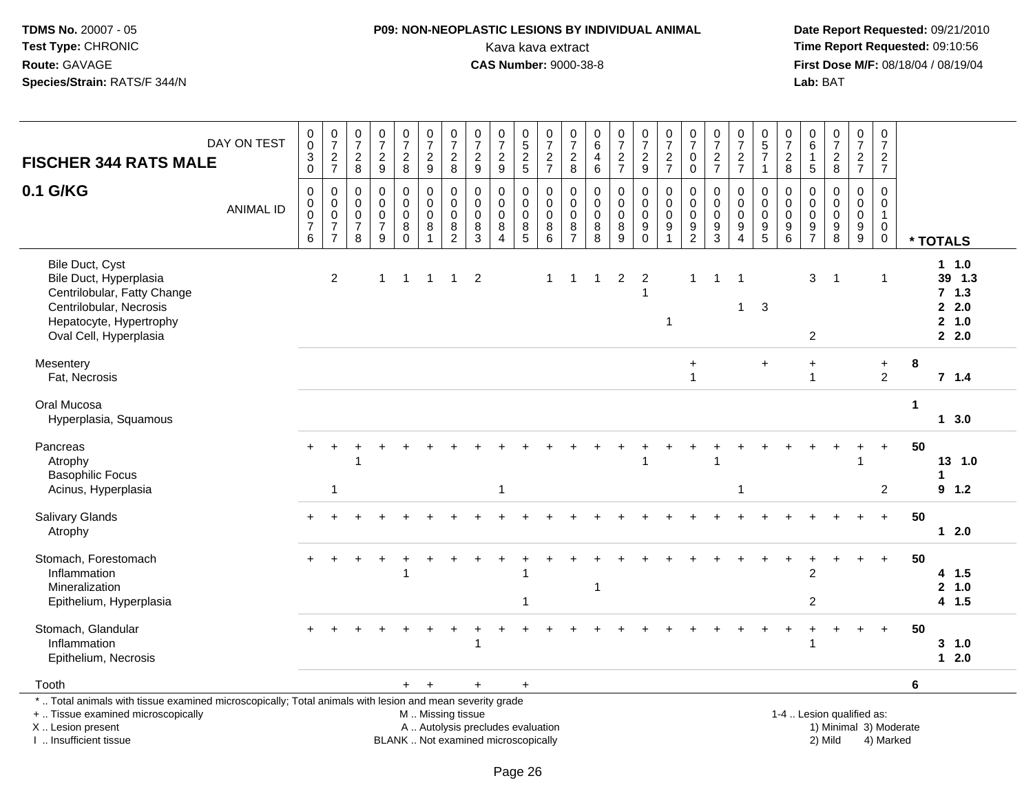**TDMS No.** 20007 - 05
**Test Type:** CHRONIC
**Route:** GAVAGE
**Species/Strain:** RATS/F 344/N

**P09: NON-NEOPLASTIC LESIONS BY INDIVIDUAL ANIMAL**
Kava kava extract
**CAS Number:** 9000-38-8

**Date Report Requested:** 09/21/2010
**Time Report Requested:** 09:10:56
**First Dose M/F:** 08/18/04 / 08/19/04
**Lab:** BAT

| FISCHER 344 RATS MALE 0.1 G/KG | | | | | | | | | | | | | | | | | | | | | | | | | | | |
|---|---|---|---|---|---|---|---|---|---|---|---|---|---|---|---|---|---|---|---|---|---|---|---|---|---|---|---|
| DAY ON TEST | 0030 | 0727 | 0728 | 0729 | 0728 | 0729 | 0728 | 0729 | 0729 | 0525 | 0727 | 0728 | 0646 | 0727 | 0729 | 0727 | 0700 | 0727 | 0727 | 0571 | 0728 | 0615 | 0728 | 0727 | 0727 | | |
| ANIMAL ID | 0000076 | 0000077 | 0000078 | 0000079 | 0000080 | 0000081 | 0000082 | 0000083 | 0000084 | 0000085 | 0000086 | 0000087 | 0000088 | 0000089 | 0000090 | 0000091 | 0000092 | 0000093 | 0000094 | 0000095 | 0000096 | 0000097 | 0000098 | 0000099 | 0000100 | | * TOTALS |
| Bile Duct, Cyst | | | | | | | | | | | | | | | | | | | | | | | | | | | 1 1.0 |
| Bile Duct, Hyperplasia | | 2 | | 1 | 1 | 1 | 1 | 2 | | | 1 | 1 | 1 | 2 | 2 | | 1 | 1 | 1 | | | 3 | 1 | | 1 | | 39 1.3 |
| Centrilobular, Fatty Change | | | | | | | | | | | | | | | 1 | | | | | | | | | | | | 7 1.3 |
| Centrilobular, Necrosis | | | | | | | | | | | | | | | | | | | 1 | 3 | | | | | | | 2 2.0 |
| Hepatocyte, Hypertrophy | | | | | | | | | | | | | | | | 1 | | | | | | | | | | | 2 1.0 |
| Oval Cell, Hyperplasia | | | | | | | | | | | | | | | | | | | | | | 2 | | | | | 2 2.0 |
| Mesentery | | | | | | | | | | | | | | | | | + | | | + | | + | | | + | 8 | |
| Fat, Necrosis | | | | | | | | | | | | | | | | | 1 | | | | | 1 | | | 2 | | 7 1.4 |
| Oral Mucosa | | | | | | | | | | | | | | | | | | | | | | | | | | 1 | |
| Hyperplasia, Squamous | | | | | | | | | | | | | | | | | | | | | | | | | | | 1 3.0 |
| Pancreas | + | + | + | + | + | + | + | + | + | + | + | + | + | + | + | + | + | + | + | + | + | + | + | + | + | 50 | |
| Atrophy | | | 1 | | | | | | | | | | | | 1 | | | 1 | | | | | | 1 | | | 13 1.0 |
| Basophilic Focus | | | | | | | | | | | | | | | | | | | | | | | | | | | 1 |
| Acinus, Hyperplasia | | 1 | | | | | | | 1 | | | | | | | | | | 1 | | | | | | 2 | | 9 1.2 |
| Salivary Glands | + | + | + | + | + | + | + | + | + | + | + | + | + | + | + | + | + | + | + | + | + | + | + | + | + | 50 | |
| Atrophy | | | | | | | | | | | | | | | | | | | | | | | | | | | 1 2.0 |
| Stomach, Forestomach | + | + | + | + | + | + | + | + | + | + | + | + | + | + | + | + | + | + | + | + | + | + | + | + | + | 50 | |
| Inflammation | | | | | 1 | | | | | 1 | | | | | | | | | | | | 2 | | | | | 4 1.5 |
| Mineralization | | | | | | | | | | | | | 1 | | | | | | | | | | | | | | 2 1.0 |
| Epithelium, Hyperplasia | | | | | | | | | | 1 | | | | | | | | | | | | 2 | | | | | 4 1.5 |
| Stomach, Glandular | + | + | + | + | + | + | + | + | + | + | + | + | + | + | + | + | + | + | + | + | + | + | + | + | + | 50 | |
| Inflammation | | | | | | | | 1 | | | | | | | | | | | | | | 1 | | | | | 3 1.0 |
| Epithelium, Necrosis | | | | | | | | | | | | | | | | | | | | | | | | | | | 1 2.0 |
| Tooth | | | | | + | + | | + | | + | | | | | | | | | | | | | | | | 6 | |

\* .. Total animals with tissue examined microscopically; Total animals with lesion and mean severity grade
\+ .. Tissue examined microscopically
X .. Lesion present
I .. Insufficient tissue

M .. Missing tissue
A .. Autolysis precludes evaluation
BLANK .. Not examined microscopically

1-4 .. Lesion qualified as:
1) Minimal 3) Moderate
2) Mild 4) Marked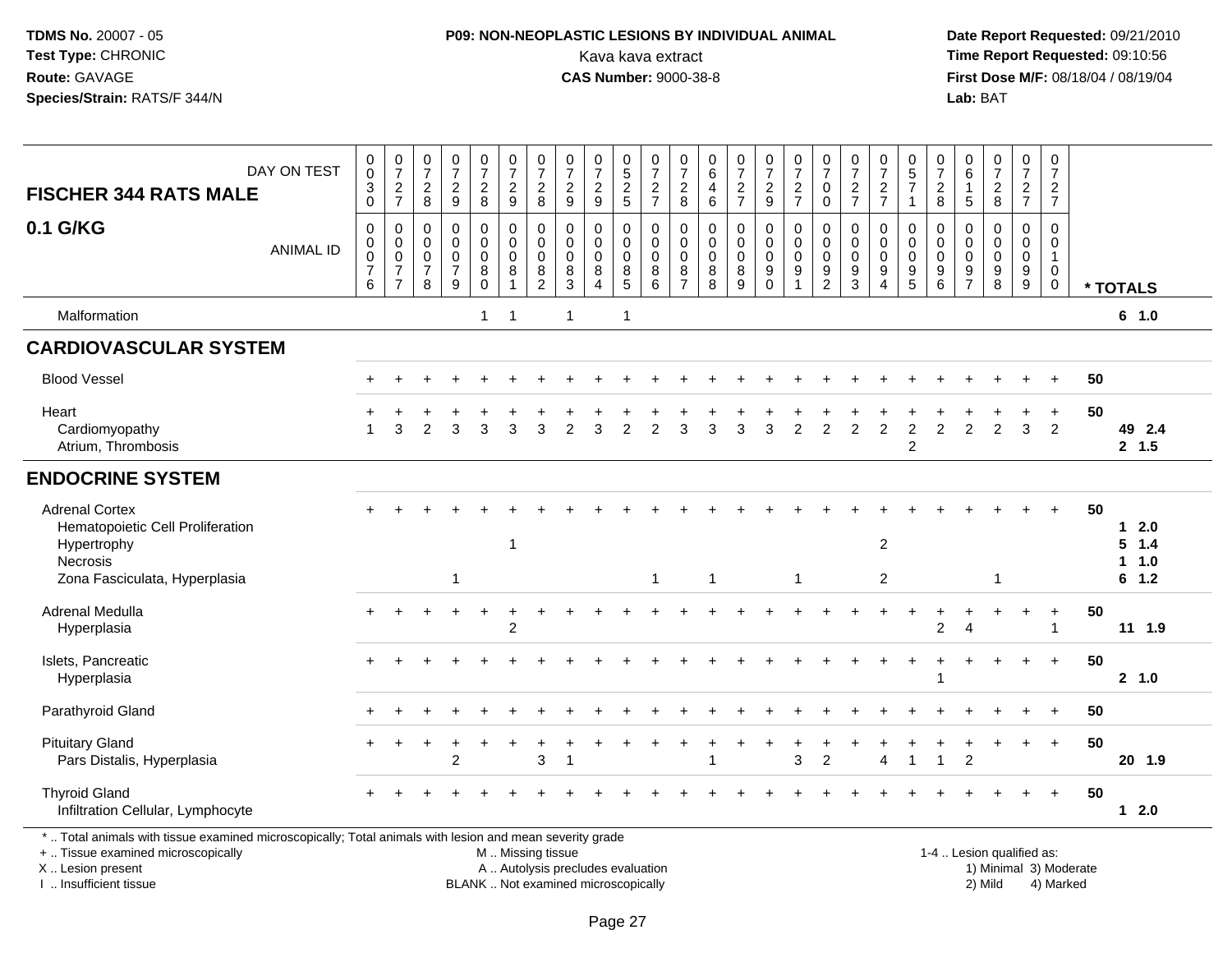**TDMS No.** 20007 - 05
**Test Type:** CHRONIC
**Route:** GAVAGE
**Species/Strain:** RATS/F 344/N

**P09: NON-NEOPLASTIC LESIONS BY INDIVIDUAL ANIMAL**
Kava kava extract
**CAS Number:** 9000-38-8

**Date Report Requested:** 09/21/2010
**Time Report Requested:** 09:10:56
**First Dose M/F:** 08/18/04 / 08/19/04
**Lab:** BAT

## FISCHER 344 RATS MALE — 0.1 G/KG

| DAY ON TEST | 0030 | 0727 | 0728 | 0729 | 0728 | 0729 | 0728 | 0729 | 0729 | 0525 | 0727 | 0728 | 0646 | 0727 | 0729 | 0727 | 0700 | 0727 | 0727 | 0571 | 0728 | 0615 | 0728 | 0727 | 0727 | |
|---|---|---|---|---|---|---|---|---|---|---|---|---|---|---|---|---|---|---|---|---|---|---|---|---|---|---|
| **ANIMAL ID** | 0076 | 0077 | 0078 | 0079 | 0080 | 0081 | 0082 | 0083 | 0084 | 0085 | 0086 | 0087 | 0088 | 0089 | 0090 | 0091 | 0092 | 0093 | 0094 | 0095 | 0096 | 0097 | 0098 | 0099 | 0100 | *** TOTALS** |
| Malformation | | | | | 1 | 1 | | 1 | | 1 | | | | | | | | | | | | | | | | 6 1.0 |
| **CARDIOVASCULAR SYSTEM** | | | | | | | | | | | | | | | | | | | | | | | | | | |
| Blood Vessel | + | + | + | + | + | + | + | + | + | + | + | + | + | + | + | + | + | + | + | + | + | + | + | + | + | 50 |
| Heart | + | + | + | + | + | + | + | + | + | + | + | + | + | + | + | + | + | + | + | + | + | + | + | + | + | 50 |
| Cardiomyopathy | 1 | 3 | 2 | 3 | 3 | 3 | 3 | 2 | 3 | 2 | 2 | 3 | 3 | 3 | 3 | 2 | 2 | 2 | 2 | 2 | 2 | 2 | 2 | 3 | 2 | 49 2.4 |
| Atrium, Thrombosis | | | | | | | | | | | | | | | | | | | | 2 | | | | | | 2 1.5 |
| **ENDOCRINE SYSTEM** | | | | | | | | | | | | | | | | | | | | | | | | | | |
| Adrenal Cortex | + | + | + | + | + | + | + | + | + | + | + | + | + | + | + | + | + | + | + | + | + | + | + | + | + | 50 |
| Hematopoietic Cell Proliferation | | | | | | | | | | | | | | | | | | | | | | | | | | 1 2.0 |
| Hypertrophy | | | | | | 1 | | | | | | | | | | | | | 2 | | | | | | | 5 1.4 |
| Necrosis | | | | | | | | | | | | | | | | | | | | | | | | | | 1 1.0 |
| Zona Fasciculata, Hyperplasia | | | | 1 | | | | | | | 1 | | 1 | | | 1 | | | 2 | | | | 1 | | | 6 1.2 |
| Adrenal Medulla | + | + | + | + | + | + | + | + | + | + | + | + | + | + | + | + | + | + | + | + | + | + | + | + | + | 50 |
| Hyperplasia | | | | | | 2 | | | | | | | | | | | | | | | 2 | 4 | | | 1 | 11 1.9 |
| Islets, Pancreatic | + | + | + | + | + | + | + | + | + | + | + | + | + | + | + | + | + | + | + | + | + | + | + | + | + | 50 |
| Hyperplasia | | | | | | | | | | | | | | | | | | | | | 1 | | | | | 2 1.0 |
| Parathyroid Gland | + | + | + | + | + | + | + | + | + | + | + | + | + | + | + | + | + | + | + | + | + | + | + | + | + | 50 |
| Pituitary Gland | + | + | + | + | + | + | + | + | + | + | + | + | + | + | + | + | + | + | + | + | + | + | + | + | + | 50 |
| Pars Distalis, Hyperplasia | | | | 2 | | | 3 | 1 | | | | | 1 | | | 3 | 2 | | 4 | 1 | 1 | 2 | | | | 20 1.9 |
| Thyroid Gland | + | + | + | + | + | + | + | + | + | + | + | + | + | + | + | + | + | + | + | + | + | + | + | + | + | 50 |
| Infiltration Cellular, Lymphocyte | | | | | | | | | | | | | | | | | | | | | | | | | | 1 2.0 |

\* .. Total animals with tissue examined microscopically; Total animals with lesion and mean severity grade
+ .. Tissue examined microscopically
X .. Lesion present
I .. Insufficient tissue

M .. Missing tissue
A .. Autolysis precludes evaluation
BLANK .. Not examined microscopically

1-4 .. Lesion qualified as:
1) Minimal 3) Moderate
2) Mild 4) Marked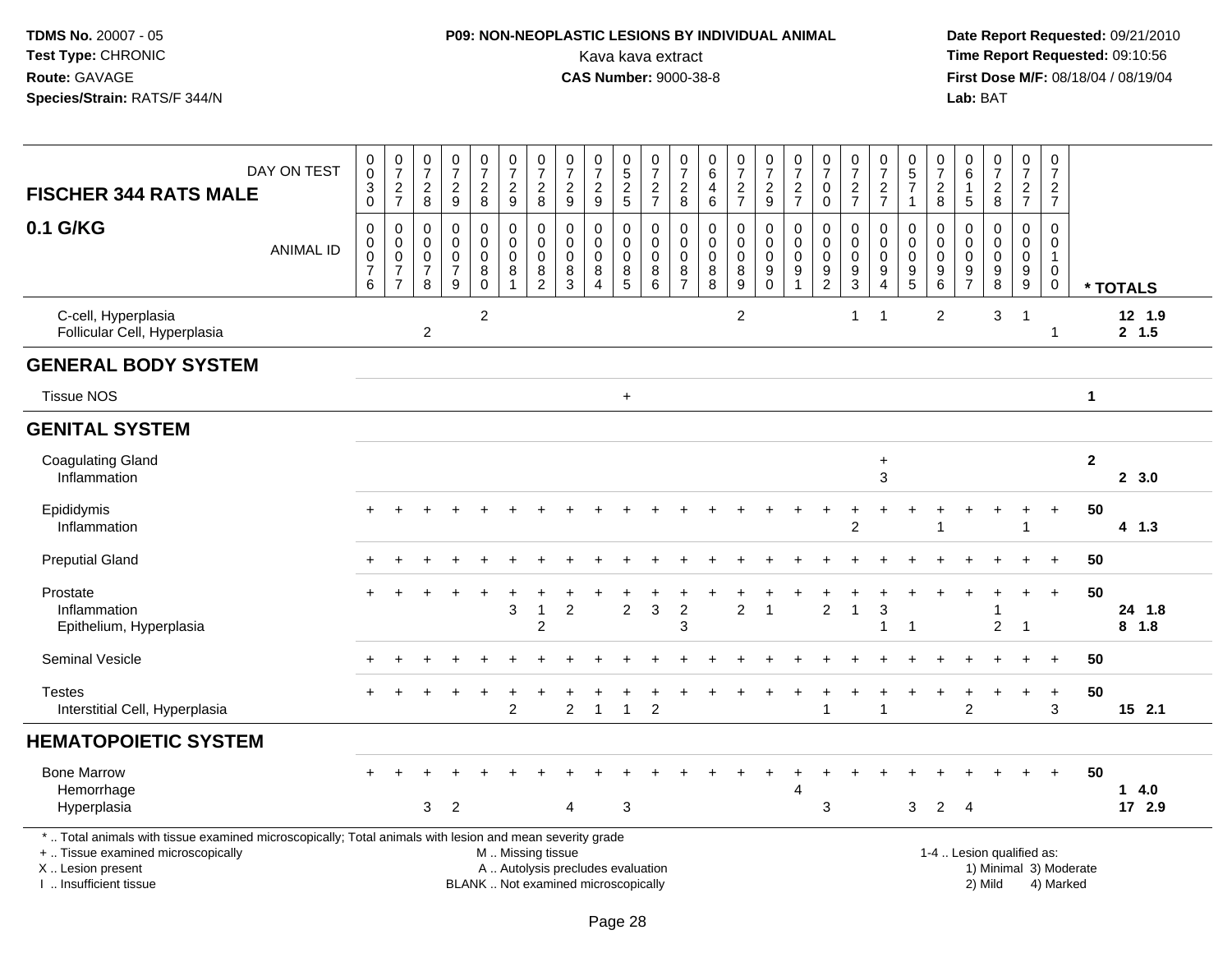| FISCHER 344 RATS MALE 0.1 G/KG — DAY ON TEST | 030 | 727 | 728 | 729 | 728 | 729 | 728 | 729 | 729 | 525 | 727 | 728 | 646 | 727 | 729 | 727 | 700 | 727 | 727 | 571 | 728 | 615 | 728 | 727 | 727 | |
|---|---|---|---|---|---|---|---|---|---|---|---|---|---|---|---|---|---|---|---|---|---|---|---|---|---|---|
| ANIMAL ID | 0076 | 0077 | 0078 | 0079 | 0080 | 0081 | 0082 | 0083 | 0084 | 0085 | 0086 | 0087 | 0088 | 0089 | 0090 | 0091 | 0092 | 0093 | 0094 | 0095 | 0096 | 0097 | 0098 | 0099 | 0100 | * TOTALS |
| C-cell, Hyperplasia | | | | | 2 | | | | | | | | | 2 | | | | 1 | 1 | | 2 | | 3 | 1 | | 12 1.9 |
| Follicular Cell, Hyperplasia | | | 2 | | | | | | | | | | | | | | | | | | | | | | 1 | 2 1.5 |
| **GENERAL BODY SYSTEM** | | | | | | | | | | | | | | | | | | | | | | | | | | |
| Tissue NOS | | | | | | | | | | + | | | | | | | | | | | | | | | | 1 |
| **GENITAL SYSTEM** | | | | | | | | | | | | | | | | | | | | | | | | | | |
| Coagulating Gland | | | | | | | | | | | | | | | | | | | + | | | | | | | 2 |
| Inflammation | | | | | | | | | | | | | | | | | | | 3 | | | | | | | 2 3.0 |
| Epididymis | + | + | + | + | + | + | + | + | + | + | + | + | + | + | + | + | + | + | + | + | + | + | + | + | + | 50 |
| Inflammation | | | | | | | | | | | | | | | | | | 2 | | | 1 | | | 1 | | 4 1.3 |
| Preputial Gland | + | + | + | + | + | + | + | + | + | + | + | + | + | + | + | + | + | + | + | + | + | + | + | + | + | 50 |
| Prostate | + | + | + | + | + | + | + | + | + | + | + | + | + | + | + | + | + | + | + | + | + | + | + | + | + | 50 |
| Inflammation | | | | | | 3 | 1 | 2 | | 2 | 3 | 2 | | 2 | 1 | | 2 | 1 | 3 | | | | 1 | | | 24 1.8 |
| Epithelium, Hyperplasia | | | | | | | 2 | | | | | 3 | | | | | | | 1 | 1 | | | 2 | 1 | | 8 1.8 |
| Seminal Vesicle | + | + | + | + | + | + | + | + | + | + | + | + | + | + | + | + | + | + | + | + | + | + | + | + | + | 50 |
| Testes | + | + | + | + | + | + | + | + | + | + | + | + | + | + | + | + | + | + | + | + | + | + | + | + | + | 50 |
| Interstitial Cell, Hyperplasia | | | | | | 2 | | 2 | 1 | 1 | 2 | | | | | | 1 | | 1 | | | 2 | | | 3 | 15 2.1 |
| **HEMATOPOIETIC SYSTEM** | | | | | | | | | | | | | | | | | | | | | | | | | | |
| Bone Marrow | + | + | + | + | + | + | + | + | + | + | + | + | + | + | + | + | + | + | + | + | + | + | + | + | + | 50 |
| Hemorrhage | | | | | | | | | | | | | | | | 4 | | | | | | | | | | 1 4.0 |
| Hyperplasia | | | 3 | 2 | | | | 4 | | 3 | | | | | | | 3 | | | 3 | 2 | 4 | | | | 17 2.9 |

* .. Total animals with tissue examined microscopically; Total animals with lesion and mean severity grade
+ .. Tissue examined microscopically
X .. Lesion present
I .. Insufficient tissue
M .. Missing tissue
A .. Autolysis precludes evaluation
BLANK .. Not examined microscopically
1-4 .. Lesion qualified as: 1) Minimal 2) Mild 3) Moderate 4) Marked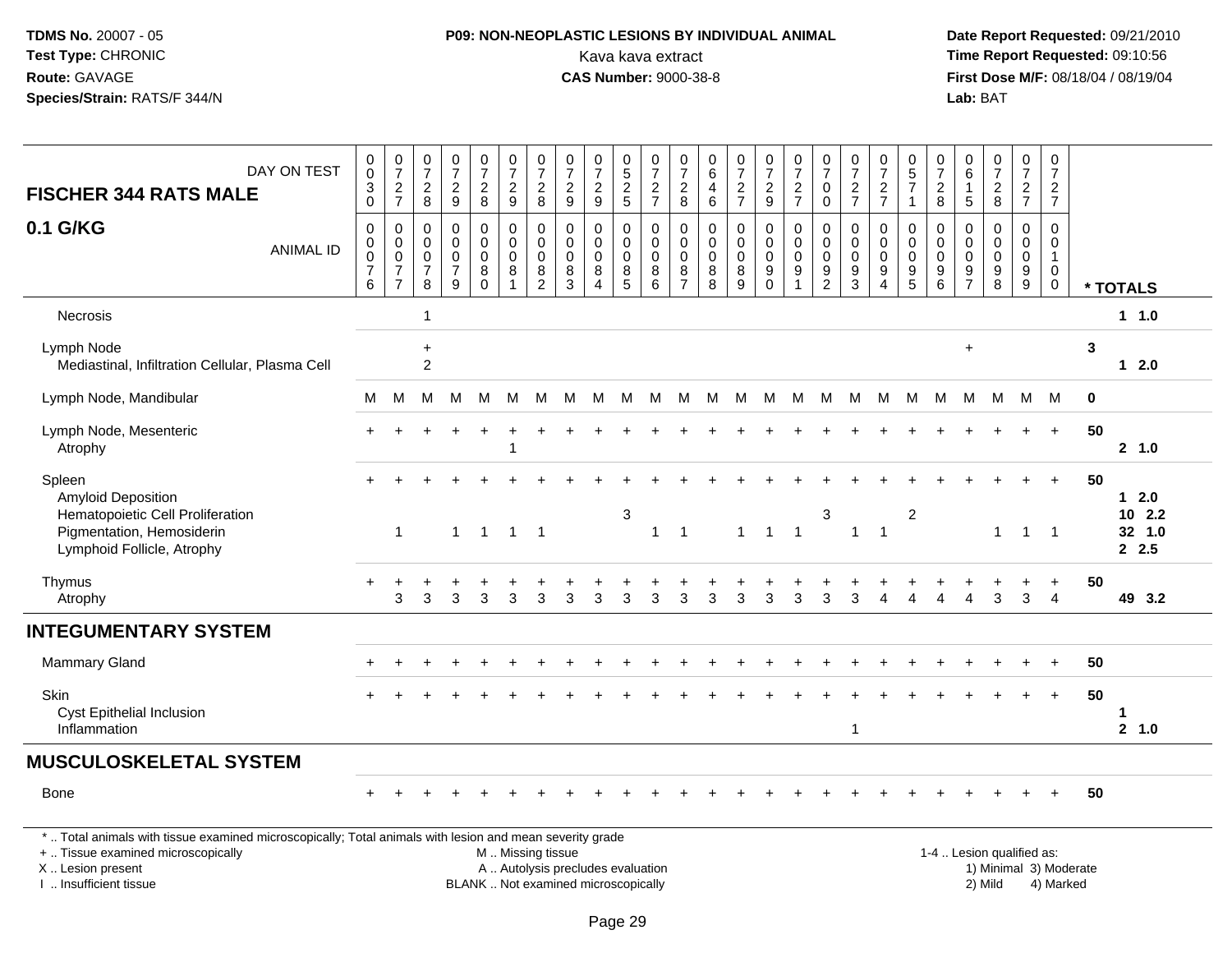## P09: NON-NEOPLASTIC LESIONS BY INDIVIDUAL ANIMAL

**FISCHER 344 RATS MALE — 0.1 G/KG**

| DAY ON TEST | 0030 | 0727 | 0728 | 0729 | 0728 | 0729 | 0728 | 0729 | 0729 | 0525 | 0727 | 0728 | 0646 | 0727 | 0729 | 0727 | 0700 | 0727 | 0727 | 0571 | 0728 | 0615 | 0728 | 0727 | 0727 | |
|---|---|---|---|---|---|---|---|---|---|---|---|---|---|---|---|---|---|---|---|---|---|---|---|---|---|---|
| **ANIMAL ID** | 0076 | 0077 | 0078 | 0079 | 0080 | 0081 | 0082 | 0083 | 0084 | 0085 | 0086 | 0087 | 0088 | 0089 | 0090 | 0091 | 0092 | 0093 | 0094 | 0095 | 0096 | 0097 | 0098 | 0099 | 0100 | *** TOTALS** |
| Necrosis | | | 1 | | | | | | | | | | | | | | | | | | | | | | | 1 1.0 |
| Lymph Node | | | + | | | | | | | | | | | | | | | | | | | + | | | | 3 |
| Mediastinal, Infiltration Cellular, Plasma Cell | | | 2 | | | | | | | | | | | | | | | | | | | | | | | 1 2.0 |
| Lymph Node, Mandibular | M | M | M | M | M | M | M | M | M | M | M | M | M | M | M | M | M | M | M | M | M | M | M | M | M | 0 |
| Lymph Node, Mesenteric | + | + | + | + | + | + | + | + | + | + | + | + | + | + | + | + | + | + | + | + | + | + | + | + | + | 50 |
| Atrophy | | | | | | 1 | | | | | | | | | | | | | | | | | | | | 2 1.0 |
| Spleen | + | + | + | + | + | + | + | + | + | + | + | + | + | + | + | + | + | + | + | + | + | + | + | + | + | 50 |
| Amyloid Deposition | | | | | | | | | | | | | | | | | | | | | | | | | | 1 2.0 |
| Hematopoietic Cell Proliferation | | | | | | | | | | 3 | | | | | | | 3 | | | 2 | | | | | | 10 2.2 |
| Pigmentation, Hemosiderin | | 1 | | 1 | 1 | 1 | 1 | | | | 1 | 1 | | 1 | 1 | 1 | | 1 | 1 | | | | 1 | 1 | 1 | 32 1.0 |
| Lymphoid Follicle, Atrophy | | | | | | | | | | | | | | | | | | | | | | | | | | 2 2.5 |
| Thymus | + | + | + | + | + | + | + | + | + | + | + | + | + | + | + | + | + | + | + | + | + | + | + | + | + | 50 |
| Atrophy | | 3 | 3 | 3 | 3 | 3 | 3 | 3 | 3 | 3 | 3 | 3 | 3 | 3 | 3 | 3 | 3 | 3 | 4 | 4 | 4 | 4 | 3 | 3 | 4 | 49 3.2 |
| **INTEGUMENTARY SYSTEM** | | | | | | | | | | | | | | | | | | | | | | | | | | |
| Mammary Gland | + | + | + | + | + | + | + | + | + | + | + | + | + | + | + | + | + | + | + | + | + | + | + | + | + | 50 |
| Skin | + | + | + | + | + | + | + | + | + | + | + | + | + | + | + | + | + | + | + | + | + | + | + | + | + | 50 |
| Cyst Epithelial Inclusion | | | | | | | | | | | | | | | | | | | | | | | | | | 1 |
| Inflammation | | | | | | | | | | | | | | | | | | 1 | | | | | | | | 2 1.0 |
| **MUSCULOSKELETAL SYSTEM** | | | | | | | | | | | | | | | | | | | | | | | | | | |
| Bone | + | + | + | + | + | + | + | + | + | + | + | + | + | + | + | + | + | + | + | + | + | + | + | + | + | 50 |

\* .. Total animals with tissue examined microscopically; Total animals with lesion and mean severity grade

+ .. Tissue examined microscopically — M .. Missing tissue — 1-4 .. Lesion qualified as:
X .. Lesion present — A .. Autolysis precludes evaluation — 1) Minimal 3) Moderate
I .. Insufficient tissue — BLANK .. Not examined microscopically — 2) Mild 4) Marked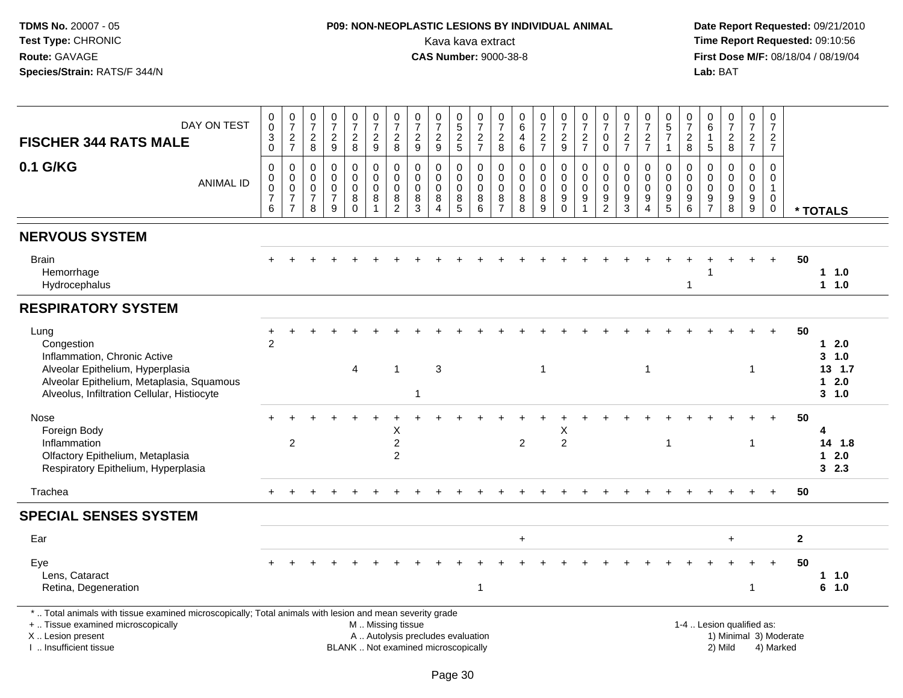**TDMS No.** 20007 - 05
**Test Type:** CHRONIC
**Route:** GAVAGE
**Species/Strain:** RATS/F 344/N

**P09: NON-NEOPLASTIC LESIONS BY INDIVIDUAL ANIMAL**
Kava kava extract
**CAS Number:** 9000-38-8

**Date Report Requested:** 09/21/2010
**Time Report Requested:** 09:10:56
**First Dose M/F:** 08/18/04 / 08/19/04
**Lab:** BAT

## FISCHER 344 RATS MALE — 0.1 G/KG

| DAY ON TEST | 0030 | 0727 | 0728 | 0729 | 0728 | 0729 | 0728 | 0729 | 0729 | 0525 | 0727 | 0728 | 0646 | 0727 | 0729 | 0727 | 0700 | 0727 | 0727 | 0571 | 0728 | 0615 | 0728 | 0727 | 0727 | |
|---|---|---|---|---|---|---|---|---|---|---|---|---|---|---|---|---|---|---|---|---|---|---|---|---|---|---|
| **ANIMAL ID** | 00076 | 00077 | 00078 | 00079 | 00080 | 00081 | 00082 | 00083 | 00084 | 00085 | 00086 | 00087 | 00088 | 00089 | 00090 | 00091 | 00092 | 00093 | 00094 | 00095 | 00096 | 00097 | 00098 | 00099 | 00100 | *** TOTALS** |
| **NERVOUS SYSTEM** | | | | | | | | | | | | | | | | | | | | | | | | | | |
| Brain | + | + | + | + | + | + | + | + | + | + | + | + | + | + | + | + | + | + | + | + | + | + | + | + | + | **50** |
| Hemorrhage | | | | | | | | | | | | | | | | | | | | | | 1 | | | | **1 1.0** |
| Hydrocephalus | | | | | | | | | | | | | | | | | | | | | 1 | | | | | **1 1.0** |
| **RESPIRATORY SYSTEM** | | | | | | | | | | | | | | | | | | | | | | | | | | |
| Lung | + | + | + | + | + | + | + | + | + | + | + | + | + | + | + | + | + | + | + | + | + | + | + | + | + | **50** |
| Congestion | 2 | | | | | | | | | | | | | | | | | | | | | | | | | **1 2.0** |
| Inflammation, Chronic Active | | | | | | | | | | | | | | | | | | | | | | | | | | **3 1.0** |
| Alveolar Epithelium, Hyperplasia | | | | | 4 | | 1 | | 3 | | | | | 1 | | | | | 1 | | | | | 1 | | **13 1.7** |
| Alveolar Epithelium, Metaplasia, Squamous | | | | | | | | | | | | | | | | | | | | | | | | | | **1 2.0** |
| Alveolus, Infiltration Cellular, Histiocyte | | | | | | | | 1 | | | | | | | | | | | | | | | | | | **3 1.0** |
| Nose | + | + | + | + | + | + | + | + | + | + | + | + | + | + | + | + | + | + | + | + | + | + | + | + | + | **50** |
| Foreign Body | | | | | | | X | | | | | | | | X | | | | | | | | | | | **4** |
| Inflammation | | 2 | | | | | 2 | | | | | | 2 | | 2 | | | | | 1 | | | | 1 | | **14 1.8** |
| Olfactory Epithelium, Metaplasia | | | | | | | 2 | | | | | | | | | | | | | | | | | | | **1 2.0** |
| Respiratory Epithelium, Hyperplasia | | | | | | | | | | | | | | | | | | | | | | | | | | **3 2.3** |
| Trachea | + | + | + | + | + | + | + | + | + | + | + | + | + | + | + | + | + | + | + | + | + | + | + | + | + | **50** |
| **SPECIAL SENSES SYSTEM** | | | | | | | | | | | | | | | | | | | | | | | | | | |
| Ear | | | | | | | | | | | | | + | | | | | | | | | | + | | | **2** |
| Eye | + | + | + | + | + | + | + | + | + | + | + | + | + | + | + | + | + | + | + | + | + | + | + | + | + | **50** |
| Lens, Cataract | | | | | | | | | | | | | | | | | | | | | | | | | | **1 1.0** |
| Retina, Degeneration | | | | | | | | | | | 1 | | | | | | | | | | | | | 1 | | **6 1.0** |

\* .. Total animals with tissue examined microscopically; Total animals with lesion and mean severity grade
\+ .. Tissue examined microscopically
X .. Lesion present
I .. Insufficient tissue

M .. Missing tissue
A .. Autolysis precludes evaluation
BLANK .. Not examined microscopically

1-4 .. Lesion qualified as:
1) Minimal 3) Moderate
2) Mild 4) Marked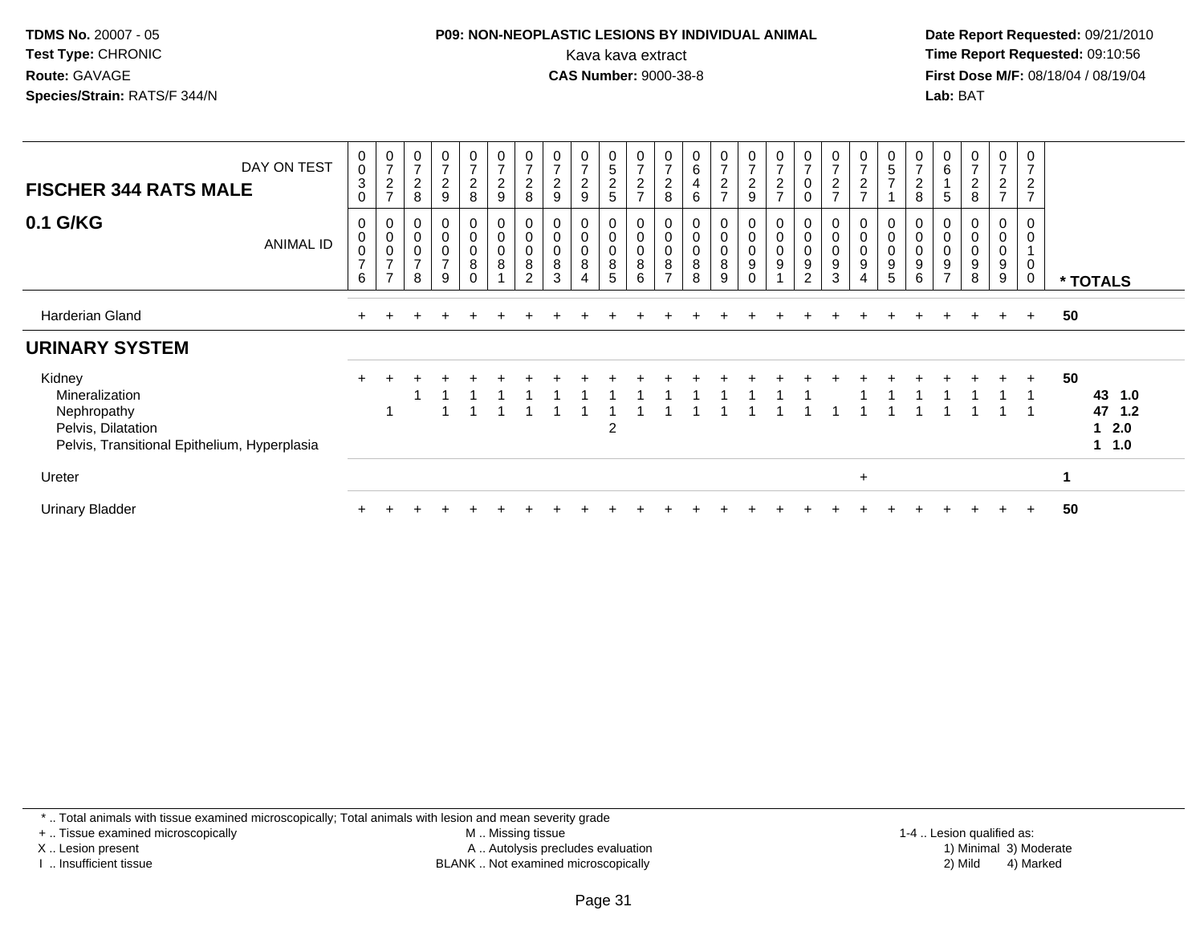**TDMS No.** 20007 - 05
**Test Type:** CHRONIC
**Route:** GAVAGE
**Species/Strain:** RATS/F 344/N

**P09: NON-NEOPLASTIC LESIONS BY INDIVIDUAL ANIMAL**
Kava kava extract
**CAS Number:** 9000-38-8

**Date Report Requested:** 09/21/2010
**Time Report Requested:** 09:10:56
**First Dose M/F:** 08/18/04 / 08/19/04
**Lab:** BAT

| FISCHER 344 RATS MALE 0.1 G/KG | | | | | | | | | | | | | | | | | | | | | | | | | | |
|---|---|---|---|---|---|---|---|---|---|---|---|---|---|---|---|---|---|---|---|---|---|---|---|---|---|---|
| DAY ON TEST | 0030 | 0727 | 0728 | 0729 | 0728 | 0729 | 0728 | 0729 | 0729 | 0525 | 0727 | 0728 | 0646 | 0727 | 0729 | 0727 | 0700 | 0727 | 0727 | 0571 | 0728 | 0615 | 0728 | 0727 | 0727 | |
| ANIMAL ID | 0076 | 0077 | 0078 | 0079 | 0080 | 0081 | 0082 | 0083 | 0084 | 0085 | 0086 | 0087 | 0088 | 0089 | 0090 | 0091 | 0092 | 0093 | 0094 | 0095 | 0096 | 0097 | 0098 | 0099 | 0100 | * TOTALS |
| Harderian Gland | + | + | + | + | + | + | + | + | + | + | + | + | + | + | + | + | + | + | + | + | + | + | + | + | + | 50 |
| **URINARY SYSTEM** | | | | | | | | | | | | | | | | | | | | | | | | | | |
| Kidney | + | + | + | + | + | + | + | + | + | + | + | + | + | + | + | + | + | + | + | + | + | + | + | + | + | 50 |
| Mineralization | | | 1 | 1 | 1 | 1 | 1 | 1 | 1 | 1 | 1 | 1 | 1 | 1 | 1 | 1 | 1 | | 1 | 1 | 1 | 1 | 1 | 1 | 1 | 43 1.0 |
| Nephropathy | | 1 | | 1 | 1 | 1 | 1 | 1 | 1 | 1 | 1 | 1 | 1 | 1 | 1 | 1 | 1 | 1 | 1 | 1 | 1 | 1 | 1 | 1 | 1 | 47 1.2 |
| Pelvis, Dilatation | | | | | | | | | | 2 | | | | | | | | | | | | | | | | 1 2.0 |
| Pelvis, Transitional Epithelium, Hyperplasia | | | | | | | | | | | | | | | | | | | | | | | | | | 1 1.0 |
| Ureter | | | | | | | | | | | | | | | | | | | + | | | | | | | 1 |
| Urinary Bladder | + | + | + | + | + | + | + | + | + | + | + | + | + | + | + | + | + | + | + | + | + | + | + | + | + | 50 |

* .. Total animals with tissue examined microscopically; Total animals with lesion and mean severity grade
+ .. Tissue examined microscopically
X .. Lesion present
I .. Insufficient tissue
M .. Missing tissue
A .. Autolysis precludes evaluation
BLANK .. Not examined microscopically
1-4 .. Lesion qualified as: 1) Minimal 2) Mild 3) Moderate 4) Marked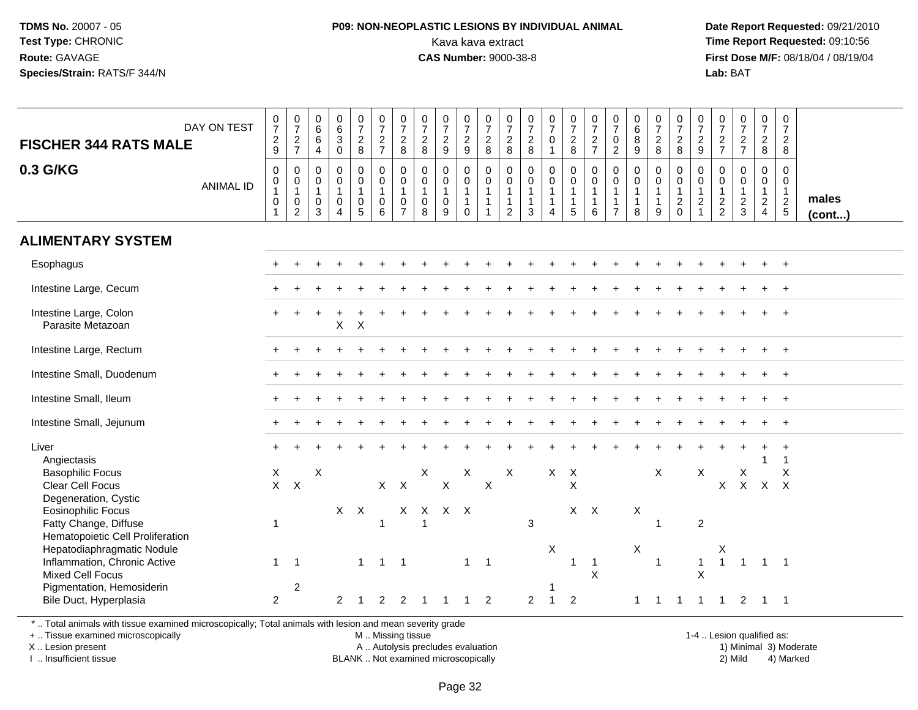**TDMS No.** 20007 - 05
**Test Type:** CHRONIC
**Route:** GAVAGE
**Species/Strain:** RATS/F 344/N

**P09: NON-NEOPLASTIC LESIONS BY INDIVIDUAL ANIMAL**
Kava kava extract
**CAS Number:** 9000-38-8

**Date Report Requested:** 09/21/2010
**Time Report Requested:** 09:10:56
**First Dose M/F:** 08/18/04 / 08/19/04
**Lab:** BAT

| FISCHER 344 RATS MALE 0.3 G/KG | | | | | | | | | | | | | | | | | | | | | | | | | | |
|---|---|---|---|---|---|---|---|---|---|---|---|---|---|---|---|---|---|---|---|---|---|---|---|---|---|---|
| DAY ON TEST | 0729 | 0727 | 0664 | 0630 | 0728 | 0727 | 0728 | 0728 | 0729 | 0729 | 0728 | 0728 | 0728 | 0701 | 0728 | 0727 | 0702 | 0689 | 0728 | 0728 | 0729 | 0727 | 0727 | 0728 | 0728 | |
| ANIMAL ID | 0101 | 0102 | 0103 | 0104 | 0105 | 0106 | 0107 | 0108 | 0109 | 0110 | 0111 | 0112 | 0113 | 0114 | 0115 | 0116 | 0117 | 0118 | 0119 | 0120 | 0121 | 0122 | 0123 | 0124 | 0125 | males (cont...) |
| **ALIMENTARY SYSTEM** | | | | | | | | | | | | | | | | | | | | | | | | | | |
| Esophagus | + | + | + | + | + | + | + | + | + | + | + | + | + | + | + | + | + | + | + | + | + | + | + | + | + | |
| Intestine Large, Cecum | + | + | + | + | + | + | + | + | + | + | + | + | + | + | + | + | + | + | + | + | + | + | + | + | + | |
| Intestine Large, Colon | + | + | + | + | + | + | + | + | + | + | + | + | + | + | + | + | + | + | + | + | + | + | + | + | + | |
| Parasite Metazoan | | | | X | X | | | | | | | | | | | | | | | | | | | | | |
| Intestine Large, Rectum | + | + | + | + | + | + | + | + | + | + | + | + | + | + | + | + | + | + | + | + | + | + | + | + | + | |
| Intestine Small, Duodenum | + | + | + | + | + | + | + | + | + | + | + | + | + | + | + | + | + | + | + | + | + | + | + | + | + | |
| Intestine Small, Ileum | + | + | + | + | + | + | + | + | + | + | + | + | + | + | + | + | + | + | + | + | + | + | + | + | + | |
| Intestine Small, Jejunum | + | + | + | + | + | + | + | + | + | + | + | + | + | + | + | + | + | + | + | + | + | + | + | + | + | |
| Liver | + | + | + | + | + | + | + | + | + | + | + | + | + | + | + | + | + | + | + | + | + | + | + | + | + | |
| Angiectasis | | | | | | | | | | | | | | | | | | | | | | | | 1 | 1 | |
| Basophilic Focus | X | | X | | | | | X | | X | | X | | X | X | | | | X | | X | | X | | X | |
| Clear Cell Focus | X | X | | | | X | X | | X | | X | | | | X | | | | | | | X | X | X | X | |
| Degeneration, Cystic | | | | | | | | | | | | | | | | | | | | | | | | | | |
| Eosinophilic Focus | | | | X | X | | X | X | X | X | | | | | X | X | | X | | | | | | | | |
| Fatty Change, Diffuse | 1 | | | | | 1 | | 1 | | | | | 3 | | | | | | 1 | | 2 | | | | | |
| Hematopoietic Cell Proliferation | | | | | | | | | | | | | | | | | | | | | | | | | | |
| Hepatodiaphragmatic Nodule | | | | | | | | | | | | | | X | | | | X | | | | X | | | | |
| Inflammation, Chronic Active | 1 | 1 | | | 1 | 1 | 1 | | | 1 | 1 | | | | 1 | 1 | | | 1 | | 1 | 1 | 1 | 1 | 1 | |
| Mixed Cell Focus | | | | | | | | | | | | | | | | X | | | | | X | | | | | |
| Pigmentation, Hemosiderin | | 2 | | | | | | | | | | | | 1 | | | | | | | | | | | | |
| Bile Duct, Hyperplasia | 2 | | | 2 | 1 | 2 | 2 | 1 | 1 | 1 | 2 | | 2 | 1 | 2 | | | 1 | 1 | 1 | 1 | 1 | 2 | 1 | 1 | |

\* .. Total animals with tissue examined microscopically; Total animals with lesion and mean severity grade
\+ .. Tissue examined microscopically
X .. Lesion present
I .. Insufficient tissue

M .. Missing tissue
A .. Autolysis precludes evaluation
BLANK .. Not examined microscopically

1-4 .. Lesion qualified as:
1) Minimal 3) Moderate
2) Mild 4) Marked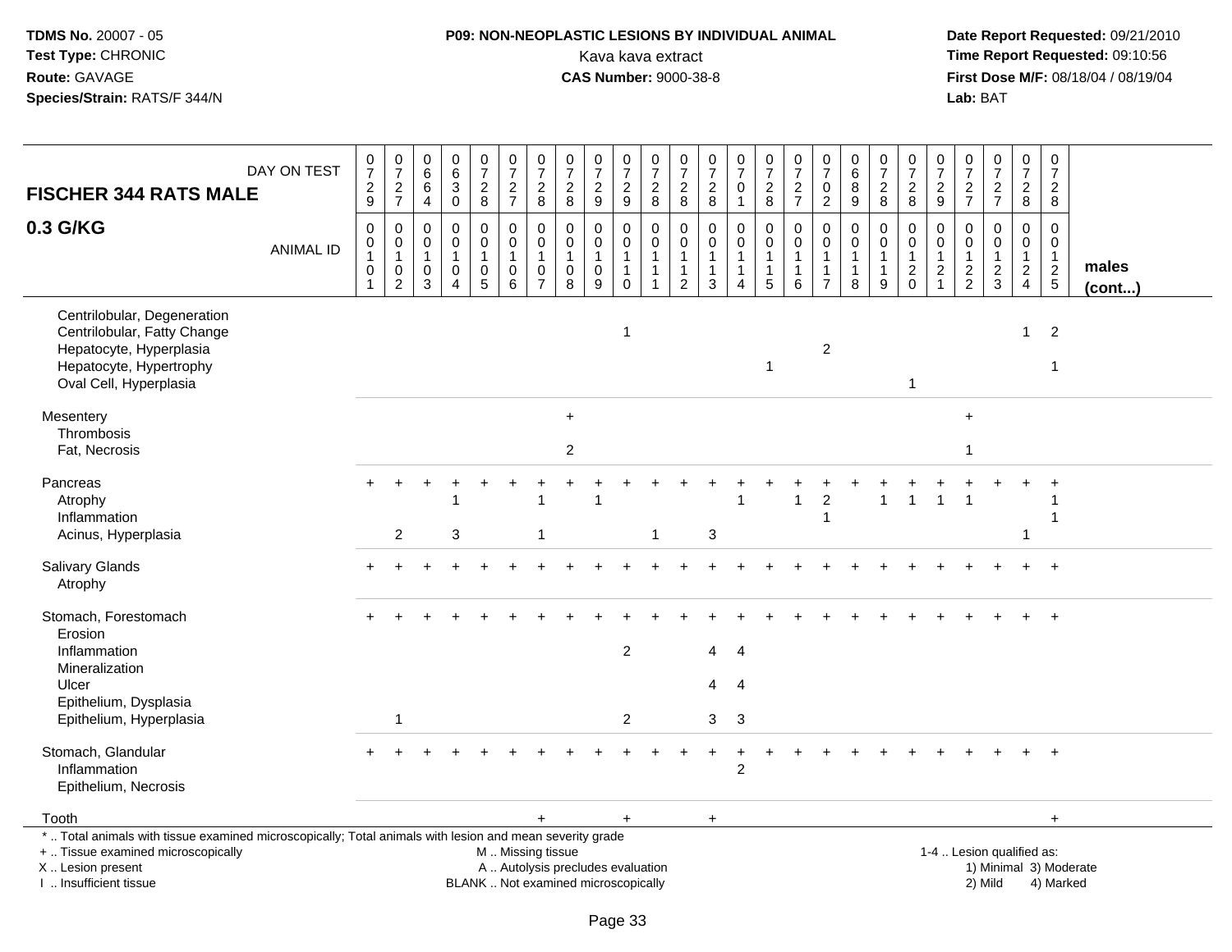**TDMS No.** 20007 - 05
**Test Type:** CHRONIC
**Route:** GAVAGE
**Species/Strain:** RATS/F 344/N

**P09: NON-NEOPLASTIC LESIONS BY INDIVIDUAL ANIMAL**
Kava kava extract
**CAS Number:** 9000-38-8

**Date Report Requested:** 09/21/2010
**Time Report Requested:** 09:10:56
**First Dose M/F:** 08/18/04 / 08/19/04
**Lab:** BAT

| FISCHER 344 RATS MALE 0.3 G/KG — DAY ON TEST | 0729 | 0727 | 0664 | 0630 | 0728 | 0727 | 0728 | 0728 | 0729 | 0729 | 0728 | 0728 | 0728 | 0701 | 0728 | 0727 | 0702 | 0689 | 0728 | 0728 | 0729 | 0727 | 0727 | 0728 | 0728 | |
|---|---|---|---|---|---|---|---|---|---|---|---|---|---|---|---|---|---|---|---|---|---|---|---|---|---|---|
| ANIMAL ID | 00101 | 00102 | 00103 | 00104 | 00105 | 00106 | 00107 | 00108 | 00109 | 00110 | 00111 | 00112 | 00113 | 00114 | 00115 | 00116 | 00117 | 00118 | 00119 | 00120 | 00121 | 00122 | 00123 | 00124 | 00125 | males (cont...) |
| Centrilobular, Degeneration | | | | | | | | | | | | | | | | | | | | | | | | | | |
| Centrilobular, Fatty Change | | | | | | | | | | 1 | | | | | | | | | | | | | | 1 | 2 | |
| Hepatocyte, Hyperplasia | | | | | | | | | | | | | | | | | 2 | | | | | | | | | |
| Hepatocyte, Hypertrophy | | | | | | | | | | | | | | | 1 | | | | | | | | | | 1 | |
| Oval Cell, Hyperplasia | | | | | | | | | | | | | | | | | | | | 1 | | | | | | |
| Mesentery | | | | | | | | + | | | | | | | | | | | | | | + | | | | |
| Thrombosis | | | | | | | | | | | | | | | | | | | | | | | | | | |
| Fat, Necrosis | | | | | | | | 2 | | | | | | | | | | | | | | 1 | | | | |
| Pancreas | + | + | + | + | + | + | + | + | + | + | + | + | + | + | + | + | + | + | + | + | + | + | + | + | + | |
| Atrophy | | | | 1 | | | 1 | | 1 | | | | | 1 | | 1 | 2 | | 1 | 1 | 1 | 1 | | | 1 | |
| Inflammation | | | | | | | | | | | | | | | | | 1 | | | | | | | | 1 | |
| Acinus, Hyperplasia | | 2 | | 3 | | | 1 | | | | 1 | | 3 | | | | | | | | | | | 1 | | |
| Salivary Glands | + | + | + | + | + | + | + | + | + | + | + | + | + | + | + | + | + | + | + | + | + | + | + | + | + | |
| Atrophy | | | | | | | | | | | | | | | | | | | | | | | | | | |
| Stomach, Forestomach | + | + | + | + | + | + | + | + | + | + | + | + | + | + | + | + | + | + | + | + | + | + | + | + | + | |
| Erosion | | | | | | | | | | | | | | | | | | | | | | | | | | |
| Inflammation | | | | | | | | | | 2 | | | 4 | 4 | | | | | | | | | | | | |
| Mineralization | | | | | | | | | | | | | | | | | | | | | | | | | | |
| Ulcer | | | | | | | | | | | | | 4 | 4 | | | | | | | | | | | | |
| Epithelium, Dysplasia | | | | | | | | | | | | | | | | | | | | | | | | | | |
| Epithelium, Hyperplasia | | 1 | | | | | | | | 2 | | | 3 | 3 | | | | | | | | | | | | |
| Stomach, Glandular | + | + | + | + | + | + | + | + | + | + | + | + | + | + | + | + | + | + | + | + | + | + | + | + | + | |
| Inflammation | | | | | | | | | | | | | | 2 | | | | | | | | | | | | |
| Epithelium, Necrosis | | | | | | | | | | | | | | | | | | | | | | | | | | |
| Tooth | | | | | | | + | | | + | | | + | | | | | | | | | | | | + | |

\* .. Total animals with tissue examined microscopically; Total animals with lesion and mean severity grade
+ .. Tissue examined microscopically
X .. Lesion present
I .. Insufficient tissue

M .. Missing tissue
A .. Autolysis precludes evaluation
BLANK .. Not examined microscopically

1-4 .. Lesion qualified as:
1) Minimal 3) Moderate
2) Mild 4) Marked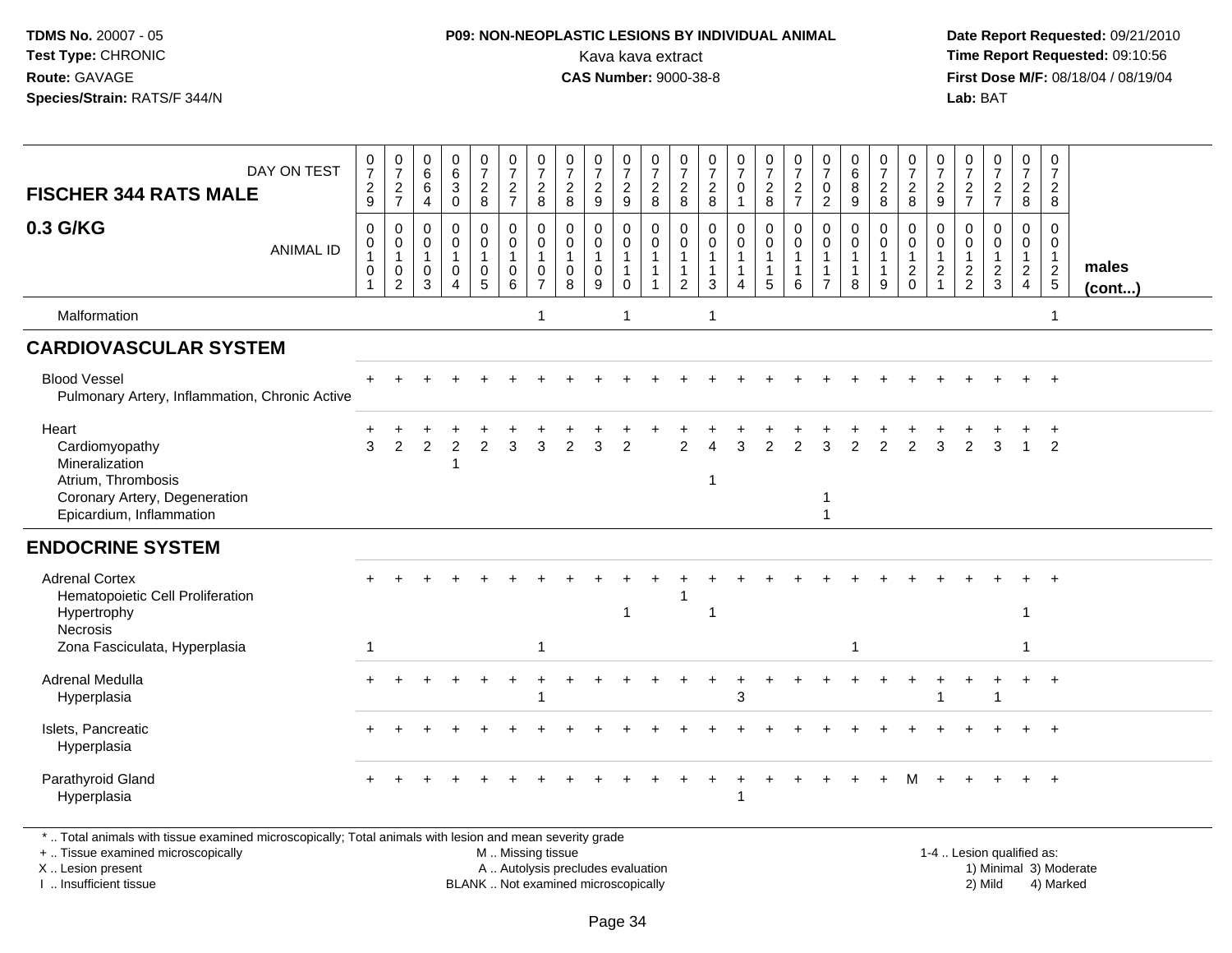TDMS No. 20007 - 05
Test Type: CHRONIC
Route: GAVAGE
Species/Strain: RATS/F 344/N

**P09: NON-NEOPLASTIC LESIONS BY INDIVIDUAL ANIMAL**
Kava kava extract
**CAS Number:** 9000-38-8

Date Report Requested: 09/21/2010
Time Report Requested: 09:10:56
First Dose M/F: 08/18/04 / 08/19/04
Lab: BAT

| FISCHER 344 RATS MALE — DAY ON TEST | 0729 | 0727 | 0664 | 0630 | 0728 | 0727 | 0728 | 0728 | 0729 | 0729 | 0728 | 0728 | 0728 | 0701 | 0728 | 0727 | 0702 | 0689 | 0728 | 0728 | 0729 | 0727 | 0727 | 0728 | 0728 | |
|---|---|---|---|---|---|---|---|---|---|---|---|---|---|---|---|---|---|---|---|---|---|---|---|---|---|---|
| **0.3 G/KG** — ANIMAL ID | 0010 1 | 0010 2 | 0010 3 | 0010 4 | 0010 5 | 0010 6 | 0010 7 | 0010 8 | 0010 9 | 0011 0 | 0011 1 | 0011 2 | 0011 3 | 0011 4 | 0011 5 | 0011 6 | 0011 7 | 0011 8 | 0011 9 | 0012 0 | 0012 1 | 0012 2 | 0012 3 | 0012 4 | 0012 5 | **males (cont...)** |
| Malformation | | | | | | | 1 | | | 1 | | | 1 | | | | | | | | | | | | 1 | |
| **CARDIOVASCULAR SYSTEM** | | | | | | | | | | | | | | | | | | | | | | | | | | |
| Blood Vessel | + | + | + | + | + | + | + | + | + | + | + | + | + | + | + | + | + | + | + | + | + | + | + | + | + | |
| Pulmonary Artery, Inflammation, Chronic Active | | | | | | | | | | | | | | | | | | | | | | | | | | |
| Heart | + | + | + | + | + | + | + | + | + | + | + | + | + | + | + | + | + | + | + | + | + | + | + | + | + | |
| Cardiomyopathy | 3 | 2 | 2 | 2 | 2 | 3 | 3 | 2 | 3 | 2 | | 2 | 4 | 3 | 2 | 2 | 3 | 2 | 2 | 2 | 3 | 2 | 3 | 1 | 2 | |
| Mineralization | | | | 1 | | | | | | | | | | | | | | | | | | | | | | |
| Atrium, Thrombosis | | | | | | | | | | | | | 1 | | | | | | | | | | | | | |
| Coronary Artery, Degeneration | | | | | | | | | | | | | | | | | 1 | | | | | | | | | |
| Epicardium, Inflammation | | | | | | | | | | | | | | | | | 1 | | | | | | | | | |
| **ENDOCRINE SYSTEM** | | | | | | | | | | | | | | | | | | | | | | | | | | |
| Adrenal Cortex | + | + | + | + | + | + | + | + | + | + | + | + | + | + | + | + | + | + | + | + | + | + | + | + | + | |
| Hematopoietic Cell Proliferation | | | | | | | | | | | | 1 | | | | | | | | | | | | | | |
| Hypertrophy | | | | | | | | | | 1 | | | 1 | | | | | | | | | | | 1 | | |
| Necrosis | | | | | | | | | | | | | | | | | | | | | | | | | | |
| Zona Fasciculata, Hyperplasia | 1 | | | | | | 1 | | | | | | | | | | | 1 | | | | | | 1 | | |
| Adrenal Medulla | + | + | + | + | + | + | + | + | + | + | + | + | + | + | + | + | + | + | + | + | + | + | + | + | + | |
| Hyperplasia | | | | | | | 1 | | | | | | | 3 | | | | | | | 1 | | 1 | | | |
| Islets, Pancreatic | + | + | + | + | + | + | + | + | + | + | + | + | + | + | + | + | + | + | + | + | + | + | + | + | + | |
| Hyperplasia | | | | | | | | | | | | | | | | | | | | | | | | | | |
| Parathyroid Gland | + | + | + | + | + | + | + | + | + | + | + | + | + | + | + | + | + | + | + | M | + | + | + | + | + | |
| Hyperplasia | | | | | | | | | | | | | | 1 | | | | | | | | | | | | |

\* .. Total animals with tissue examined microscopically; Total animals with lesion and mean severity grade
+ .. Tissue examined microscopically — M .. Missing tissue — 1-4 .. Lesion qualified as:
X .. Lesion present — A .. Autolysis precludes evaluation — 1) Minimal 3) Moderate
I .. Insufficient tissue — BLANK .. Not examined microscopically — 2) Mild 4) Marked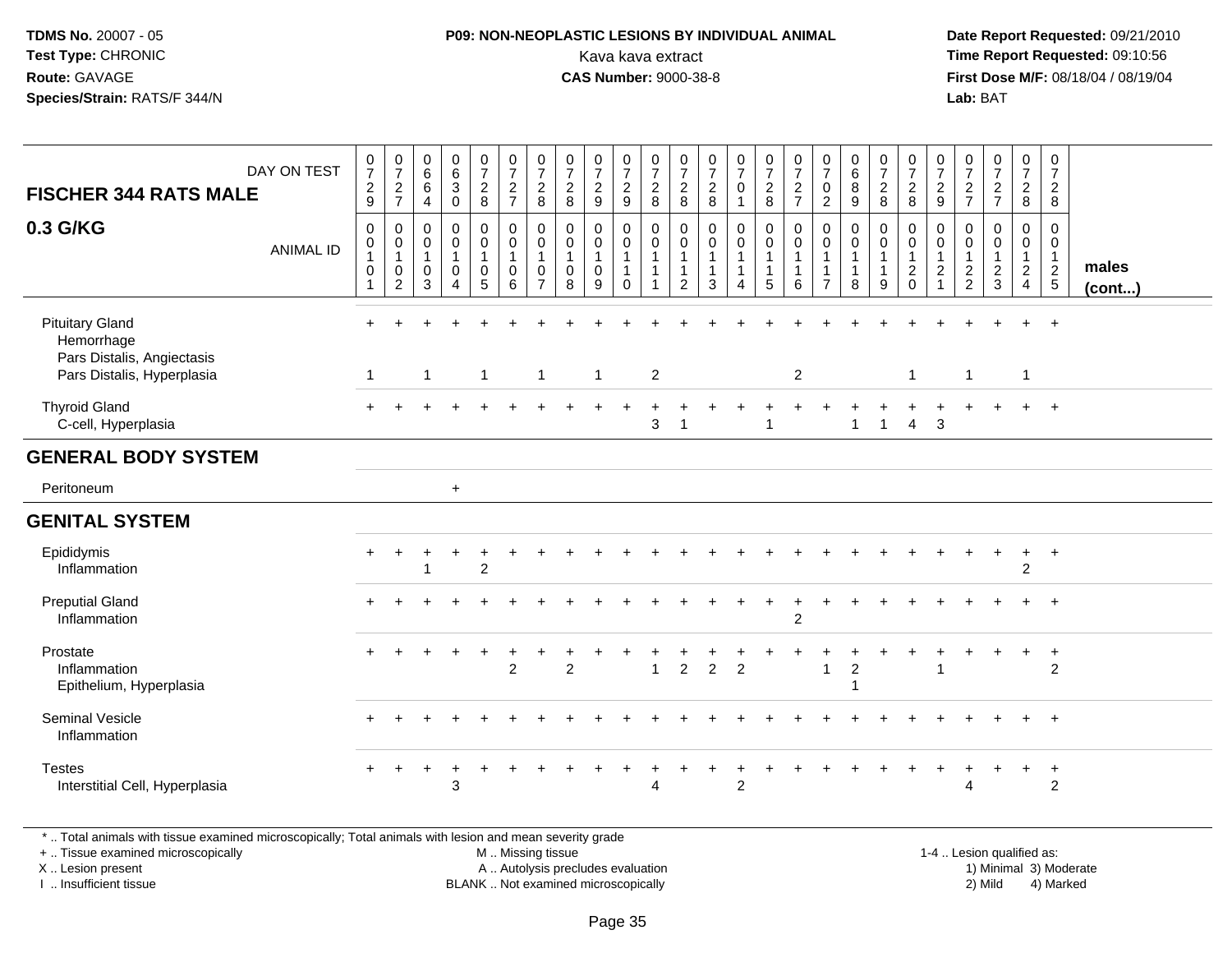**TDMS No.** 20007 - 05
**Test Type:** CHRONIC
**Route:** GAVAGE
**Species/Strain:** RATS/F 344/N

**P09: NON-NEOPLASTIC LESIONS BY INDIVIDUAL ANIMAL**
Kava kava extract
**CAS Number:** 9000-38-8

**Date Report Requested:** 09/21/2010
**Time Report Requested:** 09:10:56
**First Dose M/F:** 08/18/04 / 08/19/04
**Lab:** BAT

## FISCHER 344 RATS MALE
### 0.3 G/KG

| DAY ON TEST | 0729 | 0727 | 0664 | 0630 | 0728 | 0727 | 0728 | 0728 | 0729 | 0729 | 0728 | 0728 | 0728 | 0701 | 0728 | 0727 | 0702 | 0689 | 0728 | 0728 | 0729 | 0727 | 0727 | 0728 | 0728 | |
|---|---|---|---|---|---|---|---|---|---|---|---|---|---|---|---|---|---|---|---|---|---|---|---|---|---|---|
| **ANIMAL ID** | 0010 1 | 0010 2 | 0010 3 | 0010 4 | 0010 5 | 0010 6 | 0010 7 | 0010 8 | 0010 9 | 0011 0 | 0011 1 | 0011 2 | 0011 3 | 0011 4 | 0011 5 | 0011 6 | 0011 7 | 0011 8 | 0011 9 | 0012 0 | 0012 1 | 0012 2 | 0012 3 | 0012 4 | 0012 5 | **males (cont...)** |
| Pituitary Gland | + | + | + | + | + | + | + | + | + | + | + | + | + | + | + | + | + | + | + | + | + | + | + | + | + | |
| Hemorrhage | | | | | | | | | | | | | | | | | | | | | | | | | | |
| Pars Distalis, Angiectasis | | | | | | | | | | | | | | | | | | | | | | | | | | |
| Pars Distalis, Hyperplasia | 1 | | 1 | | 1 | | 1 | | 1 | | 2 | | | | | 2 | | | | 1 | | 1 | | 1 | | |
| Thyroid Gland | + | + | + | + | + | + | + | + | + | + | + | + | + | + | + | + | + | + | + | + | + | + | + | + | + | |
| C-cell, Hyperplasia | | | | | | | | | | | 3 | 1 | | | 1 | | | 1 | 1 | 4 | 3 | | | | | |
| **GENERAL BODY SYSTEM** | | | | | | | | | | | | | | | | | | | | | | | | | | |
| Peritoneum | | | | + | | | | | | | | | | | | | | | | | | | | | | |
| **GENITAL SYSTEM** | | | | | | | | | | | | | | | | | | | | | | | | | | |
| Epididymis | + | + | + | + | + | + | + | + | + | + | + | + | + | + | + | + | + | + | + | + | + | + | + | + | + | |
| Inflammation | | | 1 | | 2 | | | | | | | | | | | | | | | | | | | 2 | | |
| Preputial Gland | + | + | + | + | + | + | + | + | + | + | + | + | + | + | + | + | + | + | + | + | + | + | + | + | + | |
| Inflammation | | | | | | | | | | | | | | | | 2 | | | | | | | | | | |
| Prostate | + | + | + | + | + | + | + | + | + | + | + | + | + | + | + | + | + | + | + | + | + | + | + | + | + | |
| Inflammation | | | | | | 2 | | 2 | | | 1 | 2 | 2 | 2 | | | 1 | 2 | | | 1 | | | | 2 | |
| Epithelium, Hyperplasia | | | | | | | | | | | | | | | | | | 1 | | | | | | | | |
| Seminal Vesicle | + | + | + | + | + | + | + | + | + | + | + | + | + | + | + | + | + | + | + | + | + | + | + | + | + | |
| Inflammation | | | | | | | | | | | | | | | | | | | | | | | | | | |
| Testes | + | + | + | + | + | + | + | + | + | + | + | + | + | + | + | + | + | + | + | + | + | + | + | + | + | |
| Interstitial Cell, Hyperplasia | | | | 3 | | | | | | | 4 | | | 2 | | | | | | | | 4 | | | 2 | |

\* .. Total animals with tissue examined microscopically; Total animals with lesion and mean severity grade
\+ .. Tissue examined microscopically
X .. Lesion present
I .. Insufficient tissue

M .. Missing tissue
A .. Autolysis precludes evaluation
BLANK .. Not examined microscopically

1-4 .. Lesion qualified as:
1) Minimal 3) Moderate
2) Mild 4) Marked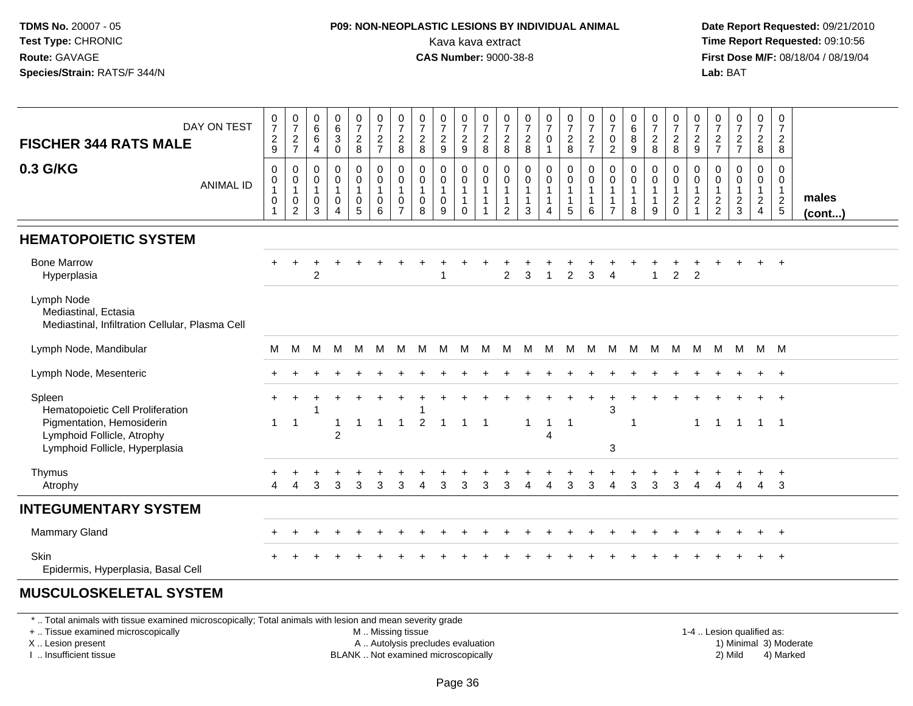**TDMS No.** 20007 - 05
**Test Type:** CHRONIC
**Route:** GAVAGE
**Species/Strain:** RATS/F 344/N

**P09: NON-NEOPLASTIC LESIONS BY INDIVIDUAL ANIMAL**
Kava kava extract
**CAS Number:** 9000-38-8

**Date Report Requested:** 09/21/2010
**Time Report Requested:** 09:10:56
**First Dose M/F:** 08/18/04 / 08/19/04
**Lab:** BAT

| FISCHER 344 RATS MALE — DAY ON TEST | 0729 | 0727 | 0664 | 0630 | 0728 | 0727 | 0728 | 0728 | 0729 | 0729 | 0728 | 0728 | 0728 | 0701 | 0728 | 0727 | 0702 | 0689 | 0728 | 0728 | 0729 | 0727 | 0727 | 0728 | 0728 | |
|---|---|---|---|---|---|---|---|---|---|---|---|---|---|---|---|---|---|---|---|---|---|---|---|---|---|---|
| **0.3 G/KG** — ANIMAL ID | 0101 | 0102 | 0103 | 0104 | 0105 | 0106 | 0107 | 0108 | 0109 | 0110 | 0111 | 0112 | 0113 | 0114 | 0115 | 0116 | 0117 | 0118 | 0119 | 0120 | 0121 | 0122 | 0123 | 0124 | 0125 | **males (cont...)** |
| **HEMATOPOIETIC SYSTEM** | | | | | | | | | | | | | | | | | | | | | | | | | | |
| Bone Marrow | + | + | + | + | + | + | + | + | + | + | + | + | + | + | + | + | + | + | + | + | + | + | + | + | + | |
| Hyperplasia | | | 2 | | | | | | 1 | | | 2 | 3 | 1 | 2 | 3 | 4 | | 1 | 2 | 2 | | | | | |
| Lymph Node | | | | | | | | | | | | | | | | | | | | | | | | | | |
| Mediastinal, Ectasia | | | | | | | | | | | | | | | | | | | | | | | | | | |
| Mediastinal, Infiltration Cellular, Plasma Cell | | | | | | | | | | | | | | | | | | | | | | | | | | |
| Lymph Node, Mandibular | M | M | M | M | M | M | M | M | M | M | M | M | M | M | M | M | M | M | M | M | M | M | M | M | M | |
| Lymph Node, Mesenteric | + | + | + | + | + | + | + | + | + | + | + | + | + | + | + | + | + | + | + | + | + | + | + | + | + | |
| Spleen | + | + | + | + | + | + | + | + | + | + | + | + | + | + | + | + | + | + | + | + | + | + | + | + | + | |
| Hematopoietic Cell Proliferation | | | 1 | | | | | 1 | | | | | | | | | 3 | | | | | | | | | |
| Pigmentation, Hemosiderin | 1 | 1 | | 1 | 1 | 1 | 1 | 2 | 1 | 1 | 1 | | 1 | 1 | 1 | | | 1 | | | 1 | 1 | 1 | 1 | 1 | |
| Lymphoid Follicle, Atrophy | | | | 2 | | | | | | | | | | 4 | | | | | | | | | | | | |
| Lymphoid Follicle, Hyperplasia | | | | | | | | | | | | | | | | | 3 | | | | | | | | | |
| Thymus | + | + | + | + | + | + | + | + | + | + | + | + | + | + | + | + | + | + | + | + | + | + | + | + | + | |
| Atrophy | 4 | 4 | 3 | 3 | 3 | 3 | 3 | 4 | 3 | 3 | 3 | 3 | 4 | 4 | 3 | 3 | 4 | 3 | 3 | 3 | 4 | 4 | 4 | 4 | 3 | |
| **INTEGUMENTARY SYSTEM** | | | | | | | | | | | | | | | | | | | | | | | | | | |
| Mammary Gland | + | + | + | + | + | + | + | + | + | + | + | + | + | + | + | + | + | + | + | + | + | + | + | + | + | |
| Skin | + | + | + | + | + | + | + | + | + | + | + | + | + | + | + | + | + | + | + | + | + | + | + | + | + | |
| Epidermis, Hyperplasia, Basal Cell | | | | | | | | | | | | | | | | | | | | | | | | | | |
| **MUSCULOSKELETAL SYSTEM** | | | | | | | | | | | | | | | | | | | | | | | | | | |

\* .. Total animals with tissue examined microscopically; Total animals with lesion and mean severity grade
\+ .. Tissue examined microscopically
X .. Lesion present
I .. Insufficient tissue

M .. Missing tissue
A .. Autolysis precludes evaluation
BLANK .. Not examined microscopically

1-4 .. Lesion qualified as:
1) Minimal 3) Moderate
2) Mild 4) Marked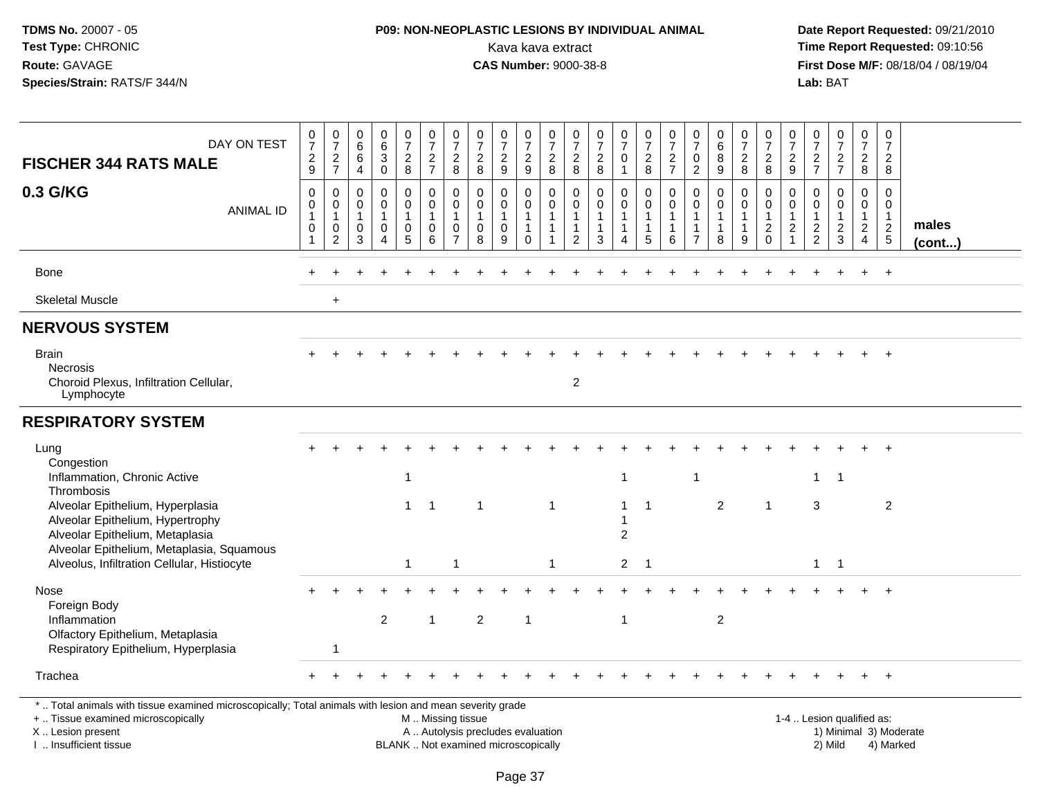**TDMS No.** 20007 - 05
**Test Type:** CHRONIC
**Route:** GAVAGE
**Species/Strain:** RATS/F 344/N

**P09: NON-NEOPLASTIC LESIONS BY INDIVIDUAL ANIMAL**
Kava kava extract
**CAS Number:** 9000-38-8

**Date Report Requested:** 09/21/2010
**Time Report Requested:** 09:10:56
**First Dose M/F:** 08/18/04 / 08/19/04
**Lab:** BAT

| FISCHER 344 RATS MALE — DAY ON TEST | 0729 | 0727 | 0664 | 0630 | 0728 | 0727 | 0728 | 0728 | 0729 | 0729 | 0728 | 0728 | 0728 | 0701 | 0728 | 0727 | 0702 | 0689 | 0728 | 0728 | 0729 | 0727 | 0727 | 0728 | 0728 | |
|---|---|---|---|---|---|---|---|---|---|---|---|---|---|---|---|---|---|---|---|---|---|---|---|---|---|---|
| **0.3 G/KG** — ANIMAL ID | 00101 | 00102 | 00103 | 00104 | 00105 | 00106 | 00107 | 00108 | 00109 | 00110 | 00111 | 00112 | 00113 | 00114 | 00115 | 00116 | 00117 | 00118 | 00119 | 00120 | 00121 | 00122 | 00123 | 00124 | 00125 | **males (cont...)** |
| Bone | + | + | + | + | + | + | + | + | + | + | + | + | + | + | + | + | + | + | + | + | + | + | + | + | + | |
| Skeletal Muscle | | + | | | | | | | | | | | | | | | | | | | | | | | | |
| **NERVOUS SYSTEM** | | | | | | | | | | | | | | | | | | | | | | | | | | |
| Brain | + | + | + | + | + | + | + | + | + | + | + | + | + | + | + | + | + | + | + | + | + | + | + | + | + | |
| Necrosis | | | | | | | | | | | | | | | | | | | | | | | | | | |
| Choroid Plexus, Infiltration Cellular, Lymphocyte | | | | | | | | | | | | 2 | | | | | | | | | | | | | | |
| **RESPIRATORY SYSTEM** | | | | | | | | | | | | | | | | | | | | | | | | | | |
| Lung | + | + | + | + | + | + | + | + | + | + | + | + | + | + | + | + | + | + | + | + | + | + | + | + | + | |
| Congestion | | | | | | | | | | | | | | | | | | | | | | | | | | |
| Inflammation, Chronic Active | | | | | 1 | | | | | | | | | 1 | | | 1 | | | | | 1 | 1 | | | |
| Thrombosis | | | | | | | | | | | | | | | | | | | | | | | | | | |
| Alveolar Epithelium, Hyperplasia | | | | | 1 | 1 | | 1 | | | 1 | | | 1 | 1 | | | 2 | | 1 | | 3 | | | 2 | |
| Alveolar Epithelium, Hypertrophy | | | | | | | | | | | | | | 1 | | | | | | | | | | | | |
| Alveolar Epithelium, Metaplasia | | | | | | | | | | | | | | 2 | | | | | | | | | | | | |
| Alveolar Epithelium, Metaplasia, Squamous | | | | | | | | | | | | | | | | | | | | | | | | | | |
| Alveolus, Infiltration Cellular, Histiocyte | | | | | 1 | | 1 | | | | 1 | | | 2 | 1 | | | | | | | 1 | 1 | | | |
| Nose | + | + | + | + | + | + | + | + | + | + | + | + | + | + | + | + | + | + | + | + | + | + | + | + | + | |
| Foreign Body | | | | | | | | | | | | | | | | | | | | | | | | | | |
| Inflammation | | | | 2 | | 1 | | 2 | | 1 | | | | 1 | | | | 2 | | | | | | | | |
| Olfactory Epithelium, Metaplasia | | | | | | | | | | | | | | | | | | | | | | | | | | |
| Respiratory Epithelium, Hyperplasia | | 1 | | | | | | | | | | | | | | | | | | | | | | | | |
| Trachea | + | + | + | + | + | + | + | + | + | + | + | + | + | + | + | + | + | + | + | + | + | + | + | + | + | |

\* .. Total animals with tissue examined microscopically; Total animals with lesion and mean severity grade
+ .. Tissue examined microscopically
X .. Lesion present
I .. Insufficient tissue

M .. Missing tissue
A .. Autolysis precludes evaluation
BLANK .. Not examined microscopically

1-4 .. Lesion qualified as:
1) Minimal 3) Moderate
2) Mild 4) Marked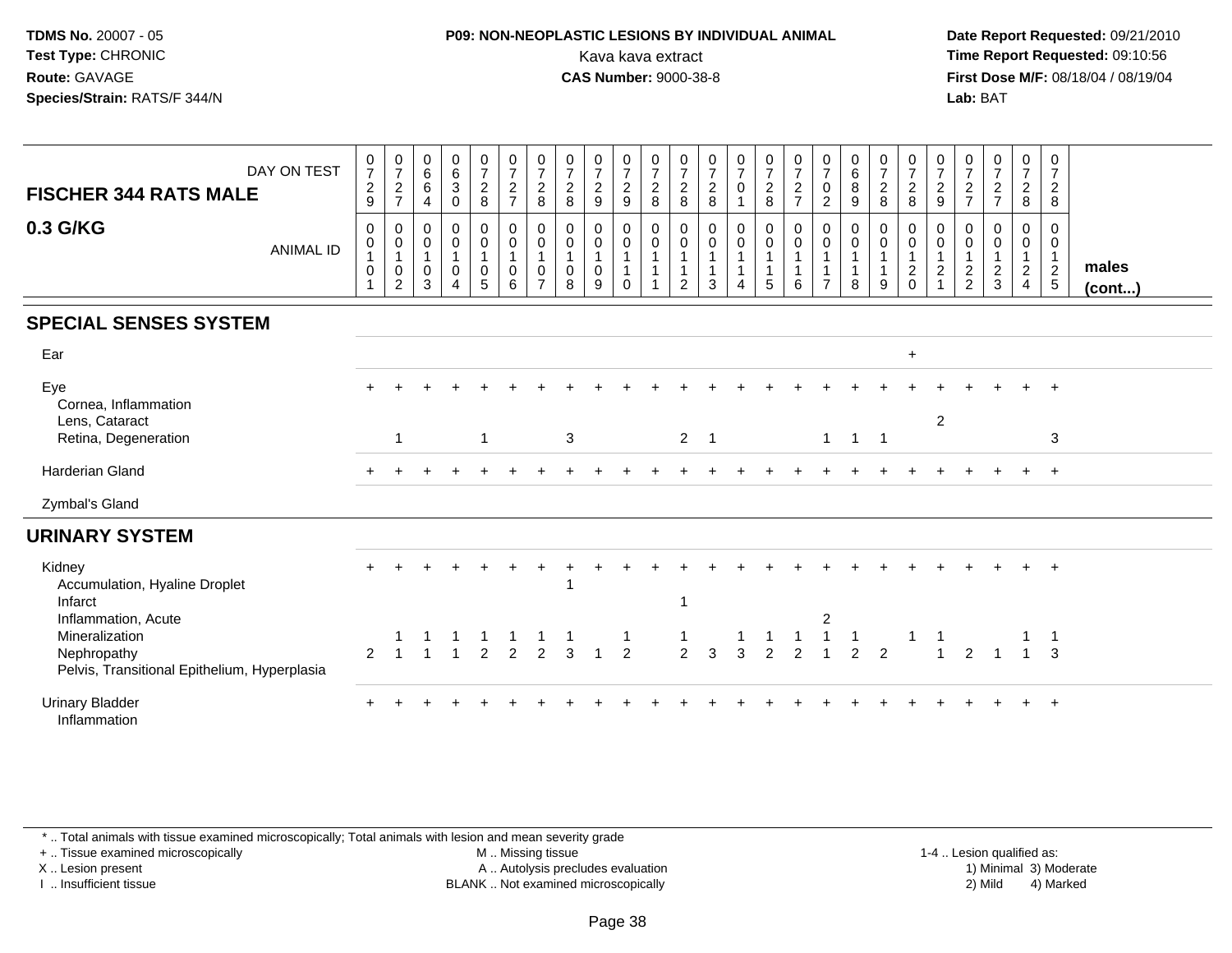**TDMS No.** 20007 - 05
**Test Type:** CHRONIC
**Route:** GAVAGE
**Species/Strain:** RATS/F 344/N

**P09: NON-NEOPLASTIC LESIONS BY INDIVIDUAL ANIMAL**
Kava kava extract
**CAS Number:** 9000-38-8

**Date Report Requested:** 09/21/2010
**Time Report Requested:** 09:10:56
**First Dose M/F:** 08/18/04 / 08/19/04
**Lab:** BAT

## FISCHER 344 RATS MALE
## 0.3 G/KG

| DAY ON TEST | 0729 | 0727 | 0664 | 0630 | 0728 | 0727 | 0728 | 0728 | 0729 | 0729 | 0728 | 0728 | 0728 | 0701 | 0728 | 0727 | 0702 | 0689 | 0728 | 0728 | 0729 | 0727 | 0727 | 0728 | 0728 | |
|---|---|---|---|---|---|---|---|---|---|---|---|---|---|---|---|---|---|---|---|---|---|---|---|---|---|---|
| ANIMAL ID | 0101 | 0102 | 0103 | 0104 | 0105 | 0106 | 0107 | 0108 | 0109 | 0110 | 0111 | 0112 | 0113 | 0114 | 0115 | 0116 | 0117 | 0118 | 0119 | 0120 | 0121 | 0122 | 0123 | 0124 | 0125 | males (cont...) |
| **SPECIAL SENSES SYSTEM** | | | | | | | | | | | | | | | | | | | | | | | | | | |
| Ear | | | | | | | | | | | | | | | | | | | | + | | | | | | |
| Eye | + | + | + | + | + | + | + | + | + | + | + | + | + | + | + | + | + | + | + | + | + | + | + | + | + | |
| Cornea, Inflammation | | | | | | | | | | | | | | | | | | | | | | | | | | |
| Lens, Cataract | | | | | | | | | | | | | | | | | | | | | 2 | | | | | |
| Retina, Degeneration | | 1 | | | 1 | | | 3 | | | | 2 | 1 | | | | 1 | 1 | 1 | | | | | | 3 | |
| Harderian Gland | + | + | + | + | + | + | + | + | + | + | + | + | + | + | + | + | + | + | + | + | + | + | + | + | + | |
| Zymbal's Gland | | | | | | | | | | | | | | | | | | | | | | | | | | |
| **URINARY SYSTEM** | | | | | | | | | | | | | | | | | | | | | | | | | | |
| Kidney | + | + | + | + | + | + | + | + | + | + | + | + | + | + | + | + | + | + | + | + | + | + | + | + | + | |
| Accumulation, Hyaline Droplet | | | | | | | | 1 | | | | | | | | | | | | | | | | | | |
| Infarct | | | | | | | | | | | | 1 | | | | | | | | | | | | | | |
| Inflammation, Acute | | | | | | | | | | | | | | | | | 2 | | | | | | | | | |
| Mineralization | | 1 | 1 | 1 | 1 | 1 | 1 | 1 | | 1 | | 1 | | 1 | 1 | 1 | 1 | 1 | | 1 | 1 | | | 1 | 1 | |
| Nephropathy | 2 | 1 | 1 | 1 | 2 | 2 | 2 | 3 | 1 | 2 | | 2 | 3 | 3 | 2 | 2 | 1 | 2 | 2 | | 1 | 2 | 1 | 1 | 3 | |
| Pelvis, Transitional Epithelium, Hyperplasia | | | | | | | | | | | | | | | | | | | | | | | | | | |
| Urinary Bladder | + | + | + | + | + | + | + | + | + | + | + | + | + | + | + | + | + | + | + | + | + | + | + | + | + | |
| Inflammation | | | | | | | | | | | | | | | | | | | | | | | | | | |

* .. Total animals with tissue examined microscopically; Total animals with lesion and mean severity grade
+ .. Tissue examined microscopically
X .. Lesion present
I .. Insufficient tissue

M .. Missing tissue
A .. Autolysis precludes evaluation
BLANK .. Not examined microscopically

1-4 .. Lesion qualified as:
1) Minimal 3) Moderate
2) Mild 4) Marked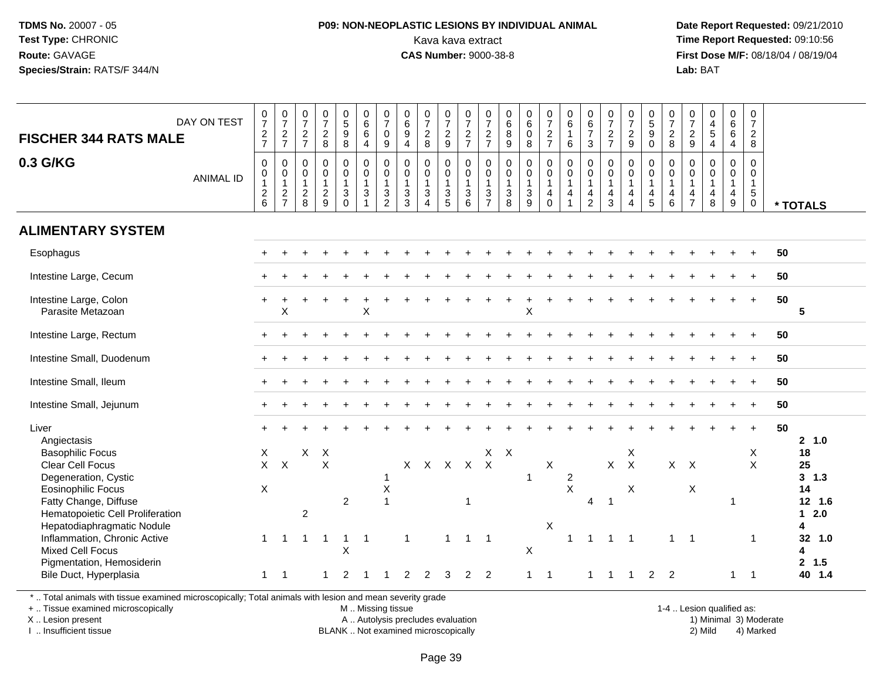**TDMS No.** 20007 - 05
**Test Type:** CHRONIC
**Route:** GAVAGE
**Species/Strain:** RATS/F 344/N

**P09: NON-NEOPLASTIC LESIONS BY INDIVIDUAL ANIMAL**
Kava kava extract
**CAS Number:** 9000-38-8

**Date Report Requested:** 09/21/2010
**Time Report Requested:** 09:10:56
**First Dose M/F:** 08/18/04 / 08/19/04
**Lab:** BAT

## FISCHER 344 RATS MALE 0.3 G/KG

| DAY ON TEST | 727 | 727 | 727 | 728 | 598 | 664 | 709 | 694 | 728 | 729 | 727 | 727 | 689 | 608 | 727 | 616 | 673 | 727 | 729 | 590 | 728 | 729 | 454 | 664 | 728 | |
|---|---|---|---|---|---|---|---|---|---|---|---|---|---|---|---|---|---|---|---|---|---|---|---|---|---|---|
| **ANIMAL ID** | 0126 | 0127 | 0128 | 0129 | 0130 | 0131 | 0132 | 0133 | 0134 | 0135 | 0136 | 0137 | 0138 | 0139 | 0140 | 0141 | 0142 | 0143 | 0144 | 0145 | 0146 | 0147 | 0148 | 0149 | 0150 | *** TOTALS** |
| **ALIMENTARY SYSTEM** | | | | | | | | | | | | | | | | | | | | | | | | | | |
| Esophagus | + | + | + | + | + | + | + | + | + | + | + | + | + | + | + | + | + | + | + | + | + | + | + | + | + | 50 |
| Intestine Large, Cecum | + | + | + | + | + | + | + | + | + | + | + | + | + | + | + | + | + | + | + | + | + | + | + | + | + | 50 |
| Intestine Large, Colon | + | + | + | + | + | + | + | + | + | + | + | + | + | + | + | + | + | + | + | + | + | + | + | + | + | 50 |
| Parasite Metazoan | | X | | | | X | | | | | | | | X | | | | | | | | | | | | 5 |
| Intestine Large, Rectum | + | + | + | + | + | + | + | + | + | + | + | + | + | + | + | + | + | + | + | + | + | + | + | + | + | 50 |
| Intestine Small, Duodenum | + | + | + | + | + | + | + | + | + | + | + | + | + | + | + | + | + | + | + | + | + | + | + | + | + | 50 |
| Intestine Small, Ileum | + | + | + | + | + | + | + | + | + | + | + | + | + | + | + | + | + | + | + | + | + | + | + | + | + | 50 |
| Intestine Small, Jejunum | + | + | + | + | + | + | + | + | + | + | + | + | + | + | + | + | + | + | + | + | + | + | + | + | + | 50 |
| Liver | + | + | + | + | + | + | + | + | + | + | + | + | + | + | + | + | + | + | + | + | + | + | + | + | + | 50 |
| Angiectasis | | | | | | | | | | | | | | | | | | | | | | | | | | 2 1.0 |
| Basophilic Focus | X | | X | X | | | | | | | | X | X | | | | | | X | | | | | | X | 18 |
| Clear Cell Focus | X | X | | X | | | | X | X | X | X | X | | | X | | | X | X | | X | X | | | X | 25 |
| Degeneration, Cystic | | | | | | | 1 | | | | | | | 1 | | 2 | | | | | | | | | | 3 1.3 |
| Eosinophilic Focus | X | | | | | | X | | | | | | | | | X | | | X | | | X | | | | 14 |
| Fatty Change, Diffuse | | | | | 2 | | 1 | | | | 1 | | | | | | 4 | 1 | | | | | | 1 | | 12 1.6 |
| Hematopoietic Cell Proliferation | | | 2 | | | | | | | | | | | | | | | | | | | | | | | 1 2.0 |
| Hepatodiaphragmatic Nodule | | | | | | | | | | | | | | | X | | | | | | | | | | | 4 |
| Inflammation, Chronic Active | 1 | 1 | 1 | 1 | 1 | 1 | | 1 | | 1 | 1 | 1 | | | | 1 | 1 | 1 | 1 | | 1 | 1 | | | 1 | 32 1.0 |
| Mixed Cell Focus | | | | | X | | | | | | | | | X | | | | | | | | | | | | 4 |
| Pigmentation, Hemosiderin | | | | | | | | | | | | | | | | | | | | | | | | | | 2 1.5 |
| Bile Duct, Hyperplasia | 1 | 1 | | 1 | 2 | 1 | 1 | 2 | 2 | 3 | 2 | 2 | | 1 | 1 | | 1 | 1 | 1 | 2 | 2 | | | 1 | 1 | 40 1.4 |

\* .. Total animals with tissue examined microscopically; Total animals with lesion and mean severity grade
\+ .. Tissue examined microscopically
X .. Lesion present
I .. Insufficient tissue

M .. Missing tissue
A .. Autolysis precludes evaluation
BLANK .. Not examined microscopically

1-4 .. Lesion qualified as:
1) Minimal 3) Moderate
2) Mild 4) Marked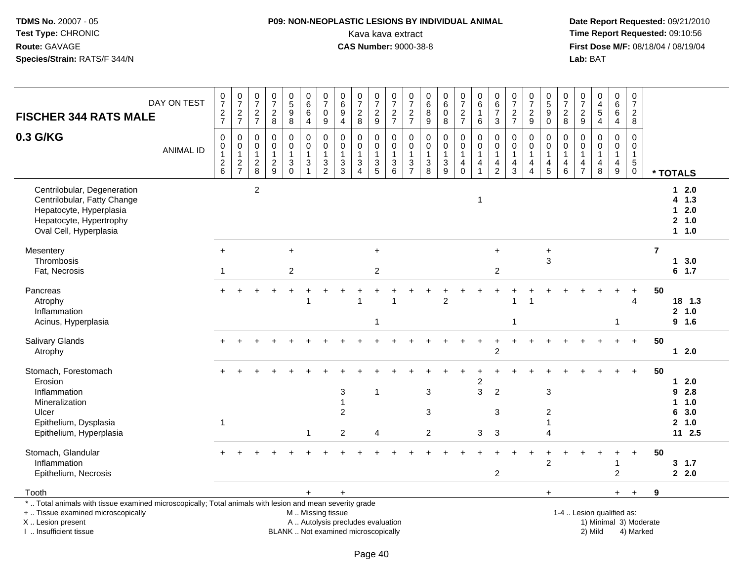**TDMS No.** 20007 - 05
**Test Type:** CHRONIC
**Route:** GAVAGE
**Species/Strain:** RATS/F 344/N

**P09: NON-NEOPLASTIC LESIONS BY INDIVIDUAL ANIMAL**
Kava kava extract
**CAS Number:** 9000-38-8

**Date Report Requested:** 09/21/2010
**Time Report Requested:** 09:10:56
**First Dose M/F:** 08/18/04 / 08/19/04
**Lab:** BAT

| FISCHER 344 RATS MALE — DAY ON TEST | 0727 | 0727 | 0727 | 0728 | 0598 | 0664 | 0709 | 0694 | 0728 | 0729 | 0727 | 0727 | 0689 | 0608 | 0727 | 0616 | 0673 | 0727 | 0729 | 0590 | 0728 | 0729 | 0454 | 0664 | 0728 | |
|---|---|---|---|---|---|---|---|---|---|---|---|---|---|---|---|---|---|---|---|---|---|---|---|---|---|---|
| **0.3 G/KG** — ANIMAL ID | 0126 | 0127 | 0128 | 0129 | 0130 | 0131 | 0132 | 0133 | 0134 | 0135 | 0136 | 0137 | 0138 | 0139 | 0140 | 0141 | 0142 | 0143 | 0144 | 0145 | 0146 | 0147 | 0148 | 0149 | 0150 | * TOTALS |
| Centrilobular, Degeneration | | | 2 | | | | | | | | | | | | | | | | | | | | | | | 1 2.0 |
| Centrilobular, Fatty Change | | | | | | | | | | | | | | | | 1 | | | | | | | | | | 4 1.3 |
| Hepatocyte, Hyperplasia | | | | | | | | | | | | | | | | | | | | | | | | | | 1 2.0 |
| Hepatocyte, Hypertrophy | | | | | | | | | | | | | | | | | | | | | | | | | | 2 1.0 |
| Oval Cell, Hyperplasia | | | | | | | | | | | | | | | | | | | | | | | | | | 1 1.0 |
| Mesentery | + | | | | + | | | | | + | | | | | | | + | | | + | | | | | | 7 |
| Thrombosis | | | | | | | | | | | | | | | | | | | | 3 | | | | | | 1 3.0 |
| Fat, Necrosis | 1 | | | | 2 | | | | | 2 | | | | | | | 2 | | | | | | | | | 6 1.7 |
| Pancreas | + | + | + | + | + | + | + | + | + | + | + | + | + | + | + | + | + | + | + | + | + | + | + | + | + | 50 |
| Atrophy | | | | | | 1 | | | 1 | | 1 | | | 2 | | | | 1 | 1 | | | | | | 4 | 18 1.3 |
| Inflammation | | | | | | | | | | | | | | | | | | | | | | | | | | 2 1.0 |
| Acinus, Hyperplasia | | | | | | | | | | 1 | | | | | | | | 1 | | | | | | 1 | | 9 1.6 |
| Salivary Glands | + | + | + | + | + | + | + | + | + | + | + | + | + | + | + | + | + | + | + | + | + | + | + | + | + | 50 |
| Atrophy | | | | | | | | | | | | | | | | | 2 | | | | | | | | | 1 2.0 |
| Stomach, Forestomach | + | + | + | + | + | + | + | + | + | + | + | + | + | + | + | + | + | + | + | + | + | + | + | + | + | 50 |
| Erosion | | | | | | | | | | | | | | | | 2 | | | | | | | | | | 1 2.0 |
| Inflammation | | | | | | | | 3 | | 1 | | | 3 | | | 3 | 2 | | | 3 | | | | | | 9 2.8 |
| Mineralization | | | | | | | | 1 | | | | | | | | | | | | | | | | | | 1 1.0 |
| Ulcer | | | | | | | | 2 | | | | | 3 | | | | 3 | | | 2 | | | | | | 6 3.0 |
| Epithelium, Dysplasia | 1 | | | | | | | | | | | | | | | | | | | 1 | | | | | | 2 1.0 |
| Epithelium, Hyperplasia | | | | | | 1 | | 2 | | 4 | | | 2 | | | 3 | 3 | | | 4 | | | | | | 11 2.5 |
| Stomach, Glandular | + | + | + | + | + | + | + | + | + | + | + | + | + | + | + | + | + | + | + | + | + | + | + | + | + | 50 |
| Inflammation | | | | | | | | | | | | | | | | | | | | 2 | | | | 1 | | 3 1.7 |
| Epithelium, Necrosis | | | | | | | | | | | | | | | | | 2 | | | | | | | 2 | | 2 2.0 |
| Tooth | | | | | | + | | + | | | | | | | | | | | | + | | | | + | + | 9 |

* .. Total animals with tissue examined microscopically; Total animals with lesion and mean severity grade
+ .. Tissue examined microscopically
X .. Lesion present
I .. Insufficient tissue

M .. Missing tissue
A .. Autolysis precludes evaluation
BLANK .. Not examined microscopically

1-4 .. Lesion qualified as:
1) Minimal 2) Mild 3) Moderate 4) Marked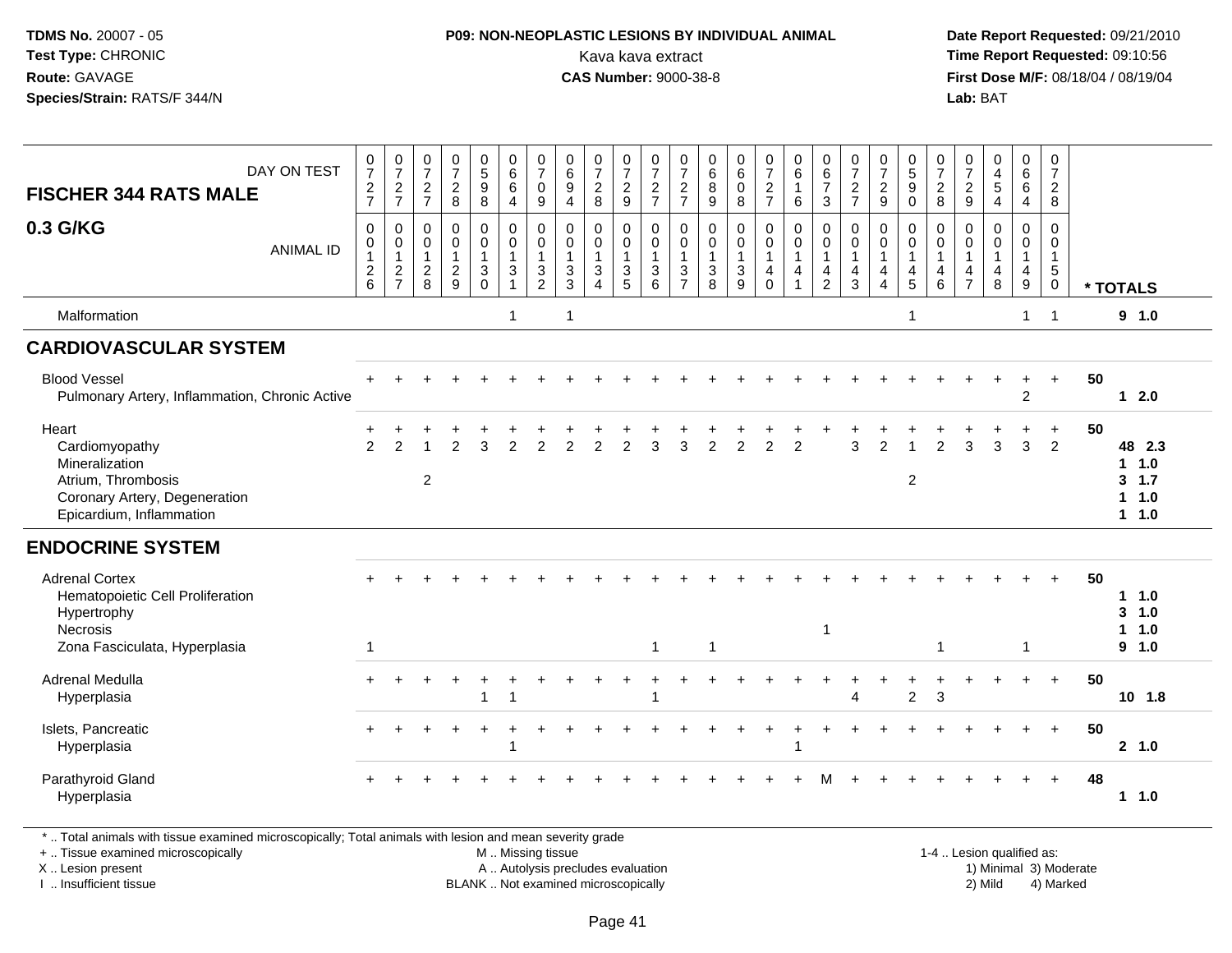**TDMS No.** 20007 - 05
**Test Type:** CHRONIC
**Route:** GAVAGE
**Species/Strain:** RATS/F 344/N

**P09: NON-NEOPLASTIC LESIONS BY INDIVIDUAL ANIMAL**
Kava kava extract
**CAS Number:** 9000-38-8

**Date Report Requested:** 09/21/2010
**Time Report Requested:** 09:10:56
**First Dose M/F:** 08/18/04 / 08/19/04
**Lab:** BAT

| FISCHER 344 RATS MALE 0.3 G/KG — DAY ON TEST | 0727 | 0727 | 0727 | 0728 | 0598 | 0664 | 0709 | 0694 | 0728 | 0729 | 0727 | 0727 | 0689 | 0608 | 0727 | 0616 | 0673 | 0727 | 0729 | 0590 | 0728 | 0729 | 0454 | 0664 | 0728 | |
|---|---|---|---|---|---|---|---|---|---|---|---|---|---|---|---|---|---|---|---|---|---|---|---|---|---|---|
| **ANIMAL ID** | 00126 | 00127 | 00128 | 00129 | 00130 | 00131 | 00132 | 00133 | 00134 | 00135 | 00136 | 00137 | 00138 | 00139 | 00140 | 00141 | 00142 | 00143 | 00144 | 00145 | 00146 | 00147 | 00148 | 00149 | 00150 | *** TOTALS** |
| Malformation | | | | | | 1 | | 1 | | | | | | | | | | | | 1 | | | | 1 | 1 | 9 1.0 |
| **CARDIOVASCULAR SYSTEM** | | | | | | | | | | | | | | | | | | | | | | | | | | |
| Blood Vessel | + | + | + | + | + | + | + | + | + | + | + | + | + | + | + | + | + | + | + | + | + | + | + | + | + | 50 |
| Pulmonary Artery, Inflammation, Chronic Active | | | | | | | | | | | | | | | | | | | | | | | | 2 | | 1 2.0 |
| Heart | + | + | + | + | + | + | + | + | + | + | + | + | + | + | + | + | + | + | + | + | + | + | + | + | + | 50 |
| Cardiomyopathy | 2 | 2 | 1 | 2 | 3 | 2 | 2 | 2 | 2 | 2 | 3 | 3 | 2 | 2 | 2 | 2 | | 3 | 2 | 1 | 2 | 3 | 3 | 3 | 2 | 48 2.3 |
| Mineralization | | | | | | | | | | | | | | | | | | | | | | | | | | 1 1.0 |
| Atrium, Thrombosis | | | 2 | | | | | | | | | | | | | | | | | 2 | | | | | | 3 1.7 |
| Coronary Artery, Degeneration | | | | | | | | | | | | | | | | | | | | | | | | | | 1 1.0 |
| Epicardium, Inflammation | | | | | | | | | | | | | | | | | | | | | | | | | | 1 1.0 |
| **ENDOCRINE SYSTEM** | | | | | | | | | | | | | | | | | | | | | | | | | | |
| Adrenal Cortex | + | + | + | + | + | + | + | + | + | + | + | + | + | + | + | + | + | + | + | + | + | + | + | + | + | 50 |
| Hematopoietic Cell Proliferation | | | | | | | | | | | | | | | | | | | | | | | | | | 1 1.0 |
| Hypertrophy | | | | | | | | | | | | | | | | | | | | | | | | | | 3 1.0 |
| Necrosis | | | | | | | | | | | | | | | | | 1 | | | | | | | | | 1 1.0 |
| Zona Fasciculata, Hyperplasia | 1 | | | | | | | | | | 1 | | 1 | | | | | | | | 1 | | | 1 | | 9 1.0 |
| Adrenal Medulla | + | + | + | + | + | + | + | + | + | + | + | + | + | + | + | + | + | + | + | + | + | + | + | + | + | 50 |
| Hyperplasia | | | | | 1 | 1 | | | | | 1 | | | | | | | 4 | | 2 | 3 | | | | | 10 1.8 |
| Islets, Pancreatic | + | + | + | + | + | + | + | + | + | + | + | + | + | + | + | + | + | + | + | + | + | + | + | + | + | 50 |
| Hyperplasia | | | | | | 1 | | | | | | | | | | 1 | | | | | | | | | | 2 1.0 |
| Parathyroid Gland | + | + | + | + | + | + | + | + | + | + | + | + | + | + | + | + | M | + | + | + | + | + | + | + | + | 48 |
| Hyperplasia | | | | | | | | | | | | | | | | | | | | | | | | | | 1 1.0 |

\* .. Total animals with tissue examined microscopically; Total animals with lesion and mean severity grade
\+ .. Tissue examined microscopically
X .. Lesion present
I .. Insufficient tissue

M .. Missing tissue
A .. Autolysis precludes evaluation
BLANK .. Not examined microscopically

1-4 .. Lesion qualified as:
1) Minimal 3) Moderate
2) Mild 4) Marked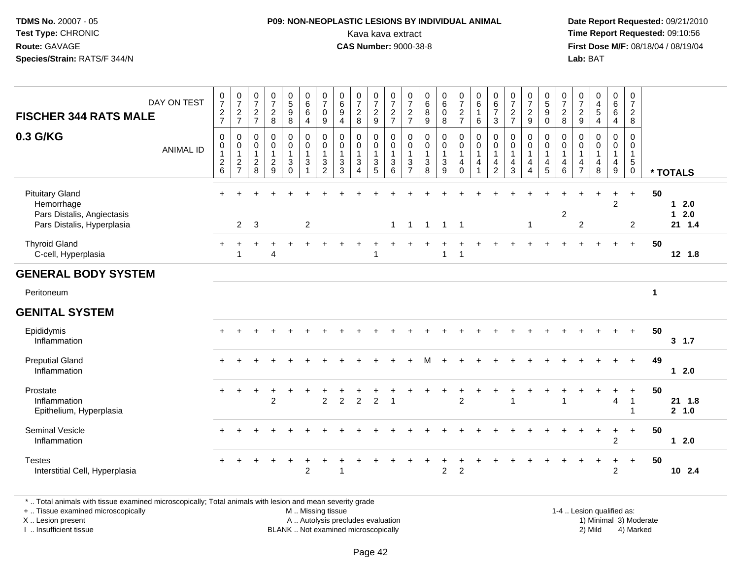**TDMS No.** 20007 - 05
**Test Type:** CHRONIC
**Route:** GAVAGE
**Species/Strain:** RATS/F 344/N

**P09: NON-NEOPLASTIC LESIONS BY INDIVIDUAL ANIMAL**
Kava kava extract
**CAS Number:** 9000-38-8

**Date Report Requested:** 09/21/2010
**Time Report Requested:** 09:10:56
**First Dose M/F:** 08/18/04 / 08/19/04
**Lab:** BAT

| FISCHER 344 RATS MALE — DAY ON TEST | 0727 | 0727 | 0727 | 0728 | 0598 | 0664 | 0709 | 0694 | 0728 | 0729 | 0727 | 0727 | 0689 | 0608 | 0727 | 0616 | 0673 | 0727 | 0729 | 0590 | 0728 | 0729 | 0454 | 0664 | 0728 | |
|---|---|---|---|---|---|---|---|---|---|---|---|---|---|---|---|---|---|---|---|---|---|---|---|---|---|---|
| **0.3 G/KG** — ANIMAL ID | 0126 | 0127 | 0128 | 0129 | 0130 | 0131 | 0132 | 0133 | 0134 | 0135 | 0136 | 0137 | 0138 | 0139 | 0140 | 0141 | 0142 | 0143 | 0144 | 0145 | 0146 | 0147 | 0148 | 0149 | 0150 | * TOTALS |
| Pituitary Gland | + | + | + | + | + | + | + | + | + | + | + | + | + | + | + | + | + | + | + | + | + | + | + | + | + | 50 |
| Hemorrhage | | | | | | | | | | | | | | | | | | | | | | | | 2 | | 1 2.0 |
| Pars Distalis, Angiectasis | | | | | | | | | | | | | | | | | | | | | 2 | | | | | 1 2.0 |
| Pars Distalis, Hyperplasia | | 2 | 3 | | | 2 | | | | | 1 | 1 | 1 | 1 | 1 | | | | 1 | | | 2 | | | 2 | 21 1.4 |
| Thyroid Gland | + | + | + | + | + | + | + | + | + | + | + | + | + | + | + | + | + | + | + | + | + | + | + | + | + | 50 |
| C-cell, Hyperplasia | | 1 | | 4 | | | | | | 1 | | | | 1 | 1 | | | | | | | | | | | 12 1.8 |
| **GENERAL BODY SYSTEM** | | | | | | | | | | | | | | | | | | | | | | | | | | |
| Peritoneum | | | | | | | | | | | | | | | | | | | | | | | | | | 1 |
| **GENITAL SYSTEM** | | | | | | | | | | | | | | | | | | | | | | | | | | |
| Epididymis | + | + | + | + | + | + | + | + | + | + | + | + | + | + | + | + | + | + | + | + | + | + | + | + | + | 50 |
| Inflammation | | | | | | | | | | | | | | | | | | | | | | | | | | 3 1.7 |
| Preputial Gland | + | + | + | + | + | + | + | + | + | + | + | + | M | + | + | + | + | + | + | + | + | + | + | + | + | 49 |
| Inflammation | | | | | | | | | | | | | | | | | | | | | | | | | | 1 2.0 |
| Prostate | + | + | + | + | + | + | + | + | + | + | + | + | + | + | + | + | + | + | + | + | + | + | + | + | + | 50 |
| Inflammation | | | | 2 | | | 2 | 2 | 2 | 2 | 1 | | | | 2 | | | 1 | | | 1 | | | 4 | 1 | 21 1.8 |
| Epithelium, Hyperplasia | | | | | | | | | | | | | | | | | | | | | | | | | 1 | 2 1.0 |
| Seminal Vesicle | + | + | + | + | + | + | + | + | + | + | + | + | + | + | + | + | + | + | + | + | + | + | + | + | + | 50 |
| Inflammation | | | | | | | | | | | | | | | | | | | | | | | | 2 | | 1 2.0 |
| Testes | + | + | + | + | + | + | + | + | + | + | + | + | + | + | + | + | + | + | + | + | + | + | + | + | + | 50 |
| Interstitial Cell, Hyperplasia | | | | | | 2 | | 1 | | | | | | 2 | 2 | | | | | | | | | 2 | | 10 2.4 |

\* .. Total animals with tissue examined microscopically; Total animals with lesion and mean severity grade
\+ .. Tissue examined microscopically
X .. Lesion present
I .. Insufficient tissue
M .. Missing tissue
A .. Autolysis precludes evaluation
BLANK .. Not examined microscopically
1-4 .. Lesion qualified as: 1) Minimal 2) Mild 3) Moderate 4) Marked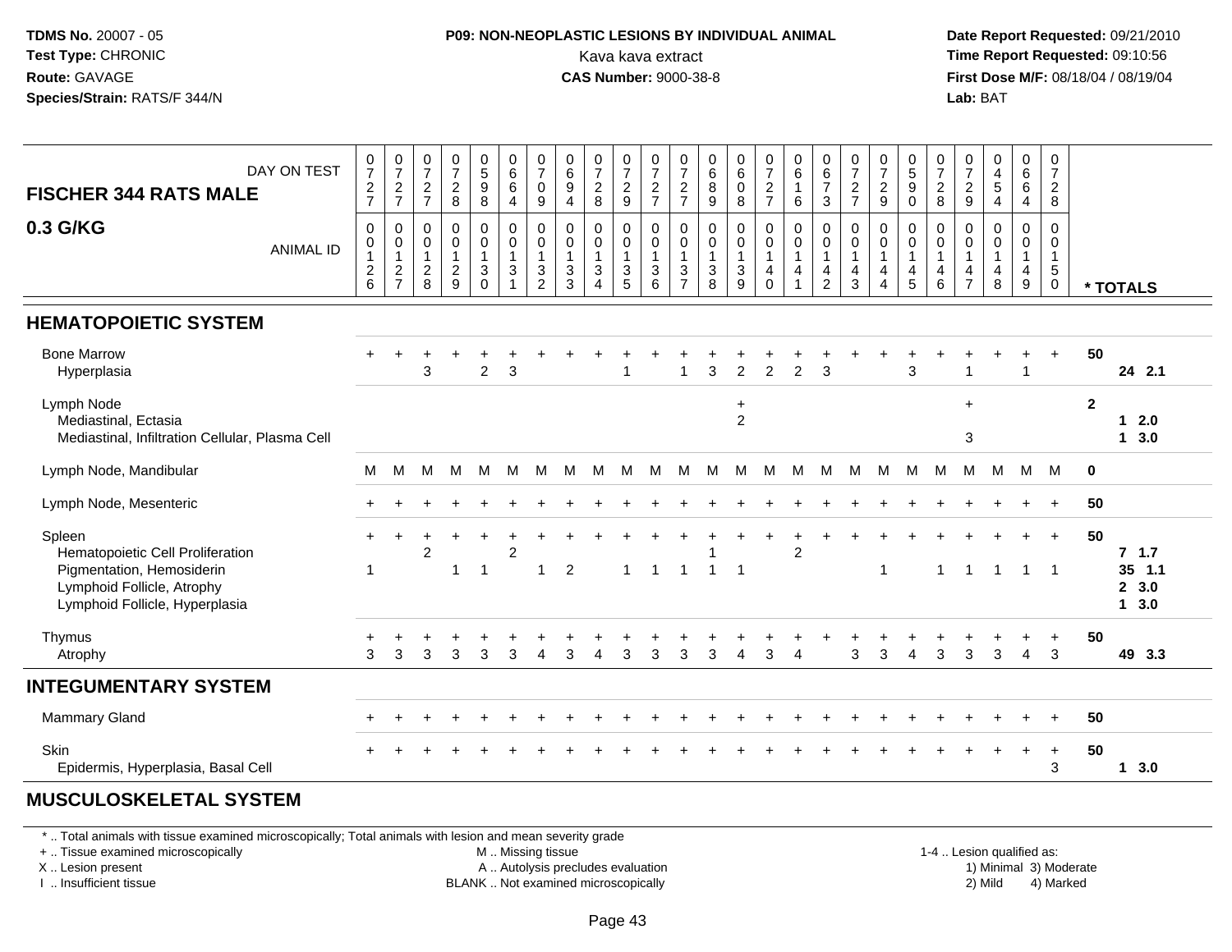**TDMS No.** 20007 - 05
**Test Type:** CHRONIC
**Route:** GAVAGE
**Species/Strain:** RATS/F 344/N

**P09: NON-NEOPLASTIC LESIONS BY INDIVIDUAL ANIMAL**
Kava kava extract
**CAS Number:** 9000-38-8

**Date Report Requested:** 09/21/2010
**Time Report Requested:** 09:10:56
**First Dose M/F:** 08/18/04 / 08/19/04
**Lab:** BAT

**FISCHER 344 RATS MALE**
**0.3 G/KG**

| DAY ON TEST | 0727 | 0727 | 0727 | 0728 | 0598 | 0664 | 0709 | 0694 | 0728 | 0729 | 0727 | 0727 | 0689 | 0608 | 0727 | 0616 | 0673 | 0727 | 0729 | 0590 | 0728 | 0729 | 0454 | 0664 | 0728 | |
|---|---|---|---|---|---|---|---|---|---|---|---|---|---|---|---|---|---|---|---|---|---|---|---|---|---|---|
| ANIMAL ID | 0012 6 | 0012 7 | 0012 8 | 0012 9 | 0013 0 | 0013 1 | 0013 2 | 0013 3 | 0013 4 | 0013 5 | 0013 6 | 0013 7 | 0013 8 | 0013 9 | 0014 0 | 0014 1 | 0014 2 | 0014 3 | 0014 4 | 0014 5 | 0014 6 | 0014 7 | 0014 8 | 0014 9 | 0015 0 | * TOTALS |
| **HEMATOPOIETIC SYSTEM** | | | | | | | | | | | | | | | | | | | | | | | | | | |
| Bone Marrow | + | + | + | + | + | + | + | + | + | + | + | + | + | + | + | + | + | + | + | + | + | + | + | + | + | 50 |
| Hyperplasia | | | 3 | | 2 | 3 | | | | 1 | | 1 | 3 | 2 | 2 | 2 | 3 | | | 3 | | 1 | | 1 | | 24 2.1 |
| Lymph Node | | | | | | | | | | | | | | + | | | | | | | | + | | | | 2 |
| Mediastinal, Ectasia | | | | | | | | | | | | | | 2 | | | | | | | | | | | | 1 2.0 |
| Mediastinal, Infiltration Cellular, Plasma Cell | | | | | | | | | | | | | | | | | | | | | | 3 | | | | 1 3.0 |
| Lymph Node, Mandibular | M | M | M | M | M | M | M | M | M | M | M | M | M | M | M | M | M | M | M | M | M | M | M | M | M | 0 |
| Lymph Node, Mesenteric | + | + | + | + | + | + | + | + | + | + | + | + | + | + | + | + | + | + | + | + | + | + | + | + | + | 50 |
| Spleen | + | + | + | + | + | + | + | + | + | + | + | + | + | + | + | + | + | + | + | + | + | + | + | + | + | 50 |
| Hematopoietic Cell Proliferation | | | 2 | | | 2 | | | | | | | 1 | | | 2 | | | | | | | | | | 7 1.7 |
| Pigmentation, Hemosiderin | 1 | | | 1 | 1 | | 1 | 2 | | 1 | 1 | 1 | 1 | 1 | | | | | 1 | | 1 | 1 | 1 | 1 | 1 | 35 1.1 |
| Lymphoid Follicle, Atrophy | | | | | | | | | | | | | | | | | | | | | | | | | | 2 3.0 |
| Lymphoid Follicle, Hyperplasia | | | | | | | | | | | | | | | | | | | | | | | | | | 1 3.0 |
| Thymus | + | + | + | + | + | + | + | + | + | + | + | + | + | + | + | + | + | + | + | + | + | + | + | + | + | 50 |
| Atrophy | 3 | 3 | 3 | 3 | 3 | 3 | 4 | 3 | 4 | 3 | 3 | 3 | 3 | 4 | 3 | 4 | | 3 | 3 | 4 | 3 | 3 | 3 | 4 | 3 | 49 3.3 |
| **INTEGUMENTARY SYSTEM** | | | | | | | | | | | | | | | | | | | | | | | | | | |
| Mammary Gland | + | + | + | + | + | + | + | + | + | + | + | + | + | + | + | + | + | + | + | + | + | + | + | + | + | 50 |
| Skin | + | + | + | + | + | + | + | + | + | + | + | + | + | + | + | + | + | + | + | + | + | + | + | + | + | 50 |
| Epidermis, Hyperplasia, Basal Cell | | | | | | | | | | | | | | | | | | | | | | | | | 3 | 1 3.0 |
| **MUSCULOSKELETAL SYSTEM** | | | | | | | | | | | | | | | | | | | | | | | | | | |

\* .. Total animals with tissue examined microscopically; Total animals with lesion and mean severity grade
\+ .. Tissue examined microscopically
X .. Lesion present
I .. Insufficient tissue
M .. Missing tissue
A .. Autolysis precludes evaluation
BLANK .. Not examined microscopically
1-4 .. Lesion qualified as: 1) Minimal 2) Mild 3) Moderate 4) Marked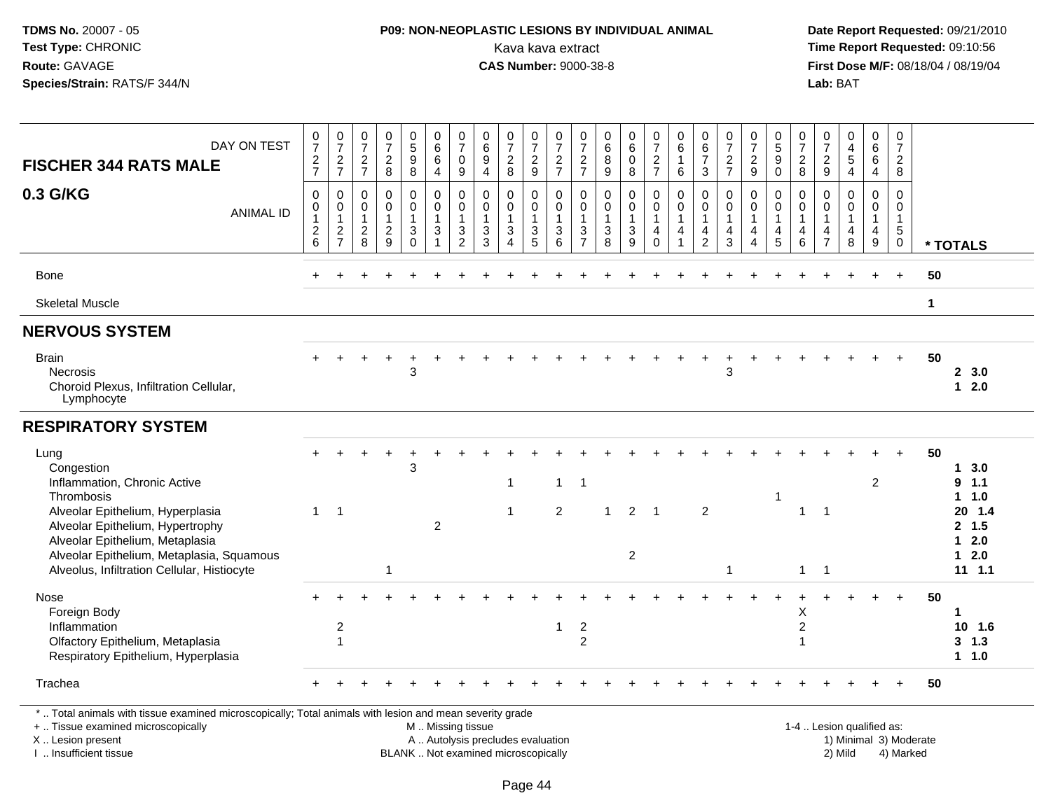**TDMS No.** 20007 - 05
**Test Type:** CHRONIC
**Route:** GAVAGE
**Species/Strain:** RATS/F 344/N

**P09: NON-NEOPLASTIC LESIONS BY INDIVIDUAL ANIMAL**
Kava kava extract
**CAS Number:** 9000-38-8

**Date Report Requested:** 09/21/2010
**Time Report Requested:** 09:10:56
**First Dose M/F:** 08/18/04 / 08/19/04
**Lab:** BAT

## FISCHER 344 RATS MALE 0.3 G/KG

| DAY ON TEST | 0727 | 0727 | 0727 | 0728 | 0598 | 0664 | 0709 | 0694 | 0728 | 0729 | 0727 | 0727 | 0689 | 0608 | 0727 | 0616 | 0673 | 0727 | 0729 | 0590 | 0728 | 0729 | 0454 | 0664 | 0728 | |
|---|---|---|---|---|---|---|---|---|---|---|---|---|---|---|---|---|---|---|---|---|---|---|---|---|---|---|
| **ANIMAL ID** | 0126 | 0127 | 0128 | 0129 | 0130 | 0131 | 0132 | 0133 | 0134 | 0135 | 0136 | 0137 | 0138 | 0139 | 0140 | 0141 | 0142 | 0143 | 0144 | 0145 | 0146 | 0147 | 0148 | 0149 | 0150 | *** TOTALS** |
| Bone | + | + | + | + | + | + | + | + | + | + | + | + | + | + | + | + | + | + | + | + | + | + | + | + | + | 50 |
| Skeletal Muscle | | | | | | | | | | | | | | | | | | | | | | | | | | 1 |
| **NERVOUS SYSTEM** | | | | | | | | | | | | | | | | | | | | | | | | | | |
| Brain | + | + | + | + | + | + | + | + | + | + | + | + | + | + | + | + | + | + | + | + | + | + | + | + | + | 50 |
| Necrosis | | | | | 3 | | | | | | | | | | | | | 3 | | | | | | | | 2 3.0 |
| Choroid Plexus, Infiltration Cellular, Lymphocyte | | | | | | | | | | | | | | | | | | | | | | | | | | 1 2.0 |
| **RESPIRATORY SYSTEM** | | | | | | | | | | | | | | | | | | | | | | | | | | |
| Lung | + | + | + | + | + | + | + | + | + | + | + | + | + | + | + | + | + | + | + | + | + | + | + | + | + | 50 |
| Congestion | | | | | 3 | | | | | | | | | | | | | | | | | | | | | 1 3.0 |
| Inflammation, Chronic Active | | | | | | | | | 1 | | 1 | 1 | | | | | | | | | | | | 2 | | 9 1.1 |
| Thrombosis | | | | | | | | | | | | | | | | | | | | 1 | | | | | | 1 1.0 |
| Alveolar Epithelium, Hyperplasia | 1 | 1 | | | | | | | 1 | | 2 | | 1 | 2 | 1 | | 2 | | | | 1 | 1 | | | | 20 1.4 |
| Alveolar Epithelium, Hypertrophy | | | | | | 2 | | | | | | | | | | | | | | | | | | | | 2 1.5 |
| Alveolar Epithelium, Metaplasia | | | | | | | | | | | | | | | | | | | | | | | | | | 1 2.0 |
| Alveolar Epithelium, Metaplasia, Squamous | | | | | | | | | | | | | | 2 | | | | | | | | | | | | 1 2.0 |
| Alveolus, Infiltration Cellular, Histiocyte | | | | 1 | | | | | | | | | | | | | | 1 | | | 1 | 1 | | | | 11 1.1 |
| Nose | + | + | + | + | + | + | + | + | + | + | + | + | + | + | + | + | + | + | + | + | + | + | + | + | + | 50 |
| Foreign Body | | | | | | | | | | | | | | | | | | | | | X | | | | | 1 |
| Inflammation | | 2 | | | | | | | | | 1 | 2 | | | | | | | | | 2 | | | | | 10 1.6 |
| Olfactory Epithelium, Metaplasia | | 1 | | | | | | | | | | 2 | | | | | | | | | 1 | | | | | 3 1.3 |
| Respiratory Epithelium, Hyperplasia | | | | | | | | | | | | | | | | | | | | | | | | | | 1 1.0 |
| Trachea | + | + | + | + | + | + | + | + | + | + | + | + | + | + | + | + | + | + | + | + | + | + | + | + | + | 50 |

* .. Total animals with tissue examined microscopically; Total animals with lesion and mean severity grade
+ .. Tissue examined microscopically
X .. Lesion present
I .. Insufficient tissue

M .. Missing tissue
A .. Autolysis precludes evaluation
BLANK .. Not examined microscopically

1-4 .. Lesion qualified as:
1) Minimal 3) Moderate
2) Mild 4) Marked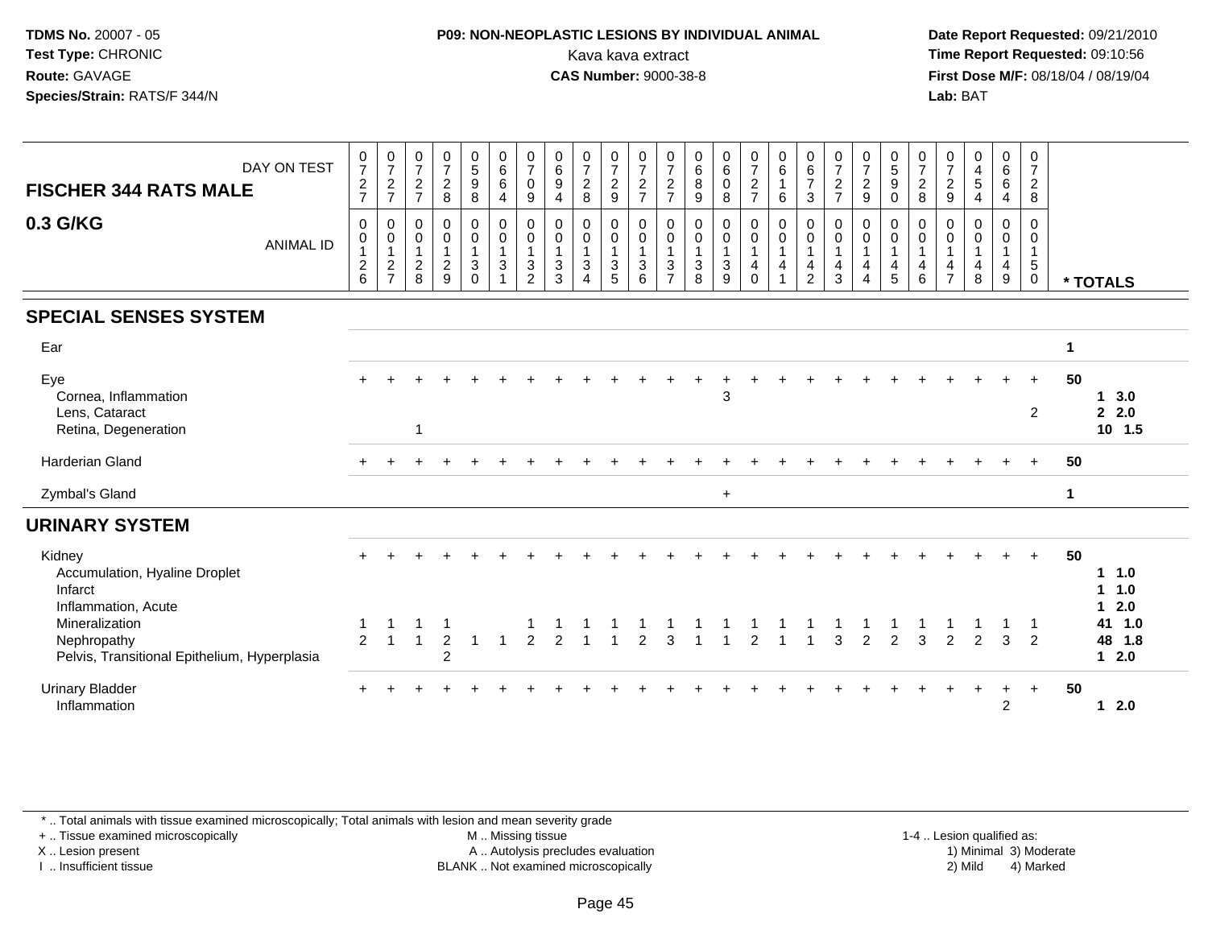TDMS No. 20007 - 05
Test Type: CHRONIC
Route: GAVAGE
Species/Strain: RATS/F 344/N

**P09: NON-NEOPLASTIC LESIONS BY INDIVIDUAL ANIMAL**
Kava kava extract
**CAS Number:** 9000-38-8

Date Report Requested: 09/21/2010
Time Report Requested: 09:10:56
First Dose M/F: 08/18/04 / 08/19/04
Lab: BAT

**FISCHER 344 RATS MALE**

**0.3 G/KG**

| DAY ON TEST | 0727 | 0727 | 0727 | 0728 | 0598 | 0664 | 0709 | 0694 | 0728 | 0729 | 0727 | 0727 | 0689 | 0608 | 0727 | 0616 | 0673 | 0727 | 0729 | 0590 | 0728 | 0729 | 0454 | 0664 | 0728 | |
|---|---|---|---|---|---|---|---|---|---|---|---|---|---|---|---|---|---|---|---|---|---|---|---|---|---|---|
| ANIMAL ID | 00126 | 00127 | 00128 | 00129 | 00130 | 00131 | 00132 | 00133 | 00134 | 00135 | 00136 | 00137 | 00138 | 00139 | 00140 | 00141 | 00142 | 00143 | 00144 | 00145 | 00146 | 00147 | 00148 | 00149 | 00150 | * TOTALS |
| **SPECIAL SENSES SYSTEM** | | | | | | | | | | | | | | | | | | | | | | | | | | |
| Ear | | | | | | | | | | | | | | | | | | | | | | | | | | 1 |
| Eye | + | + | + | + | + | + | + | + | + | + | + | + | + | + | + | + | + | + | + | + | + | + | + | + | + | 50 |
| Cornea, Inflammation | | | | | | | | | | | | | | 3 | | | | | | | | | | | | 1 3.0 |
| Lens, Cataract | | | | | | | | | | | | | | | | | | | | | | | | | 2 | 2 2.0 |
| Retina, Degeneration | | | 1 | | | | | | | | | | | | | | | | | | | | | | | 10 1.5 |
| Harderian Gland | + | + | + | + | + | + | + | + | + | + | + | + | + | + | + | + | + | + | + | + | + | + | + | + | + | 50 |
| Zymbal's Gland | | | | | | | | | | | | | | + | | | | | | | | | | | | 1 |
| **URINARY SYSTEM** | | | | | | | | | | | | | | | | | | | | | | | | | | |
| Kidney | + | + | + | + | + | + | + | + | + | + | + | + | + | + | + | + | + | + | + | + | + | + | + | + | + | 50 |
| Accumulation, Hyaline Droplet | | | | | | | | | | | | | | | | | | | | | | | | | | 1 1.0 |
| Infarct | | | | | | | | | | | | | | | | | | | | | | | | | | 1 1.0 |
| Inflammation, Acute | | | | | | | | | | | | | | | | | | | | | | | | | | 1 2.0 |
| Mineralization | 1 | 1 | 1 | 1 | | | 1 | 1 | 1 | 1 | 1 | 1 | 1 | 1 | 1 | 1 | 1 | 1 | 1 | 1 | 1 | 1 | 1 | 1 | 1 | 41 1.0 |
| Nephropathy | 2 | 1 | 1 | 2 | 1 | 1 | 2 | 2 | 1 | 1 | 2 | 3 | 1 | 1 | 2 | 1 | 1 | 3 | 2 | 2 | 3 | 2 | 2 | 3 | 2 | 48 1.8 |
| Pelvis, Transitional Epithelium, Hyperplasia | | | | 2 | | | | | | | | | | | | | | | | | | | | | | 1 2.0 |
| Urinary Bladder | + | + | + | + | + | + | + | + | + | + | + | + | + | + | + | + | + | + | + | + | + | + | + | + | + | 50 |
| Inflammation | | | | | | | | | | | | | | | | | | | | | | | | 2 | | 1 2.0 |

\* .. Total animals with tissue examined microscopically; Total animals with lesion and mean severity grade
\+ .. Tissue examined microscopically
X .. Lesion present
I .. Insufficient tissue

M .. Missing tissue
A .. Autolysis precludes evaluation
BLANK .. Not examined microscopically

1-4 .. Lesion qualified as:
1) Minimal 3) Moderate
2) Mild 4) Marked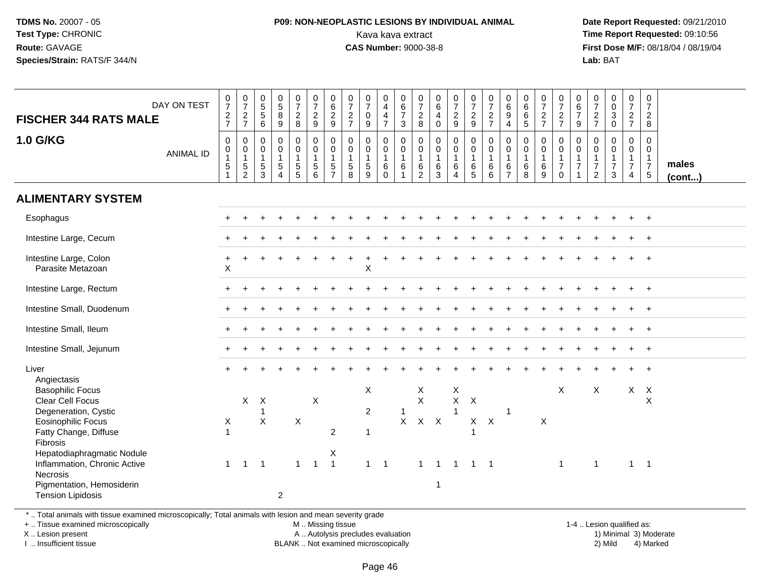**TDMS No.** 20007 - 05
**Test Type:** CHRONIC
**Route:** GAVAGE
**Species/Strain:** RATS/F 344/N

**P09: NON-NEOPLASTIC LESIONS BY INDIVIDUAL ANIMAL**
Kava kava extract
**CAS Number:** 9000-38-8

**Date Report Requested:** 09/21/2010
**Time Report Requested:** 09:10:56
**First Dose M/F:** 08/18/04 / 08/19/04
**Lab:** BAT

## FISCHER 344 RATS MALE 1.0 G/KG

| DAY ON TEST | 0727 | 0727 | 0556 | 0589 | 0728 | 0729 | 0629 | 0727 | 0709 | 0447 | 0673 | 0728 | 0640 | 0729 | 0729 | 0727 | 0694 | 0665 | 0727 | 0727 | 0679 | 0727 | 0030 | 0727 | 0728 | |
|---|---|---|---|---|---|---|---|---|---|---|---|---|---|---|---|---|---|---|---|---|---|---|---|---|---|---|
| **ANIMAL ID** | 0151 | 0152 | 0153 | 0154 | 0155 | 0156 | 0157 | 0158 | 0159 | 0160 | 0161 | 0162 | 0163 | 0164 | 0165 | 0166 | 0167 | 0168 | 0169 | 0170 | 0171 | 0172 | 0173 | 0174 | 0175 | **males (cont...)** |
| **ALIMENTARY SYSTEM** | | | | | | | | | | | | | | | | | | | | | | | | | | |
| Esophagus | + | + | + | + | + | + | + | + | + | + | + | + | + | + | + | + | + | + | + | + | + | + | + | + | + | |
| Intestine Large, Cecum | + | + | + | + | + | + | + | + | + | + | + | + | + | + | + | + | + | + | + | + | + | + | + | + | + | |
| Intestine Large, Colon | + | + | + | + | + | + | + | + | + | + | + | + | + | + | + | + | + | + | + | + | + | + | + | + | + | |
| Parasite Metazoan | X | | | | | | | | X | | | | | | | | | | | | | | | | | |
| Intestine Large, Rectum | + | + | + | + | + | + | + | + | + | + | + | + | + | + | + | + | + | + | + | + | + | + | + | + | + | |
| Intestine Small, Duodenum | + | + | + | + | + | + | + | + | + | + | + | + | + | + | + | + | + | + | + | + | + | + | + | + | + | |
| Intestine Small, Ileum | + | + | + | + | + | + | + | + | + | + | + | + | + | + | + | + | + | + | + | + | + | + | + | + | + | |
| Intestine Small, Jejunum | + | + | + | + | + | + | + | + | + | + | + | + | + | + | + | + | + | + | + | + | + | + | + | + | + | |
| Liver | + | + | + | + | + | + | + | + | + | + | + | + | + | + | + | + | + | + | + | + | + | + | + | + | + | |
| Angiectasis | | | | | | | | | | | | | | | | | | | | | | | | | | |
| Basophilic Focus | | | | | | | | | X | | | X | | X | | | | | | X | | X | | X | X | |
| Clear Cell Focus | | X | X | | | X | | | | | | X | | X | X | | | | | | | | | | X | |
| Degeneration, Cystic | | | 1 | | | | | | 2 | | 1 | | | 1 | | | 1 | | | | | | | | | |
| Eosinophilic Focus | X | | X | | X | | | | | | X | X | X | | X | X | | | X | | | | | | | |
| Fatty Change, Diffuse | 1 | | | | | | 2 | | 1 | | | | | | 1 | | | | | | | | | | | |
| Fibrosis | | | | | | | | | | | | | | | | | | | | | | | | | | |
| Hepatodiaphragmatic Nodule | | | | | | | X | | | | | | | | | | | | | | | | | | | |
| Inflammation, Chronic Active | 1 | 1 | 1 | | 1 | 1 | 1 | | 1 | 1 | | 1 | 1 | 1 | 1 | 1 | | | | 1 | | 1 | | 1 | 1 | |
| Necrosis | | | | | | | | | | | | | | | | | | | | | | | | | | |
| Pigmentation, Hemosiderin | | | | | | | | | | | | | 1 | | | | | | | | | | | | | |
| Tension Lipidosis | | | | 2 | | | | | | | | | | | | | | | | | | | | | | |

\* .. Total animals with tissue examined microscopically; Total animals with lesion and mean severity grade
+ .. Tissue examined microscopically
X .. Lesion present
I .. Insufficient tissue

M .. Missing tissue
A .. Autolysis precludes evaluation
BLANK .. Not examined microscopically

1-4 .. Lesion qualified as:
1) Minimal 3) Moderate
2) Mild 4) Marked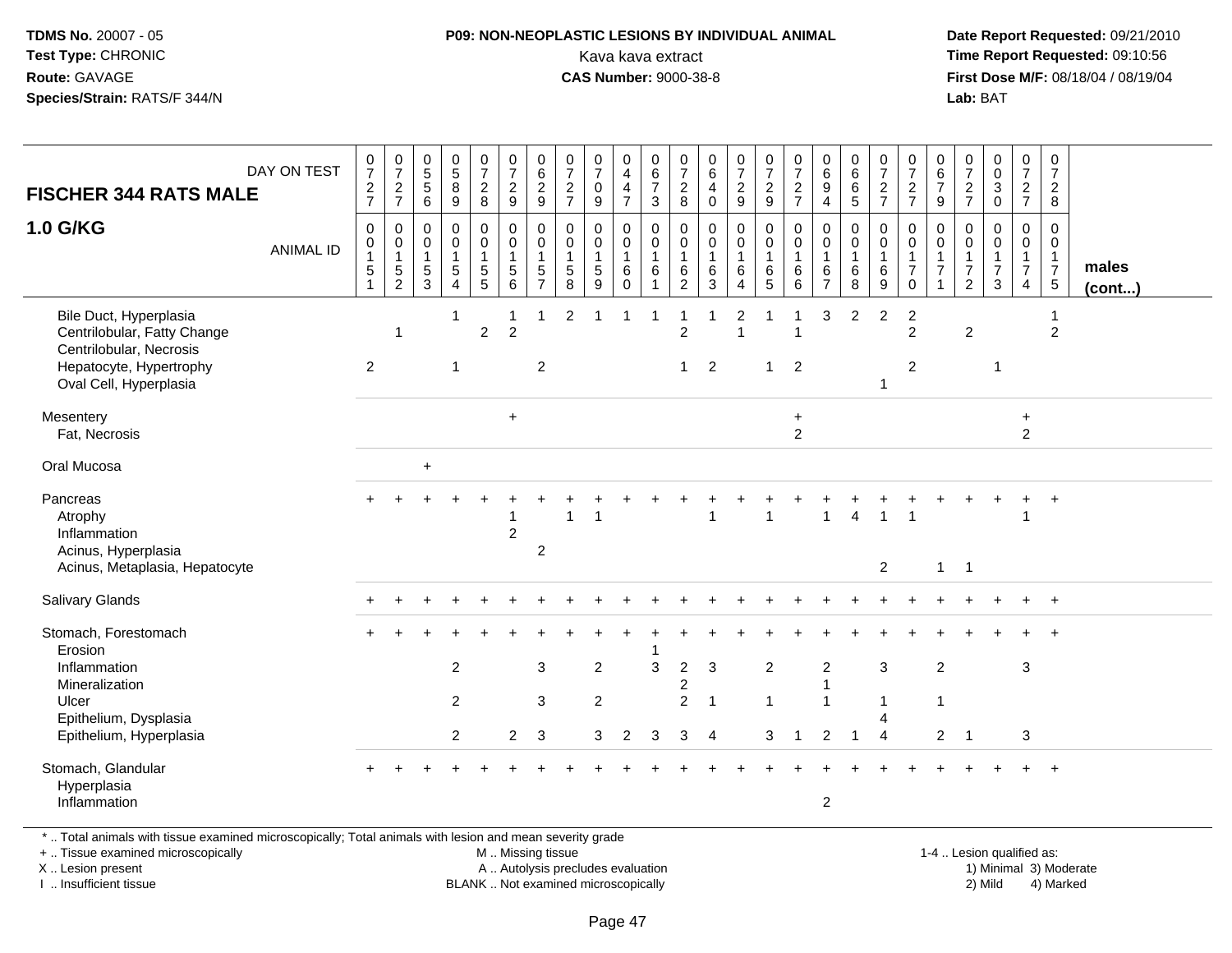**TDMS No.** 20007 - 05
**Test Type:** CHRONIC
**Route:** GAVAGE
**Species/Strain:** RATS/F 344/N

**P09: NON-NEOPLASTIC LESIONS BY INDIVIDUAL ANIMAL**
Kava kava extract
**CAS Number:** 9000-38-8

**Date Report Requested:** 09/21/2010
**Time Report Requested:** 09:10:56
**First Dose M/F:** 08/18/04 / 08/19/04
**Lab:** BAT

| FISCHER 344 RATS MALE — DAY ON TEST | 0727 | 0727 | 0556 | 0589 | 0728 | 0729 | 0629 | 0727 | 0709 | 0447 | 0673 | 0728 | 0640 | 0729 | 0729 | 0727 | 0694 | 0665 | 0727 | 0727 | 0679 | 0727 | 0030 | 0727 | 0728 | |
|---|---|---|---|---|---|---|---|---|---|---|---|---|---|---|---|---|---|---|---|---|---|---|---|---|---|---|
| **1.0 G/KG** — ANIMAL ID | 00151 | 00152 | 00153 | 00154 | 00155 | 00156 | 00157 | 00158 | 00159 | 00160 | 00161 | 00162 | 00163 | 00164 | 00165 | 00166 | 00167 | 00168 | 00169 | 00170 | 00171 | 00172 | 00173 | 00174 | 00175 | **males (cont...)** |
| Bile Duct, Hyperplasia | | 1 | | 1 | | 1 | 1 | 2 | 1 | 1 | 1 | 1 | 1 | 2 | 1 | 1 | 3 | 2 | 2 | 2 | | | | | 1 | |
| Centrilobular, Fatty Change | | 1 | | | 2 | 2 | | | | | | 2 | | 1 | | 1 | | | | 2 | | 2 | | | 2 | |
| Centrilobular, Necrosis | | | | | | | | | | | | | | | | | | | | | | | | | | |
| Hepatocyte, Hypertrophy | 2 | | | 1 | | | 2 | | | | | 1 | 2 | | 1 | 2 | | | | 2 | | | 1 | | | |
| Oval Cell, Hyperplasia | | | | | | | | | | | | | | | | | | | 1 | | | | | | | |
| Mesentery | | | | | | + | | | | | | | | | | + | | | | | | | | + | | |
| Fat, Necrosis | | | | | | | | | | | | | | | | 2 | | | | | | | | 2 | | |
| Oral Mucosa | | | + | | | | | | | | | | | | | | | | | | | | | | | |
| Pancreas | + | + | + | + | + | + | + | + | + | + | + | + | + | + | + | + | + | + | + | + | + | + | + | + | + | |
| Atrophy | | | | | | 1 | | 1 | 1 | | | | 1 | | 1 | | 1 | 4 | 1 | 1 | | | | 1 | | |
| Inflammation | | | | | | 2 | | | | | | | | | | | | | | | | | | | | |
| Acinus, Hyperplasia | | | | | | | 2 | | | | | | | | | | | | | | | | | | | |
| Acinus, Metaplasia, Hepatocyte | | | | | | | | | | | | | | | | | | | 2 | | 1 | 1 | | | | |
| Salivary Glands | + | + | + | + | + | + | + | + | + | + | + | + | + | + | + | + | + | + | + | + | + | + | + | + | + | |
| Stomach, Forestomach | + | + | + | + | + | + | + | + | + | + | + | + | + | + | + | + | + | + | + | + | + | + | + | + | + | |
| Erosion | | | | | | | | | | | 1 | | | | | | | | | | | | | | | |
| Inflammation | | | | 2 | | | 3 | | 2 | | 3 | 2 | 3 | | 2 | | 2 | | 3 | | 2 | | | 3 | | |
| Mineralization | | | | | | | | | | | | 2 | | | | | 1 | | | | | | | | | |
| Ulcer | | | | 2 | | | 3 | | 2 | | | 2 | 1 | | 1 | | 1 | | 1 | | 1 | | | | | |
| Epithelium, Dysplasia | | | | | | | | | | | | | | | | | | | 4 | | | | | | | |
| Epithelium, Hyperplasia | | | | 2 | | 2 | 3 | | 3 | 2 | 3 | 3 | 4 | | 3 | 1 | 2 | 1 | 4 | | 2 | 1 | | 3 | | |
| Stomach, Glandular | + | + | + | + | + | + | + | + | + | + | + | + | + | + | + | + | + | + | + | + | + | + | + | + | + | |
| Hyperplasia | | | | | | | | | | | | | | | | | | | | | | | | | | |
| Inflammation | | | | | | | | | | | | | | | | | 2 | | | | | | | | | |

\* .. Total animals with tissue examined microscopically; Total animals with lesion and mean severity grade
\+ .. Tissue examined microscopically
X .. Lesion present
I .. Insufficient tissue

M .. Missing tissue
A .. Autolysis precludes evaluation
BLANK .. Not examined microscopically

1-4 .. Lesion qualified as:
1) Minimal 3) Moderate
2) Mild 4) Marked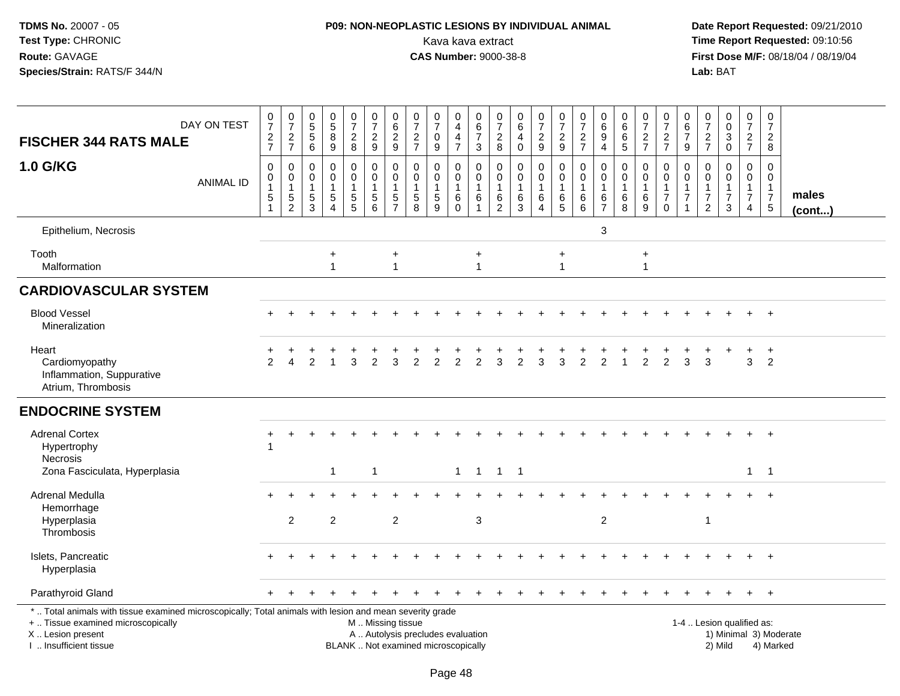**TDMS No.** 20007 - 05
**Test Type:** CHRONIC
**Route:** GAVAGE
**Species/Strain:** RATS/F 344/N

**P09: NON-NEOPLASTIC LESIONS BY INDIVIDUAL ANIMAL**
Kava kava extract
**CAS Number:** 9000-38-8

**Date Report Requested:** 09/21/2010
**Time Report Requested:** 09:10:56
**First Dose M/F:** 08/18/04 / 08/19/04
**Lab:** BAT

## FISCHER 344 RATS MALE

## 1.0 G/KG

| DAY ON TEST | 0727 | 0727 | 0556 | 0589 | 0728 | 0729 | 0629 | 0727 | 0709 | 0447 | 0673 | 0728 | 0640 | 0729 | 0729 | 0727 | 0694 | 0665 | 0727 | 0727 | 0679 | 0727 | 0030 | 0727 | 0728 | |
|---|---|---|---|---|---|---|---|---|---|---|---|---|---|---|---|---|---|---|---|---|---|---|---|---|---|---|
| ANIMAL ID | 00151 | 00152 | 00153 | 00154 | 00155 | 00156 | 00157 | 00158 | 00159 | 00160 | 00161 | 00162 | 00163 | 00164 | 00165 | 00166 | 00167 | 00168 | 00169 | 00170 | 00171 | 00172 | 00173 | 00174 | 00175 | males (cont...) |
| Epithelium, Necrosis | | | | | | | | | | | | | | | | | 3 | | | | | | | | | |
| Tooth | | | | + | | + | | | | | + | | | | + | | | | + | | | | | | | |
| Malformation | | | | 1 | | 1 | | | | | 1 | | | | 1 | | | | 1 | | | | | | | |
| **CARDIOVASCULAR SYSTEM** | | | | | | | | | | | | | | | | | | | | | | | | | | |
| Blood Vessel | + | + | + | + | + | + | + | + | + | + | + | + | + | + | + | + | + | + | + | + | + | + | + | + | + | |
| Mineralization | | | | | | | | | | | | | | | | | | | | | | | | | | |
| Heart | + | + | + | + | + | + | + | + | + | + | + | + | + | + | + | + | + | + | + | + | + | + | + | + | + | |
| Cardiomyopathy | 2 | 4 | 2 | 1 | 3 | 2 | 3 | 2 | 2 | 2 | 2 | 3 | 2 | 3 | 3 | 2 | 2 | 1 | 2 | 2 | 3 | 3 | | 3 | 2 | |
| Inflammation, Suppurative | | | | | | | | | | | | | | | | | | | | | | | | | | |
| Atrium, Thrombosis | | | | | | | | | | | | | | | | | | | | | | | | | | |
| **ENDOCRINE SYSTEM** | | | | | | | | | | | | | | | | | | | | | | | | | | |
| Adrenal Cortex | + | + | + | + | + | + | + | + | + | + | + | + | + | + | + | + | + | + | + | + | + | + | + | + | + | |
| Hypertrophy | 1 | | | | | | | | | | | | | | | | | | | | | | | | | |
| Necrosis | | | | | | | | | | | | | | | | | | | | | | | | | | |
| Zona Fasciculata, Hyperplasia | | | | 1 | | 1 | | | | 1 | 1 | 1 | 1 | | | | | | | | | | | 1 | 1 | |
| Adrenal Medulla | + | + | + | + | + | + | + | + | + | + | + | + | + | + | + | + | + | + | + | + | + | + | + | + | + | |
| Hemorrhage | | | | | | | | | | | | | | | | | | | | | | | | | | |
| Hyperplasia | | 2 | | 2 | | | 2 | | | | 3 | | | | | | 2 | | | | | 1 | | | | |
| Thrombosis | | | | | | | | | | | | | | | | | | | | | | | | | | |
| Islets, Pancreatic | + | + | + | + | + | + | + | + | + | + | + | + | + | + | + | + | + | + | + | + | + | + | + | + | + | |
| Hyperplasia | | | | | | | | | | | | | | | | | | | | | | | | | | |
| Parathyroid Gland | + | + | + | + | + | + | + | + | + | + | + | + | + | + | + | + | + | + | + | + | + | + | + | + | + | |

\* .. Total animals with tissue examined microscopically; Total animals with lesion and mean severity grade
\+ .. Tissue examined microscopically
X .. Lesion present
I .. Insufficient tissue

M .. Missing tissue
A .. Autolysis precludes evaluation
BLANK .. Not examined microscopically

1-4 .. Lesion qualified as:
1) Minimal 3) Moderate
2) Mild 4) Marked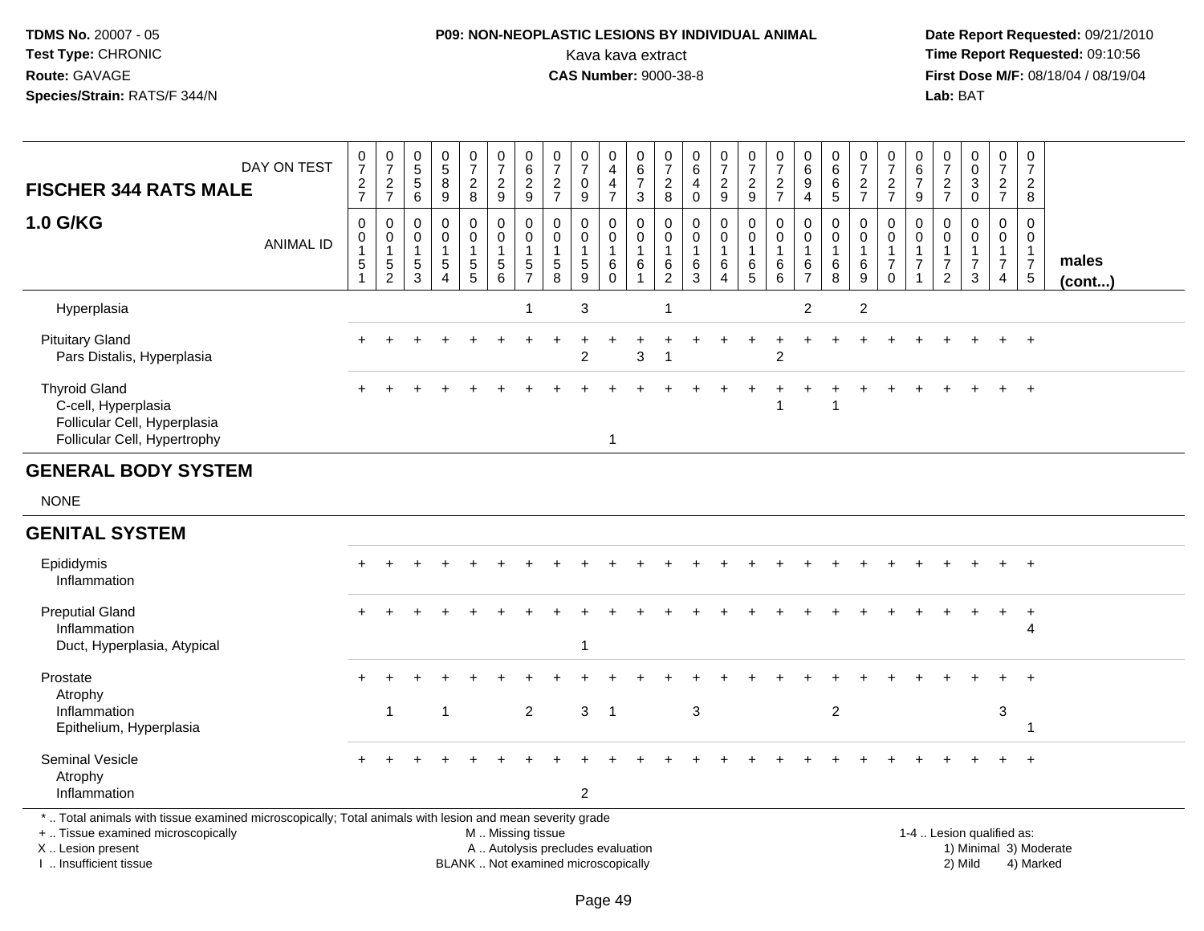**TDMS No.** 20007 - 05
**Test Type:** CHRONIC
**Route:** GAVAGE
**Species/Strain:** RATS/F 344/N

**P09: NON-NEOPLASTIC LESIONS BY INDIVIDUAL ANIMAL**
Kava kava extract
**CAS Number:** 9000-38-8

**Date Report Requested:** 09/21/2010
**Time Report Requested:** 09:10:56
**First Dose M/F:** 08/18/04 / 08/19/04
**Lab:** BAT

| FISCHER 344 RATS MALE — DAY ON TEST | 0727 | 0727 | 0556 | 0589 | 0728 | 0729 | 0629 | 0727 | 0709 | 0447 | 0673 | 0728 | 0640 | 0729 | 0729 | 0727 | 0694 | 0665 | 0727 | 0727 | 0679 | 0727 | 0030 | 0727 | 0728 | |
|---|---|---|---|---|---|---|---|---|---|---|---|---|---|---|---|---|---|---|---|---|---|---|---|---|---|---|
| **1.0 G/KG** — ANIMAL ID | 0015 1 | 0015 2 | 0015 3 | 0015 4 | 0015 5 | 0015 6 | 0015 7 | 0015 8 | 0015 9 | 0016 0 | 0016 1 | 0016 2 | 0016 3 | 0016 4 | 0016 5 | 0016 6 | 0016 7 | 0016 8 | 0016 9 | 0017 0 | 0017 1 | 0017 2 | 0017 3 | 0017 4 | 0017 5 | **males (cont...)** |
| Hyperplasia | | | | | | | 1 | | 3 | | | 1 | | | | | 2 | | 2 | | | | | | | |
| Pituitary Gland | + | + | + | + | + | + | + | + | + | + | + | + | + | + | + | + | + | + | + | + | + | + | + | + | + | |
| Pars Distalis, Hyperplasia | | | | | | | | | 2 | | 3 | 1 | | | | 2 | | | | | | | | | | |
| Thyroid Gland | + | + | + | + | + | + | + | + | + | + | + | + | + | + | + | + | + | + | + | + | + | + | + | + | + | |
| C-cell, Hyperplasia | | | | | | | | | | | | | | | | 1 | | 1 | | | | | | | | |
| Follicular Cell, Hyperplasia | | | | | | | | | | | | | | | | | | | | | | | | | | |
| Follicular Cell, Hypertrophy | | | | | | | | | | 1 | | | | | | | | | | | | | | | | |
| **GENERAL BODY SYSTEM** | | | | | | | | | | | | | | | | | | | | | | | | | | |
| NONE | | | | | | | | | | | | | | | | | | | | | | | | | | |
| **GENITAL SYSTEM** | | | | | | | | | | | | | | | | | | | | | | | | | | |
| Epididymis | + | + | + | + | + | + | + | + | + | + | + | + | + | + | + | + | + | + | + | + | + | + | + | + | + | |
| Inflammation | | | | | | | | | | | | | | | | | | | | | | | | | | |
| Preputial Gland | + | + | + | + | + | + | + | + | + | + | + | + | + | + | + | + | + | + | + | + | + | + | + | + | + | |
| Inflammation | | | | | | | | | | | | | | | | | | | | | | | | | 4 | |
| Duct, Hyperplasia, Atypical | | | | | | | | | 1 | | | | | | | | | | | | | | | | | |
| Prostate | + | + | + | + | + | + | + | + | + | + | + | + | + | + | + | + | + | + | + | + | + | + | + | + | + | |
| Atrophy | | | | | | | | | | | | | | | | | | | | | | | | | | |
| Inflammation | | 1 | | 1 | | | 2 | | 3 | 1 | | | 3 | | | | | 2 | | | | | | 3 | | |
| Epithelium, Hyperplasia | | | | | | | | | | | | | | | | | | | | | | | | | 1 | |
| Seminal Vesicle | + | + | + | + | + | + | + | + | + | + | + | + | + | + | + | + | + | + | + | + | + | + | + | + | + | |
| Atrophy | | | | | | | | | | | | | | | | | | | | | | | | | | |
| Inflammation | | | | | | | | | 2 | | | | | | | | | | | | | | | | | |

\* .. Total animals with tissue examined microscopically; Total animals with lesion and mean severity grade
+ .. Tissue examined microscopically
X .. Lesion present
I .. Insufficient tissue

M .. Missing tissue
A .. Autolysis precludes evaluation
BLANK .. Not examined microscopically

1-4 .. Lesion qualified as:
1) Minimal 3) Moderate
2) Mild 4) Marked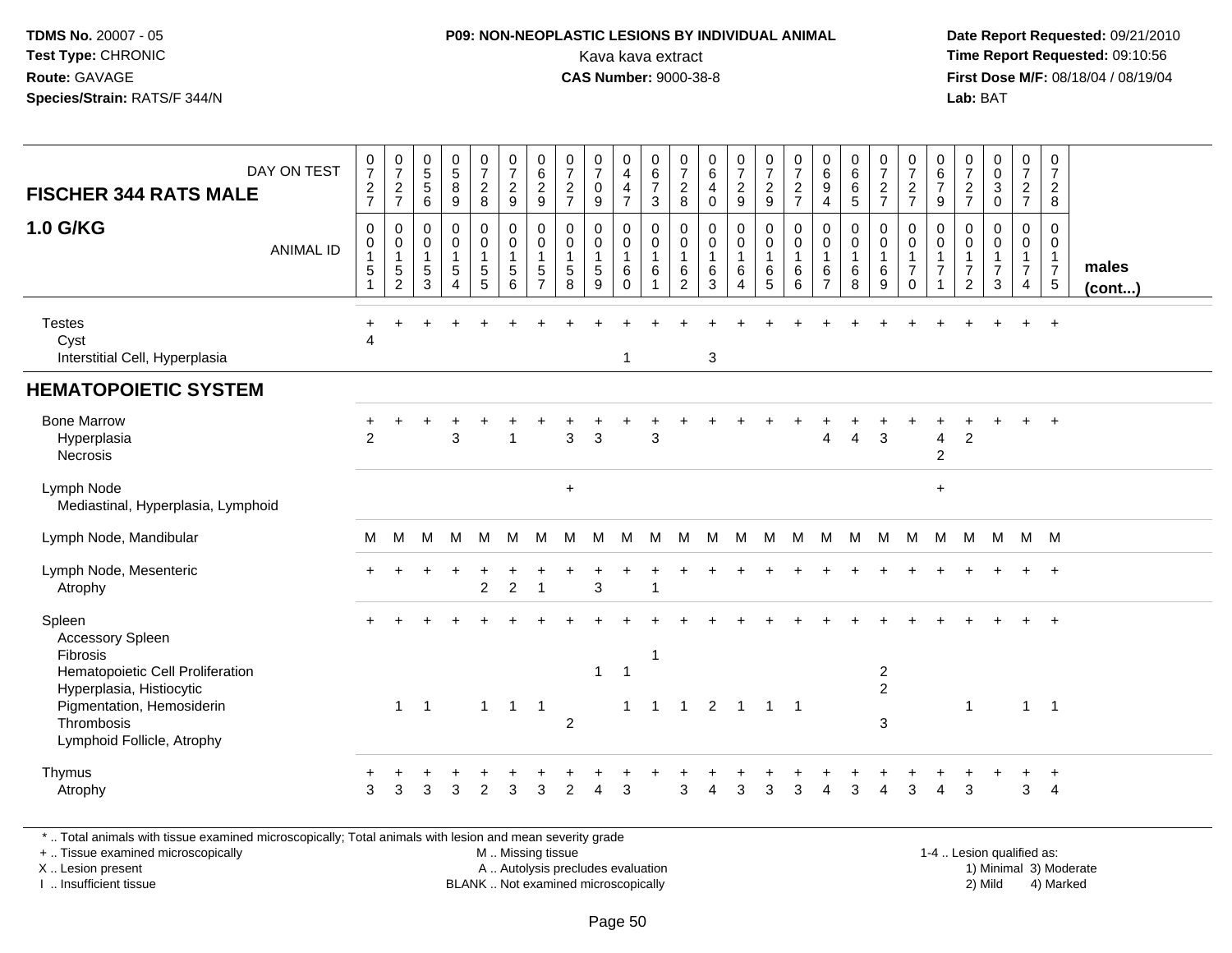**TDMS No.** 20007 - 05
**Test Type:** CHRONIC
**Route:** GAVAGE
**Species/Strain:** RATS/F 344/N

**P09: NON-NEOPLASTIC LESIONS BY INDIVIDUAL ANIMAL**
Kava kava extract
**CAS Number:** 9000-38-8

**Date Report Requested:** 09/21/2010
**Time Report Requested:** 09:10:56
**First Dose M/F:** 08/18/04 / 08/19/04
**Lab:** BAT

| FISCHER 344 RATS MALE — DAY ON TEST | 0727 | 0727 | 0556 | 0589 | 0728 | 0729 | 0629 | 0727 | 0709 | 0447 | 0673 | 0728 | 0640 | 0729 | 0729 | 0727 | 0694 | 0665 | 0727 | 0727 | 0679 | 0727 | 0030 | 0727 | 0728 | |
|---|---|---|---|---|---|---|---|---|---|---|---|---|---|---|---|---|---|---|---|---|---|---|---|---|---|---|
| **1.0 G/KG** — ANIMAL ID | 00151 | 00152 | 00153 | 00154 | 00155 | 00156 | 00157 | 00158 | 00159 | 00160 | 00161 | 00162 | 00163 | 00164 | 00165 | 00166 | 00167 | 00168 | 00169 | 00170 | 00171 | 00172 | 00173 | 00174 | 00175 | **males (cont...)** |
| Testes | + | + | + | + | + | + | + | + | + | + | + | + | + | + | + | + | + | + | + | + | + | + | + | + | + | |
| Cyst | 4 | | | | | | | | | | | | | | | | | | | | | | | | | |
| Interstitial Cell, Hyperplasia | | | | | | | | | | 1 | | | 3 | | | | | | | | | | | | | |
| **HEMATOPOIETIC SYSTEM** | | | | | | | | | | | | | | | | | | | | | | | | | | |
| Bone Marrow | + | + | + | + | + | + | + | + | + | + | + | + | + | + | + | + | + | + | + | + | + | + | + | + | + | |
| Hyperplasia | 2 | | | 3 | | 1 | | 3 | 3 | | 3 | | | | | | 4 | 4 | 3 | | 4 | 2 | | | | |
| Necrosis | | | | | | | | | | | | | | | | | | | | | 2 | | | | | |
| Lymph Node | | | | | | | | + | | | | | | | | | | | | | + | | | | | |
| Mediastinal, Hyperplasia, Lymphoid | | | | | | | | | | | | | | | | | | | | | | | | | | |
| Lymph Node, Mandibular | M | M | M | M | M | M | M | M | M | M | M | M | M | M | M | M | M | M | M | M | M | M | M | M | M | |
| Lymph Node, Mesenteric | + | + | + | + | + | + | + | + | + | + | + | + | + | + | + | + | + | + | + | + | + | + | + | + | + | |
| Atrophy | | | | | 2 | 2 | 1 | | 3 | | 1 | | | | | | | | | | | | | | | |
| Spleen | + | + | + | + | + | + | + | + | + | + | + | + | + | + | + | + | + | + | + | + | + | + | + | + | + | |
| Accessory Spleen | | | | | | | | | | | | | | | | | | | | | | | | | | |
| Fibrosis | | | | | | | | | | | 1 | | | | | | | | | | | | | | | |
| Hematopoietic Cell Proliferation | | | | | | | | | 1 | 1 | | | | | | | | | 2 | | | | | | | |
| Hyperplasia, Histiocytic | | | | | | | | | | | | | | | | | | | 2 | | | | | | | |
| Pigmentation, Hemosiderin | | 1 | 1 | | 1 | 1 | 1 | | | 1 | 1 | 1 | 2 | 1 | 1 | 1 | | | | | | 1 | | 1 | 1 | |
| Thrombosis | | | | | | | | 2 | | | | | | | | | | | 3 | | | | | | | |
| Lymphoid Follicle, Atrophy | | | | | | | | | | | | | | | | | | | | | | | | | | |
| Thymus | + | + | + | + | + | + | + | + | + | + | + | + | + | + | + | + | + | + | + | + | + | + | + | + | + | |
| Atrophy | 3 | 3 | 3 | 3 | 2 | 3 | 3 | 2 | 4 | 3 | | 3 | 4 | 3 | 3 | 3 | 4 | 3 | 4 | 3 | 4 | 3 | | 3 | 4 | |

\* .. Total animals with tissue examined microscopically; Total animals with lesion and mean severity grade
+ .. Tissue examined microscopically
X .. Lesion present
I .. Insufficient tissue

M .. Missing tissue
A .. Autolysis precludes evaluation
BLANK .. Not examined microscopically

1-4 .. Lesion qualified as:
1) Minimal 3) Moderate
2) Mild 4) Marked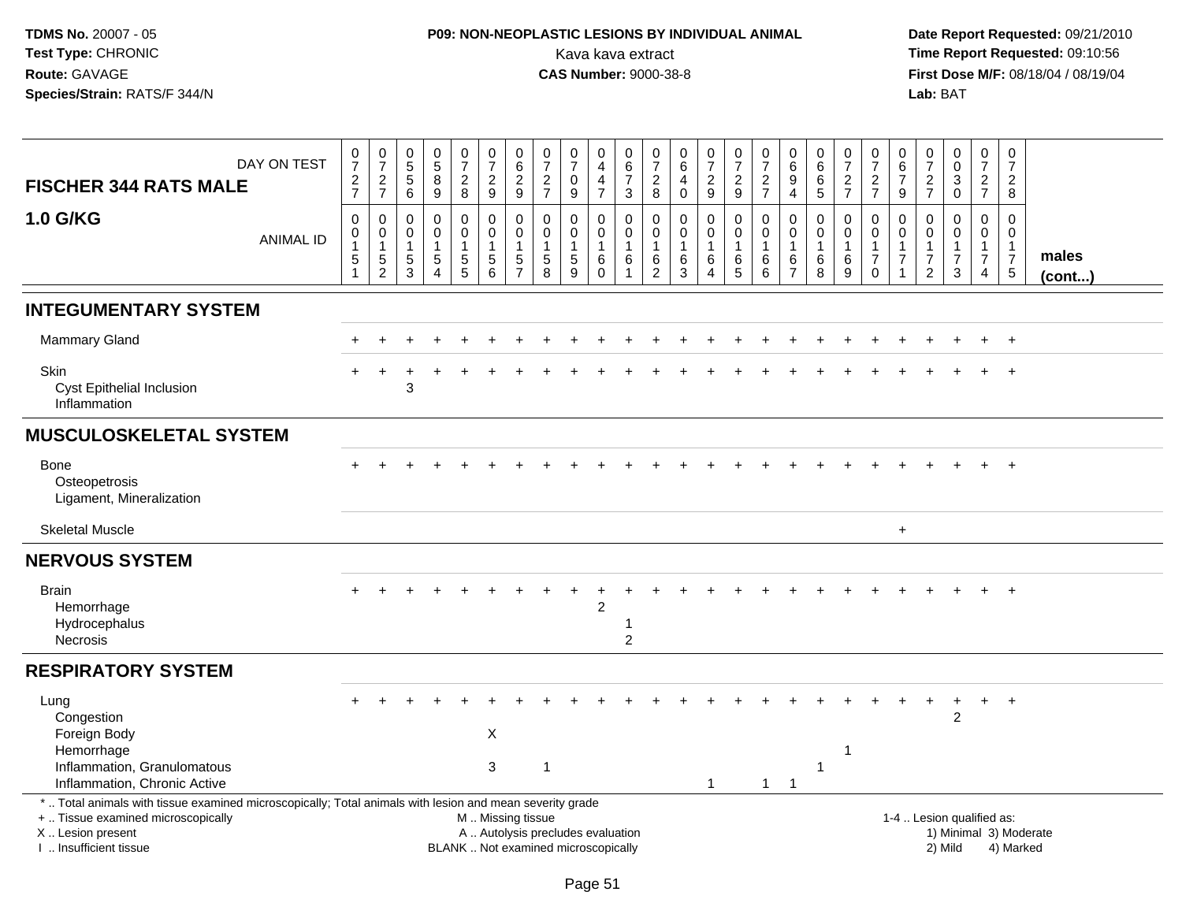**P09: NON-NEOPLASTIC LESIONS BY INDIVIDUAL ANIMAL**

Kava kava extract

**CAS Number:** 9000-38-8

**TDMS No.** 20007 - 05
**Test Type:** CHRONIC
**Route:** GAVAGE
**Species/Strain:** RATS/F 344/N

**Date Report Requested:** 09/21/2010
**Time Report Requested:** 09:10:56
**First Dose M/F:** 08/18/04 / 08/19/04
**Lab:** BAT

| FISCHER 344 RATS MALE 1.0 G/KG — DAY ON TEST | 727 | 727 | 556 | 589 | 728 | 729 | 629 | 727 | 709 | 447 | 673 | 728 | 640 | 729 | 729 | 727 | 694 | 665 | 727 | 727 | 679 | 727 | 030 | 727 | 728 | |
|---|---|---|---|---|---|---|---|---|---|---|---|---|---|---|---|---|---|---|---|---|---|---|---|---|---|---|
| ANIMAL ID | 0151 | 0152 | 0153 | 0154 | 0155 | 0156 | 0157 | 0158 | 0159 | 0160 | 0161 | 0162 | 0163 | 0164 | 0165 | 0166 | 0167 | 0168 | 0169 | 0170 | 0171 | 0172 | 0173 | 0174 | 0175 | males (cont...) |
| **INTEGUMENTARY SYSTEM** | | | | | | | | | | | | | | | | | | | | | | | | | | |
| Mammary Gland | + | + | + | + | + | + | + | + | + | + | + | + | + | + | + | + | + | + | + | + | + | + | + | + | + | |
| Skin | + | + | + | + | + | + | + | + | + | + | + | + | + | + | + | + | + | + | + | + | + | + | + | + | + | |
| Cyst Epithelial Inclusion | | | 3 | | | | | | | | | | | | | | | | | | | | | | | |
| Inflammation | | | | | | | | | | | | | | | | | | | | | | | | | | |
| **MUSCULOSKELETAL SYSTEM** | | | | | | | | | | | | | | | | | | | | | | | | | | |
| Bone | + | + | + | + | + | + | + | + | + | + | + | + | + | + | + | + | + | + | + | + | + | + | + | + | + | |
| Osteopetrosis | | | | | | | | | | | | | | | | | | | | | | | | | | |
| Ligament, Mineralization | | | | | | | | | | | | | | | | | | | | | | | | | | |
| Skeletal Muscle | | | | | | | | | | | | | | | | | | | | | + | | | | | |
| **NERVOUS SYSTEM** | | | | | | | | | | | | | | | | | | | | | | | | | | |
| Brain | + | + | + | + | + | + | + | + | + | + | + | + | + | + | + | + | + | + | + | + | + | + | + | + | + | |
| Hemorrhage | | | | | | | | | | 2 | | | | | | | | | | | | | | | | |
| Hydrocephalus | | | | | | | | | | | 1 | | | | | | | | | | | | | | | |
| Necrosis | | | | | | | | | | | 2 | | | | | | | | | | | | | | | |
| **RESPIRATORY SYSTEM** | | | | | | | | | | | | | | | | | | | | | | | | | | |
| Lung | + | + | + | + | + | + | + | + | + | + | + | + | + | + | + | + | + | + | + | + | + | + | + | + | + | |
| Congestion | | | | | | | | | | | | | | | | | | | | | | | 2 | | | |
| Foreign Body | | | | | | X | | | | | | | | | | | | | | | | | | | | |
| Hemorrhage | | | | | | | | | | | | | | | | | | | 1 | | | | | | | |
| Inflammation, Granulomatous | | | | | | 3 | | 1 | | | | | | | | | | 1 | | | | | | | | |
| Inflammation, Chronic Active | | | | | | | | | | | | | | 1 | | 1 | 1 | | | | | | | | | |

\* .. Total animals with tissue examined microscopically; Total animals with lesion and mean severity grade
\+ .. Tissue examined microscopically
X .. Lesion present
I .. Insufficient tissue
M .. Missing tissue
A .. Autolysis precludes evaluation
BLANK .. Not examined microscopically
1-4 .. Lesion qualified as: 1) Minimal 2) Mild 3) Moderate 4) Marked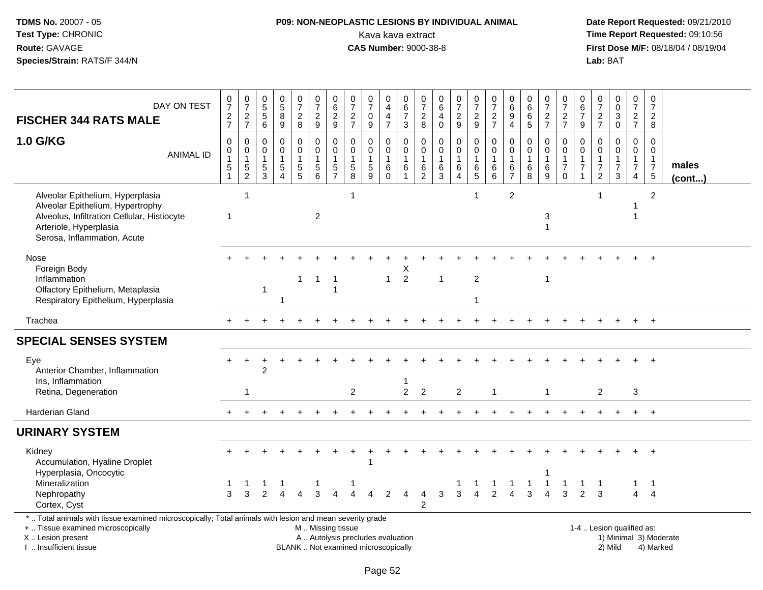**TDMS No.** 20007 - 05
**Test Type:** CHRONIC
**Route:** GAVAGE
**Species/Strain:** RATS/F 344/N

**P09: NON-NEOPLASTIC LESIONS BY INDIVIDUAL ANIMAL**
Kava kava extract
**CAS Number:** 9000-38-8

**Date Report Requested:** 09/21/2010
**Time Report Requested:** 09:10:56
**First Dose M/F:** 08/18/04 / 08/19/04
**Lab:** BAT

## FISCHER 344 RATS MALE 1.0 G/KG

| DAY ON TEST | 0727 | 0727 | 0556 | 0589 | 0728 | 0729 | 0629 | 0727 | 0709 | 0447 | 0673 | 0728 | 0640 | 0729 | 0729 | 0727 | 0694 | 0665 | 0727 | 0727 | 0679 | 0727 | 0030 | 0727 | 0728 | |
|---|---|---|---|---|---|---|---|---|---|---|---|---|---|---|---|---|---|---|---|---|---|---|---|---|---|---|
| **ANIMAL ID** | 0151 | 0152 | 0153 | 0154 | 0155 | 0156 | 0157 | 0158 | 0159 | 0160 | 0161 | 0162 | 0163 | 0164 | 0165 | 0166 | 0167 | 0168 | 0169 | 0170 | 0171 | 0172 | 0173 | 0174 | 0175 | **males (cont...)** |
| Alveolar Epithelium, Hyperplasia | | 1 | | | | | | 1 | | | | | | | 1 | | 2 | | | | | 1 | | | 2 | |
| Alveolar Epithelium, Hypertrophy | | | | | | | | | | | | | | | | | | | | | | | | 1 | | |
| Alveolus, Infiltration Cellular, Histiocyte | 1 | | | | | 2 | | | | | | | | | | | | | 3 | | | | | 1 | | |
| Arteriole, Hyperplasia | | | | | | | | | | | | | | | | | | | 1 | | | | | | | |
| Serosa, Inflammation, Acute | | | | | | | | | | | | | | | | | | | | | | | | | | |
| Nose | + | + | + | + | + | + | + | + | + | + | + | + | + | + | + | + | + | + | + | + | + | + | + | + | + | |
| Foreign Body | | | | | | | | | | | X | | | | | | | | | | | | | | | |
| Inflammation | | | | | 1 | 1 | 1 | | | 1 | 2 | | 1 | | 2 | | | | 1 | | | | | | | |
| Olfactory Epithelium, Metaplasia | | | 1 | | | | 1 | | | | | | | | | | | | | | | | | | | |
| Respiratory Epithelium, Hyperplasia | | | | 1 | | | | | | | | | | | 1 | | | | | | | | | | | |
| Trachea | + | + | + | + | + | + | + | + | + | + | + | + | + | + | + | + | + | + | + | + | + | + | + | + | + | |
| **SPECIAL SENSES SYSTEM** | | | | | | | | | | | | | | | | | | | | | | | | | | |
| Eye | + | + | + | + | + | + | + | + | + | + | + | + | + | + | + | + | + | + | + | + | + | + | + | + | + | |
| Anterior Chamber, Inflammation | | | 2 | | | | | | | | | | | | | | | | | | | | | | | |
| Iris, Inflammation | | | | | | | | | | | 1 | | | | | | | | | | | | | | | |
| Retina, Degeneration | | 1 | | | | | | 2 | | | 2 | 2 | | 2 | | 1 | | | 1 | | | 2 | | 3 | | |
| Harderian Gland | + | + | + | + | + | + | + | + | + | + | + | + | + | + | + | + | + | + | + | + | + | + | + | + | + | |
| **URINARY SYSTEM** | | | | | | | | | | | | | | | | | | | | | | | | | | |
| Kidney | + | + | + | + | + | + | + | + | + | + | + | + | + | + | + | + | + | + | + | + | + | + | + | + | + | |
| Accumulation, Hyaline Droplet | | | | | | | | | 1 | | | | | | | | | | | | | | | | | |
| Hyperplasia, Oncocytic | | | | | | | | | | | | | | | | | | | 1 | | | | | | | |
| Mineralization | 1 | 1 | 1 | 1 | | 1 | | 1 | | | | | | 1 | 1 | 1 | 1 | 1 | 1 | 1 | 1 | 1 | | 1 | 1 | |
| Nephropathy | 3 | 3 | 2 | 4 | 4 | 3 | 4 | 4 | 4 | 2 | 4 | 4 | 3 | 3 | 4 | 2 | 4 | 3 | 4 | 3 | 2 | 3 | | 4 | 4 | |
| Cortex, Cyst | | | | | | | | | | | | 2 | | | | | | | | | | | | | | |

* .. Total animals with tissue examined microscopically; Total animals with lesion and mean severity grade
+ .. Tissue examined microscopically
X .. Lesion present
I .. Insufficient tissue

M .. Missing tissue
A .. Autolysis precludes evaluation
BLANK .. Not examined microscopically

1-4 .. Lesion qualified as:
1) Minimal 3) Moderate
2) Mild 4) Marked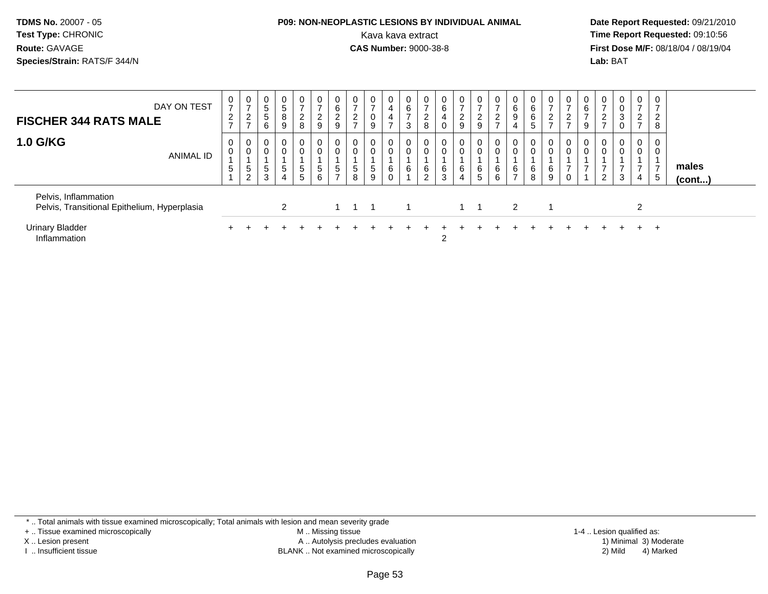**TDMS No.** 20007 - 05
**Test Type:** CHRONIC
**Route:** GAVAGE
**Species/Strain:** RATS/F 344/N

**P09: NON-NEOPLASTIC LESIONS BY INDIVIDUAL ANIMAL**
Kava kava extract
**CAS Number:** 9000-38-8

**Date Report Requested:** 09/21/2010
**Time Report Requested:** 09:10:56
**First Dose M/F:** 08/18/04 / 08/19/04
**Lab:** BAT

| FISCHER 344 RATS MALE — DAY ON TEST | 0727 | 0727 | 0556 | 0589 | 0728 | 0729 | 0629 | 0727 | 0709 | 0447 | 0673 | 0728 | 0640 | 0729 | 0729 | 0727 | 0694 | 0665 | 0727 | 0727 | 0679 | 0727 | 0030 | 0727 | 0728 | |
|---|---|---|---|---|---|---|---|---|---|---|---|---|---|---|---|---|---|---|---|---|---|---|---|---|---|---|
| **1.0 G/KG** — ANIMAL ID | 00151 | 00152 | 00153 | 00154 | 00155 | 00156 | 00157 | 00158 | 00159 | 00160 | 00161 | 00162 | 00163 | 00164 | 00165 | 00166 | 00167 | 00168 | 00169 | 00170 | 00171 | 00172 | 00173 | 00174 | 00175 | **males (cont...)** |
| Pelvis, Inflammation | | | | | | | | | | | | | | | | | | | | | | | | | | |
| Pelvis, Transitional Epithelium, Hyperplasia | | | | 2 | | | 1 | 1 | 1 | | 1 | | | 1 | 1 | | 2 | | 1 | | | | | 2 | | |
| Urinary Bladder | + | + | + | + | + | + | + | + | + | + | + | + | + | + | + | + | + | + | + | + | + | + | + | + | + | |
| Inflammation | | | | | | | | | | | | | 2 | | | | | | | | | | | | | |

\* .. Total animals with tissue examined microscopically; Total animals with lesion and mean severity grade
\+ .. Tissue examined microscopically
X .. Lesion present
I .. Insufficient tissue
M .. Missing tissue
A .. Autolysis precludes evaluation
BLANK .. Not examined microscopically
1-4 .. Lesion qualified as:
1) Minimal 3) Moderate
2) Mild 4) Marked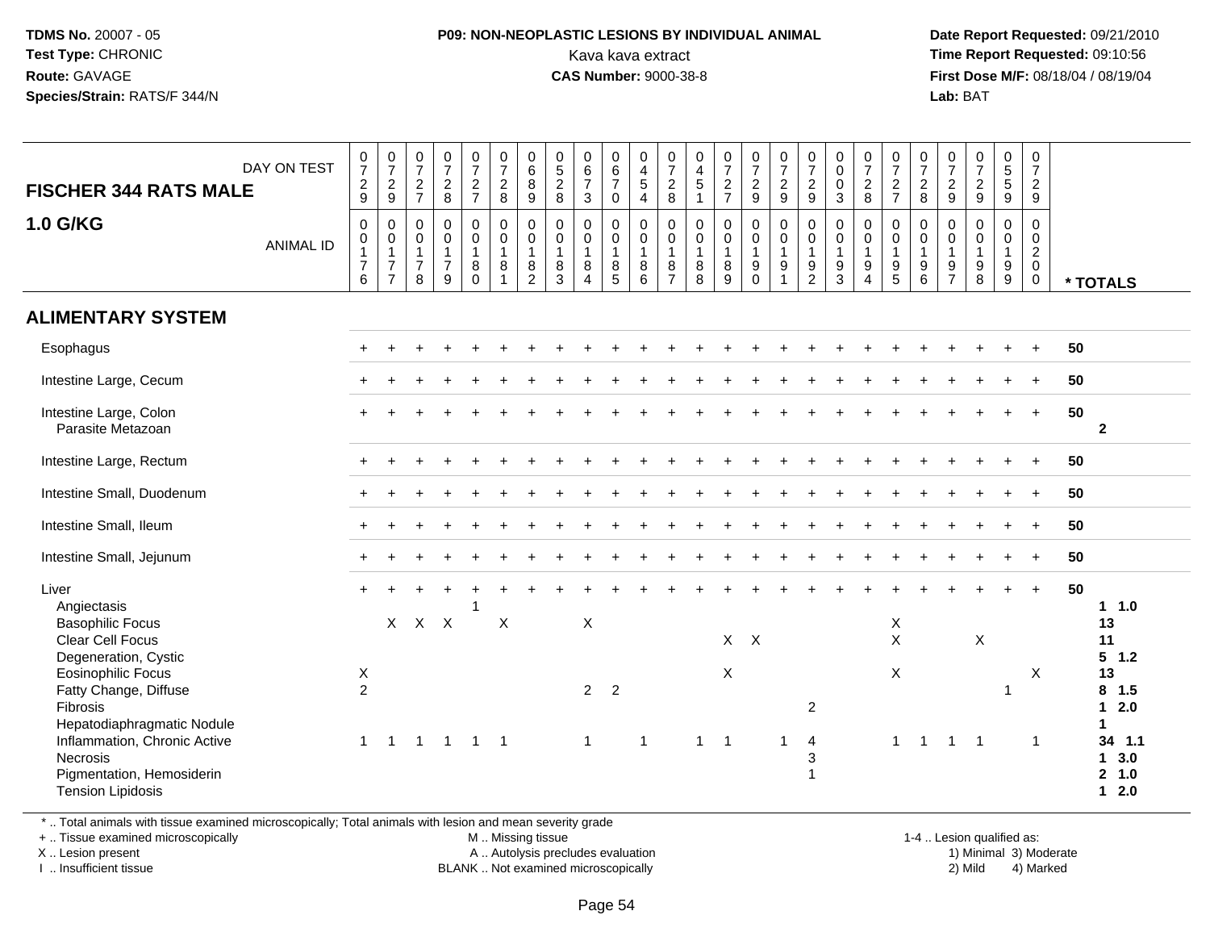**TDMS No.** 20007 - 05
**Test Type:** CHRONIC
**Route:** GAVAGE
**Species/Strain:** RATS/F 344/N

**P09: NON-NEOPLASTIC LESIONS BY INDIVIDUAL ANIMAL**
Kava kava extract
**CAS Number:** 9000-38-8

**Date Report Requested:** 09/21/2010
**Time Report Requested:** 09:10:56
**First Dose M/F:** 08/18/04 / 08/19/04
**Lab:** BAT

| FISCHER 344 RATS MALE — DAY ON TEST | 0729 | 0729 | 0727 | 0728 | 0727 | 0728 | 0689 | 0528 | 0673 | 0670 | 0454 | 0728 | 0451 | 0727 | 0729 | 0729 | 0729 | 0003 | 0728 | 0727 | 0728 | 0729 | 0729 | 0559 | 0729 | |
|---|---|---|---|---|---|---|---|---|---|---|---|---|---|---|---|---|---|---|---|---|---|---|---|---|---|---|
| **1.0 G/KG** — ANIMAL ID | 0176 | 0177 | 0178 | 0179 | 0180 | 0181 | 0182 | 0183 | 0184 | 0185 | 0186 | 0187 | 0188 | 0189 | 0190 | 0191 | 0192 | 0193 | 0194 | 0195 | 0196 | 0197 | 0198 | 0199 | 0200 | * TOTALS |
| **ALIMENTARY SYSTEM** | | | | | | | | | | | | | | | | | | | | | | | | | | |
| Esophagus | + | + | + | + | + | + | + | + | + | + | + | + | + | + | + | + | + | + | + | + | + | + | + | + | + | 50 |
| Intestine Large, Cecum | + | + | + | + | + | + | + | + | + | + | + | + | + | + | + | + | + | + | + | + | + | + | + | + | + | 50 |
| Intestine Large, Colon | + | + | + | + | + | + | + | + | + | + | + | + | + | + | + | + | + | + | + | + | + | + | + | + | + | 50 |
| Parasite Metazoan | | | | | | | | | | | | | | | | | | | | | | | | | | 2 |
| Intestine Large, Rectum | + | + | + | + | + | + | + | + | + | + | + | + | + | + | + | + | + | + | + | + | + | + | + | + | + | 50 |
| Intestine Small, Duodenum | + | + | + | + | + | + | + | + | + | + | + | + | + | + | + | + | + | + | + | + | + | + | + | + | + | 50 |
| Intestine Small, Ileum | + | + | + | + | + | + | + | + | + | + | + | + | + | + | + | + | + | + | + | + | + | + | + | + | + | 50 |
| Intestine Small, Jejunum | + | + | + | + | + | + | + | + | + | + | + | + | + | + | + | + | + | + | + | + | + | + | + | + | + | 50 |
| Liver | + | + | + | + | + | + | + | + | + | + | + | + | + | + | + | + | + | + | + | + | + | + | + | + | + | 50 |
| Angiectasis | | | | | 1 | | | | | | | | | | | | | | | | | | | | | 1 1.0 |
| Basophilic Focus | | X | X | X | | X | | | X | | | | | | | | | | | X | | | | | | 13 |
| Clear Cell Focus | | | | | | | | | | | | | | X | X | | | | | X | | | X | | | 11 |
| Degeneration, Cystic | | | | | | | | | | | | | | | | | | | | | | | | | | 5 1.2 |
| Eosinophilic Focus | X | | | | | | | | | | | | | X | | | | | | X | | | | | X | 13 |
| Fatty Change, Diffuse | 2 | | | | | | | | 2 | 2 | | | | | | | | | | | | | | 1 | | 8 1.5 |
| Fibrosis | | | | | | | | | | | | | | | | | 2 | | | | | | | | | 1 2.0 |
| Hepatodiaphragmatic Nodule | | | | | | | | | | | | | | | | | | | | | | | | | | 1 |
| Inflammation, Chronic Active | 1 | 1 | 1 | 1 | 1 | 1 | | | 1 | | 1 | | 1 | 1 | | 1 | 4 | | | 1 | 1 | 1 | 1 | | 1 | 34 1.1 |
| Necrosis | | | | | | | | | | | | | | | | | 3 | | | | | | | | | 1 3.0 |
| Pigmentation, Hemosiderin | | | | | | | | | | | | | | | | | 1 | | | | | | | | | 2 1.0 |
| Tension Lipidosis | | | | | | | | | | | | | | | | | | | | | | | | | | 1 2.0 |

\* .. Total animals with tissue examined microscopically; Total animals with lesion and mean severity grade
\+ .. Tissue examined microscopically
X .. Lesion present
I .. Insufficient tissue

M .. Missing tissue
A .. Autolysis precludes evaluation
BLANK .. Not examined microscopically

1-4 .. Lesion qualified as:
1) Minimal 3) Moderate
2) Mild 4) Marked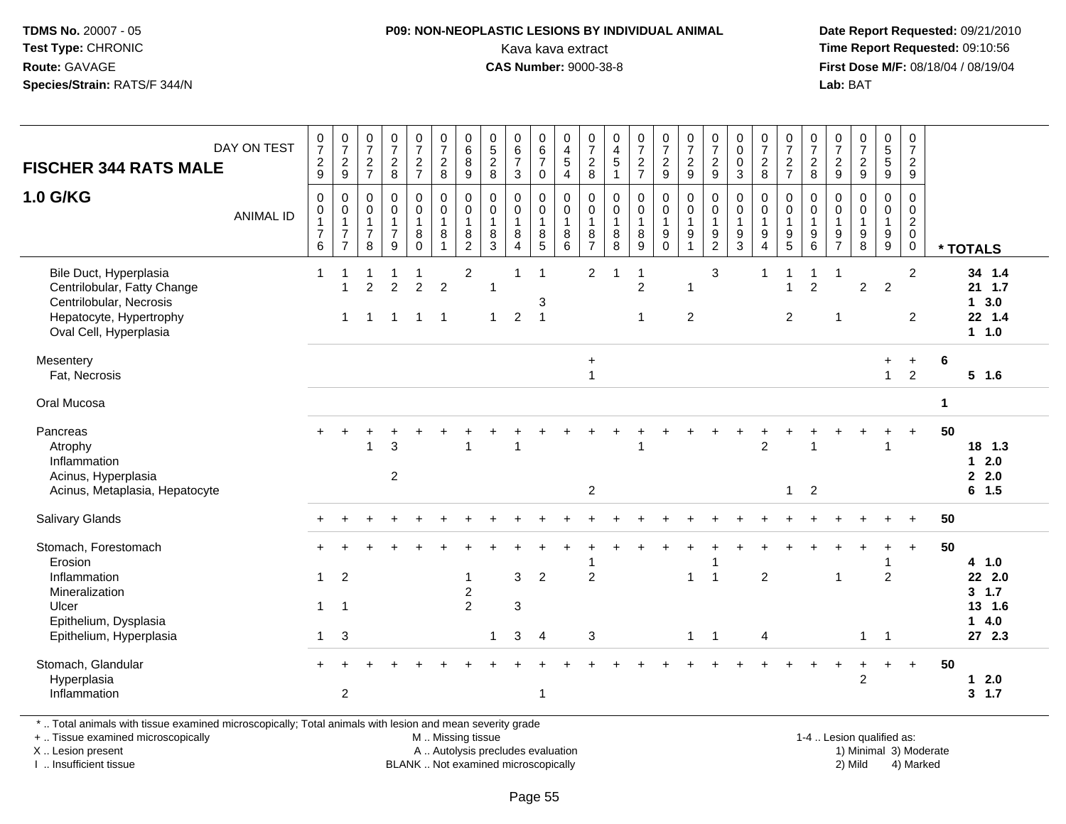**TDMS No.** 20007 - 05
**Test Type:** CHRONIC
**Route:** GAVAGE
**Species/Strain:** RATS/F 344/N

## P09: NON-NEOPLASTIC LESIONS BY INDIVIDUAL ANIMAL
Kava kava extract
**CAS Number:** 9000-38-8

**Date Report Requested:** 09/21/2010
**Time Report Requested:** 09:10:56
**First Dose M/F:** 08/18/04 / 08/19/04
**Lab:** BAT

| FISCHER 344 RATS MALE 1.0 G/KG — DAY ON TEST | 0729 | 0729 | 0727 | 0728 | 0727 | 0728 | 0689 | 0528 | 0673 | 0670 | 0454 | 0728 | 0451 | 0727 | 0729 | 0729 | 0729 | 0003 | 0728 | 0727 | 0728 | 0729 | 0729 | 0559 | 0729 | |
|---|---|---|---|---|---|---|---|---|---|---|---|---|---|---|---|---|---|---|---|---|---|---|---|---|---|---|
| ANIMAL ID | 00176 | 00177 | 00178 | 00179 | 00180 | 00181 | 00182 | 00183 | 00184 | 00185 | 00186 | 00187 | 00188 | 00189 | 00190 | 00191 | 00192 | 00193 | 00194 | 00195 | 00196 | 00197 | 00198 | 00199 | 00200 | * TOTALS |
| Bile Duct, Hyperplasia | 1 | 1 | 1 | 1 | 1 | | 2 | | 1 | 1 | | 2 | 1 | 1 | | | 3 | | 1 | 1 | 1 | 1 | | | 2 | 34 1.4 |
| Centrilobular, Fatty Change | | 1 | 2 | 2 | 2 | 2 | | 1 | | | | | | 2 | | 1 | | | | 1 | 2 | | 2 | 2 | | 21 1.7 |
| Centrilobular, Necrosis | | | | | | | | | | 3 | | | | | | | | | | | | | | | | 1 3.0 |
| Hepatocyte, Hypertrophy | | 1 | 1 | 1 | 1 | 1 | | 1 | 2 | 1 | | | | 1 | | 2 | | | | 2 | | 1 | | | 2 | 22 1.4 |
| Oval Cell, Hyperplasia | | | | | | | | | | | | | | | | | | | | | | | | | | 1 1.0 |
| Mesentery | | | | | | | | | | | | + | | | | | | | | | | | | + | + | 6 |
| Fat, Necrosis | | | | | | | | | | | | 1 | | | | | | | | | | | | 1 | 2 | 5 1.6 |
| Oral Mucosa | | | | | | | | | | | | | | | | | | | | | | | | | | 1 |
| Pancreas | + | + | + | + | + | + | + | + | + | + | + | + | + | + | + | + | + | + | + | + | + | + | + | + | + | 50 |
| Atrophy | | | 1 | 3 | | | 1 | | 1 | | | | | 1 | | | | | 2 | | 1 | | | 1 | | 18 1.3 |
| Inflammation | | | | | | | | | | | | | | | | | | | | | | | | | | 1 2.0 |
| Acinus, Hyperplasia | | | | 2 | | | | | | | | | | | | | | | | | | | | | | 2 2.0 |
| Acinus, Metaplasia, Hepatocyte | | | | | | | | | | | | 2 | | | | | | | | 1 | 2 | | | | | 6 1.5 |
| Salivary Glands | + | + | + | + | + | + | + | + | + | + | + | + | + | + | + | + | + | + | + | + | + | + | + | + | + | 50 |
| Stomach, Forestomach | + | + | + | + | + | + | + | + | + | + | + | + | + | + | + | + | + | + | + | + | + | + | + | + | + | 50 |
| Erosion | | | | | | | | | | | | 1 | | | | | 1 | | | | | | | 1 | | 4 1.0 |
| Inflammation | 1 | 2 | | | | | 1 | | 3 | 2 | | 2 | | | | 1 | 1 | | 2 | | | 1 | | 2 | | 22 2.0 |
| Mineralization | | | | | | | 2 | | | | | | | | | | | | | | | | | | | 3 1.7 |
| Ulcer | 1 | 1 | | | | | 2 | | 3 | | | | | | | | | | | | | | | | | 13 1.6 |
| Epithelium, Dysplasia | | | | | | | | | | | | | | | | | | | | | | | | | | 1 4.0 |
| Epithelium, Hyperplasia | 1 | 3 | | | | | | 1 | 3 | 4 | | 3 | | | | 1 | 1 | | 4 | | | | 1 | 1 | | 27 2.3 |
| Stomach, Glandular | + | + | + | + | + | + | + | + | + | + | + | + | + | + | + | + | + | + | + | + | + | + | + | + | + | 50 |
| Hyperplasia | | | | | | | | | | | | | | | | | | | | | | | 2 | | | 1 2.0 |
| Inflammation | | 2 | | | | | | | | 1 | | | | | | | | | | | | | | | | 3 1.7 |

\* .. Total animals with tissue examined microscopically; Total animals with lesion and mean severity grade
\+ .. Tissue examined microscopically
X .. Lesion present
I .. Insufficient tissue

M .. Missing tissue
A .. Autolysis precludes evaluation
BLANK .. Not examined microscopically

1-4 .. Lesion qualified as:
1) Minimal 3) Moderate
2) Mild 4) Marked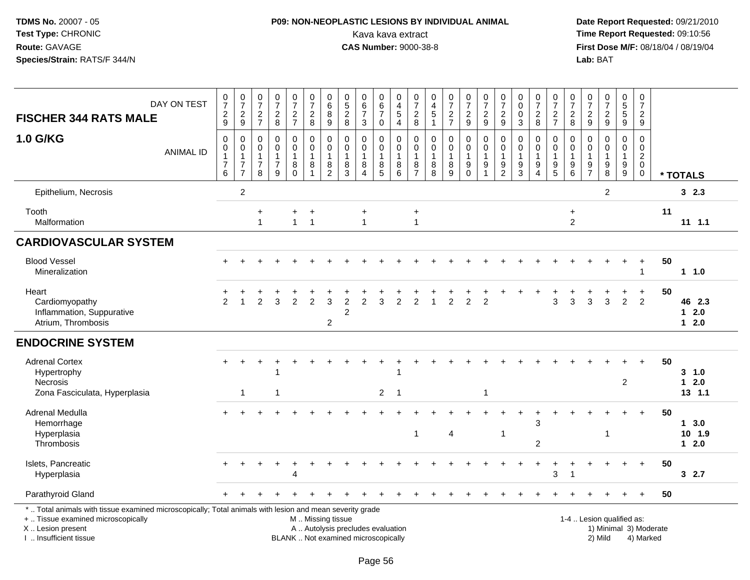**TDMS No.** 20007 - 05
**Test Type:** CHRONIC
**Route:** GAVAGE
**Species/Strain:** RATS/F 344/N

**P09: NON-NEOPLASTIC LESIONS BY INDIVIDUAL ANIMAL**
Kava kava extract
**CAS Number:** 9000-38-8

**Date Report Requested:** 09/21/2010
**Time Report Requested:** 09:10:56
**First Dose M/F:** 08/18/04 / 08/19/04
**Lab:** BAT

| FISCHER 344 RATS MALE — DAY ON TEST | 0729 | 0729 | 0727 | 0728 | 0727 | 0728 | 0689 | 0528 | 0673 | 0670 | 0454 | 0728 | 0451 | 0727 | 0729 | 0729 | 0729 | 0003 | 0728 | 0727 | 0728 | 0729 | 0729 | 0559 | 0729 | |
|---|---|---|---|---|---|---|---|---|---|---|---|---|---|---|---|---|---|---|---|---|---|---|---|---|---|---|
| **1.0 G/KG** — ANIMAL ID | 0176 | 0177 | 0178 | 0179 | 0180 | 0181 | 0182 | 0183 | 0184 | 0185 | 0186 | 0187 | 0188 | 0189 | 0190 | 0191 | 0192 | 0193 | 0194 | 0195 | 0196 | 0197 | 0198 | 0199 | 0200 | * TOTALS |
| Epithelium, Necrosis | | 2 | | | | | | | | | | | | | | | | | | | | | 2 | | | 3 2.3 |
| Tooth | | | + | | + | + | | | + | | | + | | | | | | | | | + | | | | | 11 |
| Malformation | | | 1 | | 1 | 1 | | | 1 | | | 1 | | | | | | | | | 2 | | | | | 11 1.1 |
| **CARDIOVASCULAR SYSTEM** | | | | | | | | | | | | | | | | | | | | | | | | | | |
| Blood Vessel | + | + | + | + | + | + | + | + | + | + | + | + | + | + | + | + | + | + | + | + | + | + | + | + | + | 50 |
| Mineralization | | | | | | | | | | | | | | | | | | | | | | | | | 1 | 1 1.0 |
| Heart | + | + | + | + | + | + | + | + | + | + | + | + | + | + | + | + | + | + | + | + | + | + | + | + | + | 50 |
| Cardiomyopathy | 2 | 1 | 2 | 3 | 2 | 2 | 3 | 2 | 2 | 3 | 2 | 2 | 1 | 2 | 2 | 2 | | | | 3 | 3 | 3 | 3 | 2 | 2 | 46 2.3 |
| Inflammation, Suppurative | | | | | | | | 2 | | | | | | | | | | | | | | | | | | 1 2.0 |
| Atrium, Thrombosis | | | | | | | 2 | | | | | | | | | | | | | | | | | | | 1 2.0 |
| **ENDOCRINE SYSTEM** | | | | | | | | | | | | | | | | | | | | | | | | | | |
| Adrenal Cortex | + | + | + | + | + | + | + | + | + | + | + | + | + | + | + | + | + | + | + | + | + | + | + | + | + | 50 |
| Hypertrophy | | | | 1 | | | | | | | 1 | | | | | | | | | | | | | | | 3 1.0 |
| Necrosis | | | | | | | | | | | | | | | | | | | | | | | | 2 | | 1 2.0 |
| Zona Fasciculata, Hyperplasia | | 1 | | 1 | | | | | | 2 | 1 | | | | | 1 | | | | | | | | | | 13 1.1 |
| Adrenal Medulla | + | + | + | + | + | + | + | + | + | + | + | + | + | + | + | + | + | + | + | + | + | + | + | + | + | 50 |
| Hemorrhage | | | | | | | | | | | | | | | | | | | 3 | | | | | | | 1 3.0 |
| Hyperplasia | | | | | | | | | | | | 1 | | 4 | | | 1 | | | | | | 1 | | | 10 1.9 |
| Thrombosis | | | | | | | | | | | | | | | | | | | 2 | | | | | | | 1 2.0 |
| Islets, Pancreatic | + | + | + | + | + | + | + | + | + | + | + | + | + | + | + | + | + | + | + | + | + | + | + | + | + | 50 |
| Hyperplasia | | | | | 4 | | | | | | | | | | | | | | | 3 | 1 | | | | | 3 2.7 |
| Parathyroid Gland | + | + | + | + | + | + | + | + | + | + | + | + | + | + | + | + | + | + | + | + | + | + | + | + | + | 50 |

\* .. Total animals with tissue examined microscopically; Total animals with lesion and mean severity grade
\+ .. Tissue examined microscopically
X .. Lesion present
I .. Insufficient tissue

M .. Missing tissue
A .. Autolysis precludes evaluation
BLANK .. Not examined microscopically

1-4 .. Lesion qualified as:
1) Minimal 3) Moderate
2) Mild 4) Marked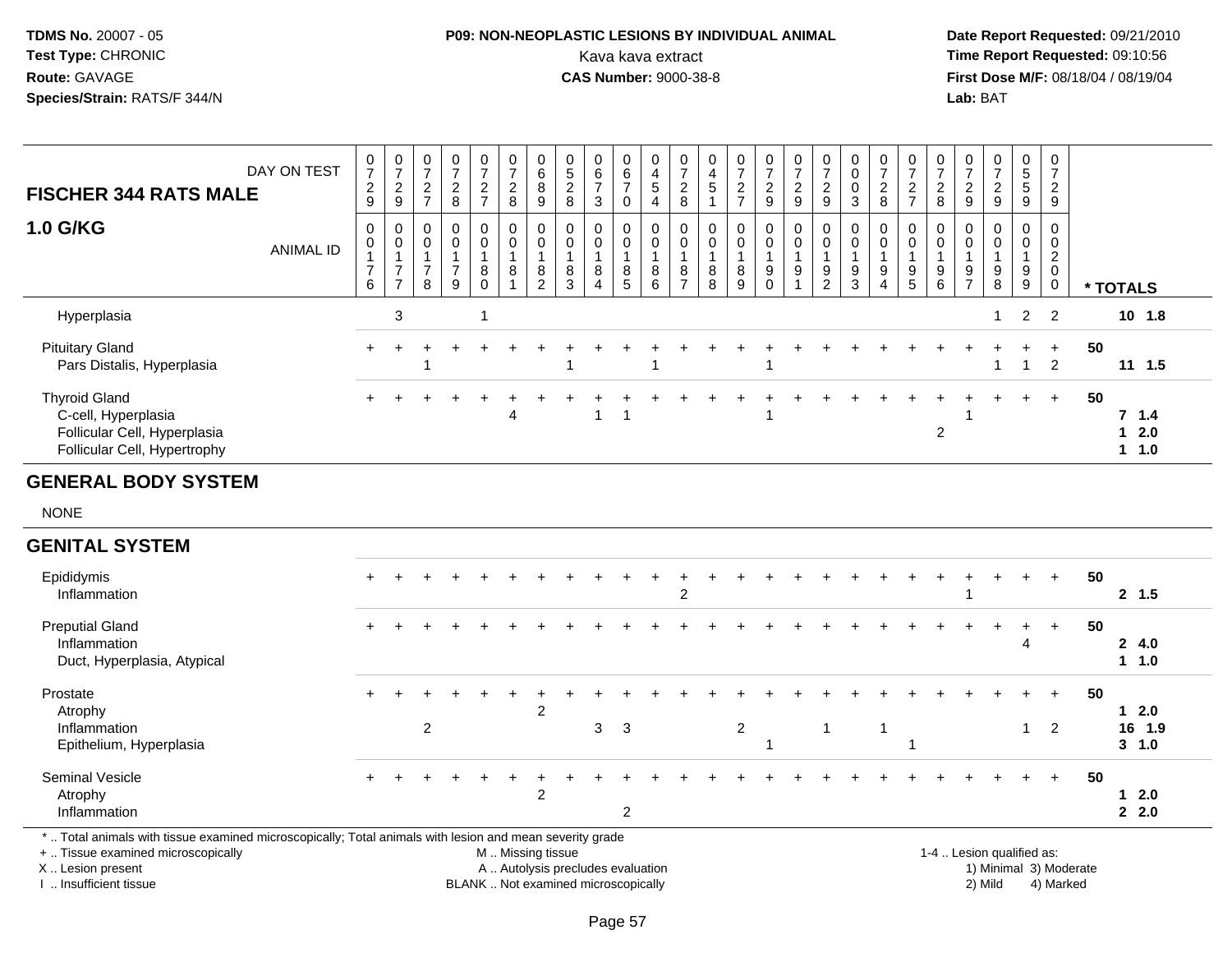**TDMS No.** 20007 - 05
**Test Type:** CHRONIC
**Route:** GAVAGE
**Species/Strain:** RATS/F 344/N

**P09: NON-NEOPLASTIC LESIONS BY INDIVIDUAL ANIMAL**
Kava kava extract
**CAS Number:** 9000-38-8

**Date Report Requested:** 09/21/2010
**Time Report Requested:** 09:10:56
**First Dose M/F:** 08/18/04 / 08/19/04
**Lab:** BAT

**FISCHER 344 RATS MALE**

**1.0 G/KG**

| DAY ON TEST | 0729 | 0729 | 0727 | 0728 | 0727 | 0728 | 0689 | 0528 | 0673 | 0670 | 0454 | 0728 | 0451 | 0727 | 0729 | 0729 | 0729 | 0003 | 0728 | 0727 | 0728 | 0729 | 0729 | 0559 | 0729 | |
|---|---|---|---|---|---|---|---|---|---|---|---|---|---|---|---|---|---|---|---|---|---|---|---|---|---|---|
| **ANIMAL ID** | 0176 | 0177 | 0178 | 0179 | 0180 | 0181 | 0182 | 0183 | 0184 | 0185 | 0186 | 0187 | 0188 | 0189 | 0190 | 0191 | 0192 | 0193 | 0194 | 0195 | 0196 | 0197 | 0198 | 0199 | 0200 | *** TOTALS** |
| Hyperplasia | | 3 | | | 1 | | | | | | | | | | | | | | | | | | 1 | 2 | 2 | 10 1.8 |
| Pituitary Gland | + | + | + | + | + | + | + | + | + | + | + | + | + | + | + | + | + | + | + | + | + | + | + | + | + | 50 |
| Pars Distalis, Hyperplasia | | | 1 | | | | | 1 | | | 1 | | | | 1 | | | | | | | | 1 | 1 | 2 | 11 1.5 |
| Thyroid Gland | + | + | + | + | + | + | + | + | + | + | + | + | + | + | + | + | + | + | + | + | + | + | + | + | + | 50 |
| C-cell, Hyperplasia | | | | | | 4 | | | 1 | 1 | | | | | 1 | | | | | | | 1 | | | | 7 1.4 |
| Follicular Cell, Hyperplasia | | | | | | | | | | | | | | | | | | | | | 2 | | | | | 1 2.0 |
| Follicular Cell, Hypertrophy | | | | | | | | | | | | | | | | | | | | | | | | | | 1 1.0 |

## GENERAL BODY SYSTEM

NONE

## GENITAL SYSTEM

| | | | | | | | | | | | | | | | | | | | | | | | | | | |
|---|---|---|---|---|---|---|---|---|---|---|---|---|---|---|---|---|---|---|---|---|---|---|---|---|---|---|
| Epididymis | + | + | + | + | + | + | + | + | + | + | + | + | + | + | + | + | + | + | + | + | + | + | + | + | + | 50 |
| Inflammation | | | | | | | | | | | | 2 | | | | | | | | | | 1 | | | | 2 1.5 |
| Preputial Gland | + | + | + | + | + | + | + | + | + | + | + | + | + | + | + | + | + | + | + | + | + | + | + | + | + | 50 |
| Inflammation | | | | | | | | | | | | | | | | | | | | | | | | 4 | | 2 4.0 |
| Duct, Hyperplasia, Atypical | | | | | | | | | | | | | | | | | | | | | | | | | | 1 1.0 |
| Prostate | + | + | + | + | + | + | + | + | + | + | + | + | + | + | + | + | + | + | + | + | + | + | + | + | + | 50 |
| Atrophy | | | | | | | 2 | | | | | | | | | | | | | | | | | | | 1 2.0 |
| Inflammation | | | 2 | | | | | | 3 | 3 | | | | 2 | | | 1 | | 1 | | | | | 1 | 2 | 16 1.9 |
| Epithelium, Hyperplasia | | | | | | | | | | | | | | | 1 | | | | | 1 | | | | | | 3 1.0 |
| Seminal Vesicle | + | + | + | + | + | + | + | + | + | + | + | + | + | + | + | + | + | + | + | + | + | + | + | + | + | 50 |
| Atrophy | | | | | | | 2 | | | | | | | | | | | | | | | | | | | 1 2.0 |
| Inflammation | | | | | | | | | | 2 | | | | | | | | | | | | | | | | 2 2.0 |

* .. Total animals with tissue examined microscopically; Total animals with lesion and mean severity grade
+ .. Tissue examined microscopically
X .. Lesion present
I .. Insufficient tissue

M .. Missing tissue
A .. Autolysis precludes evaluation
BLANK .. Not examined microscopically

1-4 .. Lesion qualified as:
1) Minimal 3) Moderate
2) Mild 4) Marked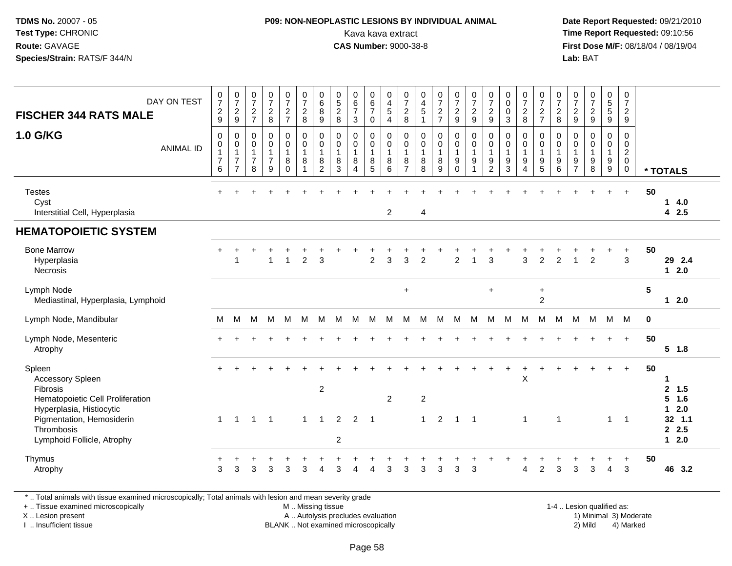**TDMS No.** 20007 - 05
**Test Type:** CHRONIC
**Route:** GAVAGE
**Species/Strain:** RATS/F 344/N

**P09: NON-NEOPLASTIC LESIONS BY INDIVIDUAL ANIMAL**
Kava kava extract
**CAS Number:** 9000-38-8

**Date Report Requested:** 09/21/2010
**Time Report Requested:** 09:10:56
**First Dose M/F:** 08/18/04 / 08/19/04
**Lab:** BAT

| FISCHER 344 RATS MALE 1.0 G/KG | | | | | | | | | | | | | | | | | | | | | | | | | | |
|---|---|---|---|---|---|---|---|---|---|---|---|---|---|---|---|---|---|---|---|---|---|---|---|---|---|---|
| DAY ON TEST | 0729 | 0729 | 0727 | 0728 | 0727 | 0728 | 0689 | 0528 | 0673 | 0670 | 0454 | 0728 | 0451 | 0727 | 0729 | 0729 | 0729 | 0003 | 0728 | 0727 | 0728 | 0729 | 0729 | 0559 | 0729 | |
| ANIMAL ID | 0176 | 0177 | 0178 | 0179 | 0180 | 0181 | 0182 | 0183 | 0184 | 0185 | 0186 | 0187 | 0188 | 0189 | 0190 | 0191 | 0192 | 0193 | 0194 | 0195 | 0196 | 0197 | 0198 | 0199 | 0200 | * TOTALS |
| Testes | + | + | + | + | + | + | + | + | + | + | + | + | + | + | + | + | + | + | + | + | + | + | + | + | + | 50 |
| Cyst | | | | | | | | | | | | | | | | | | | | | | | | | | 1 4.0 |
| Interstitial Cell, Hyperplasia | | | | | | | | | | | 2 | | 4 | | | | | | | | | | | | | 4 2.5 |
| **HEMATOPOIETIC SYSTEM** | | | | | | | | | | | | | | | | | | | | | | | | | | |
| Bone Marrow | + | + | + | + | + | + | + | + | + | + | + | + | + | + | + | + | + | + | + | + | + | + | + | + | + | 50 |
| Hyperplasia | | 1 | | 1 | 1 | 2 | 3 | | | 2 | 3 | 3 | 2 | | 2 | 1 | 3 | | 3 | 2 | 2 | 1 | 2 | | 3 | 29 2.4 |
| Necrosis | | | | | | | | | | | | | | | | | | | | | | | | | | 1 2.0 |
| Lymph Node | | | | | | | | | | | | + | | | | | + | | | + | | | | | | 5 |
| Mediastinal, Hyperplasia, Lymphoid | | | | | | | | | | | | | | | | | | | | 2 | | | | | | 1 2.0 |
| Lymph Node, Mandibular | M | M | M | M | M | M | M | M | M | M | M | M | M | M | M | M | M | M | M | M | M | M | M | M | M | 0 |
| Lymph Node, Mesenteric | + | + | + | + | + | + | + | + | + | + | + | + | + | + | + | + | + | + | + | + | + | + | + | + | + | 50 |
| Atrophy | | | | | | | | | | | | | | | | | | | | | | | | | | 5 1.8 |
| Spleen | + | + | + | + | + | + | + | + | + | + | + | + | + | + | + | + | + | + | + | + | + | + | + | + | + | 50 |
| Accessory Spleen | | | | | | | | | | | | | | | | | | | X | | | | | | | 1 |
| Fibrosis | | | | | | | 2 | | | | | | | | | | | | | | | | | | | 2 1.5 |
| Hematopoietic Cell Proliferation | | | | | | | | | | | 2 | | 2 | | | | | | | | | | | | | 5 1.6 |
| Hyperplasia, Histiocytic | | | | | | | | | | | | | | | | | | | | | | | | | | 1 2.0 |
| Pigmentation, Hemosiderin | 1 | 1 | 1 | 1 | | 1 | 1 | 2 | 2 | 1 | | | 1 | 2 | 1 | 1 | | | 1 | | 1 | | | 1 | 1 | 32 1.1 |
| Thrombosis | | | | | | | | | | | | | | | | | | | | | | | | | | 2 2.5 |
| Lymphoid Follicle, Atrophy | | | | | | | | 2 | | | | | | | | | | | | | | | | | | 1 2.0 |
| Thymus | + | + | + | + | + | + | + | + | + | + | + | + | + | + | + | + | + | + | + | + | + | + | + | + | + | 50 |
| Atrophy | 3 | 3 | 3 | 3 | 3 | 3 | 4 | 3 | 4 | 4 | 3 | 3 | 3 | 3 | 3 | 3 | | | 4 | 2 | 3 | 3 | 3 | 4 | 3 | 46 3.2 |

* .. Total animals with tissue examined microscopically; Total animals with lesion and mean severity grade
+ .. Tissue examined microscopically
X .. Lesion present
I .. Insufficient tissue
M .. Missing tissue
A .. Autolysis precludes evaluation
BLANK .. Not examined microscopically
1-4 .. Lesion qualified as: 1) Minimal 2) Mild 3) Moderate 4) Marked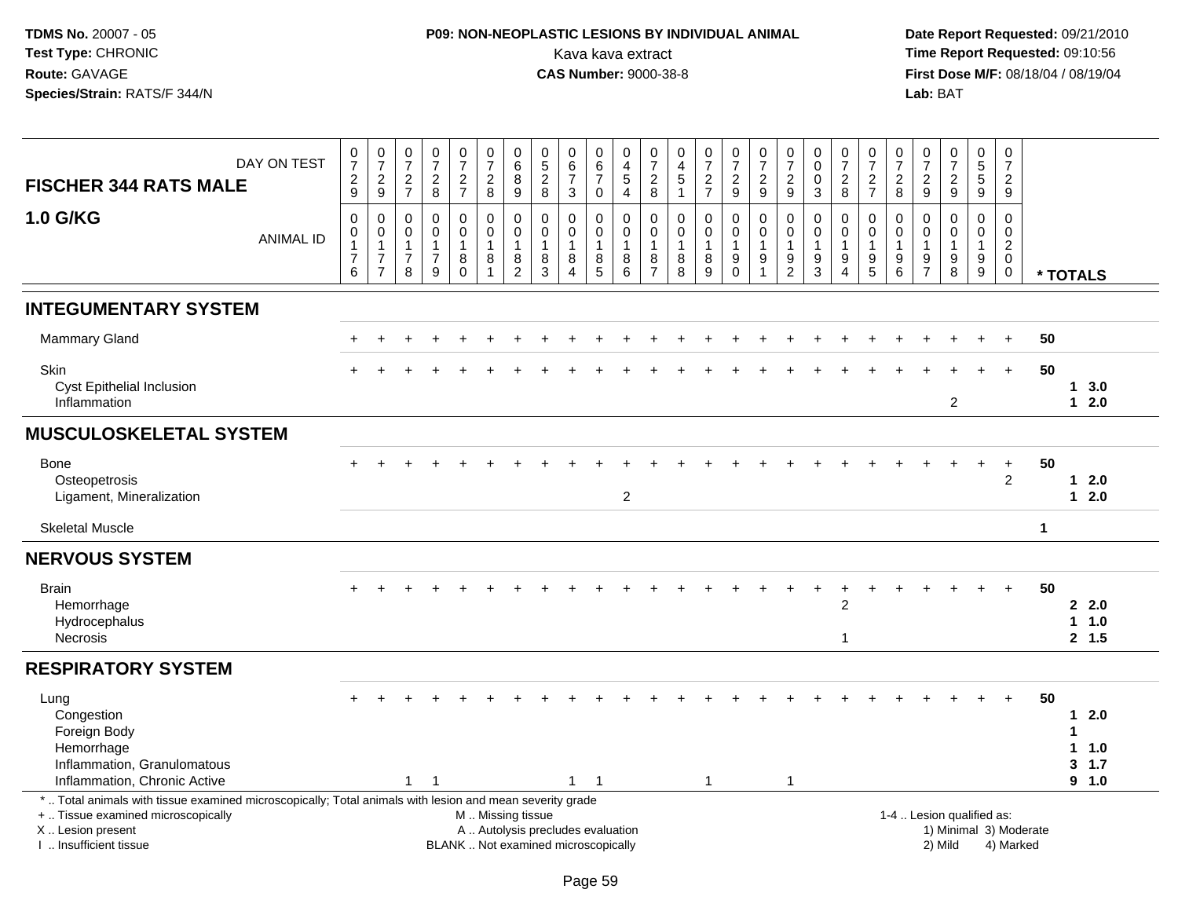**TDMS No.** 20007 - 05
**Test Type:** CHRONIC
**Route:** GAVAGE
**Species/Strain:** RATS/F 344/N

**P09: NON-NEOPLASTIC LESIONS BY INDIVIDUAL ANIMAL**
Kava kava extract
**CAS Number:** 9000-38-8

**Date Report Requested:** 09/21/2010
**Time Report Requested:** 09:10:56
**First Dose M/F:** 08/18/04 / 08/19/04
**Lab:** BAT

## FISCHER 344 RATS MALE — 1.0 G/KG

| DAY ON TEST | 0729 | 0729 | 0727 | 0728 | 0727 | 0728 | 0689 | 0528 | 0673 | 0670 | 0454 | 0728 | 0451 | 0727 | 0729 | 0729 | 0729 | 0003 | 0728 | 0727 | 0728 | 0729 | 0729 | 0559 | 0729 | |
|---|---|---|---|---|---|---|---|---|---|---|---|---|---|---|---|---|---|---|---|---|---|---|---|---|---|---|
| ANIMAL ID | 0017 6 | 0017 7 | 0017 8 | 0017 9 | 0018 0 | 0018 1 | 0018 2 | 0018 3 | 0018 4 | 0018 5 | 0018 6 | 0018 7 | 0018 8 | 0018 9 | 0019 0 | 0019 1 | 0019 2 | 0019 3 | 0019 4 | 0019 5 | 0019 6 | 0019 7 | 0019 8 | 0019 9 | 0020 0 | * TOTALS |
| **INTEGUMENTARY SYSTEM** | | | | | | | | | | | | | | | | | | | | | | | | | | |
| Mammary Gland | + | + | + | + | + | + | + | + | + | + | + | + | + | + | + | + | + | + | + | + | + | + | + | + | + | 50 |
| Skin | + | + | + | + | + | + | + | + | + | + | + | + | + | + | + | + | + | + | + | + | + | + | + | + | + | 50 |
| Cyst Epithelial Inclusion | | | | | | | | | | | | | | | | | | | | | | | | | | 1 3.0 |
| Inflammation | | | | | | | | | | | | | | | | | | | | | | | 2 | | | 1 2.0 |
| **MUSCULOSKELETAL SYSTEM** | | | | | | | | | | | | | | | | | | | | | | | | | | |
| Bone | + | + | + | + | + | + | + | + | + | + | + | + | + | + | + | + | + | + | + | + | + | + | + | + | + | 50 |
| Osteopetrosis | | | | | | | | | | | | | | | | | | | | | | | | | 2 | 1 2.0 |
| Ligament, Mineralization | | | | | | | | | | | 2 | | | | | | | | | | | | | | | 1 2.0 |
| Skeletal Muscle | | | | | | | | | | | | | | | | | | | | | | | | | | 1 |
| **NERVOUS SYSTEM** | | | | | | | | | | | | | | | | | | | | | | | | | | |
| Brain | + | + | + | + | + | + | + | + | + | + | + | + | + | + | + | + | + | + | + | + | + | + | + | + | + | 50 |
| Hemorrhage | | | | | | | | | | | | | | | | | | | 2 | | | | | | | 2 2.0 |
| Hydrocephalus | | | | | | | | | | | | | | | | | | | | | | | | | | 1 1.0 |
| Necrosis | | | | | | | | | | | | | | | | | | | 1 | | | | | | | 2 1.5 |
| **RESPIRATORY SYSTEM** | | | | | | | | | | | | | | | | | | | | | | | | | | |
| Lung | + | + | + | + | + | + | + | + | + | + | + | + | + | + | + | + | + | + | + | + | + | + | + | + | + | 50 |
| Congestion | | | | | | | | | | | | | | | | | | | | | | | | | | 1 2.0 |
| Foreign Body | | | | | | | | | | | | | | | | | | | | | | | | | | 1 |
| Hemorrhage | | | | | | | | | | | | | | | | | | | | | | | | | | 1 1.0 |
| Inflammation, Granulomatous | | | | | | | | | | | | | | | | | | | | | | | | | | 3 1.7 |
| Inflammation, Chronic Active | | | 1 | 1 | | | | | 1 | 1 | | | | 1 | | | 1 | | | | | | | | | 9 1.0 |

\* .. Total animals with tissue examined microscopically; Total animals with lesion and mean severity grade
\+ .. Tissue examined microscopically
X .. Lesion present
I .. Insufficient tissue
M .. Missing tissue
A .. Autolysis precludes evaluation
BLANK .. Not examined microscopically
1-4 .. Lesion qualified as: 1) Minimal 2) Mild 3) Moderate 4) Marked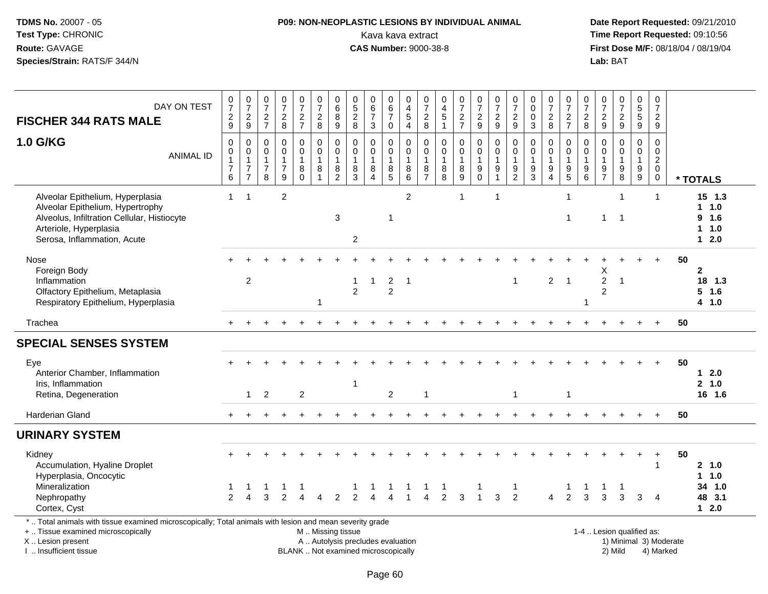**TDMS No.** 20007 - 05
**Test Type:** CHRONIC
**Route:** GAVAGE
**Species/Strain:** RATS/F 344/N

**P09: NON-NEOPLASTIC LESIONS BY INDIVIDUAL ANIMAL**
Kava kava extract
**CAS Number:** 9000-38-8

**Date Report Requested:** 09/21/2010
**Time Report Requested:** 09:10:56
**First Dose M/F:** 08/18/04 / 08/19/04
**Lab:** BAT

| FISCHER 344 RATS MALE — DAY ON TEST | 0729 | 0729 | 0727 | 0728 | 0727 | 0728 | 0689 | 0528 | 0673 | 0670 | 0454 | 0728 | 0451 | 0727 | 0729 | 0729 | 0729 | 0003 | 0728 | 0727 | 0728 | 0729 | 0729 | 0559 | 0729 | |
|---|---|---|---|---|---|---|---|---|---|---|---|---|---|---|---|---|---|---|---|---|---|---|---|---|---|---|
| **1.0 G/KG** — ANIMAL ID | 0176 | 0177 | 0178 | 0179 | 0180 | 0181 | 0182 | 0183 | 0184 | 0185 | 0186 | 0187 | 0188 | 0189 | 0190 | 0191 | 0192 | 0193 | 0194 | 0195 | 0196 | 0197 | 0198 | 0199 | 0200 | * TOTALS |
| Alveolar Epithelium, Hyperplasia | 1 | 1 | | 2 | | | | | | | 2 | | | 1 | | 1 | | | | 1 | | | 1 | | 1 | 15 1.3 |
| Alveolar Epithelium, Hypertrophy | | | | | | | | | | | | | | | | | | | | | | | | | | 1 1.0 |
| Alveolus, Infiltration Cellular, Histiocyte | | | | | | | 3 | | | 1 | | | | | | | | | | 1 | | 1 | 1 | | | 9 1.6 |
| Arteriole, Hyperplasia | | | | | | | | | | | | | | | | | | | | | | | | | | 1 1.0 |
| Serosa, Inflammation, Acute | | | | | | | | 2 | | | | | | | | | | | | | | | | | | 1 2.0 |
| Nose | + | + | + | + | + | + | + | + | + | + | + | + | + | + | + | + | + | + | + | + | + | + | + | + | + | 50 |
| Foreign Body | | | | | | | | | | | | | | | | | | | | | | X | | | | 2 |
| Inflammation | | 2 | | | | | | 1 | 1 | 2 | 1 | | | | | | 1 | | 2 | 1 | | 2 | 1 | | | 18 1.3 |
| Olfactory Epithelium, Metaplasia | | | | | | | | 2 | | 2 | | | | | | | | | | | | 2 | | | | 5 1.6 |
| Respiratory Epithelium, Hyperplasia | | | | | | 1 | | | | | | | | | | | | | | | 1 | | | | | 4 1.0 |
| Trachea | + | + | + | + | + | + | + | + | + | + | + | + | + | + | + | + | + | + | + | + | + | + | + | + | + | 50 |
| **SPECIAL SENSES SYSTEM** | | | | | | | | | | | | | | | | | | | | | | | | | | |
| Eye | + | + | + | + | + | + | + | + | + | + | + | + | + | + | + | + | + | + | + | + | + | + | + | + | + | 50 |
| Anterior Chamber, Inflammation | | | | | | | | | | | | | | | | | | | | | | | | | | 1 2.0 |
| Iris, Inflammation | | | | | | | | 1 | | | | | | | | | | | | | | | | | | 2 1.0 |
| Retina, Degeneration | | 1 | 2 | | 2 | | | | | 2 | | 1 | | | | | 1 | | | 1 | | | | | | 16 1.6 |
| Harderian Gland | + | + | + | + | + | + | + | + | + | + | + | + | + | + | + | + | + | + | + | + | + | + | + | + | + | 50 |
| **URINARY SYSTEM** | | | | | | | | | | | | | | | | | | | | | | | | | | |
| Kidney | + | + | + | + | + | + | + | + | + | + | + | + | + | + | + | + | + | + | + | + | + | + | + | + | + | 50 |
| Accumulation, Hyaline Droplet | | | | | | | | | | | | | | | | | | | | | | | | | 1 | 2 1.0 |
| Hyperplasia, Oncocytic | | | | | | | | | | | | | | | | | | | | | | | | | | 1 1.0 |
| Mineralization | 1 | 1 | 1 | 1 | 1 | | | 1 | 1 | 1 | 1 | 1 | 1 | | 1 | | 1 | | | 1 | 1 | 1 | 1 | | | 34 1.0 |
| Nephropathy | 2 | 4 | 3 | 2 | 4 | 4 | 2 | 2 | 4 | 4 | 1 | 4 | 2 | 3 | 1 | 3 | 2 | | 4 | 2 | 3 | 3 | 3 | 3 | 4 | 48 3.1 |
| Cortex, Cyst | | | | | | | | | | | | | | | | | | | | | | | | | | 1 2.0 |

\* .. Total animals with tissue examined microscopically; Total animals with lesion and mean severity grade
\+ .. Tissue examined microscopically
X .. Lesion present
I .. Insufficient tissue

M .. Missing tissue
A .. Autolysis precludes evaluation
BLANK .. Not examined microscopically

1-4 .. Lesion qualified as:
1) Minimal 3) Moderate
2) Mild 4) Marked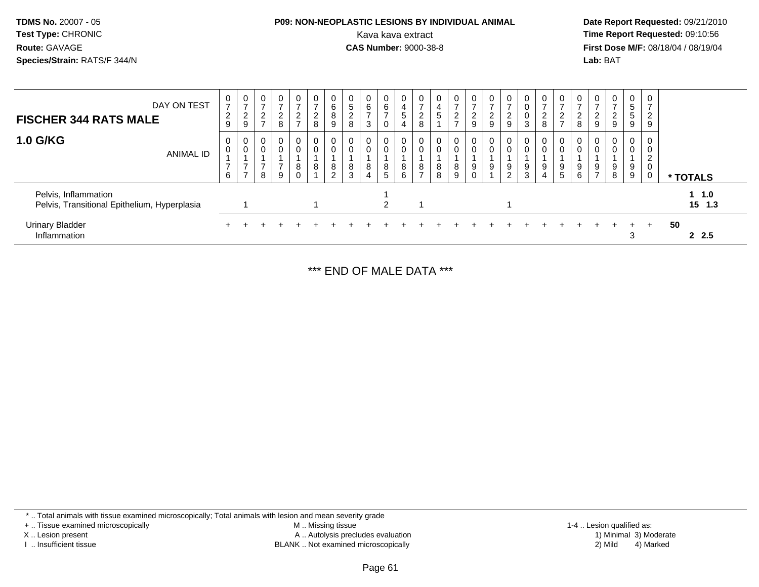**TDMS No.** 20007 - 05
**Test Type:** CHRONIC
**Route:** GAVAGE
**Species/Strain:** RATS/F 344/N

**P09: NON-NEOPLASTIC LESIONS BY INDIVIDUAL ANIMAL**
Kava kava extract
**CAS Number:** 9000-38-8

**Date Report Requested:** 09/21/2010
**Time Report Requested:** 09:10:56
**First Dose M/F:** 08/18/04 / 08/19/04
**Lab:** BAT

| FISCHER 344 RATS MALE — DAY ON TEST | 0729 | 0729 | 0727 | 0728 | 0727 | 0728 | 0689 | 0528 | 0673 | 0670 | 0454 | 0728 | 0451 | 0727 | 0729 | 0729 | 0729 | 0003 | 0728 | 0727 | 0728 | 0729 | 0729 | 0559 | 0729 | |
|---|---|---|---|---|---|---|---|---|---|---|---|---|---|---|---|---|---|---|---|---|---|---|---|---|---|---|
| **1.0 G/KG** — ANIMAL ID | 00176 | 00177 | 00178 | 00179 | 00180 | 00181 | 00182 | 00183 | 00184 | 00185 | 00186 | 00187 | 00188 | 00189 | 00190 | 00191 | 00192 | 00193 | 00194 | 00195 | 00196 | 00197 | 00198 | 00199 | 00200 | * TOTALS |
| Pelvis, Inflammation | | | | | | | | | | 1 | | | | | | | | | | | | | | | | 1 1.0 |
| Pelvis, Transitional Epithelium, Hyperplasia | | 1 | | | | 1 | | | | 2 | | 1 | | | | | 1 | | | | | | | | | 15 1.3 |
| Urinary Bladder | + | + | + | + | + | + | + | + | + | + | + | + | + | + | + | + | + | + | + | + | + | + | + | + | + | 50 |
| Inflammation | | | | | | | | | | | | | | | | | | | | | | | | 3 | | 2 2.5 |

*** END OF MALE DATA ***

* .. Total animals with tissue examined microscopically; Total animals with lesion and mean severity grade
+ .. Tissue examined microscopically
X .. Lesion present
I .. Insufficient tissue
M .. Missing tissue
A .. Autolysis precludes evaluation
BLANK .. Not examined microscopically
1-4 .. Lesion qualified as: 1) Minimal 2) Mild 3) Moderate 4) Marked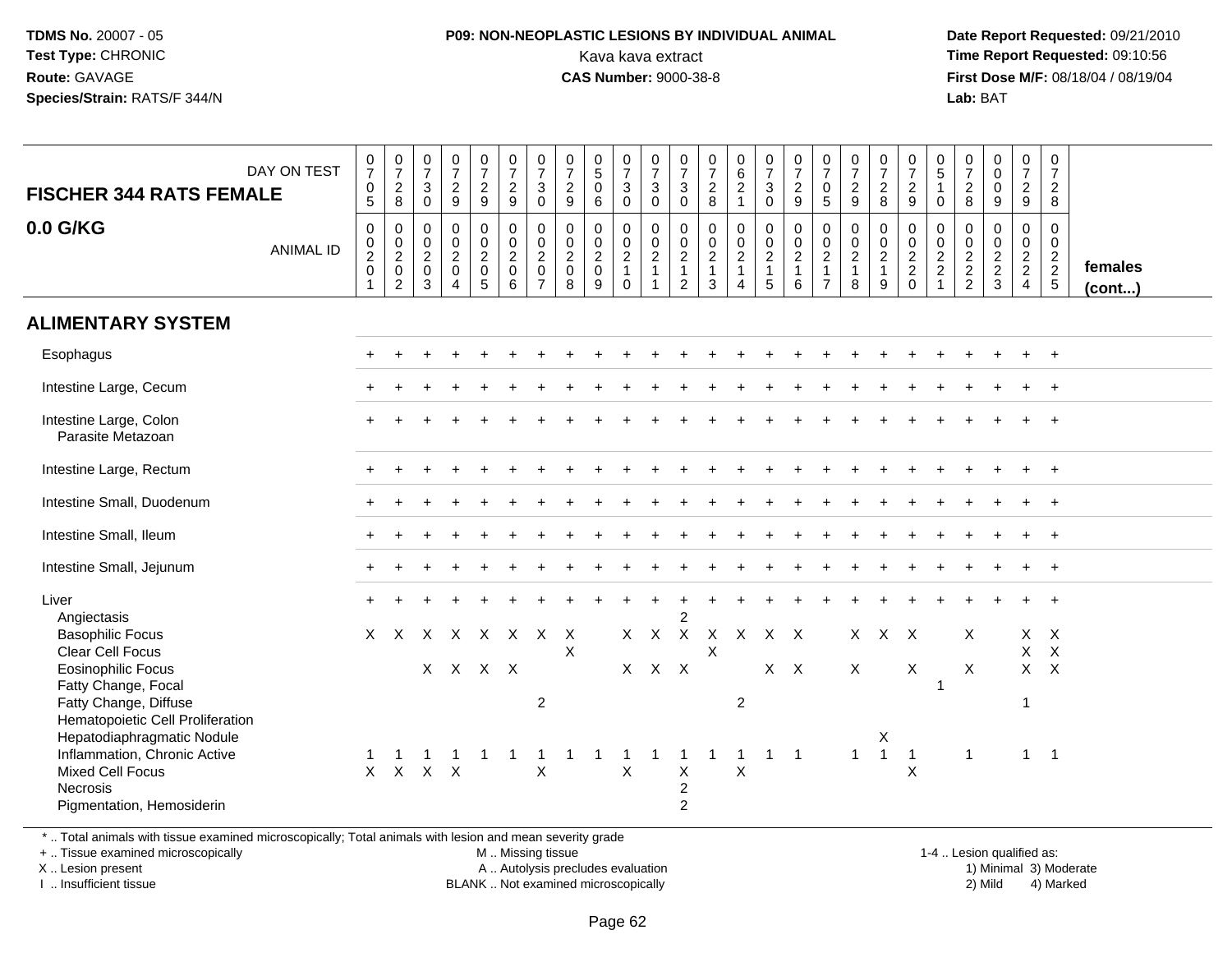TDMS No. 20007 - 05
Test Type: CHRONIC
Route: GAVAGE
Species/Strain: RATS/F 344/N

**P09: NON-NEOPLASTIC LESIONS BY INDIVIDUAL ANIMAL**
Kava kava extract
**CAS Number:** 9000-38-8

Date Report Requested: 09/21/2010
Time Report Requested: 09:10:56
First Dose M/F: 08/18/04 / 08/19/04
Lab: BAT

## FISCHER 344 RATS FEMALE
## 0.0 G/KG

| DAY ON TEST | 0705 | 0728 | 0730 | 0729 | 0729 | 0729 | 0730 | 0729 | 0506 | 0730 | 0730 | 0730 | 0728 | 0621 | 0730 | 0729 | 0705 | 0729 | 0728 | 0729 | 0510 | 0728 | 0009 | 0729 | 0728 | |
|---|---|---|---|---|---|---|---|---|---|---|---|---|---|---|---|---|---|---|---|---|---|---|---|---|---|---|
| ANIMAL ID | 0020 1 | 0020 2 | 0020 3 | 0020 4 | 0020 5 | 0020 6 | 0020 7 | 0020 8 | 0020 9 | 0021 0 | 0021 1 | 0021 2 | 0021 3 | 0021 4 | 0021 5 | 0021 6 | 0021 7 | 0021 8 | 0021 9 | 0022 0 | 0022 1 | 0022 2 | 0022 3 | 0022 4 | 0022 5 | females (cont...) |
| **ALIMENTARY SYSTEM** | | | | | | | | | | | | | | | | | | | | | | | | | | |
| Esophagus | + | + | + | + | + | + | + | + | + | + | + | + | + | + | + | + | + | + | + | + | + | + | + | + | + | |
| Intestine Large, Cecum | + | + | + | + | + | + | + | + | + | + | + | + | + | + | + | + | + | + | + | + | + | + | + | + | + | |
| Intestine Large, Colon | + | + | + | + | + | + | + | + | + | + | + | + | + | + | + | + | + | + | + | + | + | + | + | + | + | |
| Parasite Metazoan | | | | | | | | | | | | | | | | | | | | | | | | | | |
| Intestine Large, Rectum | + | + | + | + | + | + | + | + | + | + | + | + | + | + | + | + | + | + | + | + | + | + | + | + | + | |
| Intestine Small, Duodenum | + | + | + | + | + | + | + | + | + | + | + | + | + | + | + | + | + | + | + | + | + | + | + | + | + | |
| Intestine Small, Ileum | + | + | + | + | + | + | + | + | + | + | + | + | + | + | + | + | + | + | + | + | + | + | + | + | + | |
| Intestine Small, Jejunum | + | + | + | + | + | + | + | + | + | + | + | + | + | + | + | + | + | + | + | + | + | + | + | + | + | |
| Liver | + | + | + | + | + | + | + | + | + | + | + | + | + | + | + | + | + | + | + | + | + | + | + | + | + | |
| Angiectasis | | | | | | | | | | | | 2 | | | | | | | | | | | | | | |
| Basophilic Focus | X | X | X | X | X | X | X | X | | X | X | X | X | X | X | X | | X | X | X | | X | | X | X | |
| Clear Cell Focus | | | | | | | | X | | | | | X | | | | | | | | | | | X | X | |
| Eosinophilic Focus | | | X | X | X | X | | | | X | X | X | | | X | X | | X | | X | | X | | X | X | |
| Fatty Change, Focal | | | | | | | | | | | | | | | | | | | | | 1 | | | | | |
| Fatty Change, Diffuse | | | | | | | 2 | | | | | | | 2 | | | | | | | | | | 1 | | |
| Hematopoietic Cell Proliferation | | | | | | | | | | | | | | | | | | | | | | | | | | |
| Hepatodiaphragmatic Nodule | | | | | | | | | | | | | | | | | | | X | | | | | | | |
| Inflammation, Chronic Active | 1 | 1 | 1 | 1 | 1 | 1 | 1 | 1 | 1 | 1 | 1 | 1 | 1 | 1 | 1 | 1 | | 1 | 1 | 1 | | 1 | | 1 | 1 | |
| Mixed Cell Focus | X | X | X | X | | | X | | | X | | X | | X | | | | | | X | | | | | | |
| Necrosis | | | | | | | | | | | | 2 | | | | | | | | | | | | | | |
| Pigmentation, Hemosiderin | | | | | | | | | | | | 2 | | | | | | | | | | | | | | |

\* .. Total animals with tissue examined microscopically; Total animals with lesion and mean severity grade
+ .. Tissue examined microscopically
X .. Lesion present
I .. Insufficient tissue

M .. Missing tissue
A .. Autolysis precludes evaluation
BLANK .. Not examined microscopically

1-4 .. Lesion qualified as:
1) Minimal 3) Moderate
2) Mild 4) Marked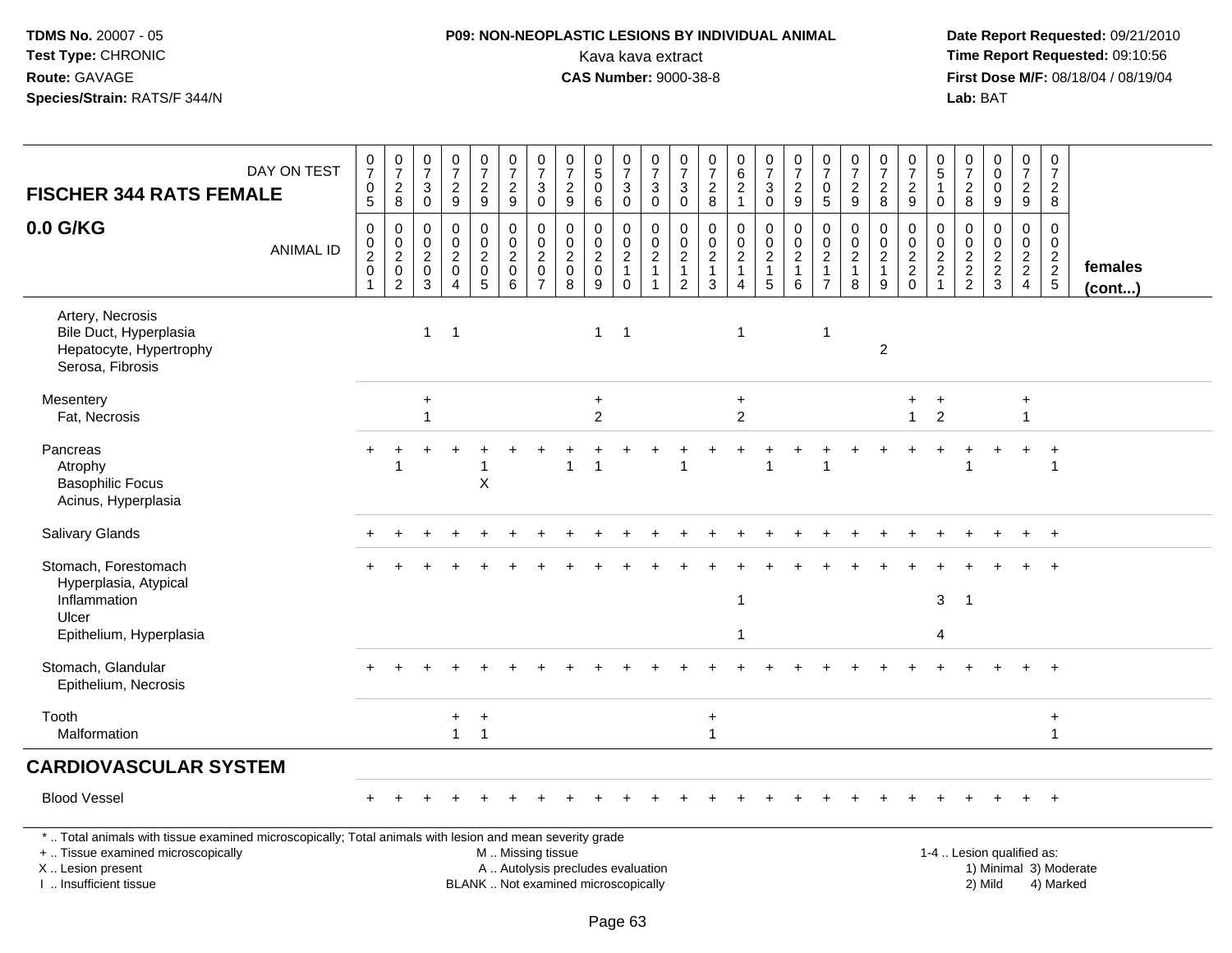**TDMS No.** 20007 - 05
**Test Type:** CHRONIC
**Route:** GAVAGE
**Species/Strain:** RATS/F 344/N

**P09: NON-NEOPLASTIC LESIONS BY INDIVIDUAL ANIMAL**
Kava kava extract
**CAS Number:** 9000-38-8

**Date Report Requested:** 09/21/2010
**Time Report Requested:** 09:10:56
**First Dose M/F:** 08/18/04 / 08/19/04
**Lab:** BAT

| FISCHER 344 RATS FEMALE — DAY ON TEST | 0705 | 0728 | 0730 | 0729 | 0729 | 0729 | 0730 | 0729 | 0506 | 0730 | 0730 | 0730 | 0728 | 0621 | 0730 | 0729 | 0705 | 0729 | 0728 | 0729 | 0510 | 0728 | 0009 | 0729 | 0728 | |
|---|---|---|---|---|---|---|---|---|---|---|---|---|---|---|---|---|---|---|---|---|---|---|---|---|---|---|
| **0.0 G/KG** — ANIMAL ID | 00201 | 00202 | 00203 | 00204 | 00205 | 00206 | 00207 | 00208 | 00209 | 00210 | 00211 | 00212 | 00213 | 00214 | 00215 | 00216 | 00217 | 00218 | 00219 | 00220 | 00221 | 00222 | 00223 | 00224 | 00225 | **females (cont...)** |
| Artery, Necrosis | | | | | | | | | | | | | | | | | | | | | | | | | | |
| Bile Duct, Hyperplasia | | | 1 | 1 | | | | | 1 | 1 | | | | 1 | | | 1 | | | | | | | | | |
| Hepatocyte, Hypertrophy | | | | | | | | | | | | | | | | | | | 2 | | | | | | | |
| Serosa, Fibrosis | | | | | | | | | | | | | | | | | | | | | | | | | | |
| Mesentery | | | + | | | | | | + | | | | | + | | | | | | + | + | | | + | | |
| Fat, Necrosis | | | 1 | | | | | | 2 | | | | | 2 | | | | | | 1 | 2 | | | 1 | | |
| Pancreas | + | + | + | + | + | + | + | + | + | + | + | + | + | + | + | + | + | + | + | + | + | + | + | + | + | |
| Atrophy | | 1 | | | 1 | | | 1 | 1 | | | 1 | | | 1 | | 1 | | | | | 1 | | | 1 | |
| Basophilic Focus | | | | | X | | | | | | | | | | | | | | | | | | | | | |
| Acinus, Hyperplasia | | | | | | | | | | | | | | | | | | | | | | | | | | |
| Salivary Glands | + | + | + | + | + | + | + | + | + | + | + | + | + | + | + | + | + | + | + | + | + | + | + | + | + | |
| Stomach, Forestomach | + | + | + | + | + | + | + | + | + | + | + | + | + | + | + | + | + | + | + | + | + | + | + | + | + | |
| Hyperplasia, Atypical | | | | | | | | | | | | | | | | | | | | | | | | | | |
| Inflammation | | | | | | | | | | | | | | 1 | | | | | | | 3 | 1 | | | | |
| Ulcer | | | | | | | | | | | | | | | | | | | | | | | | | | |
| Epithelium, Hyperplasia | | | | | | | | | | | | | | 1 | | | | | | | 4 | | | | | |
| Stomach, Glandular | + | + | + | + | + | + | + | + | + | + | + | + | + | + | + | + | + | + | + | + | + | + | + | + | + | |
| Epithelium, Necrosis | | | | | | | | | | | | | | | | | | | | | | | | | | |
| Tooth | | | | + | + | | | | | | | | + | | | | | | | | | | | | + | |
| Malformation | | | | 1 | 1 | | | | | | | | 1 | | | | | | | | | | | | 1 | |
| **CARDIOVASCULAR SYSTEM** | | | | | | | | | | | | | | | | | | | | | | | | | | |
| Blood Vessel | + | + | + | + | + | + | + | + | + | + | + | + | + | + | + | + | + | + | + | + | + | + | + | + | + | |

\* .. Total animals with tissue examined microscopically; Total animals with lesion and mean severity grade
+ .. Tissue examined microscopically
X .. Lesion present
I .. Insufficient tissue

M .. Missing tissue
A .. Autolysis precludes evaluation
BLANK .. Not examined microscopically

1-4 .. Lesion qualified as:
1) Minimal 3) Moderate
2) Mild 4) Marked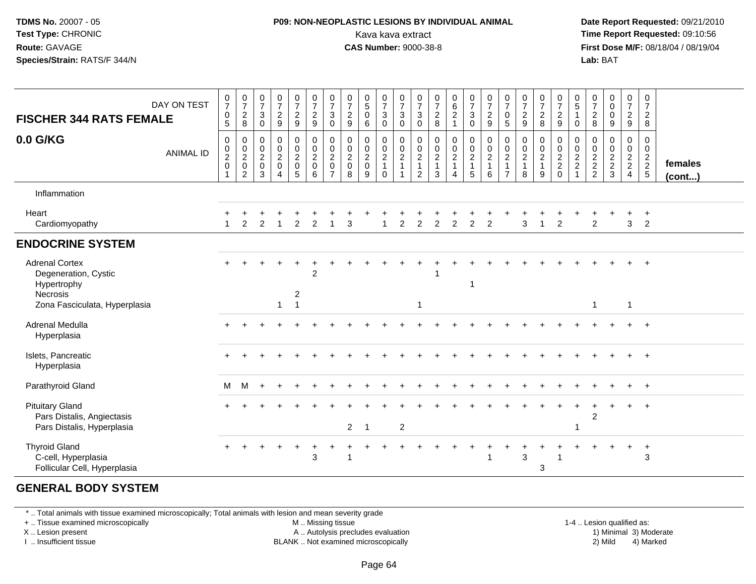**TDMS No.** 20007 - 05
**Test Type:** CHRONIC
**Route:** GAVAGE
**Species/Strain:** RATS/F 344/N

**P09: NON-NEOPLASTIC LESIONS BY INDIVIDUAL ANIMAL**
Kava kava extract
**CAS Number:** 9000-38-8

**Date Report Requested:** 09/21/2010
**Time Report Requested:** 09:10:56
**First Dose M/F:** 08/18/04 / 08/19/04
**Lab:** BAT

| FISCHER 344 RATS FEMALE — DAY ON TEST | 0705 | 0728 | 0730 | 0729 | 0729 | 0729 | 0730 | 0729 | 0506 | 0730 | 0730 | 0730 | 0728 | 0621 | 0730 | 0729 | 0705 | 0729 | 0728 | 0729 | 0510 | 0728 | 0009 | 0729 | 0728 | |
|---|---|---|---|---|---|---|---|---|---|---|---|---|---|---|---|---|---|---|---|---|---|---|---|---|---|---|
| **0.0 G/KG** — ANIMAL ID | 0020 1 | 0020 2 | 0020 3 | 0020 4 | 0020 5 | 0020 6 | 0020 7 | 0020 8 | 0020 9 | 0021 0 | 0021 1 | 0021 2 | 0021 3 | 0021 4 | 0021 5 | 0021 6 | 0021 7 | 0021 8 | 0021 9 | 0022 0 | 0022 1 | 0022 2 | 0022 3 | 0022 4 | 0022 5 | **females (cont...)** |
| Inflammation | | | | | | | | | | | | | | | | | | | | | | | | | | |
| Heart | + | + | + | + | + | + | + | + | + | + | + | + | + | + | + | + | + | + | + | + | + | + | + | + | + | |
| Cardiomyopathy | 1 | 2 | 2 | 1 | 2 | 2 | 1 | 3 | | 1 | 2 | 2 | 2 | 2 | 2 | 2 | | 3 | 1 | 2 | | 2 | | 3 | 2 | |
| **ENDOCRINE SYSTEM** | | | | | | | | | | | | | | | | | | | | | | | | | | |
| Adrenal Cortex | + | + | + | + | + | + | + | + | + | + | + | + | + | + | + | + | + | + | + | + | + | + | + | + | + | |
| Degeneration, Cystic | | | | | | 2 | | | | | | | 1 | | | | | | | | | | | | | |
| Hypertrophy | | | | | | | | | | | | | | | 1 | | | | | | | | | | | |
| Necrosis | | | | | 2 | | | | | | | | | | | | | | | | | | | | | |
| Zona Fasciculata, Hyperplasia | | | | 1 | 1 | | | | | | | 1 | | | | | | | | | | 1 | | 1 | | |
| Adrenal Medulla | + | + | + | + | + | + | + | + | + | + | + | + | + | + | + | + | + | + | + | + | + | + | + | + | + | |
| Hyperplasia | | | | | | | | | | | | | | | | | | | | | | | | | | |
| Islets, Pancreatic | + | + | + | + | + | + | + | + | + | + | + | + | + | + | + | + | + | + | + | + | + | + | + | + | + | |
| Hyperplasia | | | | | | | | | | | | | | | | | | | | | | | | | | |
| Parathyroid Gland | M | M | + | + | + | + | + | + | + | + | + | + | + | + | + | + | + | + | + | + | + | + | + | + | + | |
| Pituitary Gland | + | + | + | + | + | + | + | + | + | + | + | + | + | + | + | + | + | + | + | + | + | + | + | + | + | |
| Pars Distalis, Angiectasis | | | | | | | | | | | | | | | | | | | | | | 2 | | | | |
| Pars Distalis, Hyperplasia | | | | | | | | 2 | 1 | | 2 | | | | | | | | | | 1 | | | | | |
| Thyroid Gland | + | + | + | + | + | + | + | + | + | + | + | + | + | + | + | + | + | + | + | + | + | + | + | + | + | |
| C-cell, Hyperplasia | | | | | | 3 | | 1 | | | | | | | | 1 | | 3 | | 1 | | | | | 3 | |
| Follicular Cell, Hyperplasia | | | | | | | | | | | | | | | | | | | 3 | | | | | | | |

## GENERAL BODY SYSTEM

\* .. Total animals with tissue examined microscopically; Total animals with lesion and mean severity grade
+ .. Tissue examined microscopically
X .. Lesion present
I .. Insufficient tissue
M .. Missing tissue
A .. Autolysis precludes evaluation
BLANK .. Not examined microscopically
1-4 .. Lesion qualified as: 1) Minimal 2) Mild 3) Moderate 4) Marked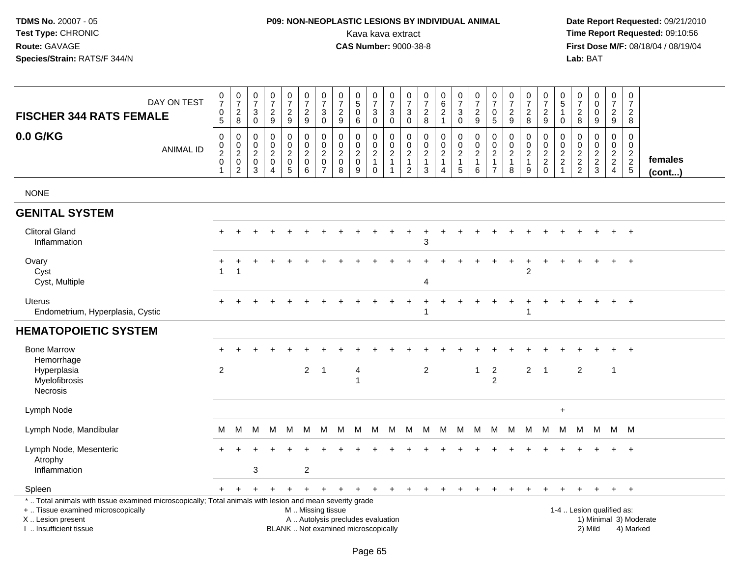TDMS No. 20007 - 05
Test Type: CHRONIC
Route: GAVAGE
Species/Strain: RATS/F 344/N

**P09: NON-NEOPLASTIC LESIONS BY INDIVIDUAL ANIMAL**
Kava kava extract
**CAS Number:** 9000-38-8

Date Report Requested: 09/21/2010
Time Report Requested: 09:10:56
First Dose M/F: 08/18/04 / 08/19/04
Lab: BAT

| FISCHER 344 RATS FEMALE — DAY ON TEST | 0705 | 0728 | 0730 | 0729 | 0729 | 0729 | 0730 | 0729 | 0506 | 0730 | 0730 | 0730 | 0728 | 0621 | 0730 | 0729 | 0705 | 0729 | 0728 | 0729 | 0510 | 0728 | 0009 | 0729 | 0728 | |
|---|---|---|---|---|---|---|---|---|---|---|---|---|---|---|---|---|---|---|---|---|---|---|---|---|---|---|
| **0.0 G/KG** — ANIMAL ID | 0020 1 | 0020 2 | 0020 3 | 0020 4 | 0020 5 | 0020 6 | 0020 7 | 0020 8 | 0020 9 | 0021 0 | 0021 1 | 0021 2 | 0021 3 | 0021 4 | 0021 5 | 0021 6 | 0021 7 | 0021 8 | 0021 9 | 0022 0 | 0022 1 | 0022 2 | 0022 3 | 0022 4 | 0022 5 | **females (cont...)** |
| NONE | | | | | | | | | | | | | | | | | | | | | | | | | | |
| **GENITAL SYSTEM** | | | | | | | | | | | | | | | | | | | | | | | | | | |
| Clitoral Gland | + | + | + | + | + | + | + | + | + | + | + | + | + | + | + | + | + | + | + | + | + | + | + | + | + | |
| Inflammation | | | | | | | | | | | | | 3 | | | | | | | | | | | | | |
| Ovary | + | + | + | + | + | + | + | + | + | + | + | + | + | + | + | + | + | + | + | + | + | + | + | + | + | |
| Cyst | 1 | 1 | | | | | | | | | | | | | | | | | 2 | | | | | | | |
| Cyst, Multiple | | | | | | | | | | | | | 4 | | | | | | | | | | | | | |
| Uterus | + | + | + | + | + | + | + | + | + | + | + | + | + | + | + | + | + | + | + | + | + | + | + | + | + | |
| Endometrium, Hyperplasia, Cystic | | | | | | | | | | | | | 1 | | | | | | 1 | | | | | | | |
| **HEMATOPOIETIC SYSTEM** | | | | | | | | | | | | | | | | | | | | | | | | | | |
| Bone Marrow | + | + | + | + | + | + | + | + | + | + | + | + | + | + | + | + | + | + | + | + | + | + | + | + | + | |
| Hemorrhage | | | | | | | | | | | | | | | | | | | | | | | | | | |
| Hyperplasia | 2 | | | | | 2 | 1 | | 4 | | | | 2 | | | 1 | 2 | | 2 | 1 | | 2 | | 1 | | |
| Myelofibrosis | | | | | | | | | 1 | | | | | | | | 2 | | | | | | | | | |
| Necrosis | | | | | | | | | | | | | | | | | | | | | | | | | | |
| Lymph Node | | | | | | | | | | | | | | | | | | | | | + | | | | | |
| Lymph Node, Mandibular | M | M | M | M | M | M | M | M | M | M | M | M | M | M | M | M | M | M | M | M | M | M | M | M | M | |
| Lymph Node, Mesenteric | + | + | + | + | + | + | + | + | + | + | + | + | + | + | + | + | + | + | + | + | + | + | + | + | + | |
| Atrophy | | | | | | | | | | | | | | | | | | | | | | | | | | |
| Inflammation | | | 3 | | | 2 | | | | | | | | | | | | | | | | | | | | |
| Spleen | + | + | + | + | + | + | + | + | + | + | + | + | + | + | + | + | + | + | + | + | + | + | + | + | + | |

\* .. Total animals with tissue examined microscopically; Total animals with lesion and mean severity grade
+ .. Tissue examined microscopically
X .. Lesion present
I .. Insufficient tissue

M .. Missing tissue
A .. Autolysis precludes evaluation
BLANK .. Not examined microscopically

1-4 .. Lesion qualified as:
1) Minimal 3) Moderate
2) Mild 4) Marked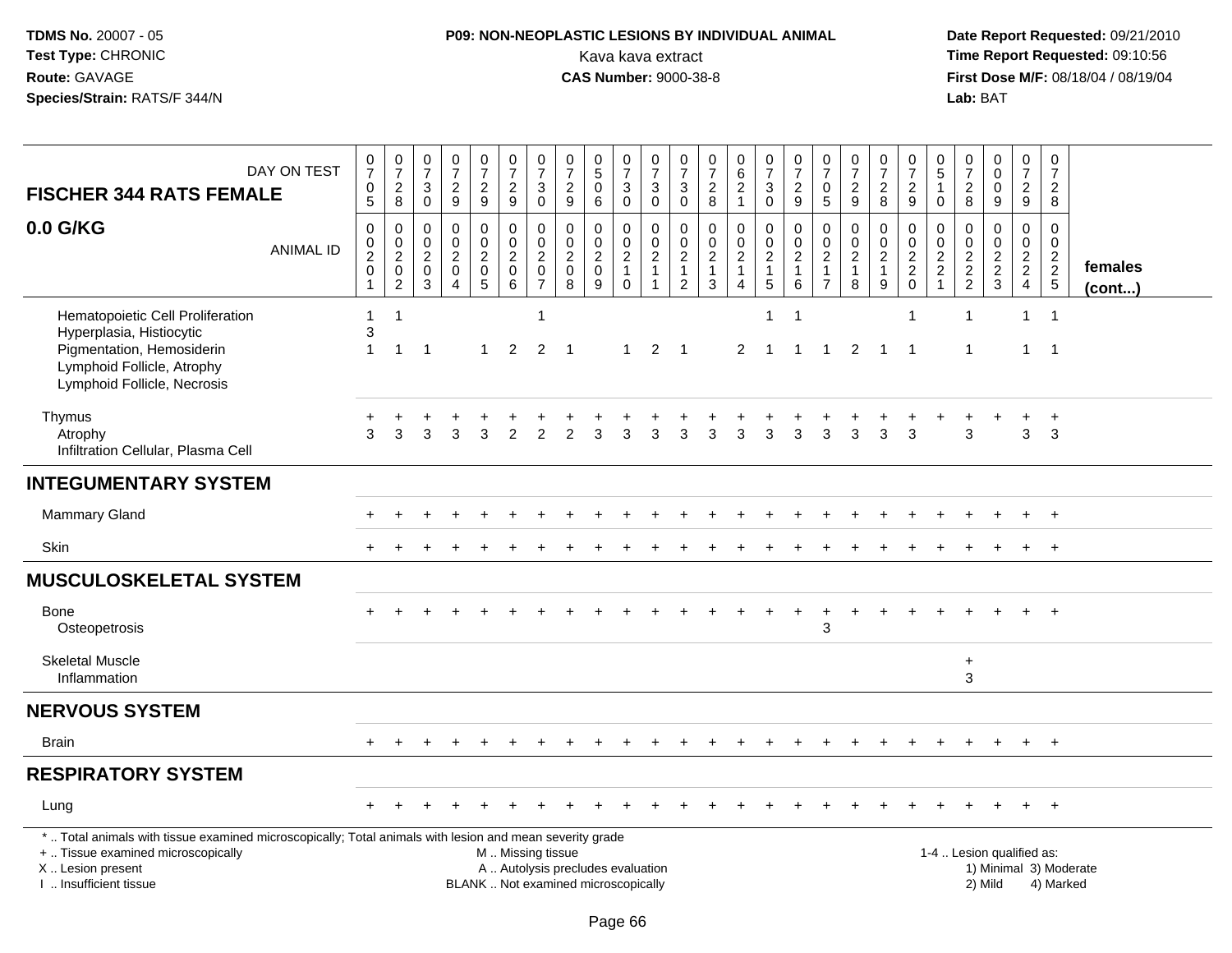# P09: NON-NEOPLASTIC LESIONS BY INDIVIDUAL ANIMAL

Kava kava extract
**CAS Number:** 9000-38-8

| FISCHER 344 RATS FEMALE — DAY ON TEST | 0705 | 0728 | 0730 | 0729 | 0729 | 0729 | 0730 | 0729 | 0506 | 0730 | 0730 | 0730 | 0728 | 0621 | 0730 | 0729 | 0705 | 0729 | 0728 | 0729 | 0510 | 0728 | 0009 | 0729 | 0728 | |
|---|---|---|---|---|---|---|---|---|---|---|---|---|---|---|---|---|---|---|---|---|---|---|---|---|---|---|
| **0.0 G/KG** — ANIMAL ID | 00201 | 00202 | 00203 | 00204 | 00205 | 00206 | 00207 | 00208 | 00209 | 00210 | 00211 | 00212 | 00213 | 00214 | 00215 | 00216 | 00217 | 00218 | 00219 | 00220 | 00221 | 00222 | 00223 | 00224 | 00225 | **females (cont...)** |
| Hematopoietic Cell Proliferation | 1 | 1 | | | | | 1 | | | | | | | | 1 | 1 | | | | 1 | | 1 | | 1 | 1 | |
| Hyperplasia, Histiocytic | 3 | | | | | | | | | | | | | | | | | | | | | | | | | |
| Pigmentation, Hemosiderin | 1 | 1 | 1 | | 1 | 2 | 2 | 1 | | 1 | 2 | 1 | | 2 | 1 | 1 | 1 | 2 | 1 | 1 | | 1 | | 1 | 1 | |
| Lymphoid Follicle, Atrophy | | | | | | | | | | | | | | | | | | | | | | | | | | |
| Lymphoid Follicle, Necrosis | | | | | | | | | | | | | | | | | | | | | | | | | | |
| Thymus | + | + | + | + | + | + | + | + | + | + | + | + | + | + | + | + | + | + | + | + | + | + | + | + | + | |
| Atrophy | 3 | 3 | 3 | 3 | 3 | 2 | 2 | 2 | 3 | 3 | 3 | 3 | 3 | 3 | 3 | 3 | 3 | 3 | 3 | 3 | | 3 | | 3 | 3 | |
| Infiltration Cellular, Plasma Cell | | | | | | | | | | | | | | | | | | | | | | | | | | |
| **INTEGUMENTARY SYSTEM** | | | | | | | | | | | | | | | | | | | | | | | | | | |
| Mammary Gland | + | + | + | + | + | + | + | + | + | + | + | + | + | + | + | + | + | + | + | + | + | + | + | + | + | |
| Skin | + | + | + | + | + | + | + | + | + | + | + | + | + | + | + | + | + | + | + | + | + | + | + | + | + | |
| **MUSCULOSKELETAL SYSTEM** | | | | | | | | | | | | | | | | | | | | | | | | | | |
| Bone | + | + | + | + | + | + | + | + | + | + | + | + | + | + | + | + | + | + | + | + | + | + | + | + | + | |
| Osteopetrosis | | | | | | | | | | | | | | | | | 3 | | | | | | | | | |
| Skeletal Muscle | | | | | | | | | | | | | | | | | | | | | | + | | | | |
| Inflammation | | | | | | | | | | | | | | | | | | | | | | 3 | | | | |
| **NERVOUS SYSTEM** | | | | | | | | | | | | | | | | | | | | | | | | | | |
| Brain | + | + | + | + | + | + | + | + | + | + | + | + | + | + | + | + | + | + | + | + | + | + | + | + | + | |
| **RESPIRATORY SYSTEM** | | | | | | | | | | | | | | | | | | | | | | | | | | |
| Lung | + | + | + | + | + | + | + | + | + | + | + | + | + | + | + | + | + | + | + | + | + | + | + | + | + | |

\* .. Total animals with tissue examined microscopically; Total animals with lesion and mean severity grade
+ .. Tissue examined microscopically
X .. Lesion present
I .. Insufficient tissue
M .. Missing tissue
A .. Autolysis precludes evaluation
BLANK .. Not examined microscopically
1-4 .. Lesion qualified as: 1) Minimal 2) Mild 3) Moderate 4) Marked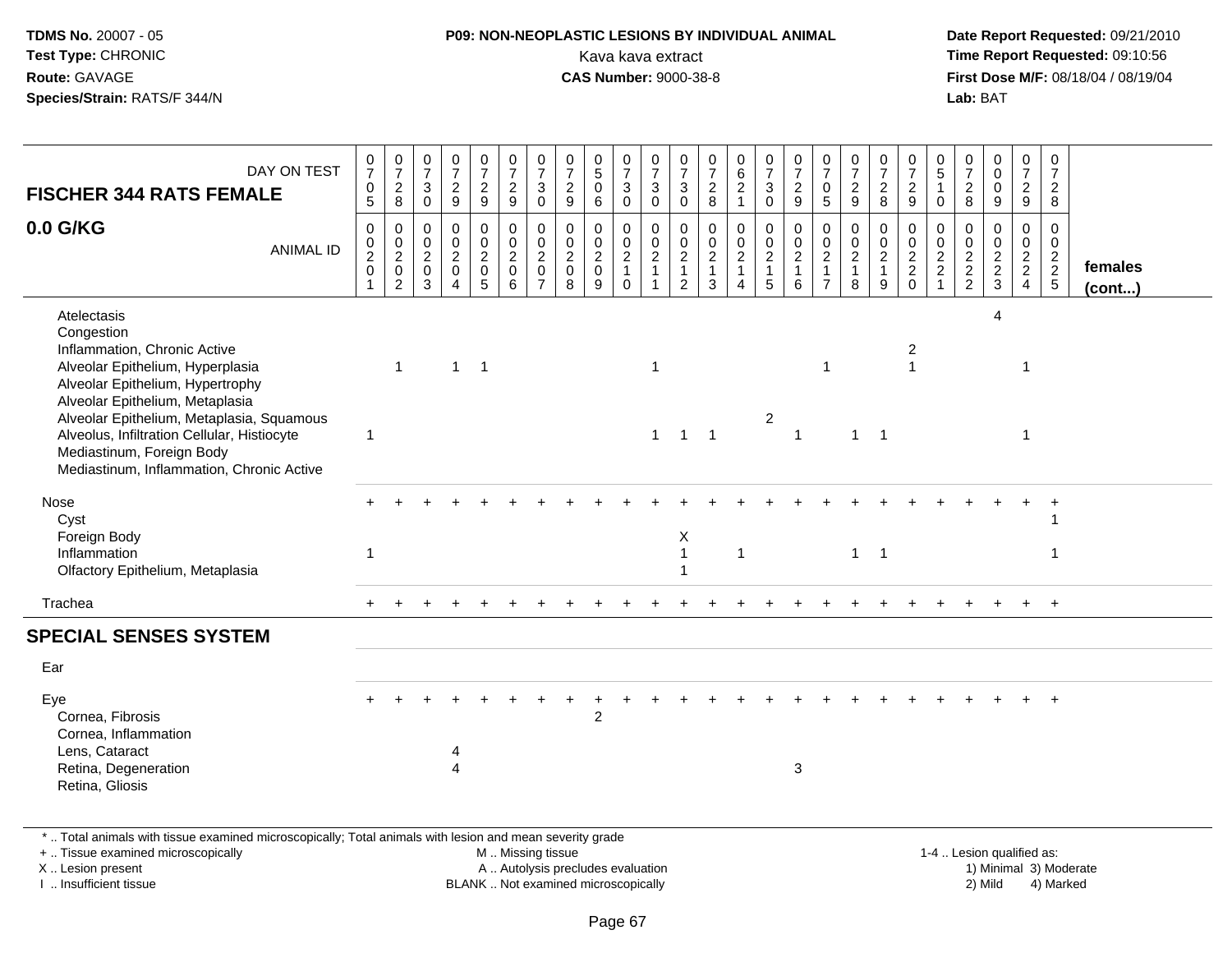**TDMS No.** 20007 - 05
**Test Type:** CHRONIC
**Route:** GAVAGE
**Species/Strain:** RATS/F 344/N

**P09: NON-NEOPLASTIC LESIONS BY INDIVIDUAL ANIMAL**
Kava kava extract
**CAS Number:** 9000-38-8

**Date Report Requested:** 09/21/2010
**Time Report Requested:** 09:10:56
**First Dose M/F:** 08/18/04 / 08/19/04
**Lab:** BAT

| FISCHER 344 RATS FEMALE — DAY ON TEST | 0705 | 0728 | 0730 | 0729 | 0729 | 0729 | 0730 | 0729 | 0506 | 0730 | 0730 | 0730 | 0728 | 0621 | 0730 | 0729 | 0705 | 0729 | 0728 | 0729 | 0510 | 0728 | 0009 | 0729 | 0728 | |
|---|---|---|---|---|---|---|---|---|---|---|---|---|---|---|---|---|---|---|---|---|---|---|---|---|---|---|
| **0.0 G/KG** — ANIMAL ID | 0020 1 | 0020 2 | 0020 3 | 0020 4 | 0020 5 | 0020 6 | 0020 7 | 0020 8 | 0020 9 | 0021 0 | 0021 1 | 0021 2 | 0021 3 | 0021 4 | 0021 5 | 0021 6 | 0021 7 | 0021 8 | 0021 9 | 0022 0 | 0022 1 | 0022 2 | 0022 3 | 0022 4 | 0022 5 | **females (cont...)** |
| Atelectasis | | | | | | | | | | | | | | | | | | | | | | | 4 | | | |
| Congestion | | | | | | | | | | | | | | | | | | | | | | | | | | |
| Inflammation, Chronic Active | | | | | | | | | | | | | | | | | | | | 2 | | | | | | |
| Alveolar Epithelium, Hyperplasia | | 1 | | 1 | 1 | | | | | | 1 | | | | | | 1 | | | 1 | | | | 1 | | |
| Alveolar Epithelium, Hypertrophy | | | | | | | | | | | | | | | | | | | | | | | | | | |
| Alveolar Epithelium, Metaplasia | | | | | | | | | | | | | | | | | | | | | | | | | | |
| Alveolar Epithelium, Metaplasia, Squamous | | | | | | | | | | | | | | | 2 | | | | | | | | | | | |
| Alveolus, Infiltration Cellular, Histiocyte | 1 | | | | | | | | | | 1 | 1 | 1 | | | 1 | | 1 | 1 | | | | | 1 | | |
| Mediastinum, Foreign Body | | | | | | | | | | | | | | | | | | | | | | | | | | |
| Mediastinum, Inflammation, Chronic Active | | | | | | | | | | | | | | | | | | | | | | | | | | |
| Nose | + | + | + | + | + | + | + | + | + | + | + | + | + | + | + | + | + | + | + | + | + | + | + | + | + | |
| Cyst | | | | | | | | | | | | | | | | | | | | | | | | | 1 | |
| Foreign Body | | | | | | | | | | | | X | | | | | | | | | | | | | | |
| Inflammation | 1 | | | | | | | | | | | 1 | | 1 | | | | 1 | 1 | | | | | | 1 | |
| Olfactory Epithelium, Metaplasia | | | | | | | | | | | | 1 | | | | | | | | | | | | | | |
| Trachea | + | + | + | + | + | + | + | + | + | + | + | + | + | + | + | + | + | + | + | + | + | + | + | + | + | |
| **SPECIAL SENSES SYSTEM** | | | | | | | | | | | | | | | | | | | | | | | | | | |
| Ear | | | | | | | | | | | | | | | | | | | | | | | | | | |
| Eye | + | + | + | + | + | + | + | + | + | + | + | + | + | + | + | + | + | + | + | + | + | + | + | + | + | |
| Cornea, Fibrosis | | | | | | | | | 2 | | | | | | | | | | | | | | | | | |
| Cornea, Inflammation | | | | | | | | | | | | | | | | | | | | | | | | | | |
| Lens, Cataract | | | | 4 | | | | | | | | | | | | | | | | | | | | | | |
| Retina, Degeneration | | | | 4 | | | | | | | | | | | | 3 | | | | | | | | | | |
| Retina, Gliosis | | | | | | | | | | | | | | | | | | | | | | | | | | |

\* .. Total animals with tissue examined microscopically; Total animals with lesion and mean severity grade
\+ .. Tissue examined microscopically
X .. Lesion present
I .. Insufficient tissue

M .. Missing tissue
A .. Autolysis precludes evaluation
BLANK .. Not examined microscopically

1-4 .. Lesion qualified as:
1) Minimal 3) Moderate
2) Mild 4) Marked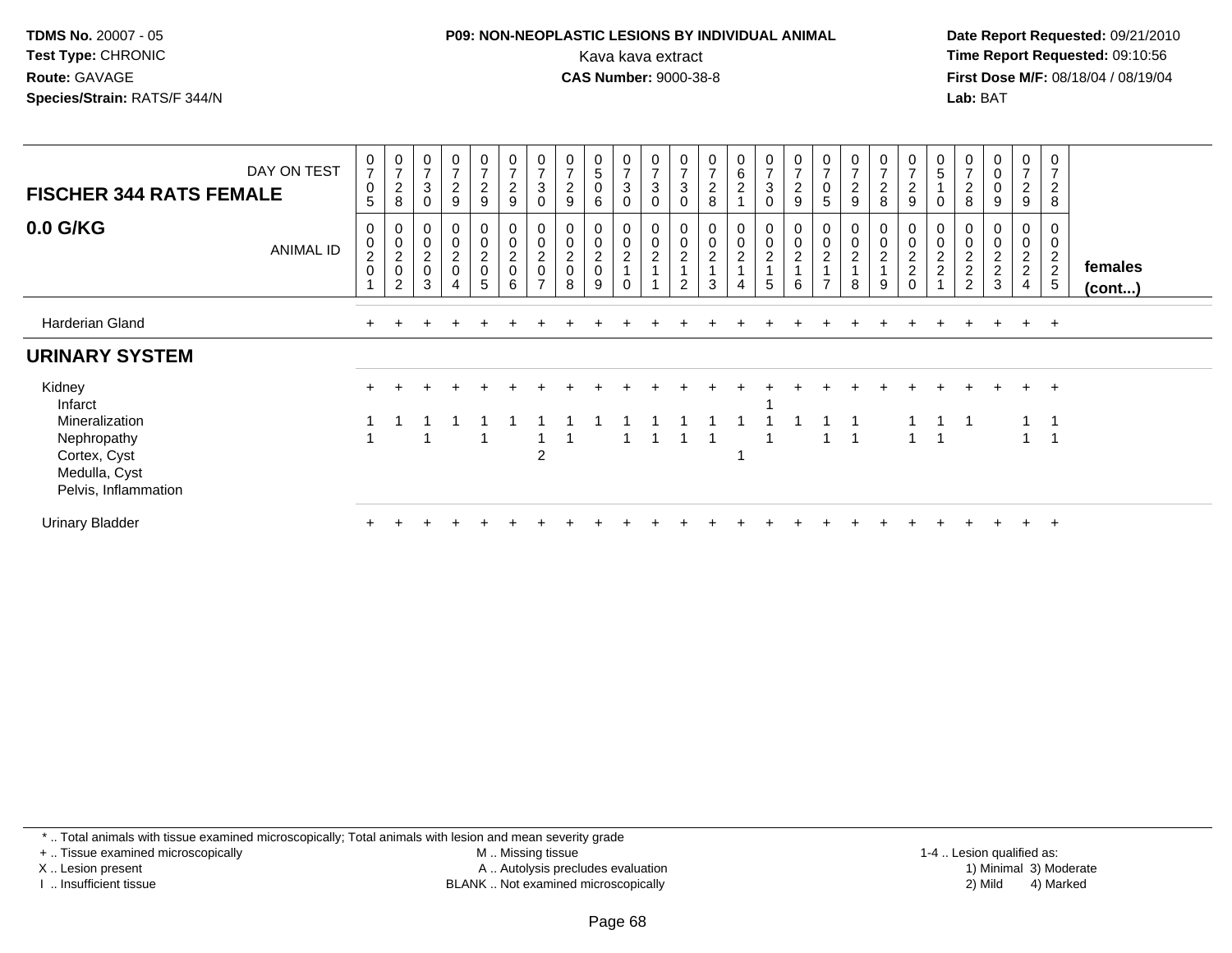**TDMS No.** 20007 - 05
**Test Type:** CHRONIC
**Route:** GAVAGE
**Species/Strain:** RATS/F 344/N

**P09: NON-NEOPLASTIC LESIONS BY INDIVIDUAL ANIMAL**
Kava kava extract
**CAS Number:** 9000-38-8

**Date Report Requested:** 09/21/2010
**Time Report Requested:** 09:10:56
**First Dose M/F:** 08/18/04 / 08/19/04
**Lab:** BAT

| **FISCHER 344 RATS FEMALE** DAY ON TEST | 0705 | 0728 | 0730 | 0729 | 0729 | 0729 | 0730 | 0729 | 0506 | 0730 | 0730 | 0730 | 0728 | 0621 | 0730 | 0729 | 0705 | 0729 | 0728 | 0729 | 0510 | 0728 | 0009 | 0729 | 0728 | |
|---|---|---|---|---|---|---|---|---|---|---|---|---|---|---|---|---|---|---|---|---|---|---|---|---|---|---|
| **0.0 G/KG** ANIMAL ID | 00201 | 00202 | 00203 | 00204 | 00205 | 00206 | 00207 | 00208 | 00209 | 00210 | 00211 | 00212 | 00213 | 00214 | 00215 | 00216 | 00217 | 00218 | 00219 | 00220 | 00221 | 00222 | 00223 | 00224 | 00225 | **females (cont...)** |
| Harderian Gland | + | + | + | + | + | + | + | + | + | + | + | + | + | + | + | + | + | + | + | + | + | + | + | + | + | |
| **URINARY SYSTEM** | | | | | | | | | | | | | | | | | | | | | | | | | | |
| Kidney | + | + | + | + | + | + | + | + | + | + | + | + | + | + | + | + | + | + | + | + | + | + | + | + | + | |
| Infarct | | | | | | | | | | | | | | | 1 | | | | | | | | | | | |
| Mineralization | 1 | 1 | 1 | 1 | 1 | 1 | 1 | 1 | 1 | 1 | 1 | 1 | 1 | 1 | 1 | 1 | 1 | 1 | | 1 | 1 | 1 | | 1 | 1 | |
| Nephropathy | 1 | | 1 | | 1 | | 1 | 1 | | 1 | 1 | 1 | 1 | | 1 | | 1 | 1 | | 1 | 1 | | | 1 | 1 | |
| Cortex, Cyst | | | | | | | 2 | | | | | | | 1 | | | | | | | | | | | | |
| Medulla, Cyst | | | | | | | | | | | | | | | | | | | | | | | | | | |
| Pelvis, Inflammation | | | | | | | | | | | | | | | | | | | | | | | | | | |
| Urinary Bladder | + | + | + | + | + | + | + | + | + | + | + | + | + | + | + | + | + | + | + | + | + | + | + | + | + | |

* .. Total animals with tissue examined microscopically; Total animals with lesion and mean severity grade
+ .. Tissue examined microscopically
X .. Lesion present
I .. Insufficient tissue
M .. Missing tissue
A .. Autolysis precludes evaluation
BLANK .. Not examined microscopically
1-4 .. Lesion qualified as: 1) Minimal 2) Mild 3) Moderate 4) Marked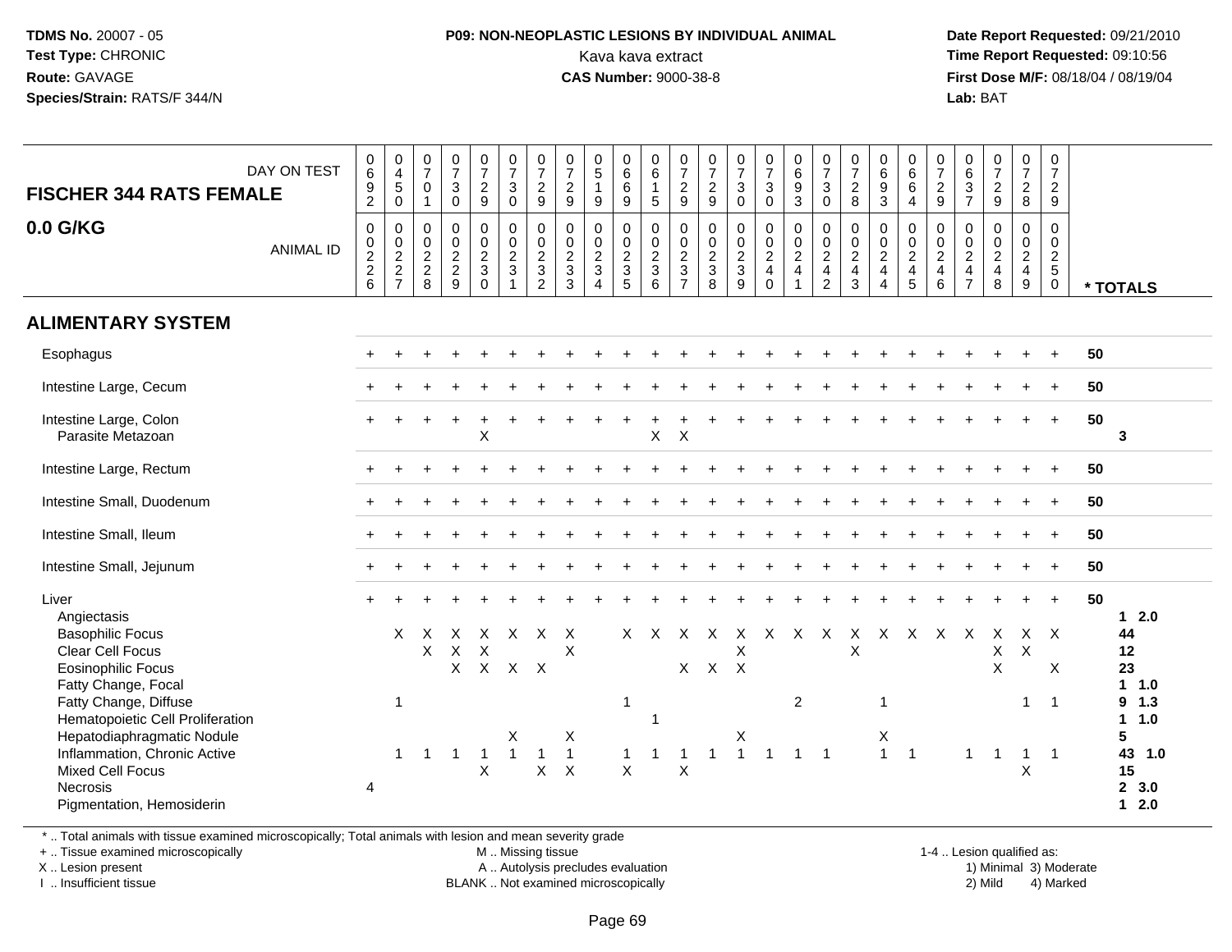TDMS No. 20007 - 05
Test Type: CHRONIC
Route: GAVAGE
Species/Strain: RATS/F 344/N

**P09: NON-NEOPLASTIC LESIONS BY INDIVIDUAL ANIMAL**
Kava kava extract
**CAS Number:** 9000-38-8

Date Report Requested: 09/21/2010
Time Report Requested: 09:10:56
First Dose M/F: 08/18/04 / 08/19/04
Lab: BAT

| **FISCHER 344 RATS FEMALE** DAY ON TEST | 0692 | 0450 | 0701 | 0730 | 0729 | 0730 | 0729 | 0729 | 0519 | 0669 | 0615 | 0729 | 0729 | 0730 | 0730 | 0693 | 0730 | 0728 | 0693 | 0664 | 0729 | 0637 | 0729 | 0728 | 0729 | |
|---|---|---|---|---|---|---|---|---|---|---|---|---|---|---|---|---|---|---|---|---|---|---|---|---|---|---|
| **0.0 G/KG** ANIMAL ID | 0226 | 0227 | 0228 | 0229 | 0230 | 0231 | 0232 | 0233 | 0234 | 0235 | 0236 | 0237 | 0238 | 0239 | 0240 | 0241 | 0242 | 0243 | 0244 | 0245 | 0246 | 0247 | 0248 | 0249 | 0250 | *** TOTALS** |
| **ALIMENTARY SYSTEM** | | | | | | | | | | | | | | | | | | | | | | | | | | |
| Esophagus | + | + | + | + | + | + | + | + | + | + | + | + | + | + | + | + | + | + | + | + | + | + | + | + | + | 50 |
| Intestine Large, Cecum | + | + | + | + | + | + | + | + | + | + | + | + | + | + | + | + | + | + | + | + | + | + | + | + | + | 50 |
| Intestine Large, Colon | + | + | + | + | + | + | + | + | + | + | + | + | + | + | + | + | + | + | + | + | + | + | + | + | + | 50 |
| Parasite Metazoan | | | | | X | | | | | | X | X | | | | | | | | | | | | | | 3 |
| Intestine Large, Rectum | + | + | + | + | + | + | + | + | + | + | + | + | + | + | + | + | + | + | + | + | + | + | + | + | + | 50 |
| Intestine Small, Duodenum | + | + | + | + | + | + | + | + | + | + | + | + | + | + | + | + | + | + | + | + | + | + | + | + | + | 50 |
| Intestine Small, Ileum | + | + | + | + | + | + | + | + | + | + | + | + | + | + | + | + | + | + | + | + | + | + | + | + | + | 50 |
| Intestine Small, Jejunum | + | + | + | + | + | + | + | + | + | + | + | + | + | + | + | + | + | + | + | + | + | + | + | + | + | 50 |
| Liver | + | + | + | + | + | + | + | + | + | + | + | + | + | + | + | + | + | + | + | + | + | + | + | + | + | 50 |
| Angiectasis | | | | | | | | | | | | | | | | | | | | | | | | | | 1 2.0 |
| Basophilic Focus | | X | X | X | X | X | X | X | | X | X | X | X | X | X | X | X | X | X | X | X | X | X | X | X | 44 |
| Clear Cell Focus | | | X | X | X | | | X | | | | | | X | | | | X | | | | | X | X | | 12 |
| Eosinophilic Focus | | | | X | X | X | X | | | | | X | X | X | | | | | | | | | X | | X | 23 |
| Fatty Change, Focal | | | | | | | | | | | | | | | | | | | | | | | | | | 1 1.0 |
| Fatty Change, Diffuse | | 1 | | | | | | | | 1 | | | | | | 2 | | | 1 | | | | | 1 | 1 | 9 1.3 |
| Hematopoietic Cell Proliferation | | | | | | | | | | | 1 | | | | | | | | | | | | | | | 1 1.0 |
| Hepatodiaphragmatic Nodule | | | | | | X | | X | | | | | | X | | | | | X | | | | | | | 5 |
| Inflammation, Chronic Active | | 1 | 1 | 1 | 1 | 1 | 1 | 1 | | 1 | 1 | 1 | 1 | 1 | 1 | 1 | 1 | | 1 | 1 | | 1 | 1 | 1 | 1 | 43 1.0 |
| Mixed Cell Focus | | | | | X | | X | X | | X | | X | | | | | | | | | | | | X | | 15 |
| Necrosis | 4 | | | | | | | | | | | | | | | | | | | | | | | | | 2 3.0 |
| Pigmentation, Hemosiderin | | | | | | | | | | | | | | | | | | | | | | | | | | 1 2.0 |

\* .. Total animals with tissue examined microscopically; Total animals with lesion and mean severity grade
\+ .. Tissue examined microscopically
X .. Lesion present
I .. Insufficient tissue

M .. Missing tissue
A .. Autolysis precludes evaluation
BLANK .. Not examined microscopically

1-4 .. Lesion qualified as:
1) Minimal 3) Moderate
2) Mild 4) Marked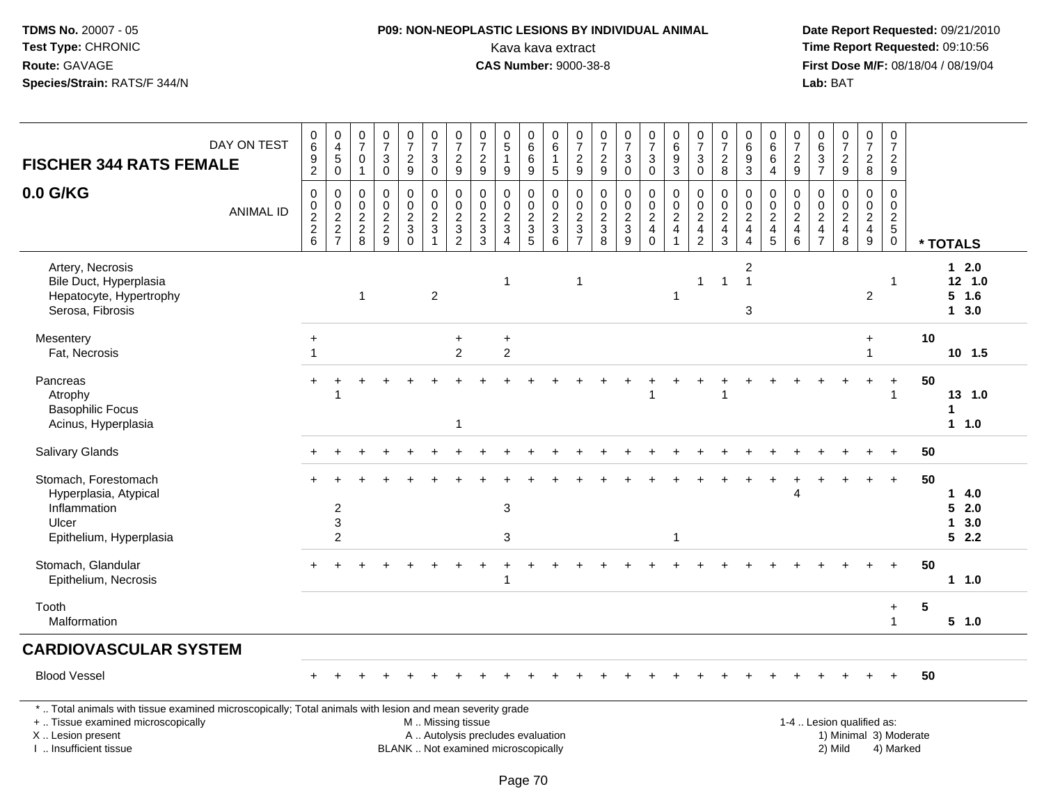**TDMS No.** 20007 - 05
**Test Type:** CHRONIC
**Route:** GAVAGE
**Species/Strain:** RATS/F 344/N

**P09: NON-NEOPLASTIC LESIONS BY INDIVIDUAL ANIMAL**
Kava kava extract
**CAS Number:** 9000-38-8

**Date Report Requested:** 09/21/2010
**Time Report Requested:** 09:10:56
**First Dose M/F:** 08/18/04 / 08/19/04
**Lab:** BAT

## FISCHER 344 RATS FEMALE
## 0.0 G/KG

| DAY ON TEST | 0692 | 0450 | 0701 | 0730 | 0729 | 0730 | 0729 | 0729 | 0519 | 0669 | 0615 | 0729 | 0729 | 0730 | 0730 | 0693 | 0730 | 0728 | 0693 | 0664 | 0729 | 0637 | 0729 | 0728 | 0729 | | |
|---|---|---|---|---|---|---|---|---|---|---|---|---|---|---|---|---|---|---|---|---|---|---|---|---|---|---|---|
| **ANIMAL ID** | 0226 | 0227 | 0228 | 0229 | 0230 | 0231 | 0232 | 0233 | 0234 | 0235 | 0236 | 0237 | 0238 | 0239 | 0240 | 0241 | 0242 | 0243 | 0244 | 0245 | 0246 | 0247 | 0248 | 0249 | 0250 | | *** TOTALS** |
| Artery, Necrosis | | | | | | | | | | | | | | | | | | | 2 | | | | | | | | 1 2.0 |
| Bile Duct, Hyperplasia | | | | | | | | | 1 | | | 1 | | | | | 1 | 1 | 1 | | | | | | 1 | | 12 1.0 |
| Hepatocyte, Hypertrophy | | | 1 | | | 2 | | | | | | | | | | 1 | | | | | | | | 2 | | | 5 1.6 |
| Serosa, Fibrosis | | | | | | | | | | | | | | | | | | | 3 | | | | | | | | 1 3.0 |
| Mesentery | + | | | | | | + | | + | | | | | | | | | | | | | | | + | | 10 | |
| Fat, Necrosis | 1 | | | | | | 2 | | 2 | | | | | | | | | | | | | | | 1 | | | 10 1.5 |
| Pancreas | + | + | + | + | + | + | + | + | + | + | + | + | + | + | + | + | + | + | + | + | + | + | + | + | + | 50 | |
| Atrophy | | 1 | | | | | | | | | | | | | 1 | | | 1 | | | | | | | 1 | | 13 1.0 |
| Basophilic Focus | | | | | | | | | | | | | | | | | | | | | | | | | | | 1 |
| Acinus, Hyperplasia | | | | | | | 1 | | | | | | | | | | | | | | | | | | | | 1 1.0 |
| Salivary Glands | + | + | + | + | + | + | + | + | + | + | + | + | + | + | + | + | + | + | + | + | + | + | + | + | + | 50 | |
| Stomach, Forestomach | + | + | + | + | + | + | + | + | + | + | + | + | + | + | + | + | + | + | + | + | + | + | + | + | + | 50 | |
| Hyperplasia, Atypical | | | | | | | | | | | | | | | | | | | | | 4 | | | | | | 1 4.0 |
| Inflammation | | 2 | | | | | | | 3 | | | | | | | | | | | | | | | | | | 5 2.0 |
| Ulcer | | 3 | | | | | | | | | | | | | | | | | | | | | | | | | 1 3.0 |
| Epithelium, Hyperplasia | | 2 | | | | | | | 3 | | | | | | | 1 | | | | | | | | | | | 5 2.2 |
| Stomach, Glandular | + | + | + | + | + | + | + | + | + | + | + | + | + | + | + | + | + | + | + | + | + | + | + | + | + | 50 | |
| Epithelium, Necrosis | | | | | | | | | 1 | | | | | | | | | | | | | | | | | | 1 1.0 |
| Tooth | | | | | | | | | | | | | | | | | | | | | | | | | + | 5 | |
| Malformation | | | | | | | | | | | | | | | | | | | | | | | | | 1 | | 5 1.0 |
| **CARDIOVASCULAR SYSTEM** | | | | | | | | | | | | | | | | | | | | | | | | | | | |
| Blood Vessel | + | + | + | + | + | + | + | + | + | + | + | + | + | + | + | + | + | + | + | + | + | + | + | + | + | 50 | |

\* .. Total animals with tissue examined microscopically; Total animals with lesion and mean severity grade
\+ .. Tissue examined microscopically
X .. Lesion present
I .. Insufficient tissue

M .. Missing tissue
A .. Autolysis precludes evaluation
BLANK .. Not examined microscopically

1-4 .. Lesion qualified as:
1) Minimal 3) Moderate
2) Mild 4) Marked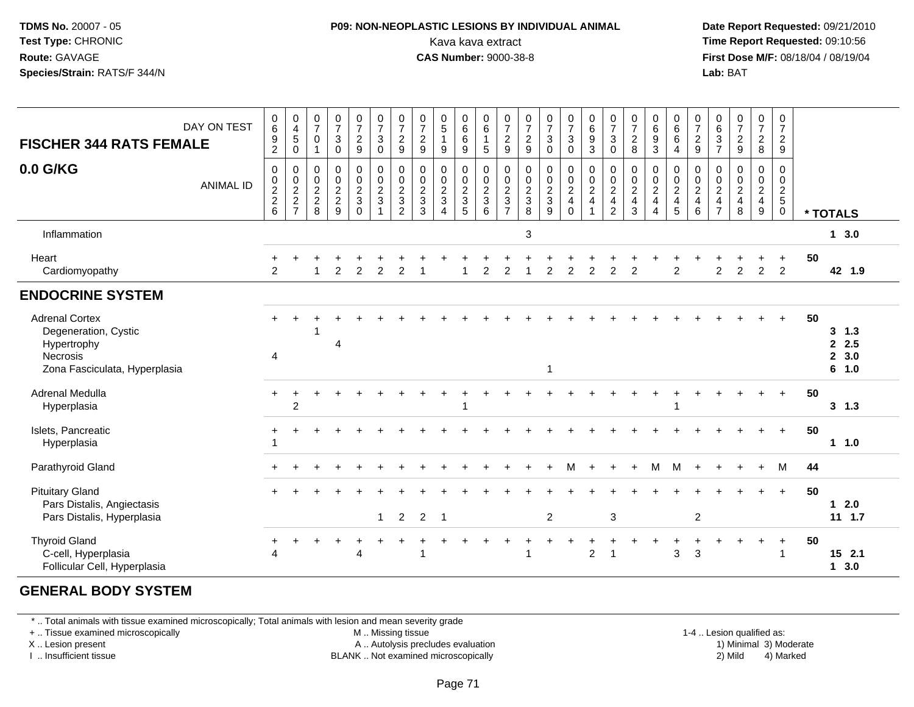**TDMS No.** 20007 - 05
**Test Type:** CHRONIC
**Route:** GAVAGE
**Species/Strain:** RATS/F 344/N

**P09: NON-NEOPLASTIC LESIONS BY INDIVIDUAL ANIMAL**
Kava kava extract
**CAS Number:** 9000-38-8

**Date Report Requested:** 09/21/2010
**Time Report Requested:** 09:10:56
**First Dose M/F:** 08/18/04 / 08/19/04
**Lab:** BAT

| FISCHER 344 RATS FEMALE — 0.0 G/KG | 0692 | 0450 | 0701 | 0730 | 0729 | 0730 | 0729 | 0729 | 0519 | 0669 | 0615 | 0729 | 0729 | 0730 | 0730 | 0693 | 0730 | 0728 | 0693 | 0664 | 0729 | 0637 | 0729 | 0728 | 0729 | |
|---|---|---|---|---|---|---|---|---|---|---|---|---|---|---|---|---|---|---|---|---|---|---|---|---|---|---|
| ANIMAL ID | 0226 | 0227 | 0228 | 0229 | 0230 | 0231 | 0232 | 0233 | 0234 | 0235 | 0236 | 0237 | 0238 | 0239 | 0240 | 0241 | 0242 | 0243 | 0244 | 0245 | 0246 | 0247 | 0248 | 0249 | 0250 | * TOTALS |
| Inflammation | | | | | | | | | | | | | 3 | | | | | | | | | | | | | 1 3.0 |
| Heart | + | + | + | + | + | + | + | + | + | + | + | + | + | + | + | + | + | + | + | + | + | + | + | + | + | 50 |
| Cardiomyopathy | 2 | | 1 | 2 | 2 | 2 | 2 | 1 | | 1 | 2 | 2 | 1 | 2 | 2 | 2 | 2 | 2 | | 2 | | 2 | 2 | 2 | 2 | 42 1.9 |
| **ENDOCRINE SYSTEM** | | | | | | | | | | | | | | | | | | | | | | | | | | |
| Adrenal Cortex | + | + | + | + | + | + | + | + | + | + | + | + | + | + | + | + | + | + | + | + | + | + | + | + | + | 50 |
| Degeneration, Cystic | | | 1 | | | | | | | | | | | | | | | | | | | | | | | 3 1.3 |
| Hypertrophy | | | | 4 | | | | | | | | | | | | | | | | | | | | | | 2 2.5 |
| Necrosis | 4 | | | | | | | | | | | | | | | | | | | | | | | | | 2 3.0 |
| Zona Fasciculata, Hyperplasia | | | | | | | | | | | | | | 1 | | | | | | | | | | | | 6 1.0 |
| Adrenal Medulla | + | + | + | + | + | + | + | + | + | + | + | + | + | + | + | + | + | + | + | + | + | + | + | + | + | 50 |
| Hyperplasia | | 2 | | | | | | | | 1 | | | | | | | | | | 1 | | | | | | 3 1.3 |
| Islets, Pancreatic | + | + | + | + | + | + | + | + | + | + | + | + | + | + | + | + | + | + | + | + | + | + | + | + | + | 50 |
| Hyperplasia | 1 | | | | | | | | | | | | | | | | | | | | | | | | | 1 1.0 |
| Parathyroid Gland | + | + | + | + | + | + | + | + | + | + | + | + | + | + | M | + | + | + | M | M | + | + | + | + | M | 44 |
| Pituitary Gland | + | + | + | + | + | + | + | + | + | + | + | + | + | + | + | + | + | + | + | + | + | + | + | + | + | 50 |
| Pars Distalis, Angiectasis | | | | | | | | | | | | | | | | | | | | | | | | | | 1 2.0 |
| Pars Distalis, Hyperplasia | | | | | | 1 | 2 | 2 | 1 | | | | | 2 | | | 3 | | | | 2 | | | | | 11 1.7 |
| Thyroid Gland | + | + | + | + | + | + | + | + | + | + | + | + | + | + | + | + | + | + | + | + | + | + | + | + | + | 50 |
| C-cell, Hyperplasia | 4 | | | | 4 | | | 1 | | | | | 1 | | | 2 | 1 | | | 3 | 3 | | | | 1 | 15 2.1 |
| Follicular Cell, Hyperplasia | | | | | | | | | | | | | | | | | | | | | | | | | | 1 3.0 |
| **GENERAL BODY SYSTEM** | | | | | | | | | | | | | | | | | | | | | | | | | | |

\* .. Total animals with tissue examined microscopically; Total animals with lesion and mean severity grade
\+ .. Tissue examined microscopically
X .. Lesion present
I .. Insufficient tissue
M .. Missing tissue
A .. Autolysis precludes evaluation
BLANK .. Not examined microscopically
1-4 .. Lesion qualified as: 1) Minimal 2) Mild 3) Moderate 4) Marked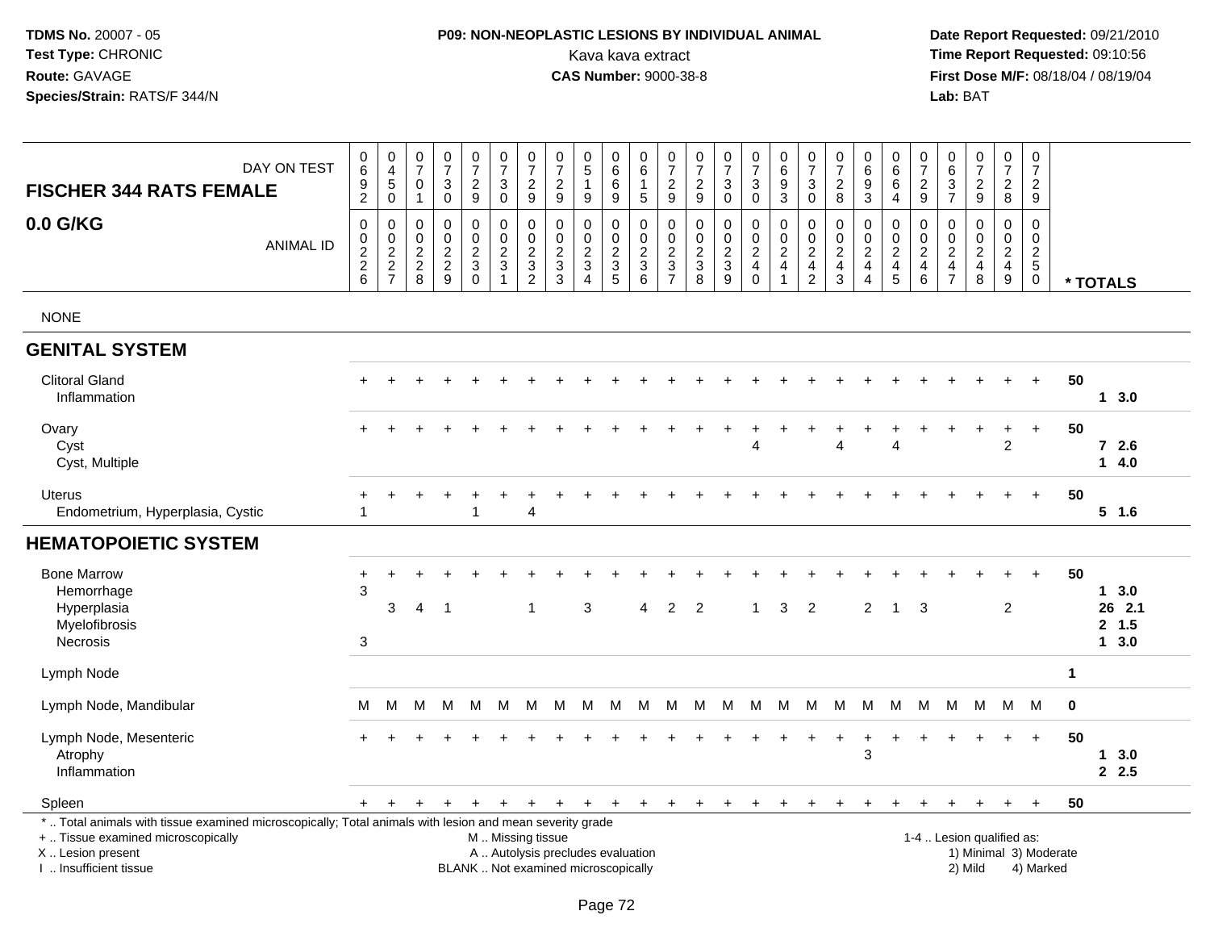**TDMS No.** 20007 - 05
**Test Type:** CHRONIC
**Route:** GAVAGE
**Species/Strain:** RATS/F 344/N

**P09: NON-NEOPLASTIC LESIONS BY INDIVIDUAL ANIMAL**
Kava kava extract
**CAS Number:** 9000-38-8

**Date Report Requested:** 09/21/2010
**Time Report Requested:** 09:10:56
**First Dose M/F:** 08/18/04 / 08/19/04
**Lab:** BAT

| **FISCHER 344 RATS FEMALE** DAY ON TEST | 0692 | 0450 | 0701 | 0730 | 0729 | 0730 | 0729 | 0729 | 0519 | 0669 | 0615 | 0729 | 0729 | 0730 | 0730 | 0693 | 0730 | 0728 | 0693 | 0664 | 0729 | 0637 | 0729 | 0728 | 0729 | |
|---|---|---|---|---|---|---|---|---|---|---|---|---|---|---|---|---|---|---|---|---|---|---|---|---|---|---|
| **0.0 G/KG** ANIMAL ID | 0226 | 0227 | 0228 | 0229 | 0230 | 0231 | 0232 | 0233 | 0234 | 0235 | 0236 | 0237 | 0238 | 0239 | 0240 | 0241 | 0242 | 0243 | 0244 | 0245 | 0246 | 0247 | 0248 | 0249 | 0250 | *** TOTALS** |
| NONE | | | | | | | | | | | | | | | | | | | | | | | | | | |
| **GENITAL SYSTEM** | | | | | | | | | | | | | | | | | | | | | | | | | | |
| Clitoral Gland | + | + | + | + | + | + | + | + | + | + | + | + | + | + | + | + | + | + | + | + | + | + | + | + | + | 50 |
| Inflammation | | | | | | | | | | | | | | | | | | | | | | | | | | 1 3.0 |
| Ovary | + | + | + | + | + | + | + | + | + | + | + | + | + | + | + | + | + | + | + | + | + | + | + | + | + | 50 |
| Cyst | | | | | | | | | | | | | | | 4 | | | 4 | | 4 | | | | 2 | | 7 2.6 |
| Cyst, Multiple | | | | | | | | | | | | | | | | | | | | | | | | | | 1 4.0 |
| Uterus | + | + | + | + | + | + | + | + | + | + | + | + | + | + | + | + | + | + | + | + | + | + | + | + | + | 50 |
| Endometrium, Hyperplasia, Cystic | 1 | | | | 1 | | 4 | | | | | | | | | | | | | | | | | | | 5 1.6 |
| **HEMATOPOIETIC SYSTEM** | | | | | | | | | | | | | | | | | | | | | | | | | | |
| Bone Marrow | + | + | + | + | + | + | + | + | + | + | + | + | + | + | + | + | + | + | + | + | + | + | + | + | + | 50 |
| Hemorrhage | 3 | | | | | | | | | | | | | | | | | | | | | | | | | 1 3.0 |
| Hyperplasia | | 3 | 4 | 1 | | | 1 | | 3 | | 4 | 2 | 2 | | 1 | 3 | 2 | | 2 | 1 | 3 | | | 2 | | 26 2.1 |
| Myelofibrosis | | | | | | | | | | | | | | | | | | | | | | | | | | 2 1.5 |
| Necrosis | 3 | | | | | | | | | | | | | | | | | | | | | | | | | 1 3.0 |
| Lymph Node | | | | | | | | | | | | | | | | | | | | | | | | | | 1 |
| Lymph Node, Mandibular | M | M | M | M | M | M | M | M | M | M | M | M | M | M | M | M | M | M | M | M | M | M | M | M | M | 0 |
| Lymph Node, Mesenteric | + | + | + | + | + | + | + | + | + | + | + | + | + | + | + | + | + | + | + | + | + | + | + | + | + | 50 |
| Atrophy | | | | | | | | | | | | | | | | | | | 3 | | | | | | | 1 3.0 |
| Inflammation | | | | | | | | | | | | | | | | | | | | | | | | | | 2 2.5 |
| Spleen | + | + | + | + | + | + | + | + | + | + | + | + | + | + | + | + | + | + | + | + | + | + | + | + | + | 50 |

\* .. Total animals with tissue examined microscopically; Total animals with lesion and mean severity grade
\+ .. Tissue examined microscopically
X .. Lesion present
I .. Insufficient tissue

M .. Missing tissue
A .. Autolysis precludes evaluation
BLANK .. Not examined microscopically

1-4 .. Lesion qualified as:
1) Minimal 3) Moderate
2) Mild 4) Marked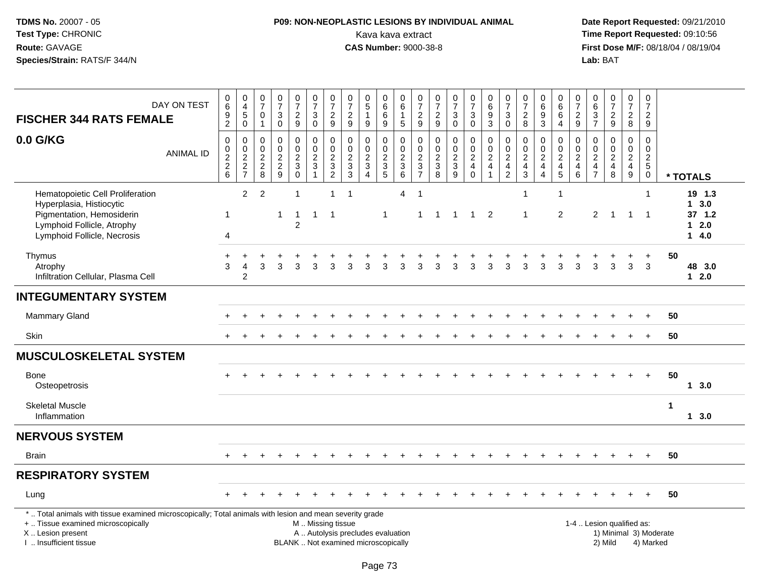**TDMS No.** 20007 - 05
**Test Type:** CHRONIC
**Route:** GAVAGE
**Species/Strain:** RATS/F 344/N

**P09: NON-NEOPLASTIC LESIONS BY INDIVIDUAL ANIMAL**
Kava kava extract
**CAS Number:** 9000-38-8

**Date Report Requested:** 09/21/2010
**Time Report Requested:** 09:10:56
**First Dose M/F:** 08/18/04 / 08/19/04
**Lab:** BAT

| FISCHER 344 RATS FEMALE — DAY ON TEST | 0692 | 0450 | 0701 | 0730 | 0729 | 0730 | 0729 | 0729 | 0519 | 0669 | 0615 | 0729 | 0729 | 0730 | 0730 | 0693 | 0730 | 0728 | 0693 | 0664 | 0729 | 0637 | 0729 | 0728 | 0729 | |
|---|---|---|---|---|---|---|---|---|---|---|---|---|---|---|---|---|---|---|---|---|---|---|---|---|---|---|
| **0.0 G/KG** — ANIMAL ID | 0226 | 0227 | 0228 | 0229 | 0230 | 0231 | 0232 | 0233 | 0234 | 0235 | 0236 | 0237 | 0238 | 0239 | 0240 | 0241 | 0242 | 0243 | 0244 | 0245 | 0246 | 0247 | 0248 | 0249 | 0250 | * TOTALS |
| Hematopoietic Cell Proliferation | | 2 | 2 | | 1 | | 1 | 1 | | | 4 | 1 | | | | | | 1 | | 1 | | | | | 1 | 19 1.3 |
| Hyperplasia, Histiocytic | | | | | | | | | | | | | | | | | | | | | | | | | | 1 3.0 |
| Pigmentation, Hemosiderin | 1 | | | 1 | 1 | 1 | 1 | | | 1 | | 1 | 1 | 1 | 1 | 2 | | 1 | | 2 | | 2 | 1 | 1 | 1 | 37 1.2 |
| Lymphoid Follicle, Atrophy | | | | | 2 | | | | | | | | | | | | | | | | | | | | | 1 2.0 |
| Lymphoid Follicle, Necrosis | 4 | | | | | | | | | | | | | | | | | | | | | | | | | 1 4.0 |
| Thymus | + | + | + | + | + | + | + | + | + | + | + | + | + | + | + | + | + | + | + | + | + | + | + | + | + | 50 |
| Atrophy | 3 | 4 | 3 | 3 | 3 | 3 | 3 | 3 | 3 | 3 | 3 | 3 | 3 | 3 | 3 | 3 | 3 | 3 | 3 | 3 | 3 | 3 | 3 | 3 | 3 | 48 3.0 |
| Infiltration Cellular, Plasma Cell | | 2 | | | | | | | | | | | | | | | | | | | | | | | | 1 2.0 |
| **INTEGUMENTARY SYSTEM** | | | | | | | | | | | | | | | | | | | | | | | | | | |
| Mammary Gland | + | + | + | + | + | + | + | + | + | + | + | + | + | + | + | + | + | + | + | + | + | + | + | + | + | 50 |
| Skin | + | + | + | + | + | + | + | + | + | + | + | + | + | + | + | + | + | + | + | + | + | + | + | + | + | 50 |
| **MUSCULOSKELETAL SYSTEM** | | | | | | | | | | | | | | | | | | | | | | | | | | |
| Bone | + | + | + | + | + | + | + | + | + | + | + | + | + | + | + | + | + | + | + | + | + | + | + | + | + | 50 |
| Osteopetrosis | | | | | | | | | | | | | | | | | | | | | | | | | | 1 3.0 |
| Skeletal Muscle | | | | | | | | | | | | | | | | | | | | | | | | | | 1 |
| Inflammation | | | | | | | | | | | | | | | | | | | | | | | | | | 1 3.0 |
| **NERVOUS SYSTEM** | | | | | | | | | | | | | | | | | | | | | | | | | | |
| Brain | + | + | + | + | + | + | + | + | + | + | + | + | + | + | + | + | + | + | + | + | + | + | + | + | + | 50 |
| **RESPIRATORY SYSTEM** | | | | | | | | | | | | | | | | | | | | | | | | | | |
| Lung | + | + | + | + | + | + | + | + | + | + | + | + | + | + | + | + | + | + | + | + | + | + | + | + | + | 50 |

\* .. Total animals with tissue examined microscopically; Total animals with lesion and mean severity grade
\+ .. Tissue examined microscopically
X .. Lesion present
I .. Insufficient tissue

M .. Missing tissue
A .. Autolysis precludes evaluation
BLANK .. Not examined microscopically

1-4 .. Lesion qualified as:
1) Minimal 3) Moderate
2) Mild 4) Marked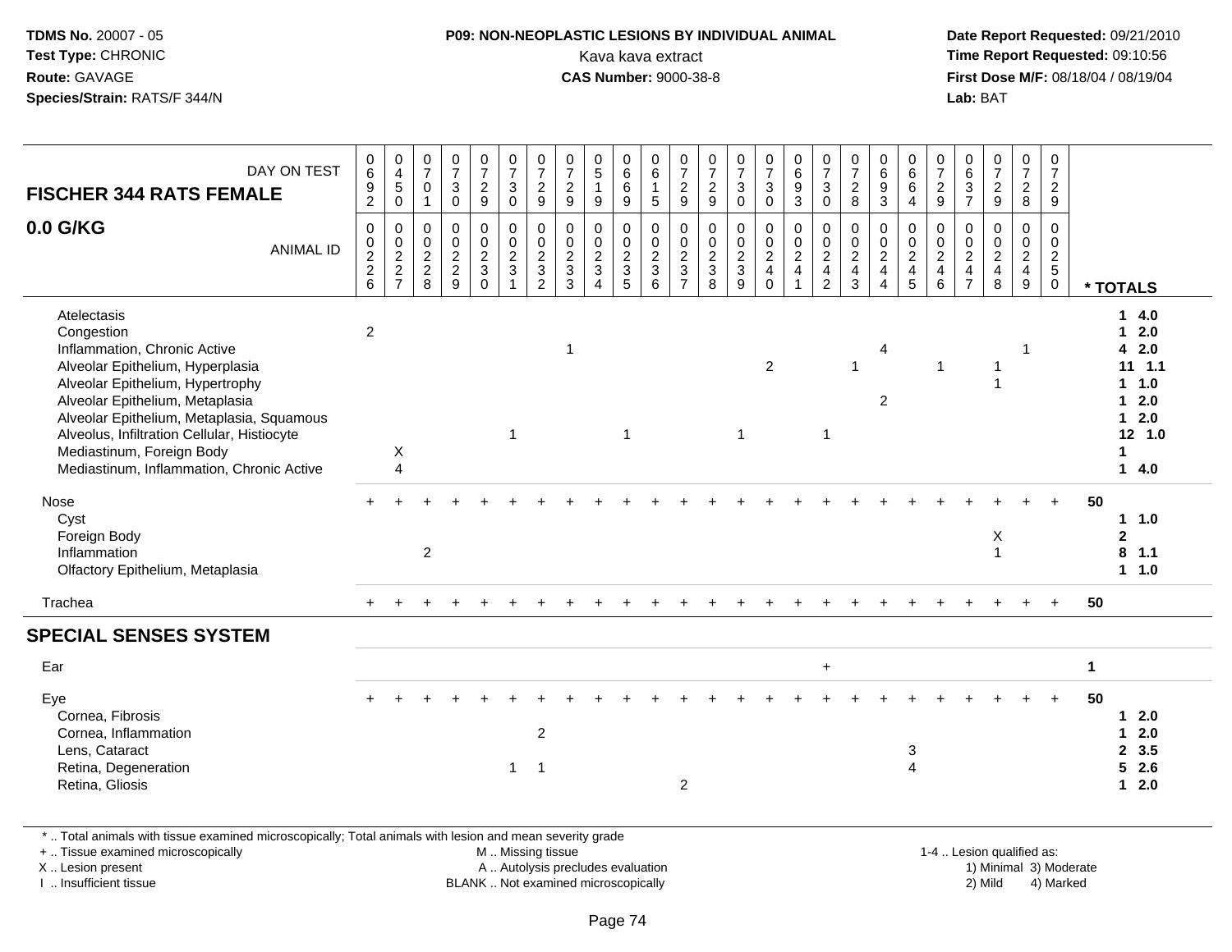**TDMS No.** 20007 - 05
**Test Type:** CHRONIC
**Route:** GAVAGE
**Species/Strain:** RATS/F 344/N

**P09: NON-NEOPLASTIC LESIONS BY INDIVIDUAL ANIMAL**
Kava kava extract
**CAS Number:** 9000-38-8

**Date Report Requested:** 09/21/2010
**Time Report Requested:** 09:10:56
**First Dose M/F:** 08/18/04 / 08/19/04
**Lab:** BAT

| FISCHER 344 RATS FEMALE — DAY ON TEST | 0692 | 0450 | 0701 | 0730 | 0729 | 0730 | 0729 | 0729 | 0519 | 0669 | 0615 | 0729 | 0729 | 0730 | 0730 | 0693 | 0730 | 0728 | 0693 | 0664 | 0729 | 0637 | 0729 | 0728 | 0729 | |
|---|---|---|---|---|---|---|---|---|---|---|---|---|---|---|---|---|---|---|---|---|---|---|---|---|---|---|
| **0.0 G/KG** — ANIMAL ID | 0226 | 0227 | 0228 | 0229 | 0230 | 0231 | 0232 | 0233 | 0234 | 0235 | 0236 | 0237 | 0238 | 0239 | 0240 | 0241 | 0242 | 0243 | 0244 | 0245 | 0246 | 0247 | 0248 | 0249 | 0250 | * TOTALS |
| Atelectasis | | | | | | | | | | | | | | | | | | | | | | | | | | 1 4.0 |
| Congestion | 2 | | | | | | | | | | | | | | | | | | | | | | | | | 1 2.0 |
| Inflammation, Chronic Active | | | | | | | | 1 | | | | | | | | | | | 4 | | | | | 1 | | 4 2.0 |
| Alveolar Epithelium, Hyperplasia | | | | | | | | | | | | | | | 2 | | | 1 | | | 1 | | 1 | | | 11 1.1 |
| Alveolar Epithelium, Hypertrophy | | | | | | | | | | | | | | | | | | | | | | | 1 | | | 1 1.0 |
| Alveolar Epithelium, Metaplasia | | | | | | | | | | | | | | | | | | | 2 | | | | | | | 1 2.0 |
| Alveolar Epithelium, Metaplasia, Squamous | | | | | | | | | | | | | | | | | | | | | | | | | | 1 2.0 |
| Alveolus, Infiltration Cellular, Histiocyte | | | | | | 1 | | | | 1 | | | | 1 | | | 1 | | | | | | | | | 12 1.0 |
| Mediastinum, Foreign Body | | X | | | | | | | | | | | | | | | | | | | | | | | | 1 |
| Mediastinum, Inflammation, Chronic Active | | 4 | | | | | | | | | | | | | | | | | | | | | | | | 1 4.0 |
| Nose | + | + | + | + | + | + | + | + | + | + | + | + | + | + | + | + | + | + | + | + | + | + | + | + | + | 50 |
| Cyst | | | | | | | | | | | | | | | | | | | | | | | | | | 1 1.0 |
| Foreign Body | | | | | | | | | | | | | | | | | | | | | | | X | | | 2 |
| Inflammation | | | 2 | | | | | | | | | | | | | | | | | | | | 1 | | | 8 1.1 |
| Olfactory Epithelium, Metaplasia | | | | | | | | | | | | | | | | | | | | | | | | | | 1 1.0 |
| Trachea | + | + | + | + | + | + | + | + | + | + | + | + | + | + | + | + | + | + | + | + | + | + | + | + | + | 50 |
| **SPECIAL SENSES SYSTEM** | | | | | | | | | | | | | | | | | | | | | | | | | | |
| Ear | | | | | | | | | | | | | | | | | + | | | | | | | | | 1 |
| Eye | + | + | + | + | + | + | + | + | + | + | + | + | + | + | + | + | + | + | + | + | + | + | + | + | + | 50 |
| Cornea, Fibrosis | | | | | | | | | | | | | | | | | | | | | | | | | | 1 2.0 |
| Cornea, Inflammation | | | | | | | 2 | | | | | | | | | | | | | | | | | | | 1 2.0 |
| Lens, Cataract | | | | | | | | | | | | | | | | | | | | 3 | | | | | | 2 3.5 |
| Retina, Degeneration | | | | | | 1 | 1 | | | | | | | | | | | | | 4 | | | | | | 5 2.6 |
| Retina, Gliosis | | | | | | | | | | | | 2 | | | | | | | | | | | | | | 1 2.0 |

* .. Total animals with tissue examined microscopically; Total animals with lesion and mean severity grade
+ .. Tissue examined microscopically
X .. Lesion present
I .. Insufficient tissue

M .. Missing tissue
A .. Autolysis precludes evaluation
BLANK .. Not examined microscopically

1-4 .. Lesion qualified as:
1) Minimal 3) Moderate
2) Mild 4) Marked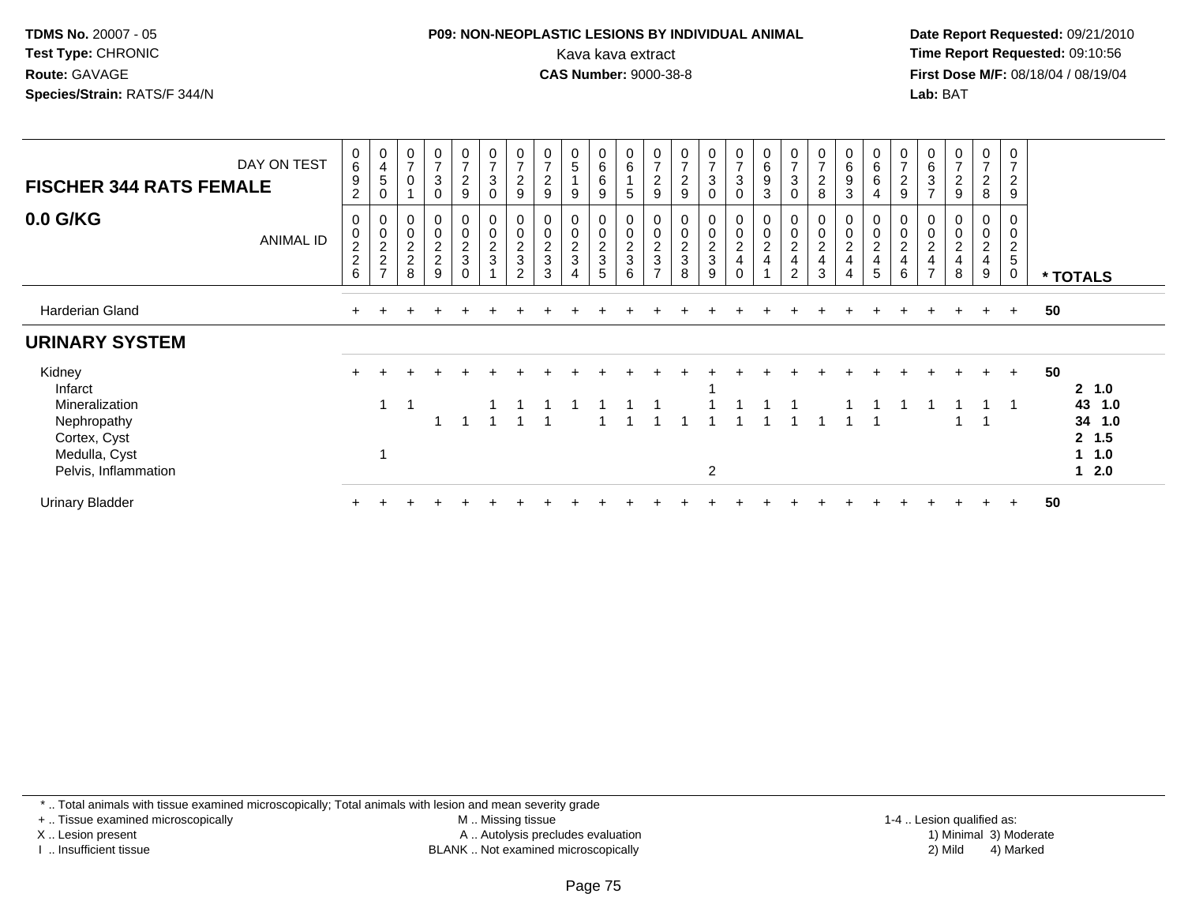**TDMS No.** 20007 - 05
**Test Type:** CHRONIC
**Route:** GAVAGE
**Species/Strain:** RATS/F 344/N

**P09: NON-NEOPLASTIC LESIONS BY INDIVIDUAL ANIMAL**
Kava kava extract
**CAS Number:** 9000-38-8

**Date Report Requested:** 09/21/2010
**Time Report Requested:** 09:10:56
**First Dose M/F:** 08/18/04 / 08/19/04
**Lab:** BAT

## FISCHER 344 RATS FEMALE

### 0.0 G/KG

| DAY ON TEST | 0692 | 0450 | 0701 | 0730 | 0729 | 0730 | 0729 | 0729 | 0519 | 0669 | 0615 | 0729 | 0729 | 0730 | 0730 | 0693 | 0730 | 0728 | 0693 | 0664 | 0729 | 0637 | 0729 | 0728 | 0729 | |
|---|---|---|---|---|---|---|---|---|---|---|---|---|---|---|---|---|---|---|---|---|---|---|---|---|---|---|
| **ANIMAL ID** | 0226 | 0227 | 0228 | 0229 | 0230 | 0231 | 0232 | 0233 | 0234 | 0235 | 0236 | 0237 | 0238 | 0239 | 0240 | 0241 | 0242 | 0243 | 0244 | 0245 | 0246 | 0247 | 0248 | 0249 | 0250 | *** TOTALS** |
| Harderian Gland | + | + | + | + | + | + | + | + | + | + | + | + | + | + | + | + | + | + | + | + | + | + | + | + | + | 50 |
| **URINARY SYSTEM** | | | | | | | | | | | | | | | | | | | | | | | | | | |
| Kidney | + | + | + | + | + | + | + | + | + | + | + | + | + | + | + | + | + | + | + | + | + | + | + | + | + | 50 |
| Infarct | | | | | | | | | | | | | | 1 | | | | | | | | | | | | 2 1.0 |
| Mineralization | | 1 | 1 | | | 1 | 1 | 1 | 1 | 1 | 1 | 1 | | 1 | 1 | 1 | 1 | | 1 | 1 | 1 | 1 | 1 | 1 | 1 | 43 1.0 |
| Nephropathy | | | | 1 | 1 | 1 | 1 | 1 | | 1 | 1 | 1 | 1 | 1 | 1 | 1 | 1 | 1 | 1 | 1 | | | 1 | 1 | | 34 1.0 |
| Cortex, Cyst | | | | | | | | | | | | | | | | | | | | | | | | | | 2 1.5 |
| Medulla, Cyst | | 1 | | | | | | | | | | | | | | | | | | | | | | | | 1 1.0 |
| Pelvis, Inflammation | | | | | | | | | | | | | | 2 | | | | | | | | | | | | 1 2.0 |
| Urinary Bladder | + | + | + | + | + | + | + | + | + | + | + | + | + | + | + | + | + | + | + | + | + | + | + | + | + | 50 |

* .. Total animals with tissue examined microscopically; Total animals with lesion and mean severity grade
+ .. Tissue examined microscopically
X .. Lesion present
I .. Insufficient tissue
M .. Missing tissue
A .. Autolysis precludes evaluation
BLANK .. Not examined microscopically
1-4 .. Lesion qualified as: 1) Minimal 2) Mild 3) Moderate 4) Marked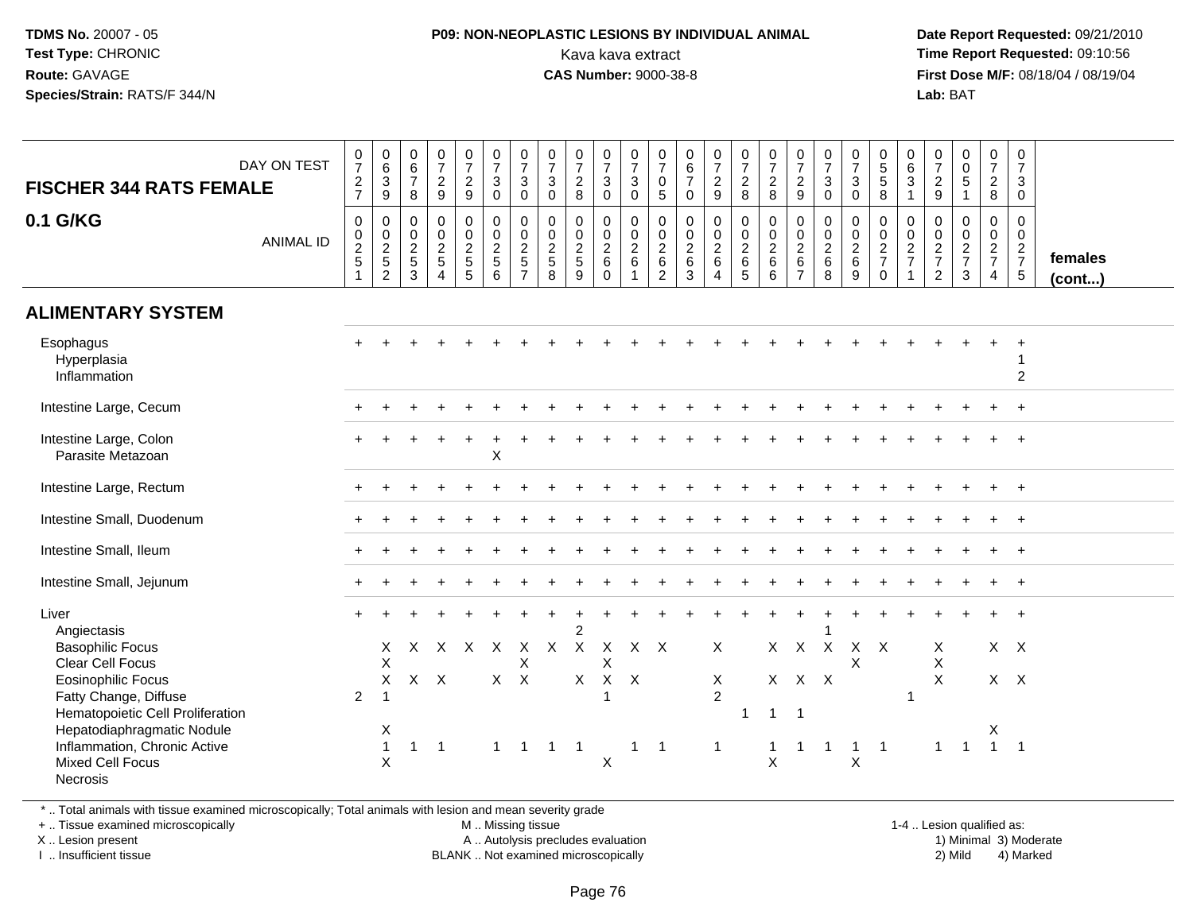**TDMS No.** 20007 - 05
**Test Type:** CHRONIC
**Route:** GAVAGE
**Species/Strain:** RATS/F 344/N

**P09: NON-NEOPLASTIC LESIONS BY INDIVIDUAL ANIMAL**
Kava kava extract
**CAS Number:** 9000-38-8

**Date Report Requested:** 09/21/2010
**Time Report Requested:** 09:10:56
**First Dose M/F:** 08/18/04 / 08/19/04
**Lab:** BAT

| FISCHER 344 RATS FEMALE 0.1 G/KG | | | | | | | | | | | | | | | | | | | | | | | | | | |
|---|---|---|---|---|---|---|---|---|---|---|---|---|---|---|---|---|---|---|---|---|---|---|---|---|---|---|
| DAY ON TEST | 0727 | 0639 | 0678 | 0729 | 0729 | 0730 | 0730 | 0730 | 0728 | 0730 | 0730 | 0705 | 0670 | 0729 | 0728 | 0728 | 0729 | 0730 | 0730 | 0558 | 0631 | 0729 | 0051 | 0728 | 0730 | |
| ANIMAL ID | 00251 | 00252 | 00253 | 00254 | 00255 | 00256 | 00257 | 00258 | 00259 | 00260 | 00261 | 00262 | 00263 | 00264 | 00265 | 00266 | 00267 | 00268 | 00269 | 00270 | 00271 | 00272 | 00273 | 00274 | 00275 | females (cont...) |
| **ALIMENTARY SYSTEM** | | | | | | | | | | | | | | | | | | | | | | | | | | |
| Esophagus | + | + | + | + | + | + | + | + | + | + | + | + | + | + | + | + | + | + | + | + | + | + | + | + | + | |
| Hyperplasia | | | | | | | | | | | | | | | | | | | | | | | | | 1 | |
| Inflammation | | | | | | | | | | | | | | | | | | | | | | | | | 2 | |
| Intestine Large, Cecum | + | + | + | + | + | + | + | + | + | + | + | + | + | + | + | + | + | + | + | + | + | + | + | + | + | |
| Intestine Large, Colon | + | + | + | + | + | + | + | + | + | + | + | + | + | + | + | + | + | + | + | + | + | + | + | + | + | |
| Parasite Metazoan | | | | | | X | | | | | | | | | | | | | | | | | | | | |
| Intestine Large, Rectum | + | + | + | + | + | + | + | + | + | + | + | + | + | + | + | + | + | + | + | + | + | + | + | + | + | |
| Intestine Small, Duodenum | + | + | + | + | + | + | + | + | + | + | + | + | + | + | + | + | + | + | + | + | + | + | + | + | + | |
| Intestine Small, Ileum | + | + | + | + | + | + | + | + | + | + | + | + | + | + | + | + | + | + | + | + | + | + | + | + | + | |
| Intestine Small, Jejunum | + | + | + | + | + | + | + | + | + | + | + | + | + | + | + | + | + | + | + | + | + | + | + | + | + | |
| Liver | + | + | + | + | + | + | + | + | + | + | + | + | + | + | + | + | + | + | + | + | + | + | + | + | + | |
| Angiectasis | | | | | | | | | 2 | | | | | | | | | 1 | | | | | | | | |
| Basophilic Focus | | X | X | X | X | X | X | X | X | X | X | X | | X | | X | X | X | X | X | | X | | X | X | |
| Clear Cell Focus | | X | | | | | X | | | X | | | | | | | | | X | | | X | | | | |
| Eosinophilic Focus | | X | X | X | | X | X | | X | X | X | | | X | | X | X | X | | | | X | | X | X | |
| Fatty Change, Diffuse | 2 | 1 | | | | | | | | 1 | | | | 2 | | | | | | | 1 | | | | | |
| Hematopoietic Cell Proliferation | | | | | | | | | | | | | | | 1 | 1 | 1 | | | | | | | | | |
| Hepatodiaphragmatic Nodule | | X | | | | | | | | | | | | | | | | | | | | | | X | | |
| Inflammation, Chronic Active | | 1 | 1 | 1 | | 1 | 1 | 1 | 1 | | 1 | 1 | | 1 | | 1 | 1 | 1 | 1 | 1 | | 1 | 1 | 1 | 1 | |
| Mixed Cell Focus | | X | | | | | | | | X | | | | | | X | | | X | | | | | | | |
| Necrosis | | | | | | | | | | | | | | | | | | | | | | | | | | |

\* .. Total animals with tissue examined microscopically; Total animals with lesion and mean severity grade
+ .. Tissue examined microscopically
X .. Lesion present
I .. Insufficient tissue

M .. Missing tissue
A .. Autolysis precludes evaluation
BLANK .. Not examined microscopically

1-4 .. Lesion qualified as:
1) Minimal 3) Moderate
2) Mild 4) Marked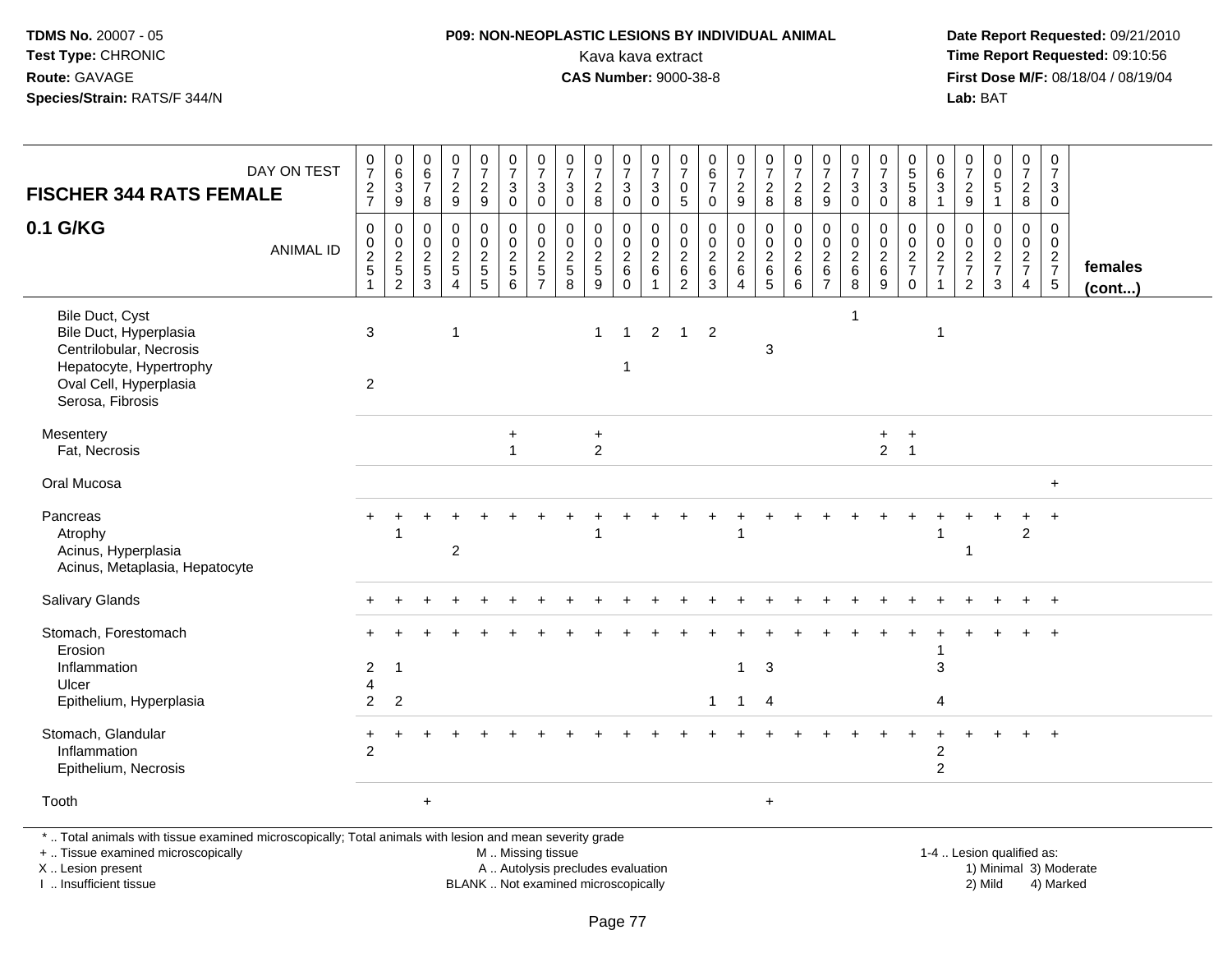**TDMS No.** 20007 - 05
**Test Type:** CHRONIC
**Route:** GAVAGE
**Species/Strain:** RATS/F 344/N

**P09: NON-NEOPLASTIC LESIONS BY INDIVIDUAL ANIMAL**
Kava kava extract
**CAS Number:** 9000-38-8

**Date Report Requested:** 09/21/2010
**Time Report Requested:** 09:10:56
**First Dose M/F:** 08/18/04 / 08/19/04
**Lab:** BAT

| FISCHER 344 RATS FEMALE — DAY ON TEST | 0727 | 0639 | 0678 | 0729 | 0729 | 0730 | 0730 | 0730 | 0728 | 0730 | 0730 | 0705 | 0670 | 0729 | 0728 | 0728 | 0729 | 0730 | 0730 | 0558 | 0631 | 0729 | 0051 | 0728 | 0730 | |
|---|---|---|---|---|---|---|---|---|---|---|---|---|---|---|---|---|---|---|---|---|---|---|---|---|---|---|
| **0.1 G/KG** — ANIMAL ID | 00251 | 00252 | 00253 | 00254 | 00255 | 00256 | 00257 | 00258 | 00259 | 00260 | 00261 | 00262 | 00263 | 00264 | 00265 | 00266 | 00267 | 00268 | 00269 | 00270 | 00271 | 00272 | 00273 | 00274 | 00275 | **females (cont...)** |
| Bile Duct, Cyst | | | | | | | | | | | | | | | | | | 1 | | | | | | | | |
| Bile Duct, Hyperplasia | 3 | | | 1 | | | | | 1 | 1 | 2 | 1 | 2 | | | | | | | | 1 | | | | | |
| Centrilobular, Necrosis | | | | | | | | | | | | | | | 3 | | | | | | | | | | | |
| Hepatocyte, Hypertrophy | | | | | | | | | | 1 | | | | | | | | | | | | | | | | |
| Oval Cell, Hyperplasia | 2 | | | | | | | | | | | | | | | | | | | | | | | | | |
| Serosa, Fibrosis | | | | | | | | | | | | | | | | | | | | | | | | | | |
| Mesentery | | | | | | + | | | + | | | | | | | | | | + | + | | | | | | |
| Fat, Necrosis | | | | | | 1 | | | 2 | | | | | | | | | | 2 | 1 | | | | | | |
| Oral Mucosa | | | | | | | | | | | | | | | | | | | | | | | | | + | |
| Pancreas | + | + | + | + | + | + | + | + | + | + | + | + | + | + | + | + | + | + | + | + | + | + | + | + | + | |
| Atrophy | | 1 | | | | | | | 1 | | | | | 1 | | | | | | | 1 | | | 2 | | |
| Acinus, Hyperplasia | | | | 2 | | | | | | | | | | | | | | | | | | 1 | | | | |
| Acinus, Metaplasia, Hepatocyte | | | | | | | | | | | | | | | | | | | | | | | | | | |
| Salivary Glands | + | + | + | + | + | + | + | + | + | + | + | + | + | + | + | + | + | + | + | + | + | + | + | + | + | |
| Stomach, Forestomach | + | + | + | + | + | + | + | + | + | + | + | + | + | + | + | + | + | + | + | + | + | + | + | + | + | |
| Erosion | | | | | | | | | | | | | | | | | | | | | 1 | | | | | |
| Inflammation | 2 | 1 | | | | | | | | | | | | 1 | 3 | | | | | | 3 | | | | | |
| Ulcer | 4 | | | | | | | | | | | | | | | | | | | | | | | | | |
| Epithelium, Hyperplasia | 2 | 2 | | | | | | | | | | | 1 | 1 | 4 | | | | | | 4 | | | | | |
| Stomach, Glandular | + | + | + | + | + | + | + | + | + | + | + | + | + | + | + | + | + | + | + | + | + | + | + | + | + | |
| Inflammation | 2 | | | | | | | | | | | | | | | | | | | | 2 | | | | | |
| Epithelium, Necrosis | | | | | | | | | | | | | | | | | | | | | 2 | | | | | |
| Tooth | | | + | | | | | | | | | | | | + | | | | | | | | | | | |

* .. Total animals with tissue examined microscopically; Total animals with lesion and mean severity grade
+ .. Tissue examined microscopically
X .. Lesion present
I .. Insufficient tissue

M .. Missing tissue
A .. Autolysis precludes evaluation
BLANK .. Not examined microscopically

1-4 .. Lesion qualified as:
1) Minimal 3) Moderate
2) Mild 4) Marked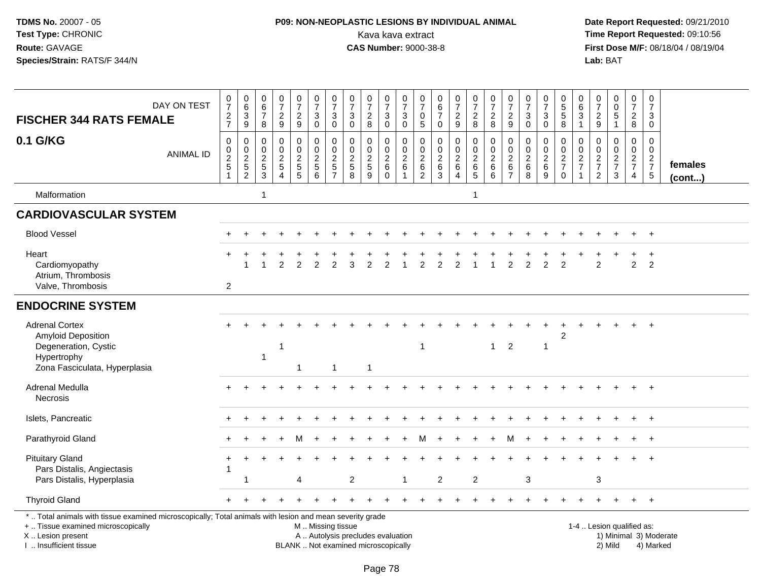**TDMS No.** 20007 - 05
**Test Type:** CHRONIC
**Route:** GAVAGE
**Species/Strain:** RATS/F 344/N

**P09: NON-NEOPLASTIC LESIONS BY INDIVIDUAL ANIMAL**
Kava kava extract
**CAS Number:** 9000-38-8

**Date Report Requested:** 09/21/2010
**Time Report Requested:** 09:10:56
**First Dose M/F:** 08/18/04 / 08/19/04
**Lab:** BAT

## FISCHER 344 RATS FEMALE — 0.1 G/KG

| DAY ON TEST | 0727 | 0639 | 0678 | 0729 | 0729 | 0730 | 0730 | 0730 | 0728 | 0730 | 0730 | 0705 | 0670 | 0729 | 0728 | 0728 | 0729 | 0730 | 0730 | 0558 | 0631 | 0729 | 0051 | 0728 | 0730 | |
|---|---|---|---|---|---|---|---|---|---|---|---|---|---|---|---|---|---|---|---|---|---|---|---|---|---|---|
| **ANIMAL ID** | 00251 | 00252 | 00253 | 00254 | 00255 | 00256 | 00257 | 00258 | 00259 | 00260 | 00261 | 00262 | 00263 | 00264 | 00265 | 00266 | 00267 | 00268 | 00269 | 00270 | 00271 | 00272 | 00273 | 00274 | 00275 | **females (cont...)** |
| Malformation | | | 1 | | | | | | | | | | | | 1 | | | | | | | | | | | |
| **CARDIOVASCULAR SYSTEM** | | | | | | | | | | | | | | | | | | | | | | | | | | |
| Blood Vessel | + | + | + | + | + | + | + | + | + | + | + | + | + | + | + | + | + | + | + | + | + | + | + | + | + | |
| Heart | + | + | + | + | + | + | + | + | + | + | + | + | + | + | + | + | + | + | + | + | + | + | + | + | + | |
| Cardiomyopathy | | 1 | 1 | 2 | 2 | 2 | 2 | 3 | 2 | 2 | 1 | 2 | 2 | 2 | 1 | 1 | 2 | 2 | 2 | 2 | | 2 | | 2 | 2 | |
| Atrium, Thrombosis | | | | | | | | | | | | | | | | | | | | | | | | | | |
| Valve, Thrombosis | 2 | | | | | | | | | | | | | | | | | | | | | | | | | |
| **ENDOCRINE SYSTEM** | | | | | | | | | | | | | | | | | | | | | | | | | | |
| Adrenal Cortex | + | + | + | + | + | + | + | + | + | + | + | + | + | + | + | + | + | + | + | + | + | + | + | + | + | |
| Amyloid Deposition | | | | | | | | | | | | | | | | | | | | 2 | | | | | | |
| Degeneration, Cystic | | | | 1 | | | | | | | | 1 | | | | 1 | 2 | | 1 | | | | | | | |
| Hypertrophy | | | 1 | | | | | | | | | | | | | | | | | | | | | | | |
| Zona Fasciculata, Hyperplasia | | | | | 1 | | 1 | | 1 | | | | | | | | | | | | | | | | | |
| Adrenal Medulla | + | + | + | + | + | + | + | + | + | + | + | + | + | + | + | + | + | + | + | + | + | + | + | + | + | |
| Necrosis | | | | | | | | | | | | | | | | | | | | | | | | | | |
| Islets, Pancreatic | + | + | + | + | + | + | + | + | + | + | + | + | + | + | + | + | + | + | + | + | + | + | + | + | + | |
| Parathyroid Gland | + | + | + | + | M | + | + | + | + | + | + | M | + | + | + | + | M | + | + | + | + | + | + | + | + | |
| Pituitary Gland | + | + | + | + | + | + | + | + | + | + | + | + | + | + | + | + | + | + | + | + | + | + | + | + | + | |
| Pars Distalis, Angiectasis | 1 | | | | | | | | | | | | | | | | | | | | | | | | | |
| Pars Distalis, Hyperplasia | | 1 | | | 4 | | | 2 | | | 1 | | 2 | | 2 | | | 3 | | | | 3 | | | | |
| Thyroid Gland | + | + | + | + | + | + | + | + | + | + | + | + | + | + | + | + | + | + | + | + | + | + | + | + | + | |

\* .. Total animals with tissue examined microscopically; Total animals with lesion and mean severity grade
+ .. Tissue examined microscopically
X .. Lesion present
I .. Insufficient tissue
M .. Missing tissue
A .. Autolysis precludes evaluation
BLANK .. Not examined microscopically
1-4 .. Lesion qualified as: 1) Minimal 2) Mild 3) Moderate 4) Marked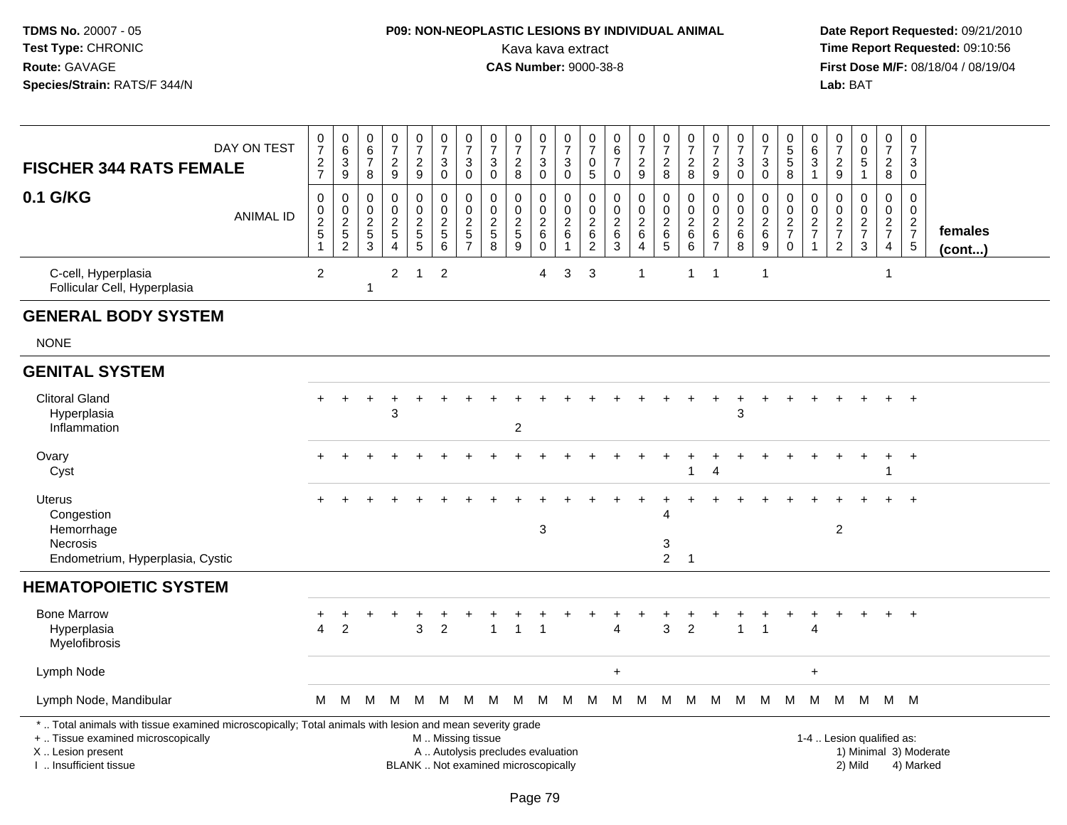**TDMS No.** 20007 - 05
**Test Type:** CHRONIC
**Route:** GAVAGE
**Species/Strain:** RATS/F 344/N

**P09: NON-NEOPLASTIC LESIONS BY INDIVIDUAL ANIMAL**
Kava kava extract
**CAS Number:** 9000-38-8

**Date Report Requested:** 09/21/2010
**Time Report Requested:** 09:10:56
**First Dose M/F:** 08/18/04 / 08/19/04
**Lab:** BAT

## FISCHER 344 RATS FEMALE
## 0.1 G/KG

| DAY ON TEST | 0727 | 0639 | 0678 | 0729 | 0729 | 0730 | 0730 | 0730 | 0728 | 0730 | 0730 | 0705 | 0670 | 0729 | 0728 | 0728 | 0729 | 0730 | 0730 | 0558 | 0631 | 0729 | 0051 | 0728 | 0730 | |
|---|---|---|---|---|---|---|---|---|---|---|---|---|---|---|---|---|---|---|---|---|---|---|---|---|---|---|
| **ANIMAL ID** | 0251 | 0252 | 0253 | 0254 | 0255 | 0256 | 0257 | 0258 | 0259 | 0260 | 0261 | 0262 | 0263 | 0264 | 0265 | 0266 | 0267 | 0268 | 0269 | 0270 | 0271 | 0272 | 0273 | 0274 | 0275 | **females (cont...)** |
| C-cell, Hyperplasia | 2 | | | 2 | 1 | 2 | | | | 4 | 3 | 3 | | 1 | | 1 | 1 | | 1 | | | | | 1 | | |
| Follicular Cell, Hyperplasia | | | 1 | | | | | | | | | | | | | | | | | | | | | | | |
| **GENERAL BODY SYSTEM** | | | | | | | | | | | | | | | | | | | | | | | | | | |
| NONE | | | | | | | | | | | | | | | | | | | | | | | | | | |
| **GENITAL SYSTEM** | | | | | | | | | | | | | | | | | | | | | | | | | | |
| Clitoral Gland | + | + | + | + | + | + | + | + | + | + | + | + | + | + | + | + | + | + | + | + | + | + | + | + | + | |
| Hyperplasia | | | | 3 | | | | | | | | | | | | | | 3 | | | | | | | | |
| Inflammation | | | | | | | | | 2 | | | | | | | | | | | | | | | | | |
| Ovary | + | + | + | + | + | + | + | + | + | + | + | + | + | + | + | + | + | + | + | + | + | + | + | + | + | |
| Cyst | | | | | | | | | | | | | | | | 1 | 4 | | | | | | | 1 | | |
| Uterus | + | + | + | + | + | + | + | + | + | + | + | + | + | + | + | + | + | + | + | + | + | + | + | + | + | |
| Congestion | | | | | | | | | | | | | | | 4 | | | | | | | | | | | |
| Hemorrhage | | | | | | | | | | 3 | | | | | | | | | | | | 2 | | | | |
| Necrosis | | | | | | | | | | | | | | | 3 | | | | | | | | | | | |
| Endometrium, Hyperplasia, Cystic | | | | | | | | | | | | | | | 2 | 1 | | | | | | | | | | |
| **HEMATOPOIETIC SYSTEM** | | | | | | | | | | | | | | | | | | | | | | | | | | |
| Bone Marrow | + | + | + | + | + | + | + | + | + | + | + | + | + | + | + | + | + | + | + | + | + | + | + | + | + | |
| Hyperplasia | 4 | 2 | | | 3 | 2 | | 1 | 1 | 1 | | | 4 | | 3 | 2 | | 1 | 1 | | 4 | | | | | |
| Myelofibrosis | | | | | | | | | | | | | | | | | | | | | | | | | | |
| Lymph Node | | | | | | | | | | | | | + | | | | | | | | + | | | | | |
| Lymph Node, Mandibular | M | M | M | M | M | M | M | M | M | M | M | M | M | M | M | M | M | M | M | M | M | M | M | M | M | |

\* .. Total animals with tissue examined microscopically; Total animals with lesion and mean severity grade
+ .. Tissue examined microscopically
X .. Lesion present
I .. Insufficient tissue

M .. Missing tissue
A .. Autolysis precludes evaluation
BLANK .. Not examined microscopically

1-4 .. Lesion qualified as:
1) Minimal 3) Moderate
2) Mild 4) Marked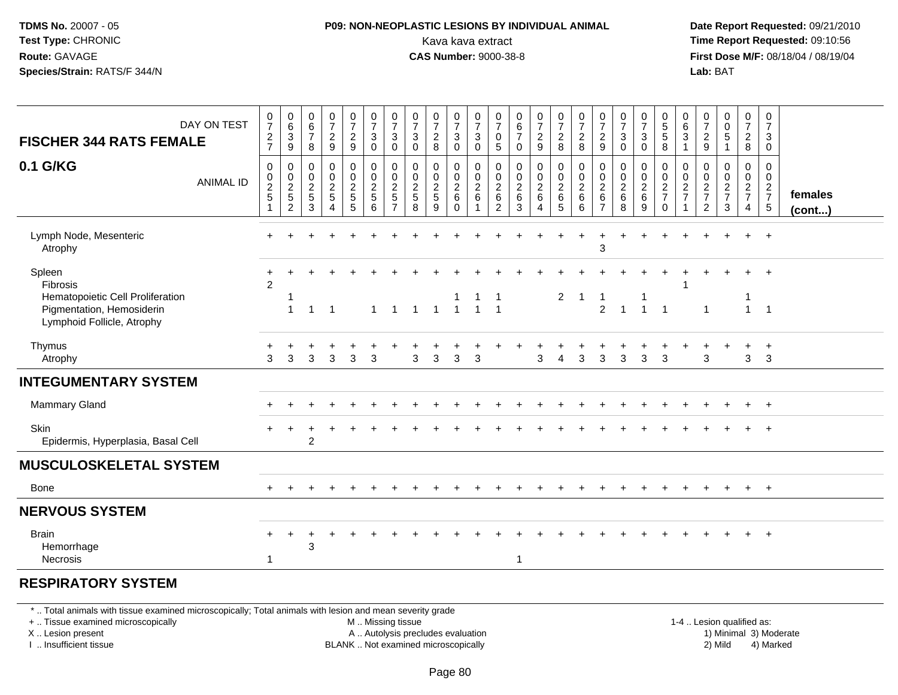**TDMS No.** 20007 - 05
**Test Type:** CHRONIC
**Route:** GAVAGE
**Species/Strain:** RATS/F 344/N

**P09: NON-NEOPLASTIC LESIONS BY INDIVIDUAL ANIMAL**
Kava kava extract
**CAS Number:** 9000-38-8

**Date Report Requested:** 09/21/2010
**Time Report Requested:** 09:10:56
**First Dose M/F:** 08/18/04 / 08/19/04
**Lab:** BAT

| FISCHER 344 RATS FEMALE — DAY ON TEST | 0727 | 0639 | 0678 | 0729 | 0729 | 0730 | 0730 | 0730 | 0728 | 0730 | 0730 | 0705 | 0670 | 0729 | 0728 | 0728 | 0729 | 0730 | 0730 | 0558 | 0631 | 0729 | 0051 | 0728 | 0730 | |
|---|---|---|---|---|---|---|---|---|---|---|---|---|---|---|---|---|---|---|---|---|---|---|---|---|---|---|
| **0.1 G/KG** — ANIMAL ID | 0251 | 0252 | 0253 | 0254 | 0255 | 0256 | 0257 | 0258 | 0259 | 0260 | 0261 | 0262 | 0263 | 0264 | 0265 | 0266 | 0267 | 0268 | 0269 | 0270 | 0271 | 0272 | 0273 | 0274 | 0275 | **females (cont...)** |
| Lymph Node, Mesenteric | + | + | + | + | + | + | + | + | + | + | + | + | + | + | + | + | + | + | + | + | + | + | + | + | + | |
| Atrophy | | | | | | | | | | | | | | | | | 3 | | | | | | | | | |
| Spleen | + | + | + | + | + | + | + | + | + | + | + | + | + | + | + | + | + | + | + | + | + | + | + | + | + | |
| Fibrosis | 2 | | | | | | | | | | | | | | | | | | | | 1 | | | | | |
| Hematopoietic Cell Proliferation | | 1 | | | | | | | | 1 | 1 | 1 | | | 2 | 1 | 1 | | 1 | | | | | 1 | | |
| Pigmentation, Hemosiderin | | 1 | 1 | 1 | | 1 | 1 | 1 | 1 | 1 | 1 | 1 | | | | | 2 | 1 | 1 | 1 | | 1 | | 1 | 1 | |
| Lymphoid Follicle, Atrophy | | | | | | | | | | | | | | | | | | | | | | | | | | |
| Thymus | + | + | + | + | + | + | + | + | + | + | + | + | + | + | + | + | + | + | + | + | + | + | + | + | + | |
| Atrophy | 3 | 3 | 3 | 3 | 3 | 3 | | 3 | 3 | 3 | 3 | | | 3 | 4 | 3 | 3 | 3 | 3 | 3 | | 3 | | 3 | 3 | |
| **INTEGUMENTARY SYSTEM** | | | | | | | | | | | | | | | | | | | | | | | | | | |
| Mammary Gland | + | + | + | + | + | + | + | + | + | + | + | + | + | + | + | + | + | + | + | + | + | + | + | + | + | |
| Skin | + | + | + | + | + | + | + | + | + | + | + | + | + | + | + | + | + | + | + | + | + | + | + | + | + | |
| Epidermis, Hyperplasia, Basal Cell | | | 2 | | | | | | | | | | | | | | | | | | | | | | | |
| **MUSCULOSKELETAL SYSTEM** | | | | | | | | | | | | | | | | | | | | | | | | | | |
| Bone | + | + | + | + | + | + | + | + | + | + | + | + | + | + | + | + | + | + | + | + | + | + | + | + | + | |
| **NERVOUS SYSTEM** | | | | | | | | | | | | | | | | | | | | | | | | | | |
| Brain | + | + | + | + | + | + | + | + | + | + | + | + | + | + | + | + | + | + | + | + | + | + | + | + | + | |
| Hemorrhage | | | 3 | | | | | | | | | | | | | | | | | | | | | | | |
| Necrosis | 1 | | | | | | | | | | | | 1 | | | | | | | | | | | | | |
| **RESPIRATORY SYSTEM** | | | | | | | | | | | | | | | | | | | | | | | | | | |

* .. Total animals with tissue examined microscopically; Total animals with lesion and mean severity grade
+ .. Tissue examined microscopically
X .. Lesion present
I .. Insufficient tissue
M .. Missing tissue
A .. Autolysis precludes evaluation
BLANK .. Not examined microscopically
1-4 .. Lesion qualified as: 1) Minimal 2) Mild 3) Moderate 4) Marked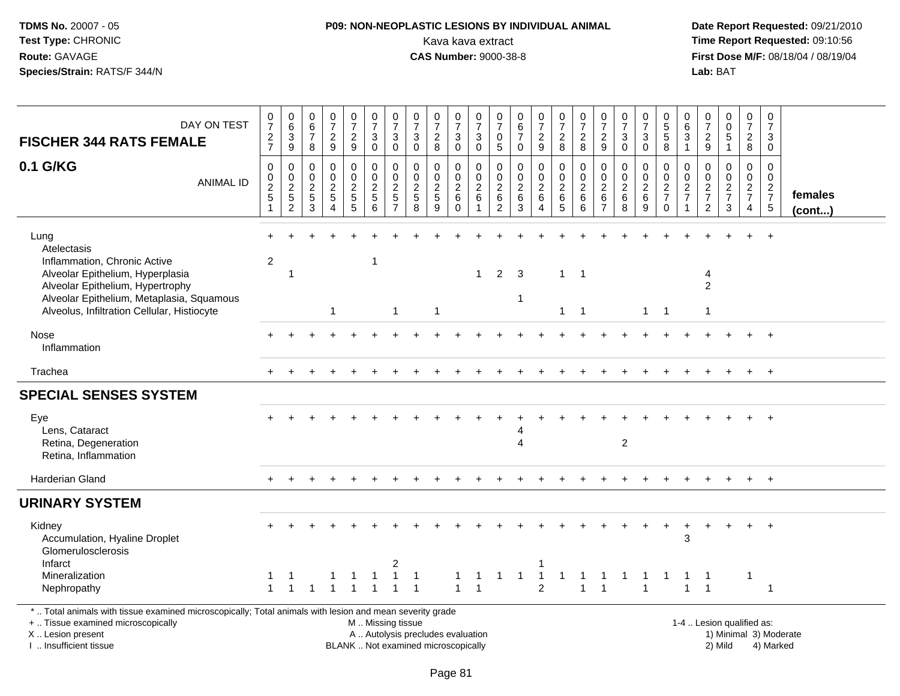**TDMS No.** 20007 - 05
**Test Type:** CHRONIC
**Route:** GAVAGE
**Species/Strain:** RATS/F 344/N

**P09: NON-NEOPLASTIC LESIONS BY INDIVIDUAL ANIMAL**
Kava kava extract
**CAS Number:** 9000-38-8

**Date Report Requested:** 09/21/2010
**Time Report Requested:** 09:10:56
**First Dose M/F:** 08/18/04 / 08/19/04
**Lab:** BAT

| FISCHER 344 RATS FEMALE — DAY ON TEST | 0727 | 0639 | 0678 | 0729 | 0729 | 0730 | 0730 | 0730 | 0728 | 0730 | 0730 | 0705 | 0670 | 0729 | 0728 | 0728 | 0729 | 0730 | 0730 | 0558 | 0631 | 0729 | 0051 | 0728 | 0730 | |
|---|---|---|---|---|---|---|---|---|---|---|---|---|---|---|---|---|---|---|---|---|---|---|---|---|---|---|
| **0.1 G/KG** — ANIMAL ID | 0251 | 0252 | 0253 | 0254 | 0255 | 0256 | 0257 | 0258 | 0259 | 0260 | 0261 | 0262 | 0263 | 0264 | 0265 | 0266 | 0267 | 0268 | 0269 | 0270 | 0271 | 0272 | 0273 | 0274 | 0275 | **females (cont...)** |
| Lung | + | + | + | + | + | + | + | + | + | + | + | + | + | + | + | + | + | + | + | + | + | + | + | + | + | |
| Atelectasis | | | | | | | | | | | | | | | | | | | | | | | | | | |
| Inflammation, Chronic Active | 2 | | | | | 1 | | | | | | | | | | | | | | | | | | | | |
| Alveolar Epithelium, Hyperplasia | | 1 | | | | | | | | | 1 | 2 | 3 | | 1 | 1 | | | | | | 4 | | | | |
| Alveolar Epithelium, Hypertrophy | | | | | | | | | | | | | | | | | | | | | | 2 | | | | |
| Alveolar Epithelium, Metaplasia, Squamous | | | | | | | | | | | | | 1 | | | | | | | | | | | | | |
| Alveolus, Infiltration Cellular, Histiocyte | | | | 1 | | | 1 | | 1 | | | | | | 1 | 1 | | | 1 | 1 | | 1 | | | | |
| Nose | + | + | + | + | + | + | + | + | + | + | + | + | + | + | + | + | + | + | + | + | + | + | + | + | + | |
| Inflammation | | | | | | | | | | | | | | | | | | | | | | | | | | |
| Trachea | + | + | + | + | + | + | + | + | + | + | + | + | + | + | + | + | + | + | + | + | + | + | + | + | + | |
| **SPECIAL SENSES SYSTEM** | | | | | | | | | | | | | | | | | | | | | | | | | | |
| Eye | + | + | + | + | + | + | + | + | + | + | + | + | + | + | + | + | + | + | + | + | + | + | + | + | + | |
| Lens, Cataract | | | | | | | | | | | | | 4 | | | | | | | | | | | | | |
| Retina, Degeneration | | | | | | | | | | | | | 4 | | | | | 2 | | | | | | | | |
| Retina, Inflammation | | | | | | | | | | | | | | | | | | | | | | | | | | |
| Harderian Gland | + | + | + | + | + | + | + | + | + | + | + | + | + | + | + | + | + | + | + | + | + | + | + | + | + | |
| **URINARY SYSTEM** | | | | | | | | | | | | | | | | | | | | | | | | | | |
| Kidney | + | + | + | + | + | + | + | + | + | + | + | + | + | + | + | + | + | + | + | + | + | + | + | + | + | |
| Accumulation, Hyaline Droplet | | | | | | | | | | | | | | | | | | | | | 3 | | | | | |
| Glomerulosclerosis | | | | | | | | | | | | | | | | | | | | | | | | | | |
| Infarct | | | | | | | 2 | | | | | | | 1 | | | | | | | | | | | | |
| Mineralization | 1 | 1 | | 1 | 1 | 1 | 1 | 1 | | 1 | 1 | 1 | 1 | 1 | 1 | 1 | 1 | 1 | 1 | 1 | 1 | 1 | | 1 | | |
| Nephropathy | 1 | 1 | 1 | 1 | 1 | 1 | 1 | 1 | | 1 | 1 | | | 2 | | 1 | 1 | | 1 | | 1 | 1 | | | 1 | |

\* .. Total animals with tissue examined microscopically; Total animals with lesion and mean severity grade
\+ .. Tissue examined microscopically
X .. Lesion present
I .. Insufficient tissue

M .. Missing tissue
A .. Autolysis precludes evaluation
BLANK .. Not examined microscopically

1-4 .. Lesion qualified as:
1) Minimal 3) Moderate
2) Mild 4) Marked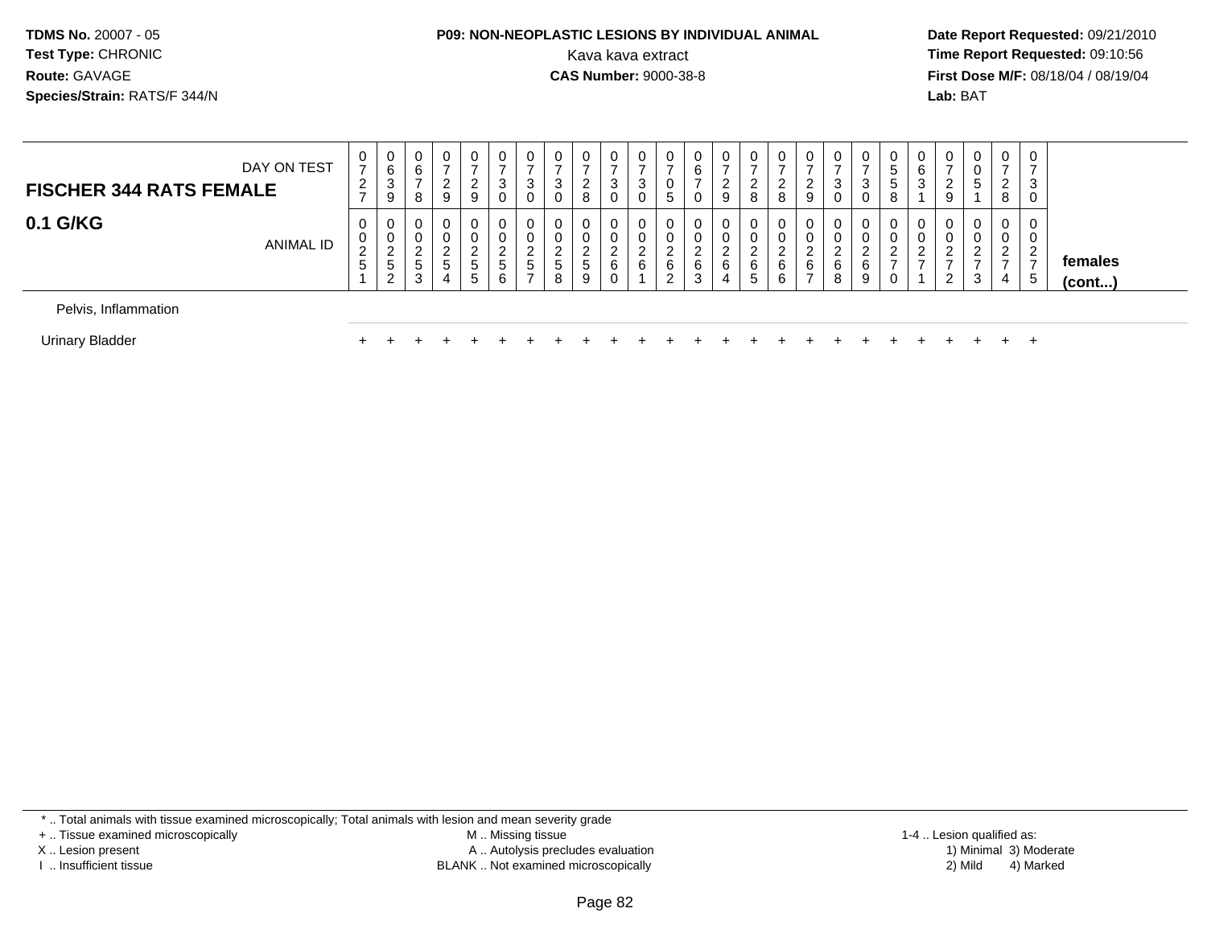**TDMS No.** 20007 - 05
**Test Type:** CHRONIC
**Route:** GAVAGE
**Species/Strain:** RATS/F 344/N

**P09: NON-NEOPLASTIC LESIONS BY INDIVIDUAL ANIMAL**
Kava kava extract
**CAS Number:** 9000-38-8

**Date Report Requested:** 09/21/2010
**Time Report Requested:** 09:10:56
**First Dose M/F:** 08/18/04 / 08/19/04
**Lab:** BAT

| FISCHER 344 RATS FEMALE — DAY ON TEST | 0727 | 0639 | 0678 | 0729 | 0729 | 0730 | 0730 | 0730 | 0728 | 0730 | 0730 | 0705 | 0670 | 0729 | 0728 | 0728 | 0729 | 0730 | 0730 | 0558 | 0631 | 0729 | 0051 | 0728 | 0730 | |
|---|---|---|---|---|---|---|---|---|---|---|---|---|---|---|---|---|---|---|---|---|---|---|---|---|---|---|
| **0.1 G/KG** — ANIMAL ID | 00251 | 00252 | 00253 | 00254 | 00255 | 00256 | 00257 | 00258 | 00259 | 00260 | 00261 | 00262 | 00263 | 00264 | 00265 | 00266 | 00267 | 00268 | 00269 | 00270 | 00271 | 00272 | 00273 | 00274 | 00275 | **females (cont...)** |
| Pelvis, Inflammation | | | | | | | | | | | | | | | | | | | | | | | | | | |
| Urinary Bladder | + | + | + | + | + | + | + | + | + | + | + | + | + | + | + | + | + | + | + | + | + | + | + | + | + | |

\* .. Total animals with tissue examined microscopically; Total animals with lesion and mean severity grade
\+ .. Tissue examined microscopically
X .. Lesion present
I .. Insufficient tissue
M .. Missing tissue
A .. Autolysis precludes evaluation
BLANK .. Not examined microscopically
1-4 .. Lesion qualified as:
1) Minimal 3) Moderate
2) Mild 4) Marked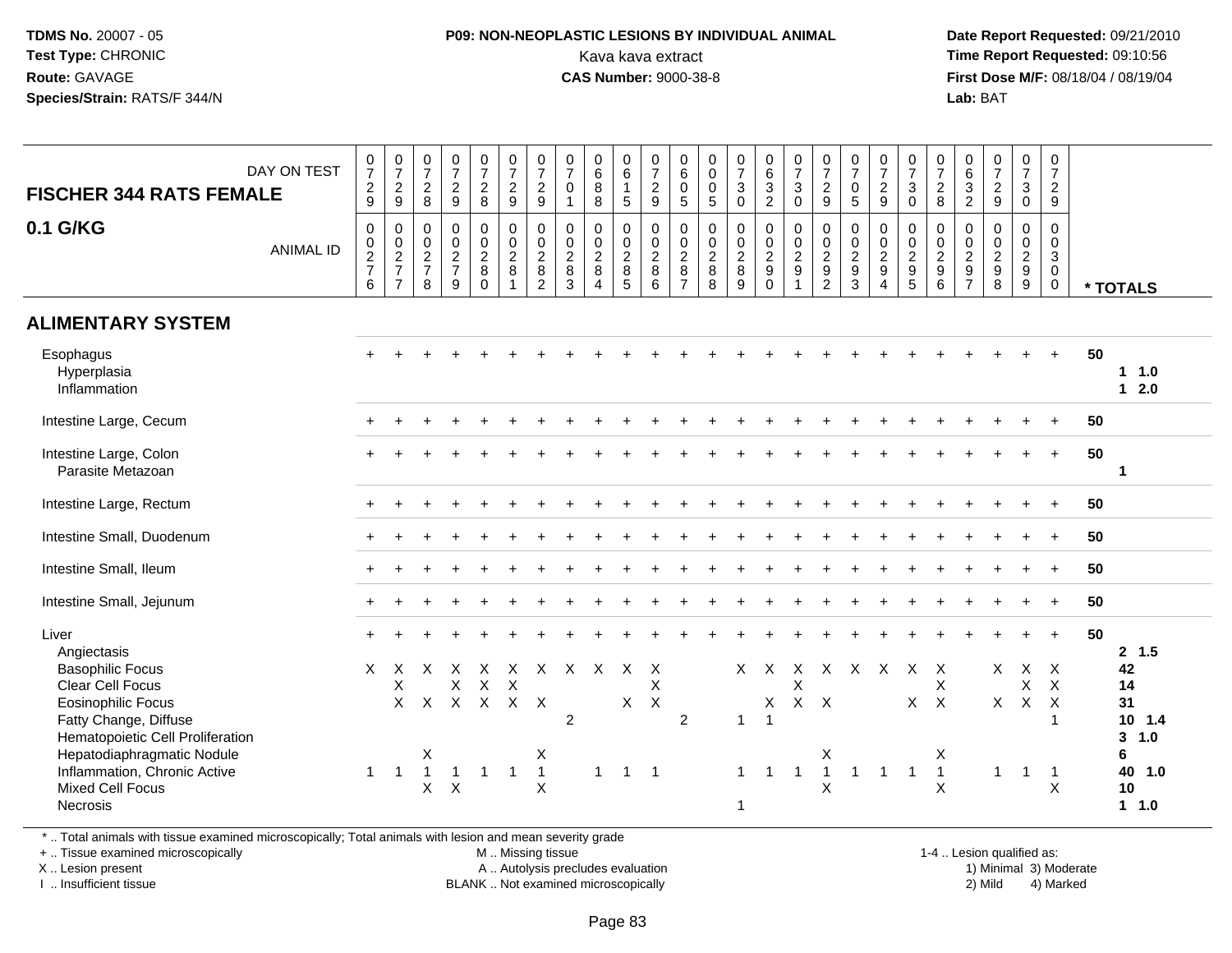**TDMS No.** 20007 - 05
**Test Type:** CHRONIC
**Route:** GAVAGE
**Species/Strain:** RATS/F 344/N

**P09: NON-NEOPLASTIC LESIONS BY INDIVIDUAL ANIMAL**
Kava kava extract
**CAS Number:** 9000-38-8

**Date Report Requested:** 09/21/2010
**Time Report Requested:** 09:10:56
**First Dose M/F:** 08/18/04 / 08/19/04
**Lab:** BAT

| FISCHER 344 RATS FEMALE 0.1 G/KG — DAY ON TEST | 0729 | 0729 | 0728 | 0729 | 0728 | 0729 | 0729 | 0701 | 0688 | 0615 | 0729 | 0605 | 0005 | 0730 | 0632 | 0730 | 0729 | 0705 | 0729 | 0730 | 0728 | 0632 | 0729 | 0730 | 0729 | |
|---|---|---|---|---|---|---|---|---|---|---|---|---|---|---|---|---|---|---|---|---|---|---|---|---|---|---|
| **ANIMAL ID** | 0276 | 0277 | 0278 | 0279 | 0280 | 0281 | 0282 | 0283 | 0284 | 0285 | 0286 | 0287 | 0288 | 0289 | 0290 | 0291 | 0292 | 0293 | 0294 | 0295 | 0296 | 0297 | 0298 | 0299 | 0300 | *** TOTALS** |
| **ALIMENTARY SYSTEM** | | | | | | | | | | | | | | | | | | | | | | | | | | |
| Esophagus | + | + | + | + | + | + | + | + | + | + | + | + | + | + | + | + | + | + | + | + | + | + | + | + | + | 50 |
| Hyperplasia | | | | | | | | | | | | | | | | | | | | | | | | | | 1 1.0 |
| Inflammation | | | | | | | | | | | | | | | | | | | | | | | | | | 1 2.0 |
| Intestine Large, Cecum | + | + | + | + | + | + | + | + | + | + | + | + | + | + | + | + | + | + | + | + | + | + | + | + | + | 50 |
| Intestine Large, Colon | + | + | + | + | + | + | + | + | + | + | + | + | + | + | + | + | + | + | + | + | + | + | + | + | + | 50 |
| Parasite Metazoan | | | | | | | | | | | | | | | | | | | | | | | | | | 1 |
| Intestine Large, Rectum | + | + | + | + | + | + | + | + | + | + | + | + | + | + | + | + | + | + | + | + | + | + | + | + | + | 50 |
| Intestine Small, Duodenum | + | + | + | + | + | + | + | + | + | + | + | + | + | + | + | + | + | + | + | + | + | + | + | + | + | 50 |
| Intestine Small, Ileum | + | + | + | + | + | + | + | + | + | + | + | + | + | + | + | + | + | + | + | + | + | + | + | + | + | 50 |
| Intestine Small, Jejunum | + | + | + | + | + | + | + | + | + | + | + | + | + | + | + | + | + | + | + | + | + | + | + | + | + | 50 |
| Liver | + | + | + | + | + | + | + | + | + | + | + | + | + | + | + | + | + | + | + | + | + | + | + | + | + | 50 |
| Angiectasis | | | | | | | | | | | | | | | | | | | | | | | | | | 2 1.5 |
| Basophilic Focus | X | X | X | X | X | X | X | X | X | X | X | | | X | X | X | X | X | X | X | X | | X | X | X | 42 |
| Clear Cell Focus | | X | | X | X | X | | | | | X | | | | | X | | | | | X | | | X | X | 14 |
| Eosinophilic Focus | | X | X | X | X | X | X | | | X | X | | | | X | X | X | | | X | X | | X | X | X | 31 |
| Fatty Change, Diffuse | | | | | | | | 2 | | | | 2 | | 1 | 1 | | | | | | | | | | 1 | 10 1.4 |
| Hematopoietic Cell Proliferation | | | | | | | | | | | | | | | | | | | | | | | | | | 3 1.0 |
| Hepatodiaphragmatic Nodule | | | X | | | | X | | | | | | | | | | X | | | | X | | | | | 6 |
| Inflammation, Chronic Active | 1 | 1 | 1 | 1 | 1 | 1 | 1 | | 1 | 1 | 1 | | | 1 | 1 | 1 | 1 | 1 | 1 | 1 | 1 | | 1 | 1 | 1 | 40 1.0 |
| Mixed Cell Focus | | | X | X | | | X | | | | | | | | | | X | | | | X | | | | X | 10 |
| Necrosis | | | | | | | | | | | | | | 1 | | | | | | | | | | | | 1 1.0 |

\* .. Total animals with tissue examined microscopically; Total animals with lesion and mean severity grade
\+ .. Tissue examined microscopically
X .. Lesion present
I .. Insufficient tissue

M .. Missing tissue
A .. Autolysis precludes evaluation
BLANK .. Not examined microscopically

1-4 .. Lesion qualified as:
1) Minimal 3) Moderate
2) Mild 4) Marked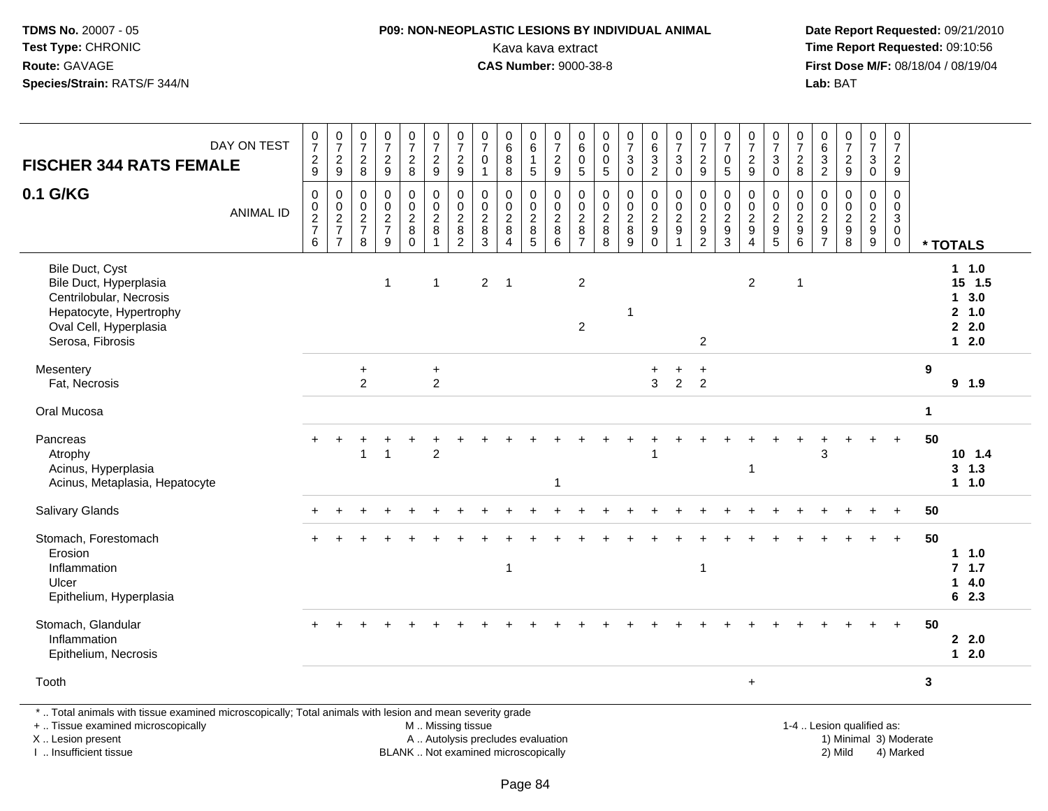**P09: NON-NEOPLASTIC LESIONS BY INDIVIDUAL ANIMAL**

Kava kava extract

**CAS Number:** 9000-38-8

**TDMS No.** 20007 - 05
**Test Type:** CHRONIC
**Route:** GAVAGE
**Species/Strain:** RATS/F 344/N

**Date Report Requested:** 09/21/2010
**Time Report Requested:** 09:10:56
**First Dose M/F:** 08/18/04 / 08/19/04
**Lab:** BAT

## FISCHER 344 RATS FEMALE — 0.1 G/KG

| DAY ON TEST | 0729 | 0729 | 0728 | 0729 | 0728 | 0729 | 0729 | 0701 | 0688 | 0615 | 0729 | 0605 | 0005 | 0730 | 0632 | 0730 | 0729 | 0705 | 0729 | 0730 | 0728 | 0632 | 0729 | 0730 | 0729 | |
|---|---|---|---|---|---|---|---|---|---|---|---|---|---|---|---|---|---|---|---|---|---|---|---|---|---|---|
| **ANIMAL ID** | 0276 | 0277 | 0278 | 0279 | 0280 | 0281 | 0282 | 0283 | 0284 | 0285 | 0286 | 0287 | 0288 | 0289 | 0290 | 0291 | 0292 | 0293 | 0294 | 0295 | 0296 | 0297 | 0298 | 0299 | 0300 | **\* TOTALS** |
| Bile Duct, Cyst | | | | | | | | | | | | | | | | | | | | | | | | | | **1 1.0** |
| Bile Duct, Hyperplasia | | | | 1 | | 1 | | 2 | 1 | | | 2 | | | | | | | 2 | | 1 | | | | | **15 1.5** |
| Centrilobular, Necrosis | | | | | | | | | | | | | | | | | | | | | | | | | | **1 3.0** |
| Hepatocyte, Hypertrophy | | | | | | | | | | | | | | 1 | | | | | | | | | | | | **2 1.0** |
| Oval Cell, Hyperplasia | | | | | | | | | | | | 2 | | | | | | | | | | | | | | **2 2.0** |
| Serosa, Fibrosis | | | | | | | | | | | | | | | | | 2 | | | | | | | | | **1 2.0** |
| Mesentery | | | + | | | + | | | | | | | | | + | + | + | | | | | | | | | **9** |
| Fat, Necrosis | | | 2 | | | 2 | | | | | | | | | 3 | 2 | 2 | | | | | | | | | **9 1.9** |
| Oral Mucosa | | | | | | | | | | | | | | | | | | | | | | | | | | **1** |
| Pancreas | + | + | + | + | + | + | + | + | + | + | + | + | + | + | + | + | + | + | + | + | + | + | + | + | + | **50** |
| Atrophy | | | 1 | 1 | | 2 | | | | | | | | | 1 | | | | | | | 3 | | | | **10 1.4** |
| Acinus, Hyperplasia | | | | | | | | | | | | | | | | | | | 1 | | | | | | | **3 1.3** |
| Acinus, Metaplasia, Hepatocyte | | | | | | | | | | | 1 | | | | | | | | | | | | | | | **1 1.0** |
| Salivary Glands | + | + | + | + | + | + | + | + | + | + | + | + | + | + | + | + | + | + | + | + | + | + | + | + | + | **50** |
| Stomach, Forestomach | + | + | + | + | + | + | + | + | + | + | + | + | + | + | + | + | + | + | + | + | + | + | + | + | + | **50** |
| Erosion | | | | | | | | | | | | | | | | | | | | | | | | | | **1 1.0** |
| Inflammation | | | | | | | | | 1 | | | | | | | | 1 | | | | | | | | | **7 1.7** |
| Ulcer | | | | | | | | | | | | | | | | | | | | | | | | | | **1 4.0** |
| Epithelium, Hyperplasia | | | | | | | | | | | | | | | | | | | | | | | | | | **6 2.3** |
| Stomach, Glandular | + | + | + | + | + | + | + | + | + | + | + | + | + | + | + | + | + | + | + | + | + | + | + | + | + | **50** |
| Inflammation | | | | | | | | | | | | | | | | | | | | | | | | | | **2 2.0** |
| Epithelium, Necrosis | | | | | | | | | | | | | | | | | | | | | | | | | | **1 2.0** |
| Tooth | | | | | | | | | | | | | | | | | | | + | | | | | | | **3** |

\* .. Total animals with tissue examined microscopically; Total animals with lesion and mean severity grade
+ .. Tissue examined microscopically
X .. Lesion present
I .. Insufficient tissue

M .. Missing tissue
A .. Autolysis precludes evaluation
BLANK .. Not examined microscopically

1-4 .. Lesion qualified as:
1) Minimal 3) Moderate
2) Mild 4) Marked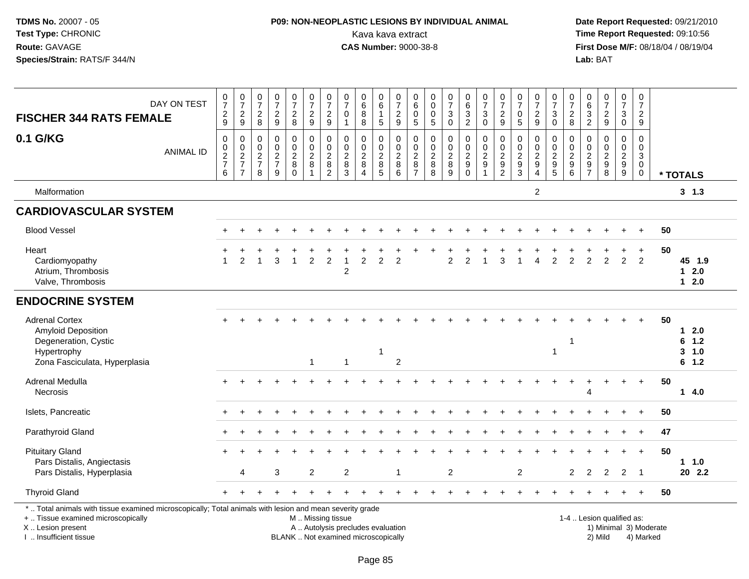**TDMS No.** 20007 - 05
**Test Type:** CHRONIC
**Route:** GAVAGE
**Species/Strain:** RATS/F 344/N

**P09: NON-NEOPLASTIC LESIONS BY INDIVIDUAL ANIMAL**
Kava kava extract
**CAS Number:** 9000-38-8

**Date Report Requested:** 09/21/2010
**Time Report Requested:** 09:10:56
**First Dose M/F:** 08/18/04 / 08/19/04
**Lab:** BAT

| FISCHER 344 RATS FEMALE — DAY ON TEST | 0729 | 0729 | 0728 | 0729 | 0728 | 0729 | 0729 | 0701 | 0688 | 0615 | 0729 | 0605 | 0005 | 0730 | 0632 | 0730 | 0729 | 0705 | 0729 | 0730 | 0728 | 0632 | 0729 | 0730 | 0729 | |
|---|---|---|---|---|---|---|---|---|---|---|---|---|---|---|---|---|---|---|---|---|---|---|---|---|---|---|
| **0.1 G/KG** — ANIMAL ID | 00276 | 00277 | 00278 | 00279 | 00280 | 00281 | 00282 | 00283 | 00284 | 00285 | 00286 | 00287 | 00288 | 00289 | 00290 | 00291 | 00292 | 00293 | 00294 | 00295 | 00296 | 00297 | 00298 | 00299 | 00300 | * TOTALS |
| Malformation | | | | | | | | | | | | | | | | | | | 2 | | | | | | | 3 1.3 |
| **CARDIOVASCULAR SYSTEM** | | | | | | | | | | | | | | | | | | | | | | | | | | |
| Blood Vessel | + | + | + | + | + | + | + | + | + | + | + | + | + | + | + | + | + | + | + | + | + | + | + | + | + | 50 |
| Heart | + | + | + | + | + | + | + | + | + | + | + | + | + | + | + | + | + | + | + | + | + | + | + | + | + | 50 |
| Cardiomyopathy | 1 | 2 | 1 | 3 | 1 | 2 | 2 | 1 | 2 | 2 | 2 | | | 2 | 2 | 1 | 3 | 1 | 4 | 2 | 2 | 2 | 2 | 2 | 2 | 45 1.9 |
| Atrium, Thrombosis | | | | | | | | 2 | | | | | | | | | | | | | | | | | | 1 2.0 |
| Valve, Thrombosis | | | | | | | | | | | | | | | | | | | | | | | | | | 1 2.0 |
| **ENDOCRINE SYSTEM** | | | | | | | | | | | | | | | | | | | | | | | | | | |
| Adrenal Cortex | + | + | + | + | + | + | + | + | + | + | + | + | + | + | + | + | + | + | + | + | + | + | + | + | + | 50 |
| Amyloid Deposition | | | | | | | | | | | | | | | | | | | | | | | | | | 1 2.0 |
| Degeneration, Cystic | | | | | | | | | | | | | | | | | | | | | 1 | | | | | 6 1.2 |
| Hypertrophy | | | | | | | | | | 1 | | | | | | | | | | 1 | | | | | | 3 1.0 |
| Zona Fasciculata, Hyperplasia | | | | | | 1 | | 1 | | | 2 | | | | | | | | | | | | | | | 6 1.2 |
| Adrenal Medulla | + | + | + | + | + | + | + | + | + | + | + | + | + | + | + | + | + | + | + | + | + | + | + | + | + | 50 |
| Necrosis | | | | | | | | | | | | | | | | | | | | | | 4 | | | | 1 4.0 |
| Islets, Pancreatic | + | + | + | + | + | + | + | + | + | + | + | + | + | + | + | + | + | + | + | + | + | + | + | + | + | 50 |
| Parathyroid Gland | + | + | + | + | + | + | + | + | + | + | + | + | + | + | + | + | + | + | + | + | + | + | + | + | + | 47 |
| Pituitary Gland | + | + | + | + | + | + | + | + | + | + | + | + | + | + | + | + | + | + | + | + | + | + | + | + | + | 50 |
| Pars Distalis, Angiectasis | | | | | | | | | | | | | | | | | | | | | | | | | | 1 1.0 |
| Pars Distalis, Hyperplasia | | 4 | | 3 | | 2 | | 2 | | | 1 | | | 2 | | | | 2 | | | 2 | 2 | 2 | 2 | 1 | 20 2.2 |
| Thyroid Gland | + | + | + | + | + | + | + | + | + | + | + | + | + | + | + | + | + | + | + | + | + | + | + | + | + | 50 |

\* .. Total animals with tissue examined microscopically; Total animals with lesion and mean severity grade
\+ .. Tissue examined microscopically
X .. Lesion present
I .. Insufficient tissue

M .. Missing tissue
A .. Autolysis precludes evaluation
BLANK .. Not examined microscopically

1-4 .. Lesion qualified as:
1) Minimal 3) Moderate
2) Mild 4) Marked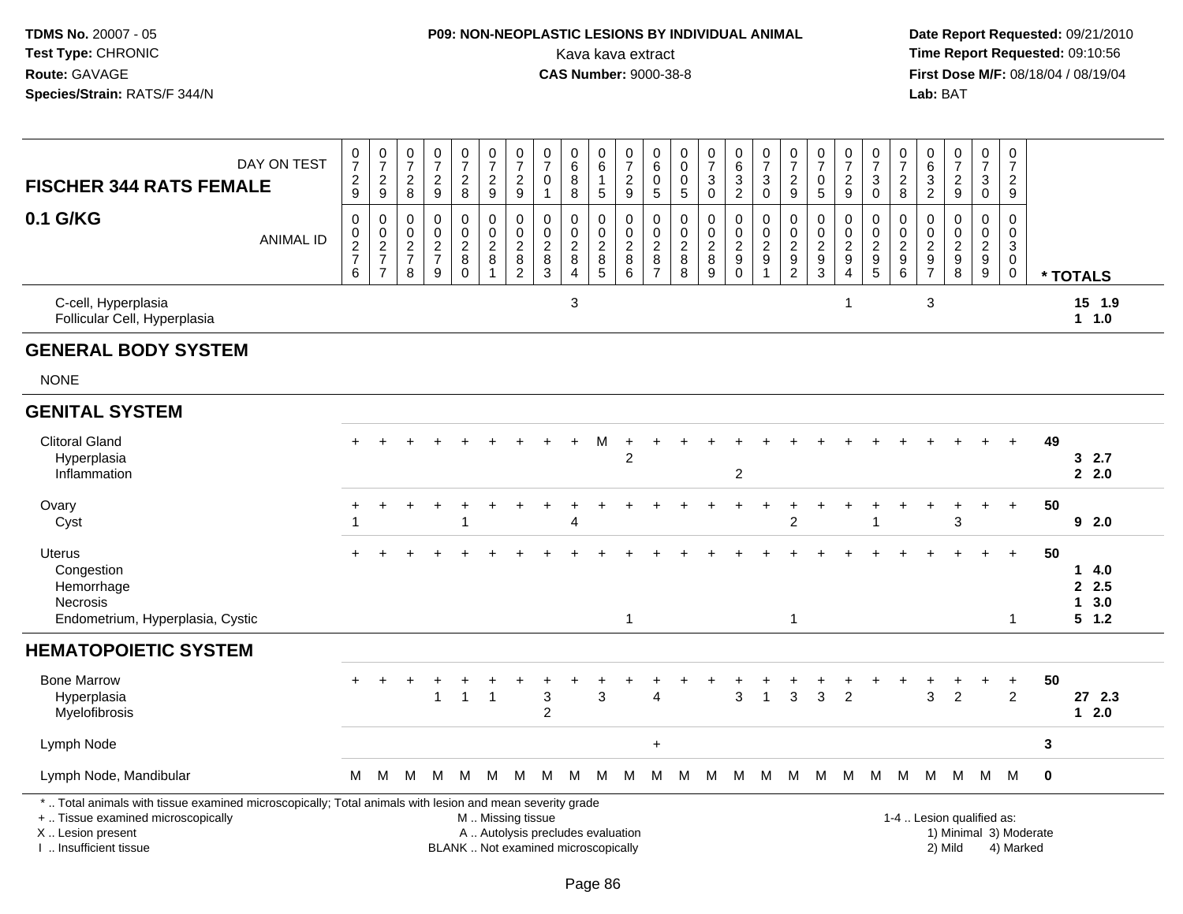**TDMS No.** 20007 - 05
**Test Type:** CHRONIC
**Route:** GAVAGE
**Species/Strain:** RATS/F 344/N

**P09: NON-NEOPLASTIC LESIONS BY INDIVIDUAL ANIMAL**
Kava kava extract
**CAS Number:** 9000-38-8

**Date Report Requested:** 09/21/2010
**Time Report Requested:** 09:10:56
**First Dose M/F:** 08/18/04 / 08/19/04
**Lab:** BAT

| FISCHER 344 RATS FEMALE — DAY ON TEST | 0729 | 0729 | 0728 | 0729 | 0728 | 0729 | 0729 | 0701 | 0688 | 0615 | 0729 | 0605 | 0005 | 0730 | 0632 | 0730 | 0729 | 0705 | 0729 | 0730 | 0728 | 0632 | 0729 | 0730 | 0729 | |
|---|---|---|---|---|---|---|---|---|---|---|---|---|---|---|---|---|---|---|---|---|---|---|---|---|---|---|
| **0.1 G/KG** — ANIMAL ID | 0276 | 0277 | 0278 | 0279 | 0280 | 0281 | 0282 | 0283 | 0284 | 0285 | 0286 | 0287 | 0288 | 0289 | 0290 | 0291 | 0292 | 0293 | 0294 | 0295 | 0296 | 0297 | 0298 | 0299 | 0300 | * TOTALS |
| C-cell, Hyperplasia | | | | | | | | | 3 | | | | | | | | | | 1 | | | 3 | | | | 15 1.9 |
| Follicular Cell, Hyperplasia | | | | | | | | | | | | | | | | | | | | | | | | | | 1 1.0 |
| **GENERAL BODY SYSTEM** | | | | | | | | | | | | | | | | | | | | | | | | | | |
| NONE | | | | | | | | | | | | | | | | | | | | | | | | | | |
| **GENITAL SYSTEM** | | | | | | | | | | | | | | | | | | | | | | | | | | |
| Clitoral Gland | + | + | + | + | + | + | + | + | + | M | + | + | + | + | + | + | + | + | + | + | + | + | + | + | + | 49 |
| Hyperplasia | | | | | | | | | | | 2 | | | | | | | | | | | | | | | 3 2.7 |
| Inflammation | | | | | | | | | | | | | | | 2 | | | | | | | | | | | 2 2.0 |
| Ovary | + | + | + | + | + | + | + | + | + | + | + | + | + | + | + | + | + | + | + | + | + | + | + | + | + | 50 |
| Cyst | 1 | | | | 1 | | | | 4 | | | | | | | | 2 | | | 1 | | | 3 | | | 9 2.0 |
| Uterus | + | + | + | + | + | + | + | + | + | + | + | + | + | + | + | + | + | + | + | + | + | + | + | + | + | 50 |
| Congestion | | | | | | | | | | | | | | | | | | | | | | | | | | 1 4.0 |
| Hemorrhage | | | | | | | | | | | | | | | | | | | | | | | | | | 2 2.5 |
| Necrosis | | | | | | | | | | | | | | | | | | | | | | | | | | 1 3.0 |
| Endometrium, Hyperplasia, Cystic | | | | | | | | | | | 1 | | | | | | 1 | | | | | | | | 1 | 5 1.2 |
| **HEMATOPOIETIC SYSTEM** | | | | | | | | | | | | | | | | | | | | | | | | | | |
| Bone Marrow | + | + | + | + | + | + | + | + | + | + | + | + | + | + | + | + | + | + | + | + | + | + | + | + | + | 50 |
| Hyperplasia | | | | 1 | 1 | 1 | | 3 | | 3 | | 4 | | | 3 | 1 | 3 | 3 | 2 | | | 3 | 2 | | 2 | 27 2.3 |
| Myelofibrosis | | | | | | | | 2 | | | | | | | | | | | | | | | | | | 1 2.0 |
| Lymph Node | | | | | | | | | | | | + | | | | | | | | | | | | | | 3 |
| Lymph Node, Mandibular | M | M | M | M | M | M | M | M | M | M | M | M | M | M | M | M | M | M | M | M | M | M | M | M | M | 0 |

\* .. Total animals with tissue examined microscopically; Total animals with lesion and mean severity grade
+ .. Tissue examined microscopically
X .. Lesion present
I .. Insufficient tissue
M .. Missing tissue
A .. Autolysis precludes evaluation
BLANK .. Not examined microscopically
1-4 .. Lesion qualified as: 1) Minimal 2) Mild 3) Moderate 4) Marked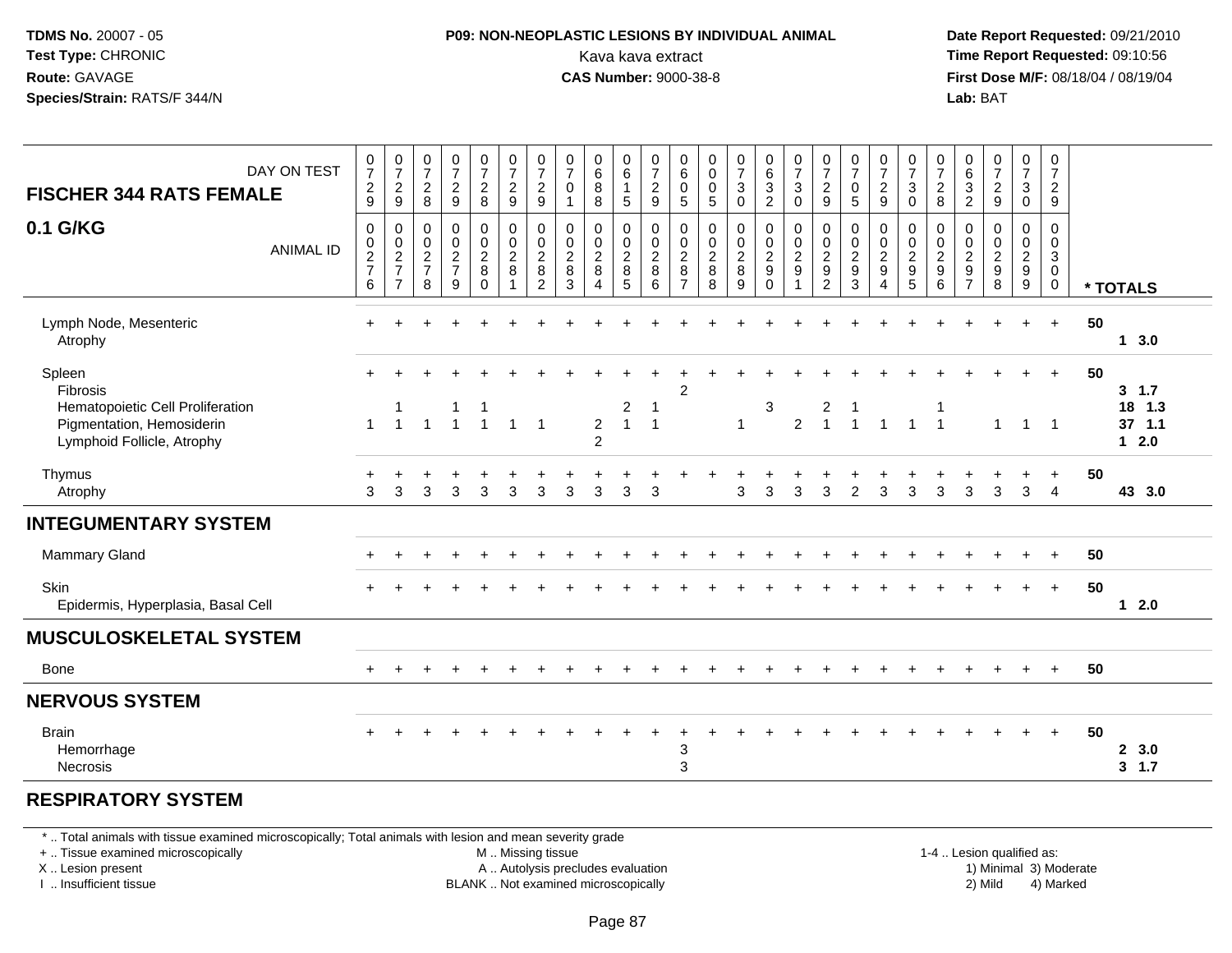**TDMS No.** 20007 - 05
**Test Type:** CHRONIC
**Route:** GAVAGE
**Species/Strain:** RATS/F 344/N

**P09: NON-NEOPLASTIC LESIONS BY INDIVIDUAL ANIMAL**
Kava kava extract
**CAS Number:** 9000-38-8

**Date Report Requested:** 09/21/2010
**Time Report Requested:** 09:10:56
**First Dose M/F:** 08/18/04 / 08/19/04
**Lab:** BAT

## FISCHER 344 RATS FEMALE — 0.1 G/KG

| DAY ON TEST | 0729 | 0729 | 0728 | 0729 | 0728 | 0729 | 0729 | 0701 | 0688 | 0615 | 0729 | 0605 | 0005 | 0730 | 0632 | 0730 | 0729 | 0705 | 0729 | 0730 | 0728 | 0632 | 0729 | 0730 | 0729 | |
|---|---|---|---|---|---|---|---|---|---|---|---|---|---|---|---|---|---|---|---|---|---|---|---|---|---|---|
| **ANIMAL ID** | 0276 | 0277 | 0278 | 0279 | 0280 | 0281 | 0282 | 0283 | 0284 | 0285 | 0286 | 0287 | 0288 | 0289 | 0290 | 0291 | 0292 | 0293 | 0294 | 0295 | 0296 | 0297 | 0298 | 0299 | 0300 | *** TOTALS** |
| Lymph Node, Mesenteric | + | + | + | + | + | + | + | + | + | + | + | + | + | + | + | + | + | + | + | + | + | + | + | + | + | 50 |
| Atrophy | | | | | | | | | | | | | | | | | | | | | | | | | | 1 3.0 |
| Spleen | + | + | + | + | + | + | + | + | + | + | + | + | + | + | + | + | + | + | + | + | + | + | + | + | + | 50 |
| Fibrosis | | | | | | | | | | | | 2 | | | | | | | | | | | | | | 3 1.7 |
| Hematopoietic Cell Proliferation | | 1 | | 1 | 1 | | | | | 2 | 1 | | | | 3 | | 2 | 1 | | | 1 | | | | | 18 1.3 |
| Pigmentation, Hemosiderin | 1 | 1 | 1 | 1 | 1 | 1 | 1 | | 2 | 1 | 1 | | | 1 | | 2 | 1 | 1 | 1 | 1 | 1 | | 1 | 1 | 1 | 37 1.1 |
| Lymphoid Follicle, Atrophy | | | | | | | | | 2 | | | | | | | | | | | | | | | | | 1 2.0 |
| Thymus | + | + | + | + | + | + | + | + | + | + | + | + | + | + | + | + | + | + | + | + | + | + | + | + | + | 50 |
| Atrophy | 3 | 3 | 3 | 3 | 3 | 3 | 3 | 3 | 3 | 3 | 3 | | | 3 | 3 | 3 | 3 | 2 | 3 | 3 | 3 | 3 | 3 | 3 | 4 | 43 3.0 |
| **INTEGUMENTARY SYSTEM** | | | | | | | | | | | | | | | | | | | | | | | | | | |
| Mammary Gland | + | + | + | + | + | + | + | + | + | + | + | + | + | + | + | + | + | + | + | + | + | + | + | + | + | 50 |
| Skin | + | + | + | + | + | + | + | + | + | + | + | + | + | + | + | + | + | + | + | + | + | + | + | + | + | 50 |
| Epidermis, Hyperplasia, Basal Cell | | | | | | | | | | | | | | | | | | | | | | | | | | 1 2.0 |
| **MUSCULOSKELETAL SYSTEM** | | | | | | | | | | | | | | | | | | | | | | | | | | |
| Bone | + | + | + | + | + | + | + | + | + | + | + | + | + | + | + | + | + | + | + | + | + | + | + | + | + | 50 |
| **NERVOUS SYSTEM** | | | | | | | | | | | | | | | | | | | | | | | | | | |
| Brain | + | + | + | + | + | + | + | + | + | + | + | + | + | + | + | + | + | + | + | + | + | + | + | + | + | 50 |
| Hemorrhage | | | | | | | | | | | | 3 | | | | | | | | | | | | | | 2 3.0 |
| Necrosis | | | | | | | | | | | | 3 | | | | | | | | | | | | | | 3 1.7 |
| **RESPIRATORY SYSTEM** | | | | | | | | | | | | | | | | | | | | | | | | | | |

* .. Total animals with tissue examined microscopically; Total animals with lesion and mean severity grade
+ .. Tissue examined microscopically
X .. Lesion present
I .. Insufficient tissue

M .. Missing tissue
A .. Autolysis precludes evaluation
BLANK .. Not examined microscopically

1-4 .. Lesion qualified as:
1) Minimal 3) Moderate
2) Mild 4) Marked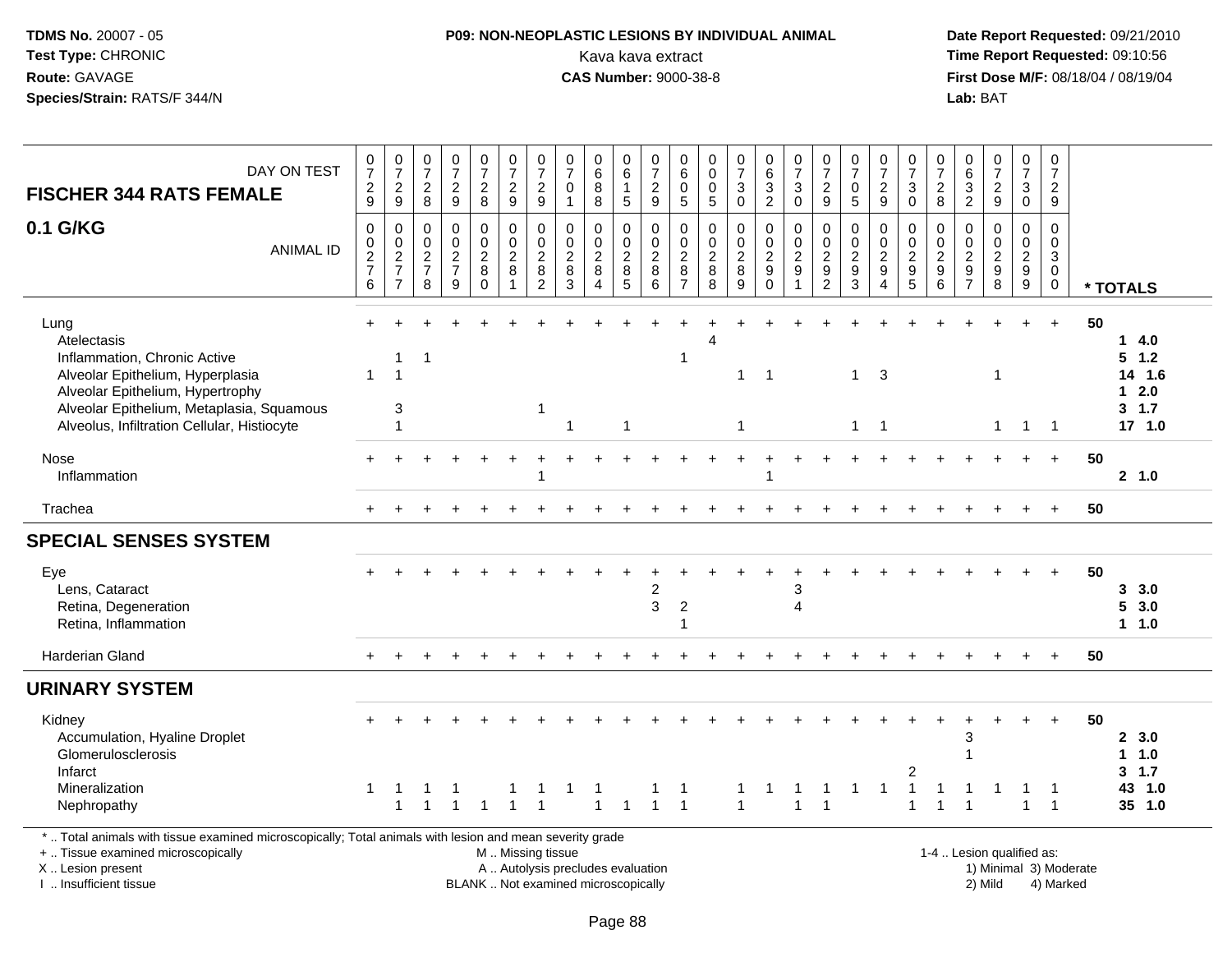**P09: NON-NEOPLASTIC LESIONS BY INDIVIDUAL ANIMAL**
Kava kava extract
**CAS Number:** 9000-38-8

**TDMS No.** 20007 - 05
**Test Type:** CHRONIC
**Route:** GAVAGE
**Species/Strain:** RATS/F 344/N

**Date Report Requested:** 09/21/2010
**Time Report Requested:** 09:10:56
**First Dose M/F:** 08/18/04 / 08/19/04
**Lab:** BAT

## FISCHER 344 RATS FEMALE 0.1 G/KG

| DAY ON TEST | 0729 | 0729 | 0728 | 0729 | 0728 | 0729 | 0729 | 0701 | 0688 | 0615 | 0729 | 0605 | 0005 | 0730 | 0632 | 0730 | 0729 | 0705 | 0729 | 0730 | 0728 | 0632 | 0729 | 0730 | 0729 | |
|---|---|---|---|---|---|---|---|---|---|---|---|---|---|---|---|---|---|---|---|---|---|---|---|---|---|---|
| **ANIMAL ID** | 0276 | 0277 | 0278 | 0279 | 0280 | 0281 | 0282 | 0283 | 0284 | 0285 | 0286 | 0287 | 0288 | 0289 | 0290 | 0291 | 0292 | 0293 | 0294 | 0295 | 0296 | 0297 | 0298 | 0299 | 0300 | *** TOTALS** |
| Lung | + | + | + | + | + | + | + | + | + | + | + | + | + | + | + | + | + | + | + | + | + | + | + | + | + | 50 |
| Atelectasis | | | | | | | | | | | | | 4 | | | | | | | | | | | | | 1 4.0 |
| Inflammation, Chronic Active | | 1 | 1 | | | | | | | | | 1 | | | | | | | | | | | | | | 5 1.2 |
| Alveolar Epithelium, Hyperplasia | 1 | 1 | | | | | | | | | | | | 1 | 1 | | | 1 | 3 | | | | 1 | | | 14 1.6 |
| Alveolar Epithelium, Hypertrophy | | | | | | | | | | | | | | | | | | | | | | | | | | 1 2.0 |
| Alveolar Epithelium, Metaplasia, Squamous | | 3 | | | | | 1 | | | | | | | | | | | | | | | | | | | 3 1.7 |
| Alveolus, Infiltration Cellular, Histiocyte | | 1 | | | | | | 1 | | 1 | | | | 1 | | | | 1 | 1 | | | | 1 | 1 | 1 | 17 1.0 |
| Nose | + | + | + | + | + | + | + | + | + | + | + | + | + | + | + | + | + | + | + | + | + | + | + | + | + | 50 |
| Inflammation | | | | | | | 1 | | | | | | | | 1 | | | | | | | | | | | 2 1.0 |
| Trachea | + | + | + | + | + | + | + | + | + | + | + | + | + | + | + | + | + | + | + | + | + | + | + | + | + | 50 |
| **SPECIAL SENSES SYSTEM** | | | | | | | | | | | | | | | | | | | | | | | | | | |
| Eye | + | + | + | + | + | + | + | + | + | + | + | + | + | + | + | + | + | + | + | + | + | + | + | + | + | 50 |
| Lens, Cataract | | | | | | | | | | | 2 | | | | | 3 | | | | | | | | | | 3 3.0 |
| Retina, Degeneration | | | | | | | | | | | 3 | 2 | | | | 4 | | | | | | | | | | 5 3.0 |
| Retina, Inflammation | | | | | | | | | | | | 1 | | | | | | | | | | | | | | 1 1.0 |
| Harderian Gland | + | + | + | + | + | + | + | + | + | + | + | + | + | + | + | + | + | + | + | + | + | + | + | + | + | 50 |
| **URINARY SYSTEM** | | | | | | | | | | | | | | | | | | | | | | | | | | |
| Kidney | + | + | + | + | + | + | + | + | + | + | + | + | + | + | + | + | + | + | + | + | + | + | + | + | + | 50 |
| Accumulation, Hyaline Droplet | | | | | | | | | | | | | | | | | | | | | | 3 | | | | 2 3.0 |
| Glomerulosclerosis | | | | | | | | | | | | | | | | | | | | | | 1 | | | | 1 1.0 |
| Infarct | | | | | | | | | | | | | | | | | | | | 2 | | | | | | 3 1.7 |
| Mineralization | 1 | 1 | 1 | 1 | | 1 | 1 | 1 | 1 | | 1 | 1 | | 1 | 1 | 1 | 1 | 1 | 1 | 1 | 1 | 1 | 1 | 1 | 1 | 43 1.0 |
| Nephropathy | | 1 | 1 | 1 | 1 | 1 | 1 | | 1 | 1 | 1 | 1 | | 1 | | 1 | 1 | | | 1 | 1 | 1 | | 1 | 1 | 35 1.0 |

* .. Total animals with tissue examined microscopically; Total animals with lesion and mean severity grade
+ .. Tissue examined microscopically
X .. Lesion present
I .. Insufficient tissue
M .. Missing tissue
A .. Autolysis precludes evaluation
BLANK .. Not examined microscopically
1-4 .. Lesion qualified as: 1) Minimal 2) Mild 3) Moderate 4) Marked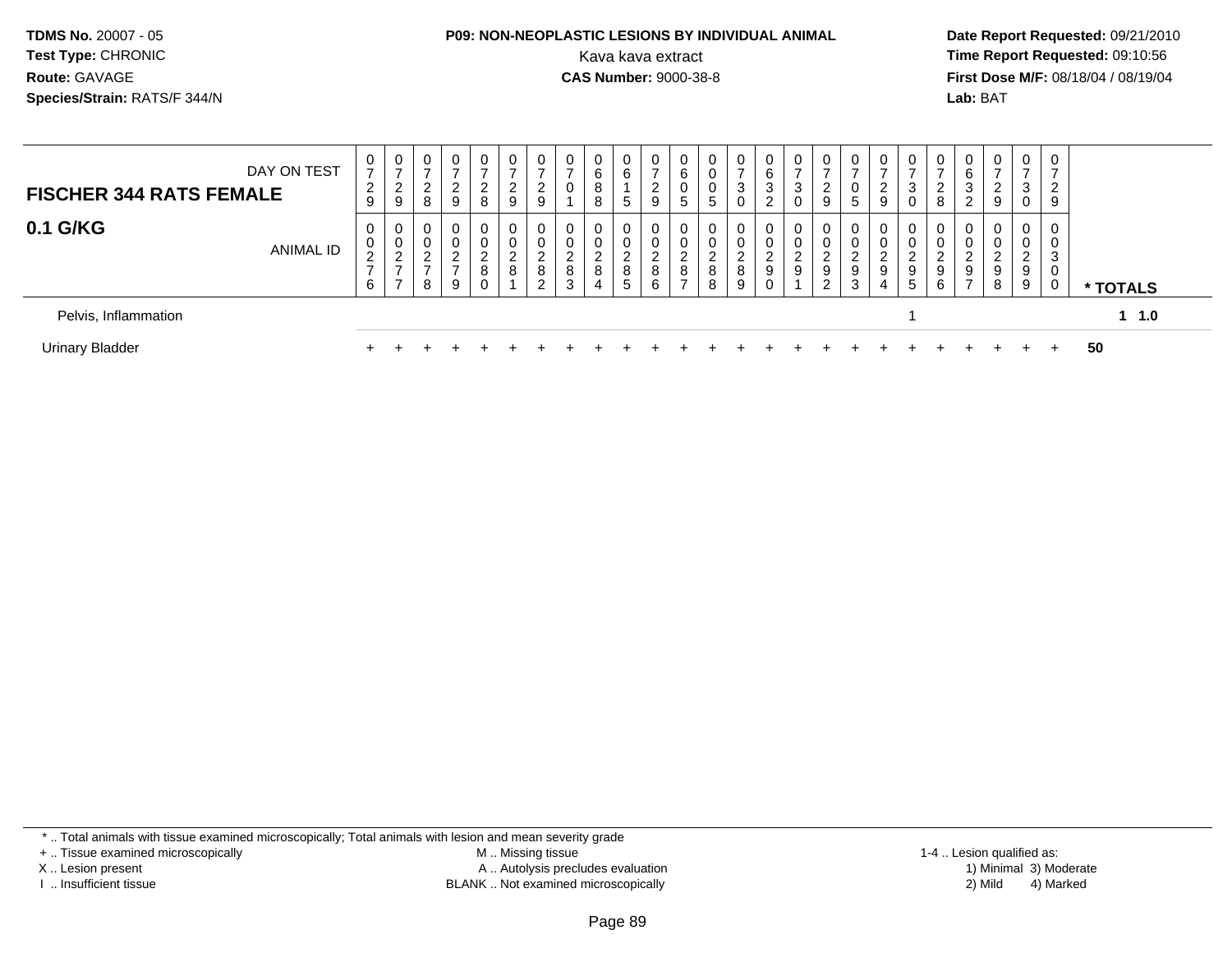**TDMS No.** 20007 - 05
**Test Type:** CHRONIC
**Route:** GAVAGE
**Species/Strain:** RATS/F 344/N

**P09: NON-NEOPLASTIC LESIONS BY INDIVIDUAL ANIMAL**
Kava kava extract
**CAS Number:** 9000-38-8

**Date Report Requested:** 09/21/2010
**Time Report Requested:** 09:10:56
**First Dose M/F:** 08/18/04 / 08/19/04
**Lab:** BAT

| FISCHER 344 RATS FEMALE — DAY ON TEST | 0729 | 0729 | 0728 | 0729 | 0728 | 0729 | 0729 | 0701 | 0688 | 0615 | 0729 | 0605 | 0005 | 0730 | 0632 | 0730 | 0729 | 0705 | 0729 | 0730 | 0728 | 0632 | 0729 | 0730 | 0729 | |
|---|---|---|---|---|---|---|---|---|---|---|---|---|---|---|---|---|---|---|---|---|---|---|---|---|---|---|
| **0.1 G/KG** — ANIMAL ID | 00276 | 00277 | 00278 | 00279 | 00280 | 00281 | 00282 | 00283 | 00284 | 00285 | 00286 | 00287 | 00288 | 00289 | 00290 | 00291 | 00292 | 00293 | 00294 | 00295 | 00296 | 00297 | 00298 | 00299 | 00300 | **\* TOTALS** |
| Pelvis, Inflammation | | | | | | | | | | | | | | | | | | | | 1 | | | | | | 1 1.0 |
| Urinary Bladder | + | + | + | + | + | + | + | + | + | + | + | + | + | + | + | + | + | + | + | + | + | + | + | + | + | 50 |

\* .. Total animals with tissue examined microscopically; Total animals with lesion and mean severity grade
+ .. Tissue examined microscopically
X .. Lesion present
I .. Insufficient tissue
M .. Missing tissue
A .. Autolysis precludes evaluation
BLANK .. Not examined microscopically
1-4 .. Lesion qualified as:
1) Minimal 3) Moderate
2) Mild 4) Marked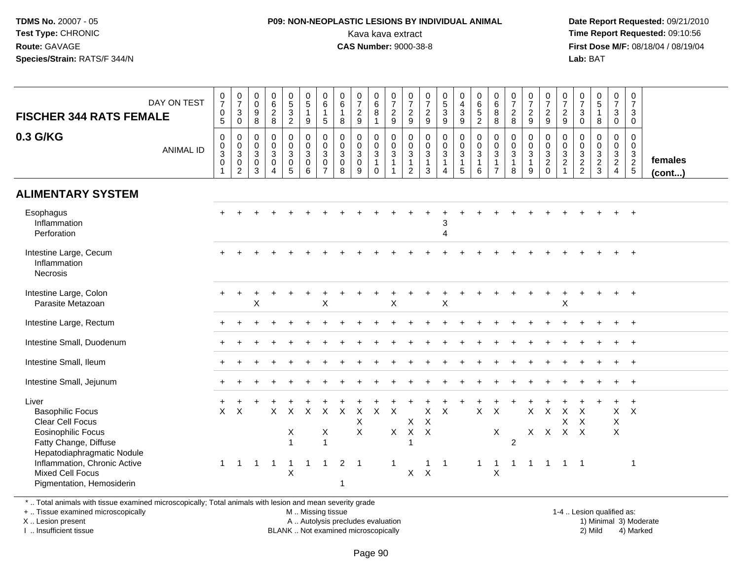**TDMS No.** 20007 - 05
**Test Type:** CHRONIC
**Route:** GAVAGE
**Species/Strain:** RATS/F 344/N

**P09: NON-NEOPLASTIC LESIONS BY INDIVIDUAL ANIMAL**
Kava kava extract
**CAS Number:** 9000-38-8

**Date Report Requested:** 09/21/2010
**Time Report Requested:** 09:10:56
**First Dose M/F:** 08/18/04 / 08/19/04
**Lab:** BAT

**FISCHER 344 RATS FEMALE**
**0.3 G/KG**

| DAY ON TEST | 0705 | 0730 | 0098 | 0628 | 0532 | 0519 | 0615 | 0618 | 0729 | 0681 | 0729 | 0729 | 0729 | 0539 | 0439 | 0652 | 0688 | 0728 | 0729 | 0729 | 0729 | 0730 | 0518 | 0730 | 0730 | |
|---|---|---|---|---|---|---|---|---|---|---|---|---|---|---|---|---|---|---|---|---|---|---|---|---|---|---|
| **ANIMAL ID** | 0301 | 0302 | 0303 | 0304 | 0305 | 0306 | 0307 | 0308 | 0309 | 0310 | 0311 | 0312 | 0313 | 0314 | 0315 | 0316 | 0317 | 0318 | 0319 | 0320 | 0321 | 0322 | 0323 | 0324 | 0325 | **females (cont...)** |
| **ALIMENTARY SYSTEM** | | | | | | | | | | | | | | | | | | | | | | | | | | |
| Esophagus | + | + | + | + | + | + | + | + | + | + | + | + | + | + | + | + | + | + | + | + | + | + | + | + | + | |
| Inflammation | | | | | | | | | | | | | | 3 | | | | | | | | | | | | |
| Perforation | | | | | | | | | | | | | | 4 | | | | | | | | | | | | |
| Intestine Large, Cecum | + | + | + | + | + | + | + | + | + | + | + | + | + | + | + | + | + | + | + | + | + | + | + | + | + | |
| Inflammation | | | | | | | | | | | | | | | | | | | | | | | | | | |
| Necrosis | | | | | | | | | | | | | | | | | | | | | | | | | | |
| Intestine Large, Colon | + | + | + | + | + | + | + | + | + | + | + | + | + | + | + | + | + | + | + | + | + | + | + | + | + | |
| Parasite Metazoan | | | X | | | | X | | | | X | | | X | | | | | | | X | | | | | |
| Intestine Large, Rectum | + | + | + | + | + | + | + | + | + | + | + | + | + | + | + | + | + | + | + | + | + | + | + | + | + | |
| Intestine Small, Duodenum | + | + | + | + | + | + | + | + | + | + | + | + | + | + | + | + | + | + | + | + | + | + | + | + | + | |
| Intestine Small, Ileum | + | + | + | + | + | + | + | + | + | + | + | + | + | + | + | + | + | + | + | + | + | + | + | + | + | |
| Intestine Small, Jejunum | + | + | + | + | + | + | + | + | + | + | + | + | + | + | + | + | + | + | + | + | + | + | + | + | + | |
| Liver | + | + | + | + | + | + | + | + | + | + | + | + | + | + | + | + | + | + | + | + | + | + | + | + | + | |
| Basophilic Focus | X | X | | X | X | X | X | X | X | X | X | | X | X | | X | X | | X | X | X | X | | X | X | |
| Clear Cell Focus | | | | | | | | | X | | | X | X | | | | | | | | X | X | | X | | |
| Eosinophilic Focus | | | | | X | | X | | X | | X | X | X | | | | X | | X | X | X | X | | X | | |
| Fatty Change, Diffuse | | | | | 1 | | 1 | | | | | 1 | | | | | | 2 | | | | | | | | |
| Hepatodiaphragmatic Nodule | | | | | | | | | | | | | | | | | | | | | | | | | | |
| Inflammation, Chronic Active | 1 | 1 | 1 | 1 | 1 | 1 | 1 | 2 | 1 | | 1 | | 1 | 1 | | 1 | 1 | 1 | 1 | 1 | 1 | 1 | | | 1 | |
| Mixed Cell Focus | | | | | X | | | | | | | X | X | | | | X | | | | | | | | | |
| Pigmentation, Hemosiderin | | | | | | | | 1 | | | | | | | | | | | | | | | | | | |

* .. Total animals with tissue examined microscopically; Total animals with lesion and mean severity grade
+ .. Tissue examined microscopically
X .. Lesion present
I .. Insufficient tissue

M .. Missing tissue
A .. Autolysis precludes evaluation
BLANK .. Not examined microscopically

1-4 .. Lesion qualified as:
1) Minimal 3) Moderate
2) Mild 4) Marked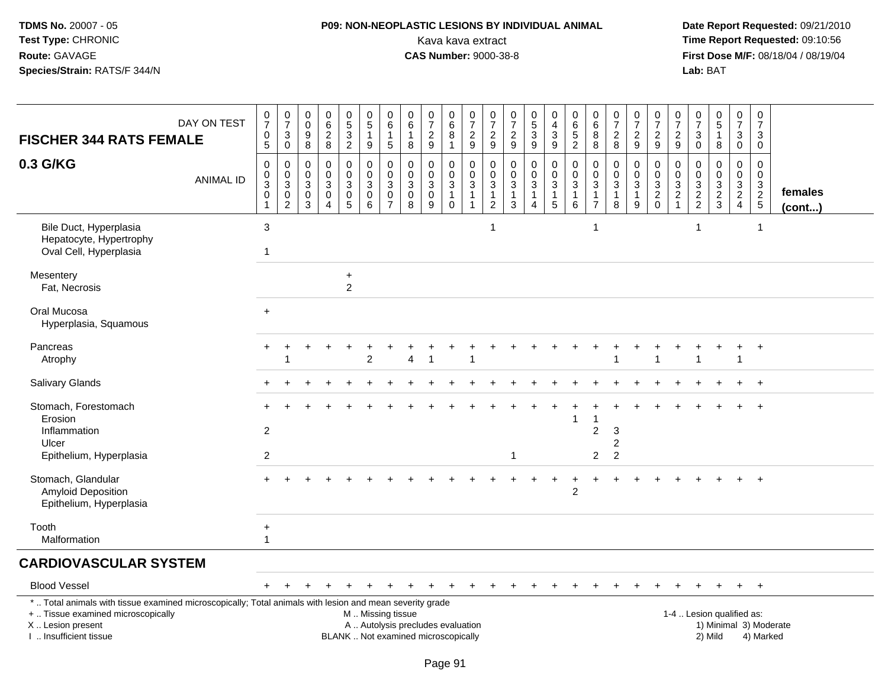**TDMS No.** 20007 - 05
**Test Type:** CHRONIC
**Route:** GAVAGE
**Species/Strain:** RATS/F 344/N

**P09: NON-NEOPLASTIC LESIONS BY INDIVIDUAL ANIMAL**
Kava kava extract
**CAS Number:** 9000-38-8

**Date Report Requested:** 09/21/2010
**Time Report Requested:** 09:10:56
**First Dose M/F:** 08/18/04 / 08/19/04
**Lab:** BAT

| FISCHER 344 RATS FEMALE — 0.3 G/KG | | | | | | | | | | | | | | | | | | | | | | | | | | |
|---|---|---|---|---|---|---|---|---|---|---|---|---|---|---|---|---|---|---|---|---|---|---|---|---|---|---|
| DAY ON TEST | 0705 | 0730 | 0098 | 0628 | 0532 | 0519 | 0615 | 0618 | 0729 | 0681 | 0729 | 0729 | 0729 | 0539 | 0439 | 0652 | 0688 | 0728 | 0729 | 0729 | 0729 | 0730 | 0518 | 0730 | 0730 | |
| ANIMAL ID | 0301 | 0302 | 0303 | 0304 | 0305 | 0306 | 0307 | 0308 | 0309 | 0310 | 0311 | 0312 | 0313 | 0314 | 0315 | 0316 | 0317 | 0318 | 0319 | 0320 | 0321 | 0322 | 0323 | 0324 | 0325 | females (cont...) |
| Bile Duct, Hyperplasia | 3 | | | | | | | | | | | 1 | | | | | 1 | | | | | 1 | | | 1 | |
| Hepatocyte, Hypertrophy | | | | | | | | | | | | | | | | | | | | | | | | | | |
| Oval Cell, Hyperplasia | 1 | | | | | | | | | | | | | | | | | | | | | | | | | |
| Mesentery | | | | | + | | | | | | | | | | | | | | | | | | | | | |
| Fat, Necrosis | | | | | 2 | | | | | | | | | | | | | | | | | | | | | |
| Oral Mucosa | + | | | | | | | | | | | | | | | | | | | | | | | | | |
| Hyperplasia, Squamous | | | | | | | | | | | | | | | | | | | | | | | | | | |
| Pancreas | + | + | + | + | + | + | + | + | + | + | + | + | + | + | + | + | + | + | + | + | + | + | + | + | + | |
| Atrophy | | 1 | | | | 2 | | 4 | 1 | | 1 | | | | | | | 1 | | 1 | | 1 | | 1 | | |
| Salivary Glands | + | + | + | + | + | + | + | + | + | + | + | + | + | + | + | + | + | + | + | + | + | + | + | + | + | |
| Stomach, Forestomach | + | + | + | + | + | + | + | + | + | + | + | + | + | + | + | + | + | + | + | + | + | + | + | + | + | |
| Erosion | | | | | | | | | | | | | | | | 1 | 1 | | | | | | | | | |
| Inflammation | 2 | | | | | | | | | | | | | | | | 2 | 3 | | | | | | | | |
| Ulcer | | | | | | | | | | | | | | | | | | 2 | | | | | | | | |
| Epithelium, Hyperplasia | 2 | | | | | | | | | | | | 1 | | | | 2 | 2 | | | | | | | | |
| Stomach, Glandular | + | + | + | + | + | + | + | + | + | + | + | + | + | + | + | + | + | + | + | + | + | + | + | + | + | |
| Amyloid Deposition | | | | | | | | | | | | | | | | 2 | | | | | | | | | | |
| Epithelium, Hyperplasia | | | | | | | | | | | | | | | | | | | | | | | | | | |
| Tooth | + | | | | | | | | | | | | | | | | | | | | | | | | | |
| Malformation | 1 | | | | | | | | | | | | | | | | | | | | | | | | | |
| **CARDIOVASCULAR SYSTEM** | | | | | | | | | | | | | | | | | | | | | | | | | | |
| Blood Vessel | + | + | + | + | + | + | + | + | + | + | + | + | + | + | + | + | + | + | + | + | + | + | + | + | + | |

\* .. Total animals with tissue examined microscopically; Total animals with lesion and mean severity grade
+ .. Tissue examined microscopically
X .. Lesion present
I .. Insufficient tissue

M .. Missing tissue
A .. Autolysis precludes evaluation
BLANK .. Not examined microscopically

1-4 .. Lesion qualified as:
1) Minimal 3) Moderate
2) Mild 4) Marked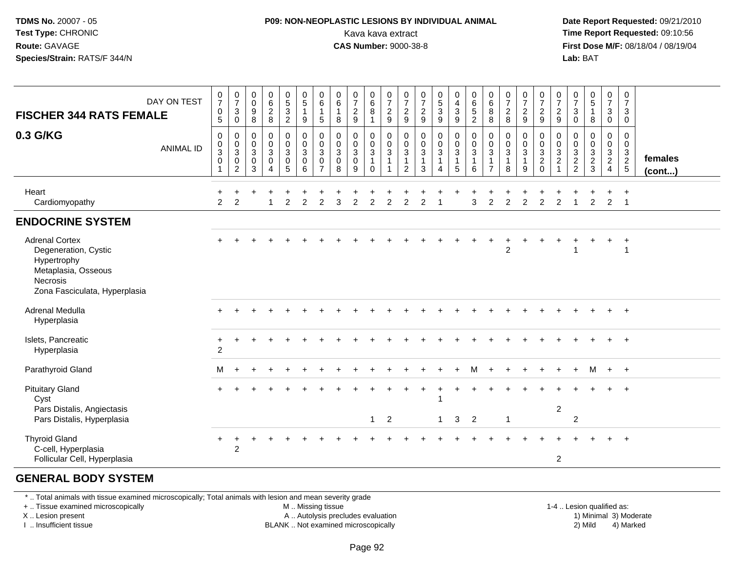**TDMS No.** 20007 - 05
**Test Type:** CHRONIC
**Route:** GAVAGE
**Species/Strain:** RATS/F 344/N

**P09: NON-NEOPLASTIC LESIONS BY INDIVIDUAL ANIMAL**
Kava kava extract
**CAS Number:** 9000-38-8

**Date Report Requested:** 09/21/2010
**Time Report Requested:** 09:10:56
**First Dose M/F:** 08/18/04 / 08/19/04
**Lab:** BAT

| FISCHER 344 RATS FEMALE 0.3 G/KG — DAY ON TEST | 0705 | 0730 | 0098 | 0628 | 0532 | 0519 | 0615 | 0618 | 0729 | 0681 | 0729 | 0729 | 0729 | 0539 | 0439 | 0652 | 0688 | 0728 | 0729 | 0729 | 0729 | 0730 | 0518 | 0730 | 0730 | |
|---|---|---|---|---|---|---|---|---|---|---|---|---|---|---|---|---|---|---|---|---|---|---|---|---|---|---|
| ANIMAL ID | 00301 | 00302 | 00303 | 00304 | 00305 | 00306 | 00307 | 00308 | 00309 | 00310 | 00311 | 00312 | 00313 | 00314 | 00315 | 00316 | 00317 | 00318 | 00319 | 00320 | 00321 | 00322 | 00323 | 00324 | 00325 | females (cont...) |
| Heart | + | + | + | + | + | + | + | + | + | + | + | + | + | + | + | + | + | + | + | + | + | + | + | + | + | |
| Cardiomyopathy | 2 | 2 | | 1 | 2 | 2 | 2 | 3 | 2 | 2 | 2 | 2 | 2 | 1 | | 3 | 2 | 2 | 2 | 2 | 2 | 1 | 2 | 2 | 1 | |
| **ENDOCRINE SYSTEM** | | | | | | | | | | | | | | | | | | | | | | | | | | |
| Adrenal Cortex | + | + | + | + | + | + | + | + | + | + | + | + | + | + | + | + | + | + | + | + | + | + | + | + | + | |
| Degeneration, Cystic | | | | | | | | | | | | | | | | | | 2 | | | | 1 | | | 1 | |
| Hypertrophy | | | | | | | | | | | | | | | | | | | | | | | | | | |
| Metaplasia, Osseous | | | | | | | | | | | | | | | | | | | | | | | | | | |
| Necrosis | | | | | | | | | | | | | | | | | | | | | | | | | | |
| Zona Fasciculata, Hyperplasia | | | | | | | | | | | | | | | | | | | | | | | | | | |
| Adrenal Medulla | + | + | + | + | + | + | + | + | + | + | + | + | + | + | + | + | + | + | + | + | + | + | + | + | + | |
| Hyperplasia | | | | | | | | | | | | | | | | | | | | | | | | | | |
| Islets, Pancreatic | + | + | + | + | + | + | + | + | + | + | + | + | + | + | + | + | + | + | + | + | + | + | + | + | + | |
| Hyperplasia | 2 | | | | | | | | | | | | | | | | | | | | | | | | | |
| Parathyroid Gland | M | + | + | + | + | + | + | + | + | + | + | + | + | + | + | M | + | + | + | + | + | + | M | + | + | |
| Pituitary Gland | + | + | + | + | + | + | + | + | + | + | + | + | + | + | + | + | + | + | + | + | + | + | + | + | + | |
| Cyst | | | | | | | | | | | | | | 1 | | | | | | | | | | | | |
| Pars Distalis, Angiectasis | | | | | | | | | | | | | | | | | | | | | 2 | | | | | |
| Pars Distalis, Hyperplasia | | | | | | | | | | 1 | 2 | | | 1 | 3 | 2 | | 1 | | | | 2 | | | | |
| Thyroid Gland | + | + | + | + | + | + | + | + | + | + | + | + | + | + | + | + | + | + | + | + | + | + | + | + | + | |
| C-cell, Hyperplasia | | 2 | | | | | | | | | | | | | | | | | | | | | | | | |
| Follicular Cell, Hyperplasia | | | | | | | | | | | | | | | | | | | | | 2 | | | | | |
| **GENERAL BODY SYSTEM** | | | | | | | | | | | | | | | | | | | | | | | | | | |

\* .. Total animals with tissue examined microscopically; Total animals with lesion and mean severity grade
\+ .. Tissue examined microscopically
X .. Lesion present
I .. Insufficient tissue

M .. Missing tissue
A .. Autolysis precludes evaluation
BLANK .. Not examined microscopically

1-4 .. Lesion qualified as:
1) Minimal 3) Moderate
2) Mild 4) Marked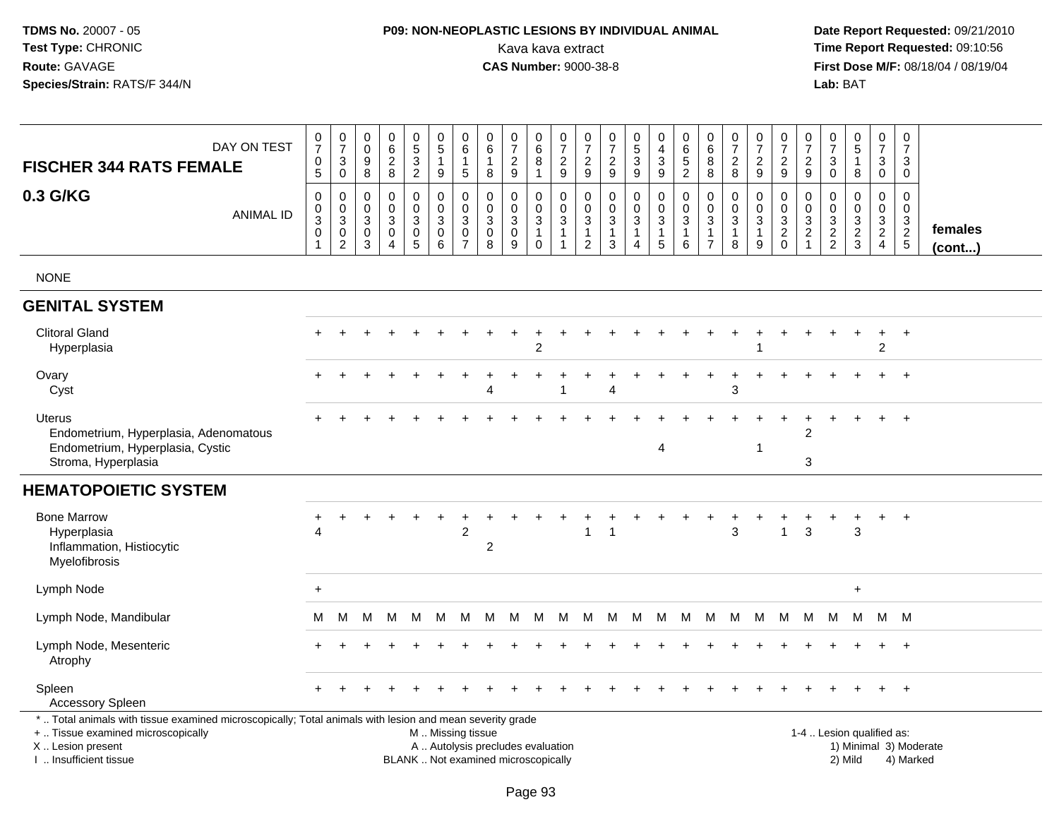**TDMS No.** 20007 - 05
**Test Type:** CHRONIC
**Route:** GAVAGE
**Species/Strain:** RATS/F 344/N

**P09: NON-NEOPLASTIC LESIONS BY INDIVIDUAL ANIMAL**
Kava kava extract
**CAS Number:** 9000-38-8

**Date Report Requested:** 09/21/2010
**Time Report Requested:** 09:10:56
**First Dose M/F:** 08/18/04 / 08/19/04
**Lab:** BAT

| FISCHER 344 RATS FEMALE — DAY ON TEST | 0705 | 0730 | 0098 | 0628 | 0532 | 0519 | 0615 | 0618 | 0729 | 0681 | 0729 | 0729 | 0729 | 0539 | 0439 | 0652 | 0688 | 0728 | 0729 | 0729 | 0729 | 0730 | 0518 | 0730 | 0730 | |
|---|---|---|---|---|---|---|---|---|---|---|---|---|---|---|---|---|---|---|---|---|---|---|---|---|---|---|
| **0.3 G/KG** — ANIMAL ID | 0030 1 | 0030 2 | 0030 3 | 0030 4 | 0030 5 | 0030 6 | 0030 7 | 0030 8 | 0030 9 | 0031 0 | 0031 1 | 0031 2 | 0031 3 | 0031 4 | 0031 5 | 0031 6 | 0031 7 | 0031 8 | 0031 9 | 0032 0 | 0032 1 | 0032 2 | 0032 3 | 0032 4 | 0032 5 | **females (cont...)** |
| NONE | | | | | | | | | | | | | | | | | | | | | | | | | | |
| **GENITAL SYSTEM** | | | | | | | | | | | | | | | | | | | | | | | | | | |
| Clitoral Gland | + | + | + | + | + | + | + | + | + | + | + | + | + | + | + | + | + | + | + | + | + | + | + | + | + | |
| Hyperplasia | | | | | | | | | | 2 | | | | | | | | | 1 | | | | | 2 | | |
| Ovary | + | + | + | + | + | + | + | + | + | + | + | + | + | + | + | + | + | + | + | + | + | + | + | + | + | |
| Cyst | | | | | | | | 4 | | | 1 | | 4 | | | | | 3 | | | | | | | | |
| Uterus | + | + | + | + | + | + | + | + | + | + | + | + | + | + | + | + | + | + | + | + | + | + | + | + | + | |
| Endometrium, Hyperplasia, Adenomatous | | | | | | | | | | | | | | | | | | | | | 2 | | | | | |
| Endometrium, Hyperplasia, Cystic | | | | | | | | | | | | | | | 4 | | | | 1 | | | | | | | |
| Stroma, Hyperplasia | | | | | | | | | | | | | | | | | | | | | 3 | | | | | |
| **HEMATOPOIETIC SYSTEM** | | | | | | | | | | | | | | | | | | | | | | | | | | |
| Bone Marrow | + | + | + | + | + | + | + | + | + | + | + | + | + | + | + | + | + | + | + | + | + | + | + | + | + | |
| Hyperplasia | 4 | | | | | | 2 | | | | | 1 | 1 | | | | | 3 | | 1 | 3 | | 3 | | | |
| Inflammation, Histiocytic | | | | | | | | 2 | | | | | | | | | | | | | | | | | | |
| Myelofibrosis | | | | | | | | | | | | | | | | | | | | | | | | | | |
| Lymph Node | + | | | | | | | | | | | | | | | | | | | | | | + | | | |
| Lymph Node, Mandibular | M | M | M | M | M | M | M | M | M | M | M | M | M | M | M | M | M | M | M | M | M | M | M | M | M | |
| Lymph Node, Mesenteric | + | + | + | + | + | + | + | + | + | + | + | + | + | + | + | + | + | + | + | + | + | + | + | + | + | |
| Atrophy | | | | | | | | | | | | | | | | | | | | | | | | | | |
| Spleen | + | + | + | + | + | + | + | + | + | + | + | + | + | + | + | + | + | + | + | + | + | + | + | + | + | |
| Accessory Spleen | | | | | | | | | | | | | | | | | | | | | | | | | | |

\* .. Total animals with tissue examined microscopically; Total animals with lesion and mean severity grade
+ .. Tissue examined microscopically
X .. Lesion present
I .. Insufficient tissue

M .. Missing tissue
A .. Autolysis precludes evaluation
BLANK .. Not examined microscopically

1-4 .. Lesion qualified as:
1) Minimal 3) Moderate
2) Mild 4) Marked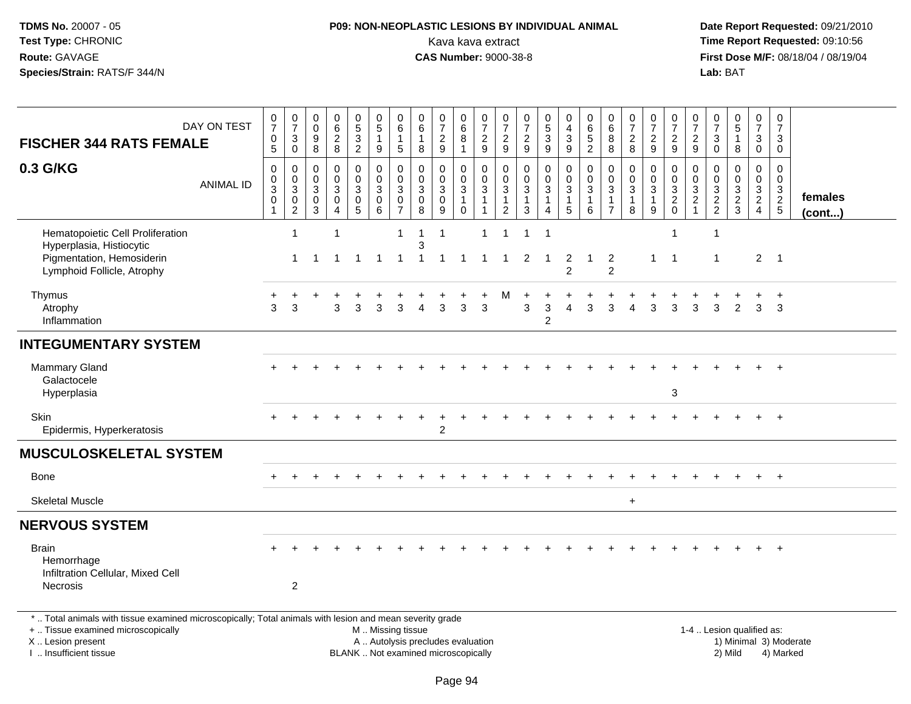**TDMS No.** 20007 - 05
**Test Type:** CHRONIC
**Route:** GAVAGE
**Species/Strain:** RATS/F 344/N

**P09: NON-NEOPLASTIC LESIONS BY INDIVIDUAL ANIMAL**
Kava kava extract
**CAS Number:** 9000-38-8

**Date Report Requested:** 09/21/2010
**Time Report Requested:** 09:10:56
**First Dose M/F:** 08/18/04 / 08/19/04
**Lab:** BAT

| FISCHER 344 RATS FEMALE 0.3 G/KG — DAY ON TEST | 0705 | 0730 | 0098 | 0628 | 0532 | 0519 | 0615 | 0618 | 0729 | 0681 | 0729 | 0729 | 0729 | 0539 | 0439 | 0652 | 0688 | 0728 | 0729 | 0729 | 0729 | 0730 | 0518 | 0730 | 0730 | |
|---|---|---|---|---|---|---|---|---|---|---|---|---|---|---|---|---|---|---|---|---|---|---|---|---|---|---|
| ANIMAL ID | 00301 | 00302 | 00303 | 00304 | 00305 | 00306 | 00307 | 00308 | 00309 | 00310 | 00311 | 00312 | 00313 | 00314 | 00315 | 00316 | 00317 | 00318 | 00319 | 00320 | 00321 | 00322 | 00323 | 00324 | 00325 | females (cont...) |
| Hematopoietic Cell Proliferation | | 1 | | 1 | | | 1 | 1 | 1 | | 1 | 1 | 1 | 1 | | | | | | 1 | | 1 | | | | |
| Hyperplasia, Histiocytic | | | | | | | | 3 | | | | | | | | | | | | | | | | | | |
| Pigmentation, Hemosiderin | | 1 | 1 | 1 | 1 | 1 | 1 | 1 | 1 | 1 | 1 | 1 | 2 | 1 | 2 | 1 | 2 | | 1 | 1 | | 1 | | 2 | 1 | |
| Lymphoid Follicle, Atrophy | | | | | | | | | | | | | | | 2 | | 2 | | | | | | | | | |
| Thymus | + | + | + | + | + | + | + | + | + | + | + | M | + | + | + | + | + | + | + | + | + | + | + | + | + | |
| Atrophy | 3 | 3 | | 3 | 3 | 3 | 3 | 4 | 3 | 3 | 3 | | 3 | 3 | 4 | 3 | 3 | 4 | 3 | 3 | 3 | 3 | 2 | 3 | 3 | |
| Inflammation | | | | | | | | | | | | | | 2 | | | | | | | | | | | | |
| **INTEGUMENTARY SYSTEM** | | | | | | | | | | | | | | | | | | | | | | | | | | |
| Mammary Gland | + | + | + | + | + | + | + | + | + | + | + | + | + | + | + | + | + | + | + | + | + | + | + | + | + | |
| Galactocele | | | | | | | | | | | | | | | | | | | | | | | | | | |
| Hyperplasia | | | | | | | | | | | | | | | | | | | | 3 | | | | | | |
| Skin | + | + | + | + | + | + | + | + | + | + | + | + | + | + | + | + | + | + | + | + | + | + | + | + | + | |
| Epidermis, Hyperkeratosis | | | | | | | | | 2 | | | | | | | | | | | | | | | | | |
| **MUSCULOSKELETAL SYSTEM** | | | | | | | | | | | | | | | | | | | | | | | | | | |
| Bone | + | + | + | + | + | + | + | + | + | + | + | + | + | + | + | + | + | + | + | + | + | + | + | + | + | |
| Skeletal Muscle | | | | | | | | | | | | | | | | | | + | | | | | | | | |
| **NERVOUS SYSTEM** | | | | | | | | | | | | | | | | | | | | | | | | | | |
| Brain | + | + | + | + | + | + | + | + | + | + | + | + | + | + | + | + | + | + | + | + | + | + | + | + | + | |
| Hemorrhage | | | | | | | | | | | | | | | | | | | | | | | | | | |
| Infiltration Cellular, Mixed Cell | | | | | | | | | | | | | | | | | | | | | | | | | | |
| Necrosis | | 2 | | | | | | | | | | | | | | | | | | | | | | | | |

\* .. Total animals with tissue examined microscopically; Total animals with lesion and mean severity grade
\+ .. Tissue examined microscopically
X .. Lesion present
I .. Insufficient tissue

M .. Missing tissue
A .. Autolysis precludes evaluation
BLANK .. Not examined microscopically

1-4 .. Lesion qualified as:
1) Minimal 3) Moderate
2) Mild 4) Marked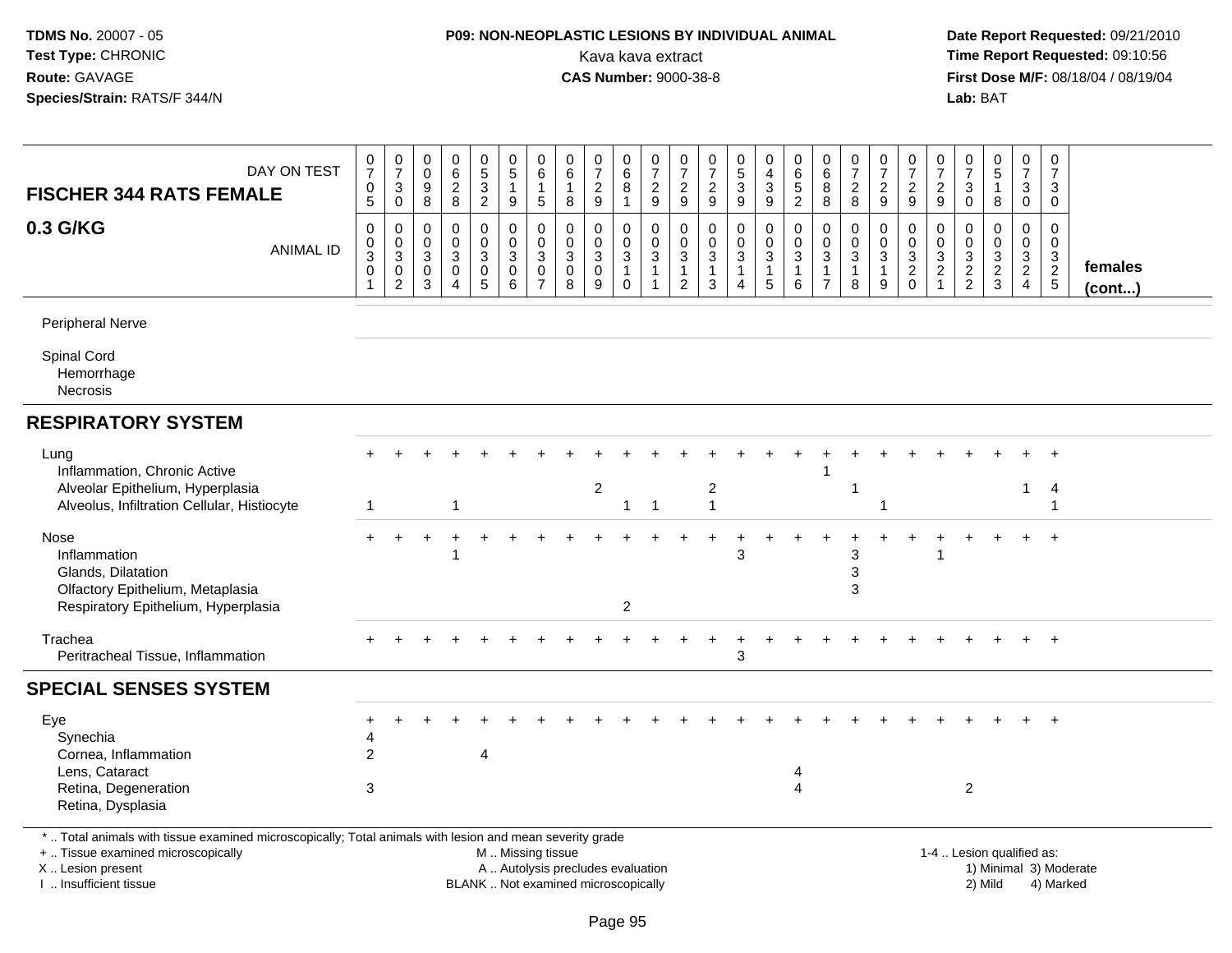**TDMS No.** 20007 - 05
**Test Type:** CHRONIC
**Route:** GAVAGE
**Species/Strain:** RATS/F 344/N

**P09: NON-NEOPLASTIC LESIONS BY INDIVIDUAL ANIMAL**
Kava kava extract
**CAS Number:** 9000-38-8

**Date Report Requested:** 09/21/2010
**Time Report Requested:** 09:10:56
**First Dose M/F:** 08/18/04 / 08/19/04
**Lab:** BAT

## FISCHER 344 RATS FEMALE 0.3 G/KG

| DAY ON TEST | 0705 | 0730 | 0098 | 0628 | 0532 | 0519 | 0615 | 0618 | 0729 | 0681 | 0729 | 0729 | 0729 | 0539 | 0439 | 0652 | 0688 | 0728 | 0729 | 0729 | 0729 | 0730 | 0518 | 0730 | 0730 | |
|---|---|---|---|---|---|---|---|---|---|---|---|---|---|---|---|---|---|---|---|---|---|---|---|---|---|---|
| **ANIMAL ID** | 0301 | 0302 | 0303 | 0304 | 0305 | 0306 | 0307 | 0308 | 0309 | 0310 | 0311 | 0312 | 0313 | 0314 | 0315 | 0316 | 0317 | 0318 | 0319 | 0320 | 0321 | 0322 | 0323 | 0324 | 0325 | **females (cont...)** |
| Peripheral Nerve | | | | | | | | | | | | | | | | | | | | | | | | | | |
| Spinal Cord | | | | | | | | | | | | | | | | | | | | | | | | | | |
| Hemorrhage | | | | | | | | | | | | | | | | | | | | | | | | | | |
| Necrosis | | | | | | | | | | | | | | | | | | | | | | | | | | |
| **RESPIRATORY SYSTEM** | | | | | | | | | | | | | | | | | | | | | | | | | | |
| Lung | + | + | + | + | + | + | + | + | + | + | + | + | + | + | + | + | + | + | + | + | + | + | + | + | + | |
| Inflammation, Chronic Active | | | | | | | | | | | | | | | | | 1 | | | | | | | | | |
| Alveolar Epithelium, Hyperplasia | | | | | | | | | 2 | | | | 2 | | | | | 1 | | | | | | 1 | 4 | |
| Alveolus, Infiltration Cellular, Histiocyte | 1 | | | 1 | | | | | | 1 | 1 | | 1 | | | | | | 1 | | | | | | 1 | |
| Nose | + | + | + | + | + | + | + | + | + | + | + | + | + | + | + | + | + | + | + | + | + | + | + | + | + | |
| Inflammation | | | | 1 | | | | | | | | | | 3 | | | | 3 | | | 1 | | | | | |
| Glands, Dilatation | | | | | | | | | | | | | | | | | | 3 | | | | | | | | |
| Olfactory Epithelium, Metaplasia | | | | | | | | | | | | | | | | | | 3 | | | | | | | | |
| Respiratory Epithelium, Hyperplasia | | | | | | | | | | 2 | | | | | | | | | | | | | | | | |
| Trachea | + | + | + | + | + | + | + | + | + | + | + | + | + | + | + | + | + | + | + | + | + | + | + | + | + | |
| Peritracheal Tissue, Inflammation | | | | | | | | | | | | | | 3 | | | | | | | | | | | | |
| **SPECIAL SENSES SYSTEM** | | | | | | | | | | | | | | | | | | | | | | | | | | |
| Eye | + | + | + | + | + | + | + | + | + | + | + | + | + | + | + | + | + | + | + | + | + | + | + | + | + | |
| Synechia | 4 | | | | | | | | | | | | | | | | | | | | | | | | | |
| Cornea, Inflammation | 2 | | | | 4 | | | | | | | | | | | | | | | | | | | | | |
| Lens, Cataract | | | | | | | | | | | | | | | | 4 | | | | | | | | | | |
| Retina, Degeneration | 3 | | | | | | | | | | | | | | | 4 | | | | | | 2 | | | | |
| Retina, Dysplasia | | | | | | | | | | | | | | | | | | | | | | | | | | |

\* .. Total animals with tissue examined microscopically; Total animals with lesion and mean severity grade
\+ .. Tissue examined microscopically
X .. Lesion present
I .. Insufficient tissue

M .. Missing tissue
A .. Autolysis precludes evaluation
BLANK .. Not examined microscopically

1-4 .. Lesion qualified as:
1) Minimal 3) Moderate
2) Mild 4) Marked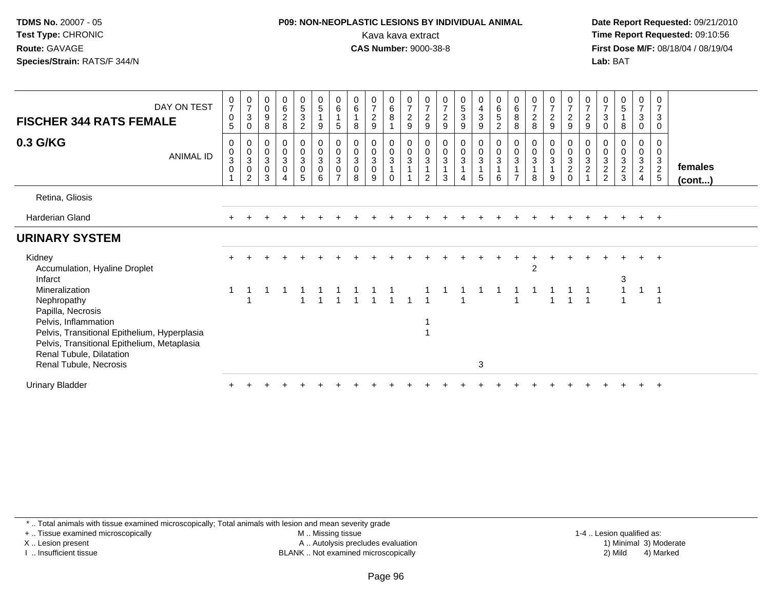**TDMS No.** 20007 - 05
**Test Type:** CHRONIC
**Route:** GAVAGE
**Species/Strain:** RATS/F 344/N

**P09: NON-NEOPLASTIC LESIONS BY INDIVIDUAL ANIMAL**
Kava kava extract
**CAS Number:** 9000-38-8

**Date Report Requested:** 09/21/2010
**Time Report Requested:** 09:10:56
**First Dose M/F:** 08/18/04 / 08/19/04
**Lab:** BAT

## FISCHER 344 RATS FEMALE — 0.3 G/KG

| DAY ON TEST | 0705 | 0730 | 0098 | 0628 | 0532 | 0519 | 0615 | 0618 | 0729 | 0681 | 0729 | 0729 | 0729 | 0539 | 0439 | 0652 | 0688 | 0728 | 0729 | 0729 | 0729 | 0730 | 0518 | 0730 | 0730 | |
|---|---|---|---|---|---|---|---|---|---|---|---|---|---|---|---|---|---|---|---|---|---|---|---|---|---|---|
| **ANIMAL ID** | 0030 1 | 0030 2 | 0030 3 | 0030 4 | 0030 5 | 0030 6 | 0030 7 | 0030 8 | 0030 9 | 0031 0 | 0031 1 | 0031 2 | 0031 3 | 0031 4 | 0031 5 | 0031 6 | 0031 7 | 0031 8 | 0031 9 | 0032 0 | 0032 1 | 0032 2 | 0032 3 | 0032 4 | 0032 5 | **females (cont...)** |
| Retina, Gliosis | | | | | | | | | | | | | | | | | | | | | | | | | | |
| Harderian Gland | + | + | + | + | + | + | + | + | + | + | + | + | + | + | + | + | + | + | + | + | + | + | + | + | + | |
| **URINARY SYSTEM** | | | | | | | | | | | | | | | | | | | | | | | | | | |
| Kidney | + | + | + | + | + | + | + | + | + | + | + | + | + | + | + | + | + | + | + | + | + | + | + | + | + | |
| Accumulation, Hyaline Droplet | | | | | | | | | | | | | | | | | | 2 | | | | | | | | |
| Infarct | | | | | | | | | | | | | | | | | | | | | | | 3 | | | |
| Mineralization | 1 | 1 | 1 | 1 | 1 | 1 | 1 | 1 | 1 | 1 | | 1 | 1 | 1 | 1 | 1 | 1 | 1 | 1 | 1 | 1 | | 1 | 1 | 1 | |
| Nephropathy | | 1 | | | 1 | 1 | 1 | 1 | 1 | 1 | 1 | 1 | | 1 | | | 1 | | 1 | 1 | 1 | | 1 | | 1 | |
| Papilla, Necrosis | | | | | | | | | | | | | | | | | | | | | | | | | | |
| Pelvis, Inflammation | | | | | | | | | | | | 1 | | | | | | | | | | | | | | |
| Pelvis, Transitional Epithelium, Hyperplasia | | | | | | | | | | | | 1 | | | | | | | | | | | | | | |
| Pelvis, Transitional Epithelium, Metaplasia | | | | | | | | | | | | | | | | | | | | | | | | | | |
| Renal Tubule, Dilatation | | | | | | | | | | | | | | | | | | | | | | | | | | |
| Renal Tubule, Necrosis | | | | | | | | | | | | | | | 3 | | | | | | | | | | | |
| Urinary Bladder | + | + | + | + | + | + | + | + | + | + | + | + | + | + | + | + | + | + | + | + | + | + | + | + | + | |

\* .. Total animals with tissue examined microscopically; Total animals with lesion and mean severity grade
+ .. Tissue examined microscopically
X .. Lesion present
I .. Insufficient tissue

M .. Missing tissue
A .. Autolysis precludes evaluation
BLANK .. Not examined microscopically

1-4 .. Lesion qualified as:
1) Minimal 3) Moderate
2) Mild 4) Marked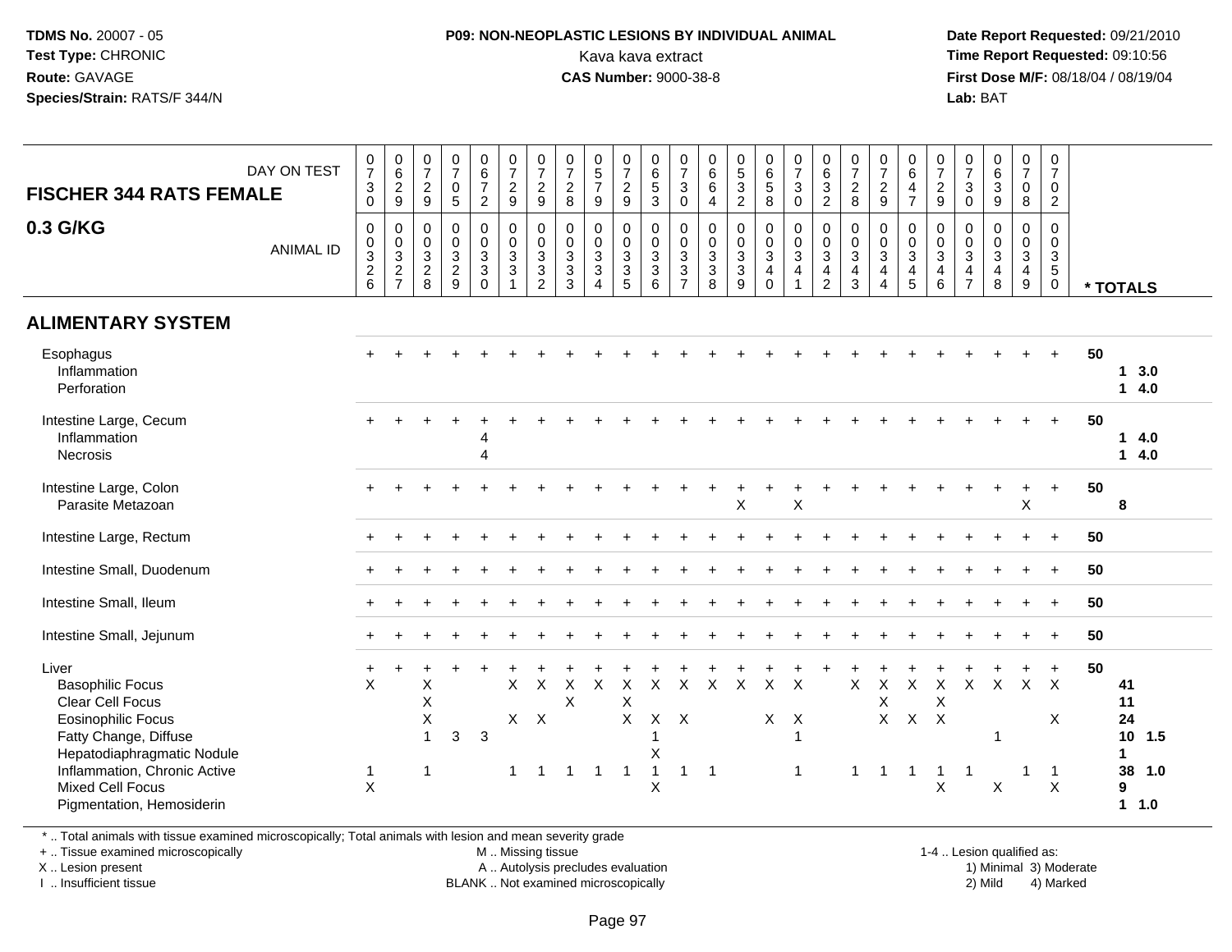**TDMS No.** 20007 - 05
**Test Type:** CHRONIC
**Route:** GAVAGE
**Species/Strain:** RATS/F 344/N

**P09: NON-NEOPLASTIC LESIONS BY INDIVIDUAL ANIMAL**
Kava kava extract
**CAS Number:** 9000-38-8

**Date Report Requested:** 09/21/2010
**Time Report Requested:** 09:10:56
**First Dose M/F:** 08/18/04 / 08/19/04
**Lab:** BAT

## FISCHER 344 RATS FEMALE
## 0.3 G/KG

| DAY ON TEST | 0730 | 0629 | 0729 | 0705 | 0672 | 0729 | 0729 | 0728 | 0579 | 0729 | 0653 | 0730 | 0664 | 0532 | 0658 | 0730 | 0632 | 0728 | 0729 | 0647 | 0729 | 0730 | 0639 | 0708 | 0702 | |
|---|---|---|---|---|---|---|---|---|---|---|---|---|---|---|---|---|---|---|---|---|---|---|---|---|---|---|
| **ANIMAL ID** | 0326 | 0327 | 0328 | 0329 | 0330 | 0331 | 0332 | 0333 | 0334 | 0335 | 0336 | 0337 | 0338 | 0339 | 0340 | 0341 | 0342 | 0343 | 0344 | 0345 | 0346 | 0347 | 0348 | 0349 | 0350 | *** TOTALS** |
| **ALIMENTARY SYSTEM** | | | | | | | | | | | | | | | | | | | | | | | | | | |
| Esophagus | + | + | + | + | + | + | + | + | + | + | + | + | + | + | + | + | + | + | + | + | + | + | + | + | + | 50 |
| Inflammation | | | | | | | | | | | | | | | | | | | | | | | | | | 1 3.0 |
| Perforation | | | | | | | | | | | | | | | | | | | | | | | | | | 1 4.0 |
| Intestine Large, Cecum | + | + | + | + | + | + | + | + | + | + | + | + | + | + | + | + | + | + | + | + | + | + | + | + | + | 50 |
| Inflammation | | | | | 4 | | | | | | | | | | | | | | | | | | | | | 1 4.0 |
| Necrosis | | | | | 4 | | | | | | | | | | | | | | | | | | | | | 1 4.0 |
| Intestine Large, Colon | + | + | + | + | + | + | + | + | + | + | + | + | + | + | + | + | + | + | + | + | + | + | + | + | + | 50 |
| Parasite Metazoan | | | | | | | | | | | | | | X | | X | | | | | | | | X | | 8 |
| Intestine Large, Rectum | + | + | + | + | + | + | + | + | + | + | + | + | + | + | + | + | + | + | + | + | + | + | + | + | + | 50 |
| Intestine Small, Duodenum | + | + | + | + | + | + | + | + | + | + | + | + | + | + | + | + | + | + | + | + | + | + | + | + | + | 50 |
| Intestine Small, Ileum | + | + | + | + | + | + | + | + | + | + | + | + | + | + | + | + | + | + | + | + | + | + | + | + | + | 50 |
| Intestine Small, Jejunum | + | + | + | + | + | + | + | + | + | + | + | + | + | + | + | + | + | + | + | + | + | + | + | + | + | 50 |
| Liver | + | + | + | + | + | + | + | + | + | + | + | + | + | + | + | + | + | + | + | + | + | + | + | + | + | 50 |
| Basophilic Focus | X | | X | | | X | X | X | X | X | X | X | X | X | X | X | | X | X | X | X | X | X | X | X | 41 |
| Clear Cell Focus | | | X | | | | | X | | X | | | | | | | | | X | | X | | | | | 11 |
| Eosinophilic Focus | | | X | | | X | X | | | X | X | X | | | X | X | | | X | X | X | | | | X | 24 |
| Fatty Change, Diffuse | | | 1 | 3 | 3 | | | | | | 1 | | | | | 1 | | | | | | | 1 | | | 10 1.5 |
| Hepatodiaphragmatic Nodule | | | | | | | | | | | X | | | | | | | | | | | | | | | 1 |
| Inflammation, Chronic Active | 1 | | 1 | | | 1 | 1 | 1 | 1 | 1 | 1 | 1 | 1 | | | 1 | | 1 | 1 | 1 | 1 | 1 | | 1 | 1 | 38 1.0 |
| Mixed Cell Focus | X | | | | | | | | | | X | | | | | | | | | | X | | X | | X | 9 |
| Pigmentation, Hemosiderin | | | | | | | | | | | | | | | | | | | | | | | | | | 1 1.0 |

* .. Total animals with tissue examined microscopically; Total animals with lesion and mean severity grade
+ .. Tissue examined microscopically
X .. Lesion present
I .. Insufficient tissue

M .. Missing tissue
A .. Autolysis precludes evaluation
BLANK .. Not examined microscopically

1-4 .. Lesion qualified as:
1) Minimal 3) Moderate
2) Mild 4) Marked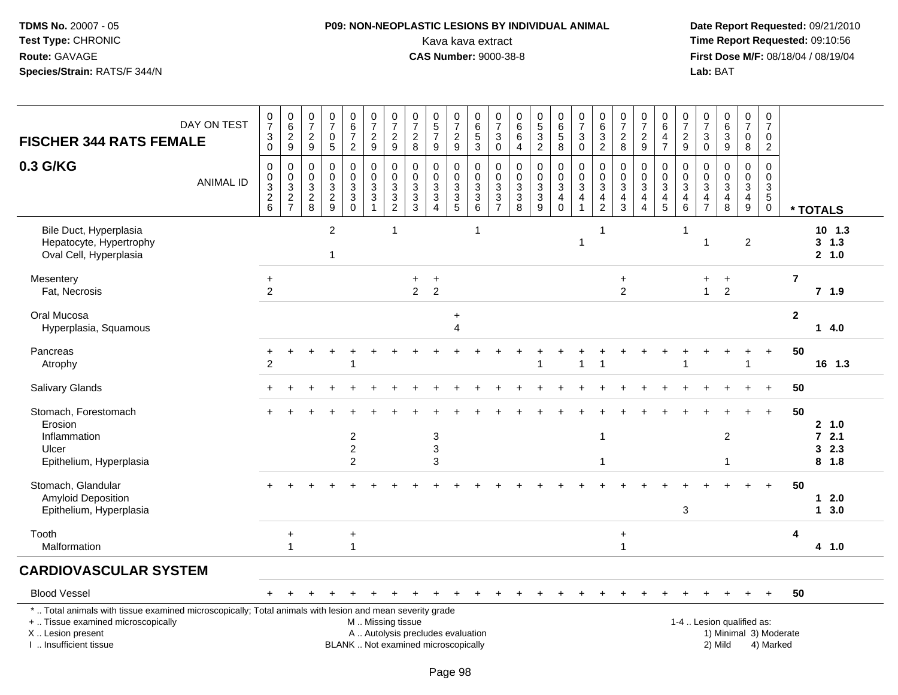**TDMS No.** 20007 - 05
**Test Type:** CHRONIC
**Route:** GAVAGE
**Species/Strain:** RATS/F 344/N

**P09: NON-NEOPLASTIC LESIONS BY INDIVIDUAL ANIMAL**
Kava kava extract
**CAS Number:** 9000-38-8

**Date Report Requested:** 09/21/2010
**Time Report Requested:** 09:10:56
**First Dose M/F:** 08/18/04 / 08/19/04
**Lab:** BAT

## FISCHER 344 RATS FEMALE

## 0.3 G/KG

| DAY ON TEST | 0730 | 0629 | 0729 | 0705 | 0672 | 0729 | 0729 | 0728 | 0579 | 0729 | 0653 | 0730 | 0664 | 0532 | 0658 | 0730 | 0632 | 0728 | 0729 | 0647 | 0729 | 0730 | 0639 | 0708 | 0702 | |
|---|---|---|---|---|---|---|---|---|---|---|---|---|---|---|---|---|---|---|---|---|---|---|---|---|---|---|
| ANIMAL ID | 00326 | 00327 | 00328 | 00329 | 00330 | 00331 | 00332 | 00333 | 00334 | 00335 | 00336 | 00337 | 00338 | 00339 | 00340 | 00341 | 00342 | 00343 | 00344 | 00345 | 00346 | 00347 | 00348 | 00349 | 00350 | * TOTALS |
| Bile Duct, Hyperplasia | | | | 2 | | | 1 | | | | 1 | | | | | | 1 | | | | 1 | | | | | 10 1.3 |
| Hepatocyte, Hypertrophy | | | | | | | | | | | | | | | | 1 | | | | | | 1 | | 2 | | 3 1.3 |
| Oval Cell, Hyperplasia | | | | 1 | | | | | | | | | | | | | | | | | | | | | | 2 1.0 |
| Mesentery | + | | | | | | | + | + | | | | | | | | | + | | | | + | + | | | 7 |
| Fat, Necrosis | 2 | | | | | | | 2 | 2 | | | | | | | | | 2 | | | | 1 | 2 | | | 7 1.9 |
| Oral Mucosa | | | | | | | | | | + | | | | | | | | | | | | | | | | 2 |
| Hyperplasia, Squamous | | | | | | | | | | 4 | | | | | | | | | | | | | | | | 1 4.0 |
| Pancreas | + | + | + | + | + | + | + | + | + | + | + | + | + | + | + | + | + | + | + | + | + | + | + | + | + | 50 |
| Atrophy | 2 | | | | 1 | | | | | | | | | 1 | | 1 | 1 | | | | 1 | | | 1 | | 16 1.3 |
| Salivary Glands | + | + | + | + | + | + | + | + | + | + | + | + | + | + | + | + | + | + | + | + | + | + | + | + | + | 50 |
| Stomach, Forestomach | + | + | + | + | + | + | + | + | + | + | + | + | + | + | + | + | + | + | + | + | + | + | + | + | + | 50 |
| Erosion | | | | | | | | | | | | | | | | | | | | | | | | | | 2 1.0 |
| Inflammation | | | | | 2 | | | | 3 | | | | | | | | 1 | | | | | | 2 | | | 7 2.1 |
| Ulcer | | | | | 2 | | | | 3 | | | | | | | | | | | | | | | | | 3 2.3 |
| Epithelium, Hyperplasia | | | | | 2 | | | | 3 | | | | | | | | 1 | | | | | | 1 | | | 8 1.8 |
| Stomach, Glandular | + | + | + | + | + | + | + | + | + | + | + | + | + | + | + | + | + | + | + | + | + | + | + | + | + | 50 |
| Amyloid Deposition | | | | | | | | | | | | | | | | | | | | | | | | | | 1 2.0 |
| Epithelium, Hyperplasia | | | | | | | | | | | | | | | | | | | | | 3 | | | | | 1 3.0 |
| Tooth | | + | | | + | | | | | | | | | | | | | + | | | | | | | | 4 |
| Malformation | | 1 | | | 1 | | | | | | | | | | | | | 1 | | | | | | | | 4 1.0 |

## CARDIOVASCULAR SYSTEM

| | | | | | | | | | | | | | | | | | | | | | | | | | | |
|---|---|---|---|---|---|---|---|---|---|---|---|---|---|---|---|---|---|---|---|---|---|---|---|---|---|---|
| Blood Vessel | + | + | + | + | + | + | + | + | + | + | + | + | + | + | + | + | + | + | + | + | + | + | + | + | + | 50 |

\* .. Total animals with tissue examined microscopically; Total animals with lesion and mean severity grade
+ .. Tissue examined microscopically
X .. Lesion present
I .. Insufficient tissue

M .. Missing tissue
A .. Autolysis precludes evaluation
BLANK .. Not examined microscopically

1-4 .. Lesion qualified as:
1) Minimal 3) Moderate
2) Mild 4) Marked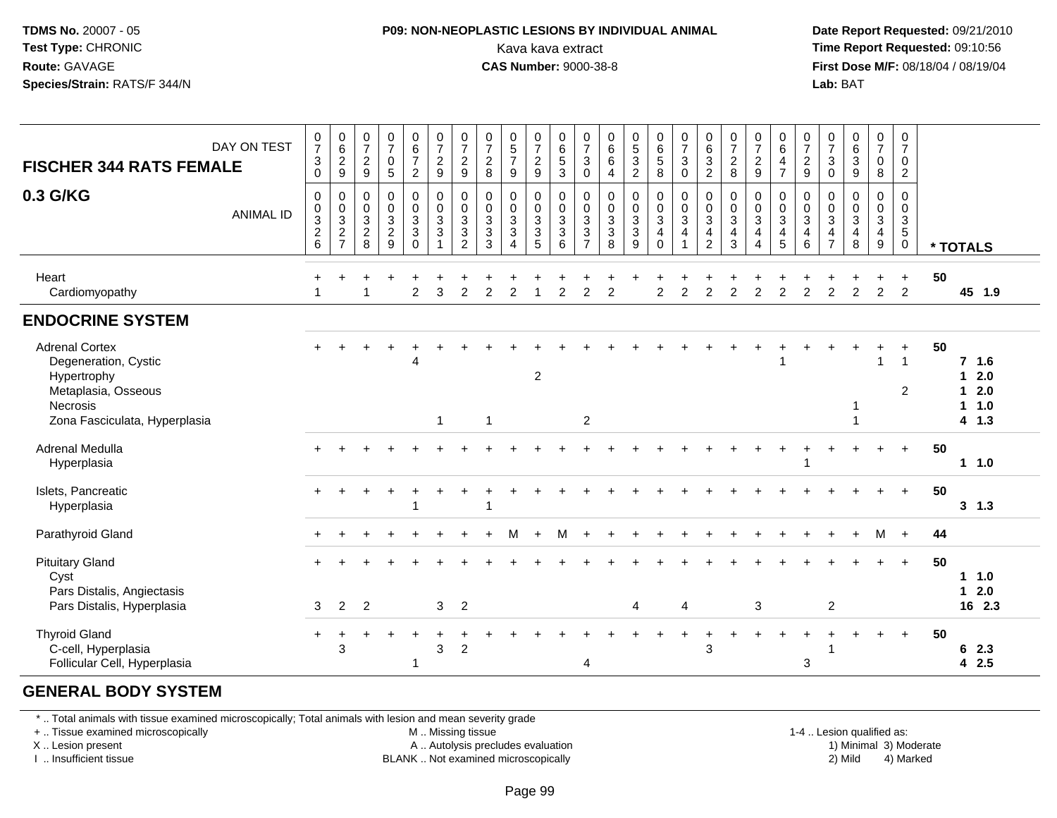TDMS No. 20007 - 05
Test Type: CHRONIC
Route: GAVAGE
Species/Strain: RATS/F 344/N

**P09: NON-NEOPLASTIC LESIONS BY INDIVIDUAL ANIMAL**
Kava kava extract
**CAS Number:** 9000-38-8

Date Report Requested: 09/21/2010
Time Report Requested: 09:10:56
First Dose M/F: 08/18/04 / 08/19/04
Lab: BAT

| FISCHER 344 RATS FEMALE 0.3 G/KG | DAY ON TEST | 0730 | 0629 | 0729 | 0705 | 0672 | 0729 | 0729 | 0728 | 0579 | 0729 | 0653 | 0730 | 0664 | 0532 | 0658 | 0730 | 0632 | 0728 | 0729 | 0647 | 0729 | 0730 | 0639 | 0708 | 0702 | * TOTALS |
|---|---|---|---|---|---|---|---|---|---|---|---|---|---|---|---|---|---|---|---|---|---|---|---|---|---|---|---|
| | ANIMAL ID | 00326 | 00327 | 00328 | 00329 | 00330 | 00331 | 00332 | 00333 | 00334 | 00335 | 00336 | 00337 | 00338 | 00339 | 00340 | 00341 | 00342 | 00343 | 00344 | 00345 | 00346 | 00347 | 00348 | 00349 | 00350 | |
| Heart | | + | + | + | + | + | + | + | + | + | + | + | + | + | + | + | + | + | + | + | + | + | + | + | + | + | 50 |
| Cardiomyopathy | | 1 | | 1 | | 2 | 3 | 2 | 2 | 2 | 1 | 2 | 2 | 2 | | 2 | 2 | 2 | 2 | 2 | 2 | 2 | 2 | 2 | 2 | 2 | 45 1.9 |
| **ENDOCRINE SYSTEM** | | | | | | | | | | | | | | | | | | | | | | | | | | | |
| Adrenal Cortex | | + | + | + | + | + | + | + | + | + | + | + | + | + | + | + | + | + | + | + | + | + | + | + | + | + | 50 |
| Degeneration, Cystic | | | | | | 4 | | | | | | | | | | | | | | | 1 | | | | 1 | 1 | 7 1.6 |
| Hypertrophy | | | | | | | | | | | 2 | | | | | | | | | | | | | | | | 1 2.0 |
| Metaplasia, Osseous | | | | | | | | | | | | | | | | | | | | | | | | | | 2 | 1 2.0 |
| Necrosis | | | | | | | | | | | | | | | | | | | | | | | | 1 | | | 1 1.0 |
| Zona Fasciculata, Hyperplasia | | | | | | | 1 | | 1 | | | | 2 | | | | | | | | | | | 1 | | | 4 1.3 |
| Adrenal Medulla | | + | + | + | + | + | + | + | + | + | + | + | + | + | + | + | + | + | + | + | + | + | + | + | + | + | 50 |
| Hyperplasia | | | | | | | | | | | | | | | | | | | | | | 1 | | | | | 1 1.0 |
| Islets, Pancreatic | | + | + | + | + | + | + | + | + | + | + | + | + | + | + | + | + | + | + | + | + | + | + | + | + | + | 50 |
| Hyperplasia | | | | | | 1 | | | 1 | | | | | | | | | | | | | | | | | | 3 1.3 |
| Parathyroid Gland | | + | + | + | + | + | + | + | + | M | + | M | + | + | + | + | + | + | + | + | + | + | + | + | M | + | 44 |
| Pituitary Gland | | + | + | + | + | + | + | + | + | + | + | + | + | + | + | + | + | + | + | + | + | + | + | + | + | + | 50 |
| Cyst | | | | | | | | | | | | | | | | | | | | | | | | | | | 1 1.0 |
| Pars Distalis, Angiectasis | | | | | | | | | | | | | | | | | | | | | | | | | | | 1 2.0 |
| Pars Distalis, Hyperplasia | | 3 | 2 | 2 | | | 3 | 2 | | | | | | | 4 | | 4 | | | 3 | | | 2 | | | | 16 2.3 |
| Thyroid Gland | | + | + | + | + | + | + | + | + | + | + | + | + | + | + | + | + | + | + | + | + | + | + | + | + | + | 50 |
| C-cell, Hyperplasia | | | 3 | | | | 3 | 2 | | | | | | | | | | 3 | | | | | 1 | | | | 6 2.3 |
| Follicular Cell, Hyperplasia | | | | | | 1 | | | | | | | 4 | | | | | | | | | 3 | | | | | 4 2.5 |
| **GENERAL BODY SYSTEM** | | | | | | | | | | | | | | | | | | | | | | | | | | | |

* .. Total animals with tissue examined microscopically; Total animals with lesion and mean severity grade
+ .. Tissue examined microscopically
X .. Lesion present
I .. Insufficient tissue
M .. Missing tissue
A .. Autolysis precludes evaluation
BLANK .. Not examined microscopically
1-4 .. Lesion qualified as: 1) Minimal 2) Mild 3) Moderate 4) Marked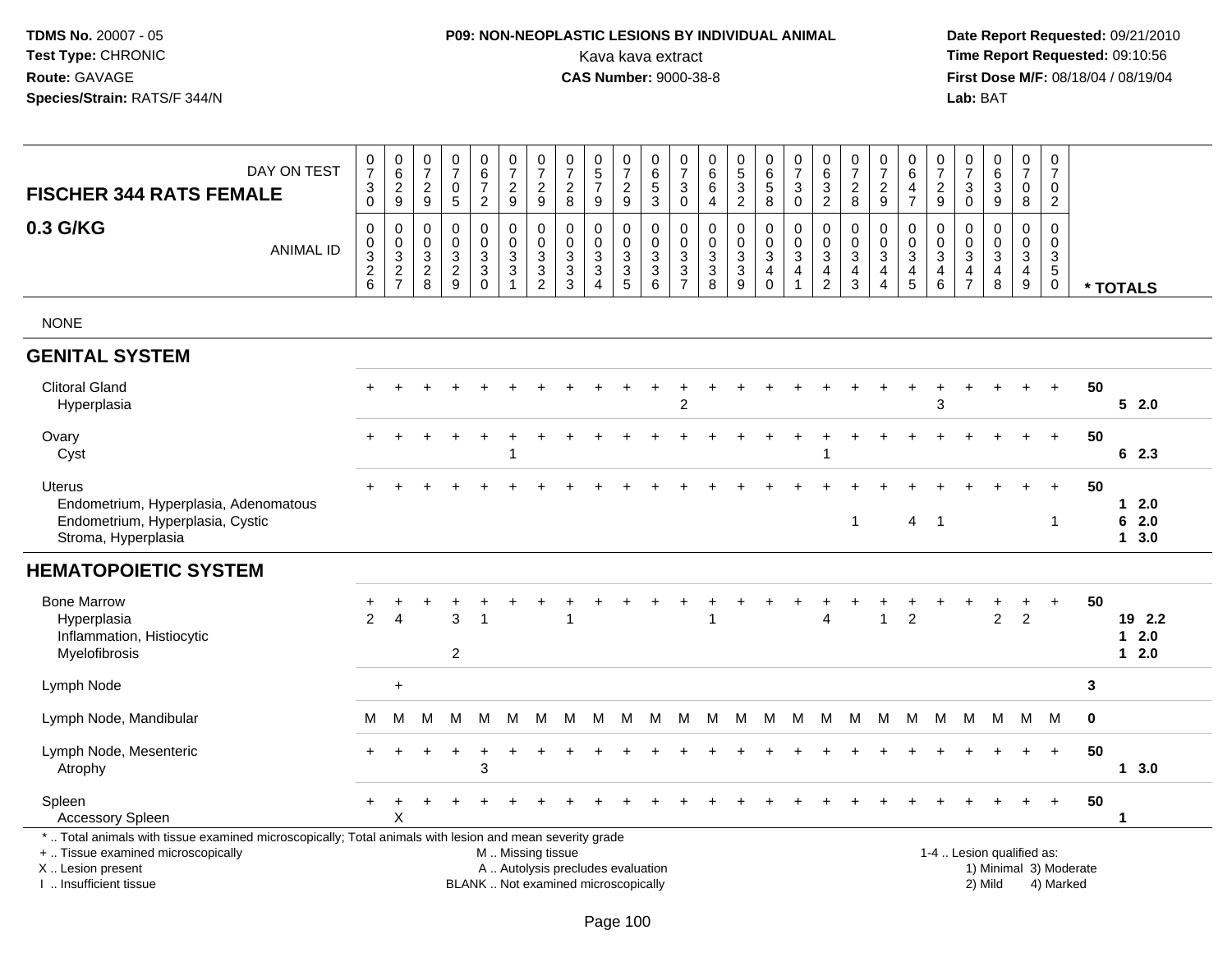**TDMS No.** 20007 - 05
**Test Type:** CHRONIC
**Route:** GAVAGE
**Species/Strain:** RATS/F 344/N

**P09: NON-NEOPLASTIC LESIONS BY INDIVIDUAL ANIMAL**
Kava kava extract
**CAS Number:** 9000-38-8

**Date Report Requested:** 09/21/2010
**Time Report Requested:** 09:10:56
**First Dose M/F:** 08/18/04 / 08/19/04
**Lab:** BAT

## FISCHER 344 RATS FEMALE
## 0.3 G/KG

| DAY ON TEST | 0730 | 0629 | 0729 | 0705 | 0672 | 0729 | 0729 | 0728 | 0579 | 0729 | 0653 | 0730 | 0664 | 0532 | 0658 | 0730 | 0632 | 0728 | 0729 | 0647 | 0729 | 0730 | 0639 | 0708 | 0702 | |
|---|---|---|---|---|---|---|---|---|---|---|---|---|---|---|---|---|---|---|---|---|---|---|---|---|---|---|
| ANIMAL ID | 0326 | 0327 | 0328 | 0329 | 0330 | 0331 | 0332 | 0333 | 0334 | 0335 | 0336 | 0337 | 0338 | 0339 | 0340 | 0341 | 0342 | 0343 | 0344 | 0345 | 0346 | 0347 | 0348 | 0349 | 0350 | * TOTALS |
| NONE | | | | | | | | | | | | | | | | | | | | | | | | | | |
| **GENITAL SYSTEM** | | | | | | | | | | | | | | | | | | | | | | | | | | |
| Clitoral Gland | + | + | + | + | + | + | + | + | + | + | + | + | + | + | + | + | + | + | + | + | + | + | + | + | + | 50 |
| Hyperplasia | | | | | | | | | | | | 2 | | | | | | | | | 3 | | | | | 5 2.0 |
| Ovary | + | + | + | + | + | + | + | + | + | + | + | + | + | + | + | + | + | + | + | + | + | + | + | + | + | 50 |
| Cyst | | | | | | 1 | | | | | | | | | | | 1 | | | | | | | | | 6 2.3 |
| Uterus | + | + | + | + | + | + | + | + | + | + | + | + | + | + | + | + | + | + | + | + | + | + | + | + | + | 50 |
| Endometrium, Hyperplasia, Adenomatous | | | | | | | | | | | | | | | | | | | | | | | | | | 1 2.0 |
| Endometrium, Hyperplasia, Cystic | | | | | | | | | | | | | | | | | | 1 | | 4 | 1 | | | | 1 | 6 2.0 |
| Stroma, Hyperplasia | | | | | | | | | | | | | | | | | | | | | | | | | | 1 3.0 |
| **HEMATOPOIETIC SYSTEM** | | | | | | | | | | | | | | | | | | | | | | | | | | |
| Bone Marrow | + | + | + | + | + | + | + | + | + | + | + | + | + | + | + | + | + | + | + | + | + | + | + | + | + | 50 |
| Hyperplasia | 2 | 4 | | 3 | 1 | | | 1 | | | | | 1 | | | | 4 | | 1 | 2 | | | 2 | 2 | | 19 2.2 |
| Inflammation, Histiocytic | | | | | | | | | | | | | | | | | | | | | | | | | | 1 2.0 |
| Myelofibrosis | | | | 2 | | | | | | | | | | | | | | | | | | | | | | 1 2.0 |
| Lymph Node | | + | | | | | | | | | | | | | | | | | | | | | | | | 3 |
| Lymph Node, Mandibular | M | M | M | M | M | M | M | M | M | M | M | M | M | M | M | M | M | M | M | M | M | M | M | M | M | 0 |
| Lymph Node, Mesenteric | + | + | + | + | + | + | + | + | + | + | + | + | + | + | + | + | + | + | + | + | + | + | + | + | + | 50 |
| Atrophy | | | | | 3 | | | | | | | | | | | | | | | | | | | | | 1 3.0 |
| Spleen | + | + | + | + | + | + | + | + | + | + | + | + | + | + | + | + | + | + | + | + | + | + | + | + | + | 50 |
| Accessory Spleen | | X | | | | | | | | | | | | | | | | | | | | | | | | 1 |

* .. Total animals with tissue examined microscopically; Total animals with lesion and mean severity grade
+ .. Tissue examined microscopically
X .. Lesion present
I .. Insufficient tissue

M .. Missing tissue
A .. Autolysis precludes evaluation
BLANK .. Not examined microscopically

1-4 .. Lesion qualified as:
1) Minimal 3) Moderate
2) Mild 4) Marked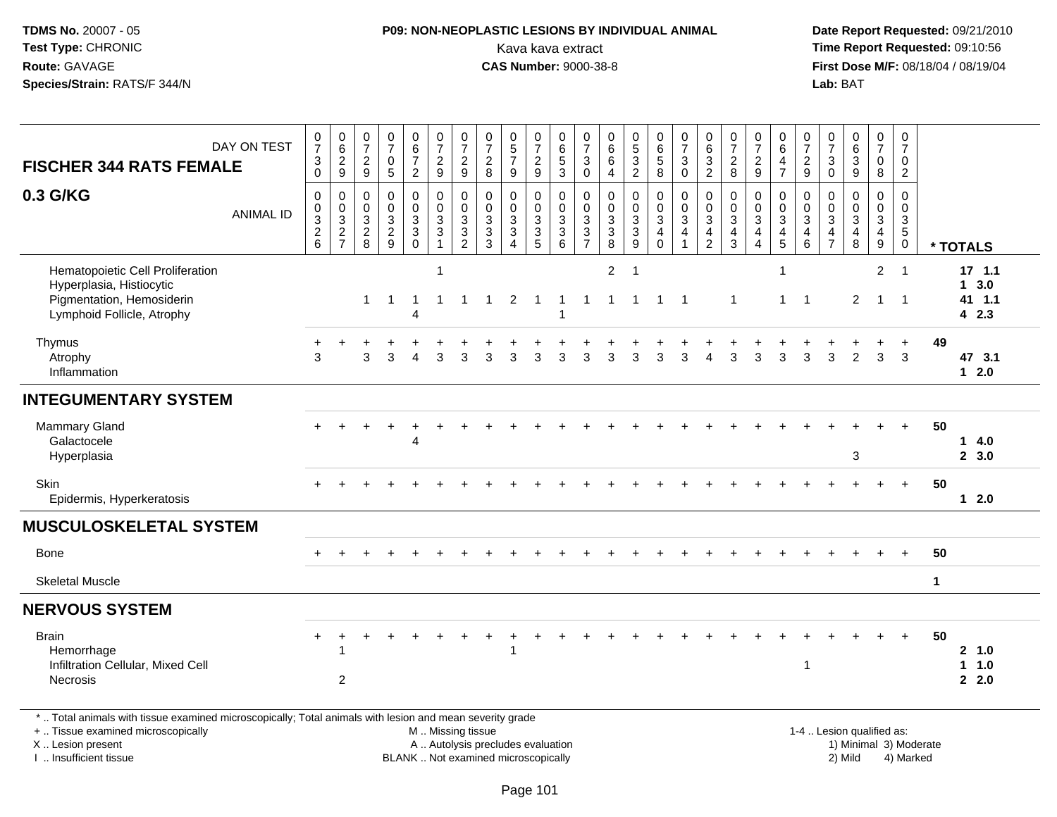**TDMS No.** 20007 - 05
**Test Type:** CHRONIC
**Route:** GAVAGE
**Species/Strain:** RATS/F 344/N

**P09: NON-NEOPLASTIC LESIONS BY INDIVIDUAL ANIMAL**
Kava kava extract
**CAS Number:** 9000-38-8

**Date Report Requested:** 09/21/2010
**Time Report Requested:** 09:10:56
**First Dose M/F:** 08/18/04 / 08/19/04
**Lab:** BAT

## FISCHER 344 RATS FEMALE

## 0.3 G/KG

| DAY ON TEST | 0730 | 0629 | 0729 | 0705 | 0672 | 0729 | 0729 | 0728 | 0579 | 0729 | 0653 | 0730 | 0664 | 0532 | 0658 | 0730 | 0632 | 0728 | 0729 | 0647 | 0729 | 0730 | 0639 | 0708 | 0702 | |
|---|---|---|---|---|---|---|---|---|---|---|---|---|---|---|---|---|---|---|---|---|---|---|---|---|---|---|
| **ANIMAL ID** | 0326 | 0327 | 0328 | 0329 | 0330 | 0331 | 0332 | 0333 | 0334 | 0335 | 0336 | 0337 | 0338 | 0339 | 0340 | 0341 | 0342 | 0343 | 0344 | 0345 | 0346 | 0347 | 0348 | 0349 | 0350 | *** TOTALS** |
| Hematopoietic Cell Proliferation | | | | | | 1 | | | | | | | 2 | 1 | | | | | | 1 | | | | 2 | 1 | 17 1.1 |
| Hyperplasia, Histiocytic | | | | | | | | | | | | | | | | | | | | | | | | | | 1 3.0 |
| Pigmentation, Hemosiderin | | | 1 | 1 | 1 | 1 | 1 | 1 | 2 | 1 | 1 | 1 | 1 | 1 | 1 | 1 | | 1 | | 1 | 1 | | 2 | 1 | 1 | 41 1.1 |
| Lymphoid Follicle, Atrophy | | | | | 4 | | | | | | 1 | | | | | | | | | | | | | | | 4 2.3 |
| Thymus | + | + | + | + | + | + | + | + | + | + | + | + | + | + | + | + | + | + | + | + | + | + | + | + | + | 49 |
| Atrophy | 3 | | 3 | 3 | 4 | 3 | 3 | 3 | 3 | 3 | 3 | 3 | 3 | 3 | 3 | 3 | 4 | 3 | 3 | 3 | 3 | 3 | 2 | 3 | 3 | 47 3.1 |
| Inflammation | | | | | | | | | | | | | | | | | | | | | | | | | | 1 2.0 |
| **INTEGUMENTARY SYSTEM** | | | | | | | | | | | | | | | | | | | | | | | | | | |
| Mammary Gland | + | + | + | + | + | + | + | + | + | + | + | + | + | + | + | + | + | + | + | + | + | + | + | + | + | 50 |
| Galactocele | | | | | 4 | | | | | | | | | | | | | | | | | | | | | 1 4.0 |
| Hyperplasia | | | | | | | | | | | | | | | | | | | | | | | 3 | | | 2 3.0 |
| Skin | + | + | + | + | + | + | + | + | + | + | + | + | + | + | + | + | + | + | + | + | + | + | + | + | + | 50 |
| Epidermis, Hyperkeratosis | | | | | | | | | | | | | | | | | | | | | | | | | | 1 2.0 |
| **MUSCULOSKELETAL SYSTEM** | | | | | | | | | | | | | | | | | | | | | | | | | | |
| Bone | + | + | + | + | + | + | + | + | + | + | + | + | + | + | + | + | + | + | + | + | + | + | + | + | + | 50 |
| Skeletal Muscle | | | | | | | | | | | | | | | | | | | | | | | | | | 1 |
| **NERVOUS SYSTEM** | | | | | | | | | | | | | | | | | | | | | | | | | | |
| Brain | + | + | + | + | + | + | + | + | + | + | + | + | + | + | + | + | + | + | + | + | + | + | + | + | + | 50 |
| Hemorrhage | | 1 | | | | | | | 1 | | | | | | | | | | | | | | | | | 2 1.0 |
| Infiltration Cellular, Mixed Cell | | | | | | | | | | | | | | | | | | | | | 1 | | | | | 1 1.0 |
| Necrosis | | 2 | | | | | | | | | | | | | | | | | | | | | | | | 2 2.0 |

\* .. Total animals with tissue examined microscopically; Total animals with lesion and mean severity grade
\+ .. Tissue examined microscopically
X .. Lesion present
I .. Insufficient tissue

M .. Missing tissue
A .. Autolysis precludes evaluation
BLANK .. Not examined microscopically

1-4 .. Lesion qualified as:
1) Minimal 2) Mild 3) Moderate 4) Marked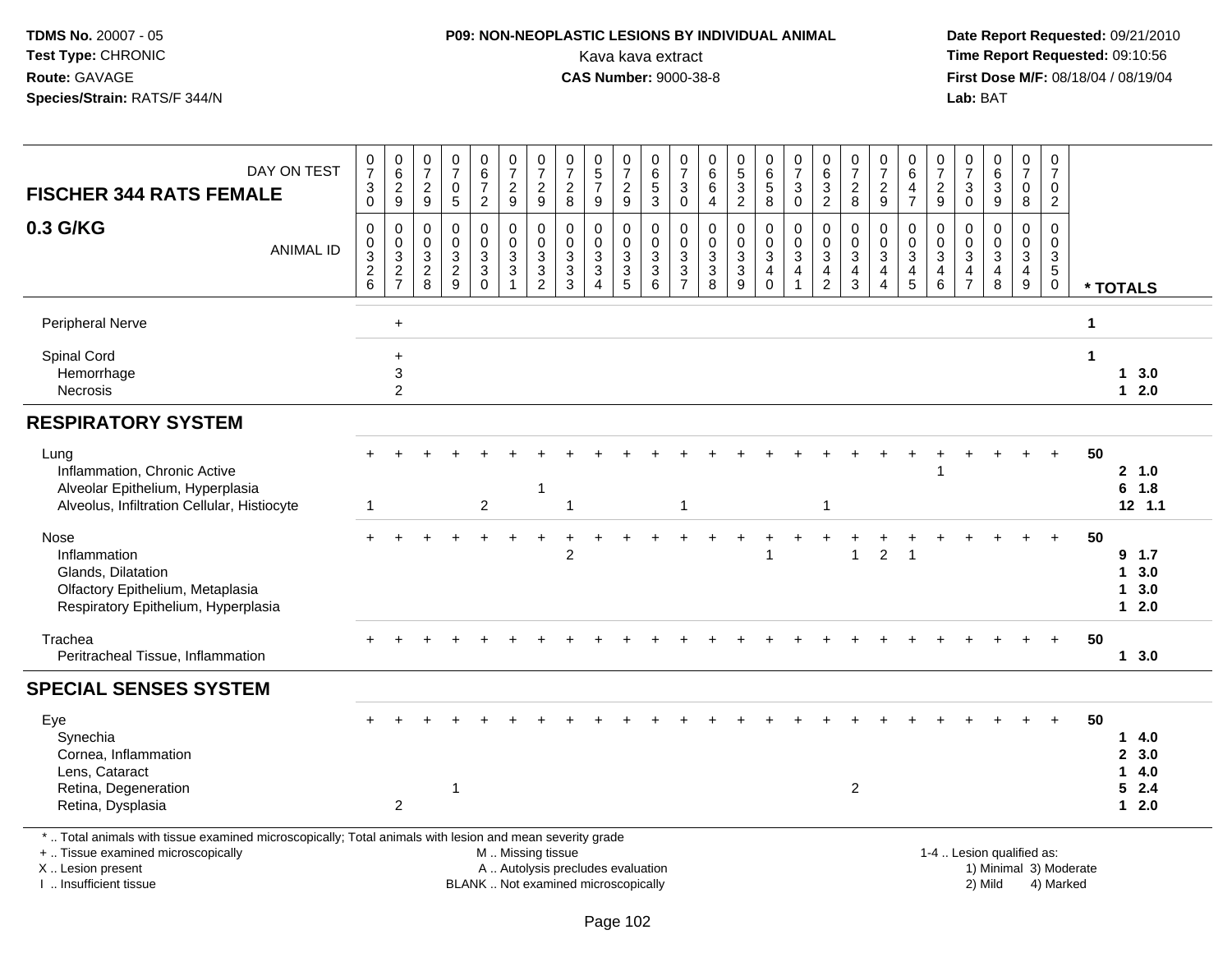TDMS No. 20007 - 05
Test Type: CHRONIC
Route: GAVAGE
Species/Strain: RATS/F 344/N

**P09: NON-NEOPLASTIC LESIONS BY INDIVIDUAL ANIMAL**
Kava kava extract
**CAS Number:** 9000-38-8

Date Report Requested: 09/21/2010
Time Report Requested: 09:10:56
First Dose M/F: 08/18/04 / 08/19/04
Lab: BAT

**FISCHER 344 RATS FEMALE**
**0.3 G/KG**

| DAY ON TEST | 0730 | 0629 | 0729 | 0705 | 0672 | 0729 | 0729 | 0728 | 0579 | 0729 | 0653 | 0730 | 0664 | 0532 | 0658 | 0730 | 0632 | 0728 | 0729 | 0647 | 0729 | 0730 | 0639 | 0708 | 0702 | |
|---|---|---|---|---|---|---|---|---|---|---|---|---|---|---|---|---|---|---|---|---|---|---|---|---|---|---|
| **ANIMAL ID** | 0326 | 0327 | 0328 | 0329 | 0330 | 0331 | 0332 | 0333 | 0334 | 0335 | 0336 | 0337 | 0338 | 0339 | 0340 | 0341 | 0342 | 0343 | 0344 | 0345 | 0346 | 0347 | 0348 | 0349 | 0350 | *** TOTALS** |
| Peripheral Nerve | | + | | | | | | | | | | | | | | | | | | | | | | | | 1 |
| Spinal Cord | | + | | | | | | | | | | | | | | | | | | | | | | | | 1 |
| Hemorrhage | | 3 | | | | | | | | | | | | | | | | | | | | | | | | 1 3.0 |
| Necrosis | | 2 | | | | | | | | | | | | | | | | | | | | | | | | 1 2.0 |
| **RESPIRATORY SYSTEM** | | | | | | | | | | | | | | | | | | | | | | | | | | |
| Lung | + | + | + | + | + | + | + | + | + | + | + | + | + | + | + | + | + | + | + | + | + | + | + | + | + | 50 |
| Inflammation, Chronic Active | | | | | | | | | | | | | | | | | | | | | 1 | | | | | 2 1.0 |
| Alveolar Epithelium, Hyperplasia | | | | | | | 1 | | | | | | | | | | | | | | | | | | | 6 1.8 |
| Alveolus, Infiltration Cellular, Histiocyte | 1 | | | | 2 | | | 1 | | | | 1 | | | | | 1 | | | | | | | | | 12 1.1 |
| Nose | + | + | + | + | + | + | + | + | + | + | + | + | + | + | + | + | + | + | + | + | + | + | + | + | + | 50 |
| Inflammation | | | | | | | | 2 | | | | | | | 1 | | | 1 | 2 | 1 | | | | | | 9 1.7 |
| Glands, Dilatation | | | | | | | | | | | | | | | | | | | | | | | | | | 1 3.0 |
| Olfactory Epithelium, Metaplasia | | | | | | | | | | | | | | | | | | | | | | | | | | 1 3.0 |
| Respiratory Epithelium, Hyperplasia | | | | | | | | | | | | | | | | | | | | | | | | | | 1 2.0 |
| Trachea | + | + | + | + | + | + | + | + | + | + | + | + | + | + | + | + | + | + | + | + | + | + | + | + | + | 50 |
| Peritracheal Tissue, Inflammation | | | | | | | | | | | | | | | | | | | | | | | | | | 1 3.0 |
| **SPECIAL SENSES SYSTEM** | | | | | | | | | | | | | | | | | | | | | | | | | | |
| Eye | + | + | + | + | + | + | + | + | + | + | + | + | + | + | + | + | + | + | + | + | + | + | + | + | + | 50 |
| Synechia | | | | | | | | | | | | | | | | | | | | | | | | | | 1 4.0 |
| Cornea, Inflammation | | | | | | | | | | | | | | | | | | | | | | | | | | 2 3.0 |
| Lens, Cataract | | | | | | | | | | | | | | | | | | | | | | | | | | 1 4.0 |
| Retina, Degeneration | | | | 1 | | | | | | | | | | | | | | 2 | | | | | | | | 5 2.4 |
| Retina, Dysplasia | | 2 | | | | | | | | | | | | | | | | | | | | | | | | 1 2.0 |

\* .. Total animals with tissue examined microscopically; Total animals with lesion and mean severity grade
+ .. Tissue examined microscopically
X .. Lesion present
I .. Insufficient tissue

M .. Missing tissue
A .. Autolysis precludes evaluation
BLANK .. Not examined microscopically

1-4 .. Lesion qualified as:
1) Minimal 3) Moderate
2) Mild 4) Marked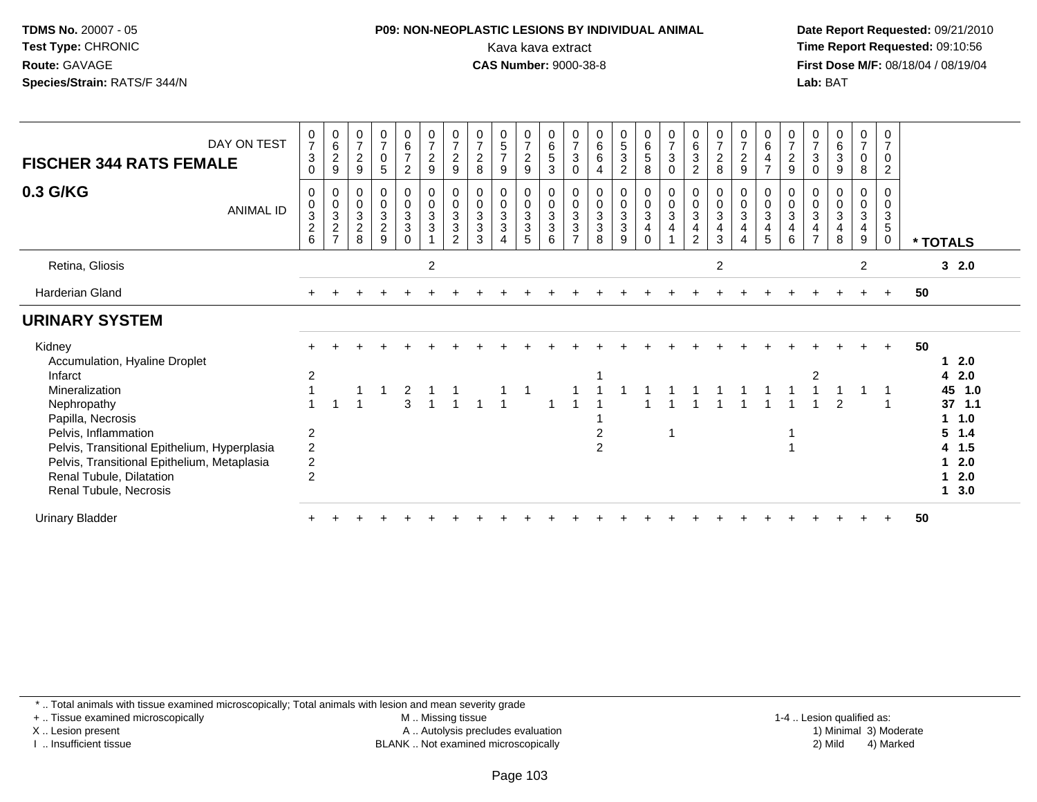**TDMS No.** 20007 - 05
**Test Type:** CHRONIC
**Route:** GAVAGE
**Species/Strain:** RATS/F 344/N

**P09: NON-NEOPLASTIC LESIONS BY INDIVIDUAL ANIMAL**
Kava kava extract
**CAS Number:** 9000-38-8

**Date Report Requested:** 09/21/2010
**Time Report Requested:** 09:10:56
**First Dose M/F:** 08/18/04 / 08/19/04
**Lab:** BAT

| FISCHER 344 RATS FEMALE — DAY ON TEST | 0730 | 0629 | 0729 | 0705 | 0672 | 0729 | 0729 | 0728 | 0579 | 0729 | 0653 | 0730 | 0664 | 0532 | 0658 | 0730 | 0632 | 0728 | 0729 | 0647 | 0729 | 0730 | 0639 | 0708 | 0702 | |
|---|---|---|---|---|---|---|---|---|---|---|---|---|---|---|---|---|---|---|---|---|---|---|---|---|---|---|
| **0.3 G/KG** — ANIMAL ID | 0326 | 0327 | 0328 | 0329 | 0330 | 0331 | 0332 | 0333 | 0334 | 0335 | 0336 | 0337 | 0338 | 0339 | 0340 | 0341 | 0342 | 0343 | 0344 | 0345 | 0346 | 0347 | 0348 | 0349 | 0350 | * TOTALS |
| Retina, Gliosis | | | | | | 2 | | | | | | | | | | | | 2 | | | | | | 2 | | 3 2.0 |
| Harderian Gland | + | + | + | + | + | + | + | + | + | + | + | + | + | + | + | + | + | + | + | + | + | + | + | + | + | 50 |
| **URINARY SYSTEM** | | | | | | | | | | | | | | | | | | | | | | | | | | |
| Kidney | + | + | + | + | + | + | + | + | + | + | + | + | + | + | + | + | + | + | + | + | + | + | + | + | + | 50 |
| Accumulation, Hyaline Droplet | | | | | | | | | | | | | | | | | | | | | | | | | | 1 2.0 |
| Infarct | 2 | | | | | | | | | | | | 1 | | | | | | | | | 2 | | | | 4 2.0 |
| Mineralization | 1 | | 1 | 1 | 2 | 1 | 1 | | 1 | 1 | | 1 | 1 | 1 | 1 | 1 | 1 | 1 | 1 | 1 | 1 | 1 | 1 | 1 | 1 | 45 1.0 |
| Nephropathy | 1 | 1 | 1 | | 3 | 1 | 1 | 1 | 1 | | 1 | 1 | 1 | | 1 | 1 | 1 | 1 | 1 | 1 | 1 | 1 | 2 | | 1 | 37 1.1 |
| Papilla, Necrosis | | | | | | | | | | | | | 1 | | | | | | | | | | | | | 1 1.0 |
| Pelvis, Inflammation | 2 | | | | | | | | | | | | 2 | | | 1 | | | | | 1 | | | | | 5 1.4 |
| Pelvis, Transitional Epithelium, Hyperplasia | 2 | | | | | | | | | | | | 2 | | | | | | | | 1 | | | | | 4 1.5 |
| Pelvis, Transitional Epithelium, Metaplasia | 2 | | | | | | | | | | | | | | | | | | | | | | | | | 1 2.0 |
| Renal Tubule, Dilatation | 2 | | | | | | | | | | | | | | | | | | | | | | | | | 1 2.0 |
| Renal Tubule, Necrosis | | | | | | | | | | | | | | | | | | | | | | | | | | 1 3.0 |
| Urinary Bladder | + | + | + | + | + | + | + | + | + | + | + | + | + | + | + | + | + | + | + | + | + | + | + | + | + | 50 |

* .. Total animals with tissue examined microscopically; Total animals with lesion and mean severity grade
+ .. Tissue examined microscopically
X .. Lesion present
I .. Insufficient tissue
M .. Missing tissue
A .. Autolysis precludes evaluation
BLANK .. Not examined microscopically
1-4 .. Lesion qualified as: 1) Minimal 2) Mild 3) Moderate 4) Marked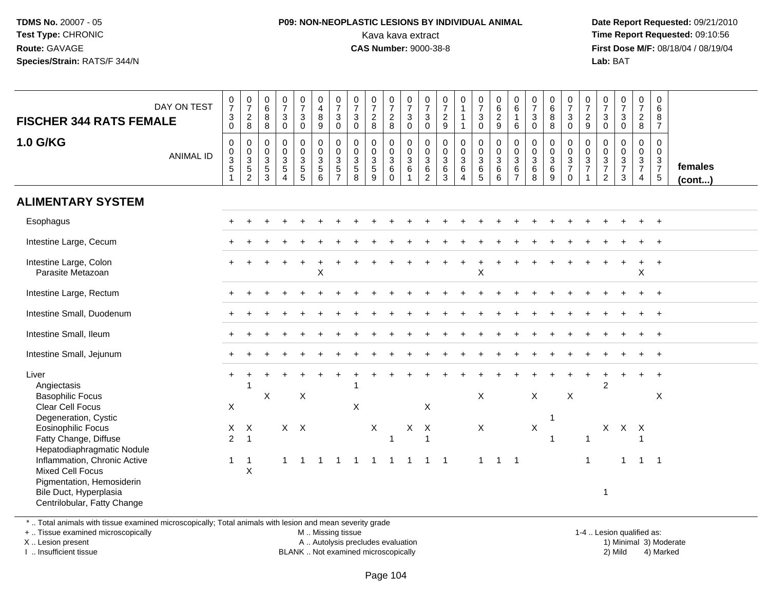**TDMS No.** 20007 - 05
**Test Type:** CHRONIC
**Route:** GAVAGE
**Species/Strain:** RATS/F 344/N

**P09: NON-NEOPLASTIC LESIONS BY INDIVIDUAL ANIMAL**
Kava kava extract
**CAS Number:** 9000-38-8

**Date Report Requested:** 09/21/2010
**Time Report Requested:** 09:10:56
**First Dose M/F:** 08/18/04 / 08/19/04
**Lab:** BAT

## FISCHER 344 RATS FEMALE
## 1.0 G/KG

| DAY ON TEST | 0730 | 0728 | 0688 | 0730 | 0730 | 0489 | 0730 | 0730 | 0728 | 0728 | 0730 | 0730 | 0729 | 0111 | 0730 | 0629 | 0616 | 0730 | 0688 | 0730 | 0729 | 0730 | 0730 | 0728 | 0687 | |
|---|---|---|---|---|---|---|---|---|---|---|---|---|---|---|---|---|---|---|---|---|---|---|---|---|---|---|
| **ANIMAL ID** | 0351 | 0352 | 0353 | 0354 | 0355 | 0356 | 0357 | 0358 | 0359 | 0360 | 0361 | 0362 | 0363 | 0364 | 0365 | 0366 | 0367 | 0368 | 0369 | 0370 | 0371 | 0372 | 0373 | 0374 | 0375 | **females (cont...)** |
| **ALIMENTARY SYSTEM** | | | | | | | | | | | | | | | | | | | | | | | | | | |
| Esophagus | + | + | + | + | + | + | + | + | + | + | + | + | + | + | + | + | + | + | + | + | + | + | + | + | + | |
| Intestine Large, Cecum | + | + | + | + | + | + | + | + | + | + | + | + | + | + | + | + | + | + | + | + | + | + | + | + | + | |
| Intestine Large, Colon | + | + | + | + | + | + | + | + | + | + | + | + | + | + | + | + | + | + | + | + | + | + | + | + | + | |
| Parasite Metazoan | | | | | | X | | | | | | | | | X | | | | | | | | | X | | |
| Intestine Large, Rectum | + | + | + | + | + | + | + | + | + | + | + | + | + | + | + | + | + | + | + | + | + | + | + | + | + | |
| Intestine Small, Duodenum | + | + | + | + | + | + | + | + | + | + | + | + | + | + | + | + | + | + | + | + | + | + | + | + | + | |
| Intestine Small, Ileum | + | + | + | + | + | + | + | + | + | + | + | + | + | + | + | + | + | + | + | + | + | + | + | + | + | |
| Intestine Small, Jejunum | + | + | + | + | + | + | + | + | + | + | + | + | + | + | + | + | + | + | + | + | + | + | + | + | + | |
| Liver | + | + | + | + | + | + | + | + | + | + | + | + | + | + | + | + | + | + | + | + | + | + | + | + | + | |
| Angiectasis | | 1 | | | | | | 1 | | | | | | | | | | | | | | 2 | | | | |
| Basophilic Focus | | | X | | X | | | | | | | | | | X | | | X | | X | | | | | X | |
| Clear Cell Focus | X | | | | | | | X | | | | X | | | | | | | | | | | | | | |
| Degeneration, Cystic | | | | | | | | | | | | | | | | | | | 1 | | | | | | | |
| Eosinophilic Focus | X | X | | X | X | | | | X | | X | X | | | X | | | X | | | | X | X | X | | |
| Fatty Change, Diffuse | 2 | 1 | | | | | | | | 1 | | 1 | | | | | | | 1 | | 1 | | | 1 | | |
| Hepatodiaphragmatic Nodule | | | | | | | | | | | | | | | | | | | | | | | | | | |
| Inflammation, Chronic Active | 1 | 1 | | 1 | 1 | 1 | 1 | 1 | 1 | 1 | 1 | 1 | 1 | | 1 | 1 | 1 | | | | 1 | | 1 | 1 | 1 | |
| Mixed Cell Focus | | X | | | | | | | | | | | | | | | | | | | | | | | | |
| Pigmentation, Hemosiderin | | | | | | | | | | | | | | | | | | | | | | | | | | |
| Bile Duct, Hyperplasia | | | | | | | | | | | | | | | | | | | | | | 1 | | | | |
| Centrilobular, Fatty Change | | | | | | | | | | | | | | | | | | | | | | | | | | |

\* .. Total animals with tissue examined microscopically; Total animals with lesion and mean severity grade
+ .. Tissue examined microscopically
X .. Lesion present
I .. Insufficient tissue

M .. Missing tissue
A .. Autolysis precludes evaluation
BLANK .. Not examined microscopically

1-4 .. Lesion qualified as:
1) Minimal 3) Moderate
2) Mild 4) Marked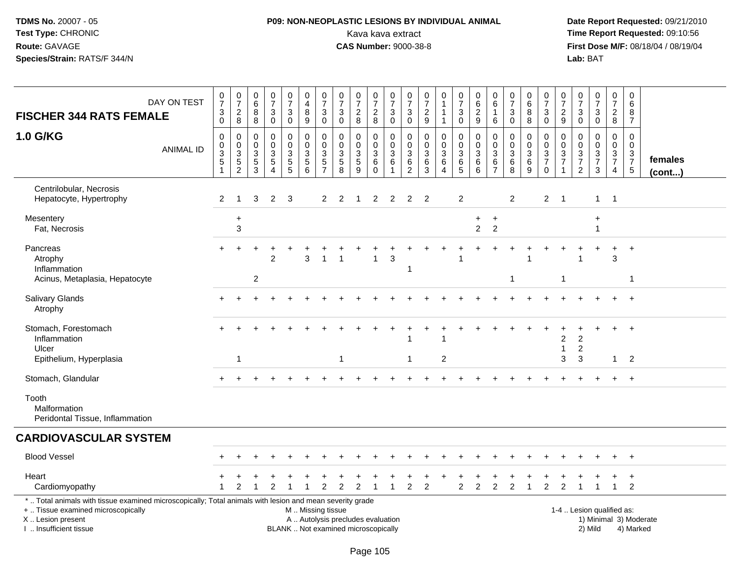TDMS No. 20007 - 05
Test Type: CHRONIC
Route: GAVAGE
Species/Strain: RATS/F 344/N

**P09: NON-NEOPLASTIC LESIONS BY INDIVIDUAL ANIMAL**
Kava kava extract
**CAS Number:** 9000-38-8

Date Report Requested: 09/21/2010
Time Report Requested: 09:10:56
First Dose M/F: 08/18/04 / 08/19/04
Lab: BAT

| FISCHER 344 RATS FEMALE — DAY ON TEST | 0730 | 0728 | 0688 | 0730 | 0730 | 0489 | 0730 | 0730 | 0728 | 0728 | 0730 | 0730 | 0729 | 0111 | 0730 | 0629 | 0616 | 0730 | 0688 | 0730 | 0729 | 0730 | 0730 | 0728 | 0687 | |
|---|---|---|---|---|---|---|---|---|---|---|---|---|---|---|---|---|---|---|---|---|---|---|---|---|---|---|
| **1.0 G/KG** — ANIMAL ID | 0351 | 0352 | 0353 | 0354 | 0355 | 0356 | 0357 | 0358 | 0359 | 0360 | 0361 | 0362 | 0363 | 0364 | 0365 | 0366 | 0367 | 0368 | 0369 | 0370 | 0371 | 0372 | 0373 | 0374 | 0375 | **females (cont...)** |
| Centrilobular, Necrosis | | | | | | | | | | | | | | | | | | | | | | | | | | |
| Hepatocyte, Hypertrophy | 2 | 1 | 3 | 2 | 3 | | 2 | 2 | 1 | 2 | 2 | 2 | 2 | | 2 | | | 2 | | 2 | 1 | | 1 | 1 | | |
| Mesentery | | + | | | | | | | | | | | | | | + | + | | | | | | + | | | |
| Fat, Necrosis | | 3 | | | | | | | | | | | | | | 2 | 2 | | | | | | 1 | | | |
| Pancreas | + | + | + | + | + | + | + | + | + | + | + | + | + | + | + | + | + | + | + | + | + | + | + | + | + | |
| Atrophy | | | | 2 | | 3 | 1 | 1 | | 1 | 3 | | | | 1 | | | | 1 | | | 1 | | 3 | | |
| Inflammation | | | | | | | | | | | | 1 | | | | | | | | | | | | | | |
| Acinus, Metaplasia, Hepatocyte | | | 2 | | | | | | | | | | | | | | | 1 | | | 1 | | | | 1 | |
| Salivary Glands | + | + | + | + | + | + | + | + | + | + | + | + | + | + | + | + | + | + | + | + | + | + | + | + | + | |
| Atrophy | | | | | | | | | | | | | | | | | | | | | | | | | | |
| Stomach, Forestomach | + | + | + | + | + | + | + | + | + | + | + | + | + | + | + | + | + | + | + | + | + | + | + | + | + | |
| Inflammation | | | | | | | | | | | | 1 | | 1 | | | | | | | 2 | 2 | | | | |
| Ulcer | | | | | | | | | | | | | | | | | | | | | 1 | 2 | | | | |
| Epithelium, Hyperplasia | | 1 | | | | | | 1 | | | | 1 | | 2 | | | | | | | 3 | 3 | | 1 | 2 | |
| Stomach, Glandular | + | + | + | + | + | + | + | + | + | + | + | + | + | + | + | + | + | + | + | + | + | + | + | + | + | |
| Tooth | | | | | | | | | | | | | | | | | | | | | | | | | | |
| Malformation | | | | | | | | | | | | | | | | | | | | | | | | | | |
| Peridontal Tissue, Inflammation | | | | | | | | | | | | | | | | | | | | | | | | | | |
| **CARDIOVASCULAR SYSTEM** | | | | | | | | | | | | | | | | | | | | | | | | | | |
| Blood Vessel | + | + | + | + | + | + | + | + | + | + | + | + | + | + | + | + | + | + | + | + | + | + | + | + | + | |
| Heart | + | + | + | + | + | + | + | + | + | + | + | + | + | + | + | + | + | + | + | + | + | + | + | + | + | |
| Cardiomyopathy | 1 | 2 | 1 | 2 | 1 | 1 | 2 | 2 | 2 | 1 | 1 | 2 | 2 | | 2 | 2 | 2 | 2 | 1 | 2 | 2 | 1 | 1 | 1 | 2 | |

\* .. Total animals with tissue examined microscopically; Total animals with lesion and mean severity grade
\+ .. Tissue examined microscopically
X .. Lesion present
I .. Insufficient tissue

M .. Missing tissue
A .. Autolysis precludes evaluation
BLANK .. Not examined microscopically

1-4 .. Lesion qualified as:
1) Minimal 3) Moderate
2) Mild 4) Marked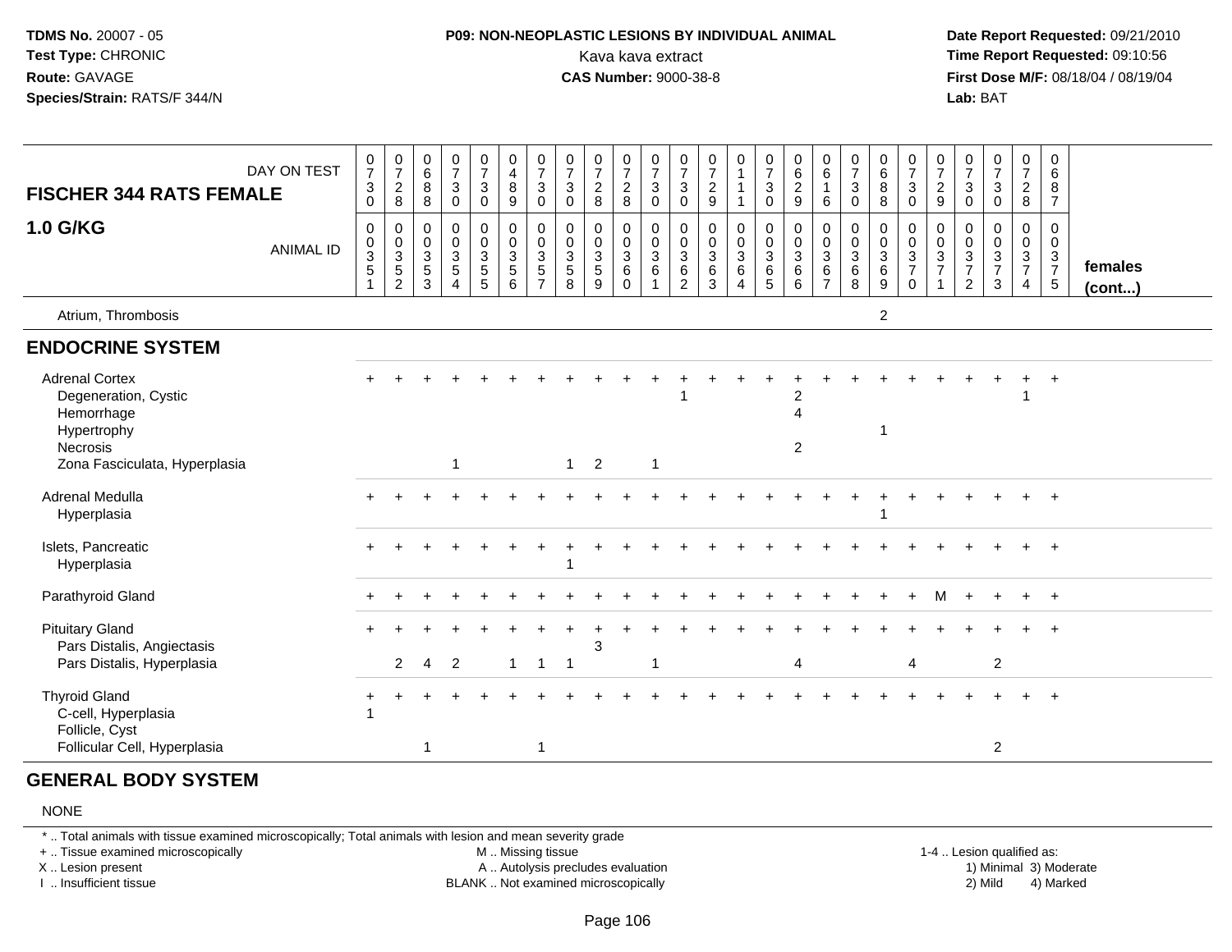**TDMS No.** 20007 - 05
**Test Type:** CHRONIC
**Route:** GAVAGE
**Species/Strain:** RATS/F 344/N

**P09: NON-NEOPLASTIC LESIONS BY INDIVIDUAL ANIMAL**
Kava kava extract
**CAS Number:** 9000-38-8

**Date Report Requested:** 09/21/2010
**Time Report Requested:** 09:10:56
**First Dose M/F:** 08/18/04 / 08/19/04
**Lab:** BAT

| FISCHER 344 RATS FEMALE — 1.0 G/KG | | | | | | | | | | | | | | | | | | | | | | | | | | |
|---|---|---|---|---|---|---|---|---|---|---|---|---|---|---|---|---|---|---|---|---|---|---|---|---|---|---|
| DAY ON TEST | 0730 | 0728 | 0688 | 0730 | 0730 | 0489 | 0730 | 0730 | 0728 | 0728 | 0730 | 0730 | 0729 | 0111 | 0730 | 0629 | 0616 | 0730 | 0688 | 0730 | 0729 | 0730 | 0730 | 0728 | 0687 | |
| ANIMAL ID | 00351 | 00352 | 00353 | 00354 | 00355 | 00356 | 00357 | 00358 | 00359 | 00360 | 00361 | 00362 | 00363 | 00364 | 00365 | 00366 | 00367 | 00368 | 00369 | 00370 | 00371 | 00372 | 00373 | 00374 | 00375 | females (cont...) |
| Atrium, Thrombosis | | | | | | | | | | | | | | | | | | | 2 | | | | | | | |
| **ENDOCRINE SYSTEM** | | | | | | | | | | | | | | | | | | | | | | | | | | |
| Adrenal Cortex | + | + | + | + | + | + | + | + | + | + | + | + | + | + | + | + | + | + | + | + | + | + | + | + | + | |
| Degeneration, Cystic | | | | | | | | | | | | 1 | | | | 2 | | | | | | | | 1 | | |
| Hemorrhage | | | | | | | | | | | | | | | | 4 | | | | | | | | | | |
| Hypertrophy | | | | | | | | | | | | | | | | | | | 1 | | | | | | | |
| Necrosis | | | | | | | | | | | | | | | | 2 | | | | | | | | | | |
| Zona Fasciculata, Hyperplasia | | | | 1 | | | | 1 | 2 | | 1 | | | | | | | | | | | | | | | |
| Adrenal Medulla | + | + | + | + | + | + | + | + | + | + | + | + | + | + | + | + | + | + | + | + | + | + | + | + | + | |
| Hyperplasia | | | | | | | | | | | | | | | | | | | 1 | | | | | | | |
| Islets, Pancreatic | + | + | + | + | + | + | + | + | + | + | + | + | + | + | + | + | + | + | + | + | + | + | + | + | + | |
| Hyperplasia | | | | | | | | 1 | | | | | | | | | | | | | | | | | | |
| Parathyroid Gland | + | + | + | + | + | + | + | + | + | + | + | + | + | + | + | + | + | + | + | + | M | + | + | + | + | |
| Pituitary Gland | + | + | + | + | + | + | + | + | + | + | + | + | + | + | + | + | + | + | + | + | + | + | + | + | + | |
| Pars Distalis, Angiectasis | | | | | | | | | 3 | | | | | | | | | | | | | | | | | |
| Pars Distalis, Hyperplasia | | 2 | 4 | 2 | | 1 | 1 | 1 | | | 1 | | | | | 4 | | | | 4 | | | 2 | | | |
| Thyroid Gland | + | + | + | + | + | + | + | + | + | + | + | + | + | + | + | + | + | + | + | + | + | + | + | + | + | |
| C-cell, Hyperplasia | 1 | | | | | | | | | | | | | | | | | | | | | | | | | |
| Follicle, Cyst | | | | | | | | | | | | | | | | | | | | | | | | | | |
| Follicular Cell, Hyperplasia | | | 1 | | | | 1 | | | | | | | | | | | | | | | | 2 | | | |

## GENERAL BODY SYSTEM

NONE

* .. Total animals with tissue examined microscopically; Total animals with lesion and mean severity grade
+ .. Tissue examined microscopically
X .. Lesion present
I .. Insufficient tissue

M .. Missing tissue
A .. Autolysis precludes evaluation
BLANK .. Not examined microscopically

1-4 .. Lesion qualified as:
1) Minimal 3) Moderate
2) Mild 4) Marked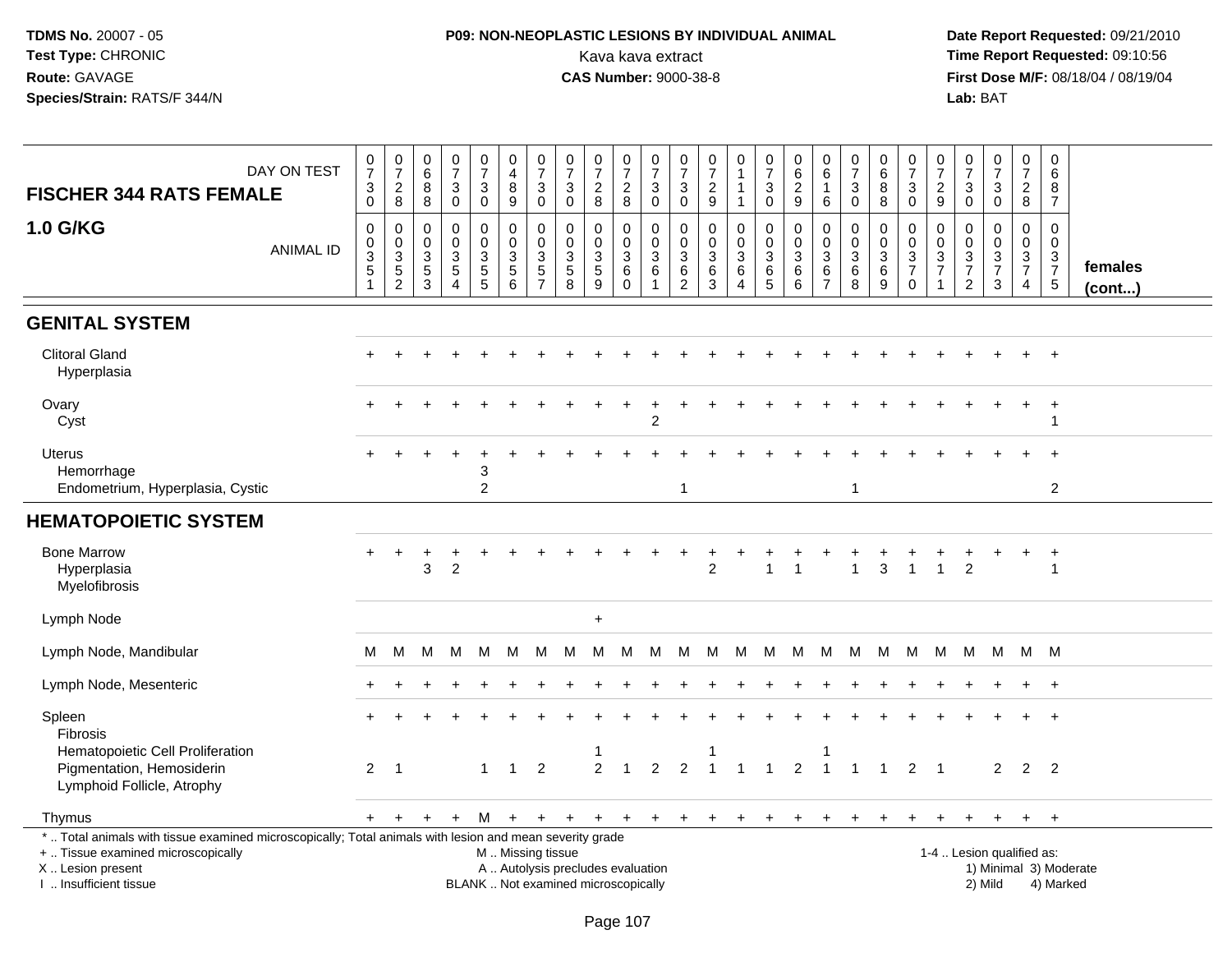**TDMS No.** 20007 - 05
**Test Type:** CHRONIC
**Route:** GAVAGE
**Species/Strain:** RATS/F 344/N

**P09: NON-NEOPLASTIC LESIONS BY INDIVIDUAL ANIMAL**
Kava kava extract
**CAS Number:** 9000-38-8

**Date Report Requested:** 09/21/2010
**Time Report Requested:** 09:10:56
**First Dose M/F:** 08/18/04 / 08/19/04
**Lab:** BAT

| FISCHER 344 RATS FEMALE — DAY ON TEST | 0730 | 0728 | 0688 | 0730 | 0730 | 0489 | 0730 | 0730 | 0728 | 0728 | 0730 | 0730 | 0729 | 0111 | 0730 | 0629 | 0616 | 0730 | 0688 | 0730 | 0729 | 0730 | 0730 | 0728 | 0687 | |
|---|---|---|---|---|---|---|---|---|---|---|---|---|---|---|---|---|---|---|---|---|---|---|---|---|---|---|
| **1.0 G/KG** — ANIMAL ID | 0035 1 | 0035 2 | 0035 3 | 0035 4 | 0035 5 | 0035 6 | 0035 7 | 0035 8 | 0035 9 | 0036 0 | 0036 1 | 0036 2 | 0036 3 | 0036 4 | 0036 5 | 0036 6 | 0036 7 | 0036 8 | 0036 9 | 0037 0 | 0037 1 | 0037 2 | 0037 3 | 0037 4 | 0037 5 | **females (cont...)** |
| **GENITAL SYSTEM** | | | | | | | | | | | | | | | | | | | | | | | | | | |
| Clitoral Gland | + | + | + | + | + | + | + | + | + | + | + | + | + | + | + | + | + | + | + | + | + | + | + | + | + | |
| Hyperplasia | | | | | | | | | | | | | | | | | | | | | | | | | | |
| Ovary | + | + | + | + | + | + | + | + | + | + | + | + | + | + | + | + | + | + | + | + | + | + | + | + | + | |
| Cyst | | | | | | | | | | | 2 | | | | | | | | | | | | | | 1 | |
| Uterus | + | + | + | + | + | + | + | + | + | + | + | + | + | + | + | + | + | + | + | + | + | + | + | + | + | |
| Hemorrhage | | | | | 3 | | | | | | | | | | | | | | | | | | | | | |
| Endometrium, Hyperplasia, Cystic | | | | | 2 | | | | | | | 1 | | | | | | 1 | | | | | | | 2 | |
| **HEMATOPOIETIC SYSTEM** | | | | | | | | | | | | | | | | | | | | | | | | | | |
| Bone Marrow | + | + | + | + | + | + | + | + | + | + | + | + | + | + | + | + | + | + | + | + | + | + | + | + | + | |
| Hyperplasia | | | 3 | 2 | | | | | | | | | 2 | | 1 | 1 | | 1 | 3 | 1 | 1 | 2 | | | 1 | |
| Myelofibrosis | | | | | | | | | | | | | | | | | | | | | | | | | | |
| Lymph Node | | | | | | | | | + | | | | | | | | | | | | | | | | | |
| Lymph Node, Mandibular | M | M | M | M | M | M | M | M | M | M | M | M | M | M | M | M | M | M | M | M | M | M | M | M | M | |
| Lymph Node, Mesenteric | + | + | + | + | + | + | + | + | + | + | + | + | + | + | + | + | + | + | + | + | + | + | + | + | + | |
| Spleen | + | + | + | + | + | + | + | + | + | + | + | + | + | + | + | + | + | + | + | + | + | + | + | + | + | |
| Fibrosis | | | | | | | | | | | | | | | | | | | | | | | | | | |
| Hematopoietic Cell Proliferation | | | | | | | | | 1 | | | | 1 | | | | 1 | | | | | | | | | |
| Pigmentation, Hemosiderin | 2 | 1 | | | 1 | 1 | 2 | | 2 | 1 | 2 | 2 | 1 | 1 | 1 | 2 | 1 | 1 | 1 | 2 | 1 | | 2 | 2 | 2 | |
| Lymphoid Follicle, Atrophy | | | | | | | | | | | | | | | | | | | | | | | | | | |
| Thymus | + | + | + | + | M | + | + | + | + | + | + | + | + | + | + | + | + | + | + | + | + | + | + | + | + | |

\* .. Total animals with tissue examined microscopically; Total animals with lesion and mean severity grade
+ .. Tissue examined microscopically
X .. Lesion present
I .. Insufficient tissue

M .. Missing tissue
A .. Autolysis precludes evaluation
BLANK .. Not examined microscopically

1-4 .. Lesion qualified as:
1) Minimal 3) Moderate
2) Mild 4) Marked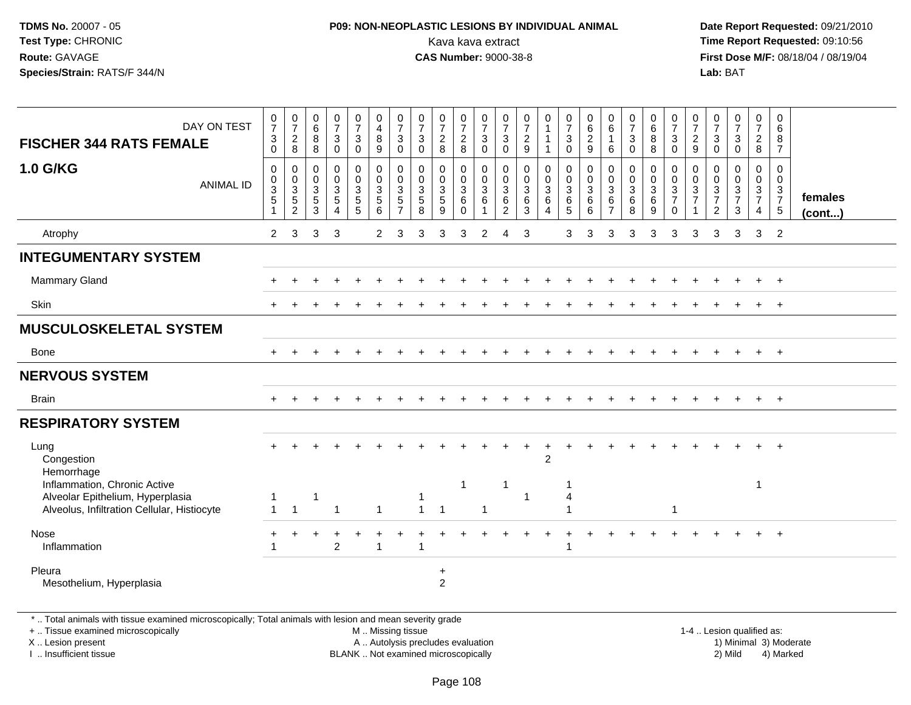**TDMS No.** 20007 - 05
**Test Type:** CHRONIC
**Route:** GAVAGE
**Species/Strain:** RATS/F 344/N

**P09: NON-NEOPLASTIC LESIONS BY INDIVIDUAL ANIMAL**
Kava kava extract
**CAS Number:** 9000-38-8

**Date Report Requested:** 09/21/2010
**Time Report Requested:** 09:10:56
**First Dose M/F:** 08/18/04 / 08/19/04
**Lab:** BAT

| FISCHER 344 RATS FEMALE — DAY ON TEST | 0730 | 0728 | 0688 | 0730 | 0730 | 0489 | 0730 | 0730 | 0728 | 0728 | 0730 | 0730 | 0729 | 0111 | 0730 | 0629 | 0616 | 0730 | 0688 | 0730 | 0729 | 0730 | 0730 | 0728 | 0687 | |
|---|---|---|---|---|---|---|---|---|---|---|---|---|---|---|---|---|---|---|---|---|---|---|---|---|---|---|
| **1.0 G/KG** — ANIMAL ID | 0035 1 | 0035 2 | 0035 3 | 0035 4 | 0035 5 | 0035 6 | 0035 7 | 0035 8 | 0035 9 | 0036 0 | 0036 1 | 0036 2 | 0036 3 | 0036 4 | 0036 5 | 0036 6 | 0036 7 | 0036 8 | 0036 9 | 0037 0 | 0037 1 | 0037 2 | 0037 3 | 0037 4 | 0037 5 | **females (cont...)** |
| Atrophy | 2 | 3 | 3 | 3 | | 2 | 3 | 3 | 3 | 3 | 2 | 4 | 3 | | 3 | 3 | 3 | 3 | 3 | 3 | 3 | 3 | 3 | 3 | 2 | |
| **INTEGUMENTARY SYSTEM** | | | | | | | | | | | | | | | | | | | | | | | | | | |
| Mammary Gland | + | + | + | + | + | + | + | + | + | + | + | + | + | + | + | + | + | + | + | + | + | + | + | + | + | |
| Skin | + | + | + | + | + | + | + | + | + | + | + | + | + | + | + | + | + | + | + | + | + | + | + | + | + | |
| **MUSCULOSKELETAL SYSTEM** | | | | | | | | | | | | | | | | | | | | | | | | | | |
| Bone | + | + | + | + | + | + | + | + | + | + | + | + | + | + | + | + | + | + | + | + | + | + | + | + | + | |
| **NERVOUS SYSTEM** | | | | | | | | | | | | | | | | | | | | | | | | | | |
| Brain | + | + | + | + | + | + | + | + | + | + | + | + | + | + | + | + | + | + | + | + | + | + | + | + | + | |
| **RESPIRATORY SYSTEM** | | | | | | | | | | | | | | | | | | | | | | | | | | |
| Lung | + | + | + | + | + | + | + | + | + | + | + | + | + | + | + | + | + | + | + | + | + | + | + | + | + | |
| Congestion | | | | | | | | | | | | | | 2 | | | | | | | | | | | | |
| Hemorrhage | | | | | | | | | | | | | | | | | | | | | | | | | | |
| Inflammation, Chronic Active | | | | | | | | | | 1 | | 1 | | | 1 | | | | | | | | | 1 | | |
| Alveolar Epithelium, Hyperplasia | 1 | | 1 | | | | | 1 | | | | | 1 | | 4 | | | | | | | | | | | |
| Alveolus, Infiltration Cellular, Histiocyte | 1 | 1 | | 1 | | 1 | | 1 | 1 | | 1 | | | | 1 | | | | | 1 | | | | | | |
| Nose | + | + | + | + | + | + | + | + | + | + | + | + | + | + | + | + | + | + | + | + | + | + | + | + | + | |
| Inflammation | 1 | | | 2 | | 1 | | 1 | | | | | | | 1 | | | | | | | | | | | |
| Pleura | | | | | | | | | + | | | | | | | | | | | | | | | | | |
| Mesothelium, Hyperplasia | | | | | | | | | 2 | | | | | | | | | | | | | | | | | |

\* .. Total animals with tissue examined microscopically; Total animals with lesion and mean severity grade
+ .. Tissue examined microscopically
X .. Lesion present
I .. Insufficient tissue

M .. Missing tissue
A .. Autolysis precludes evaluation
BLANK .. Not examined microscopically

1-4 .. Lesion qualified as:
1) Minimal 3) Moderate
2) Mild 4) Marked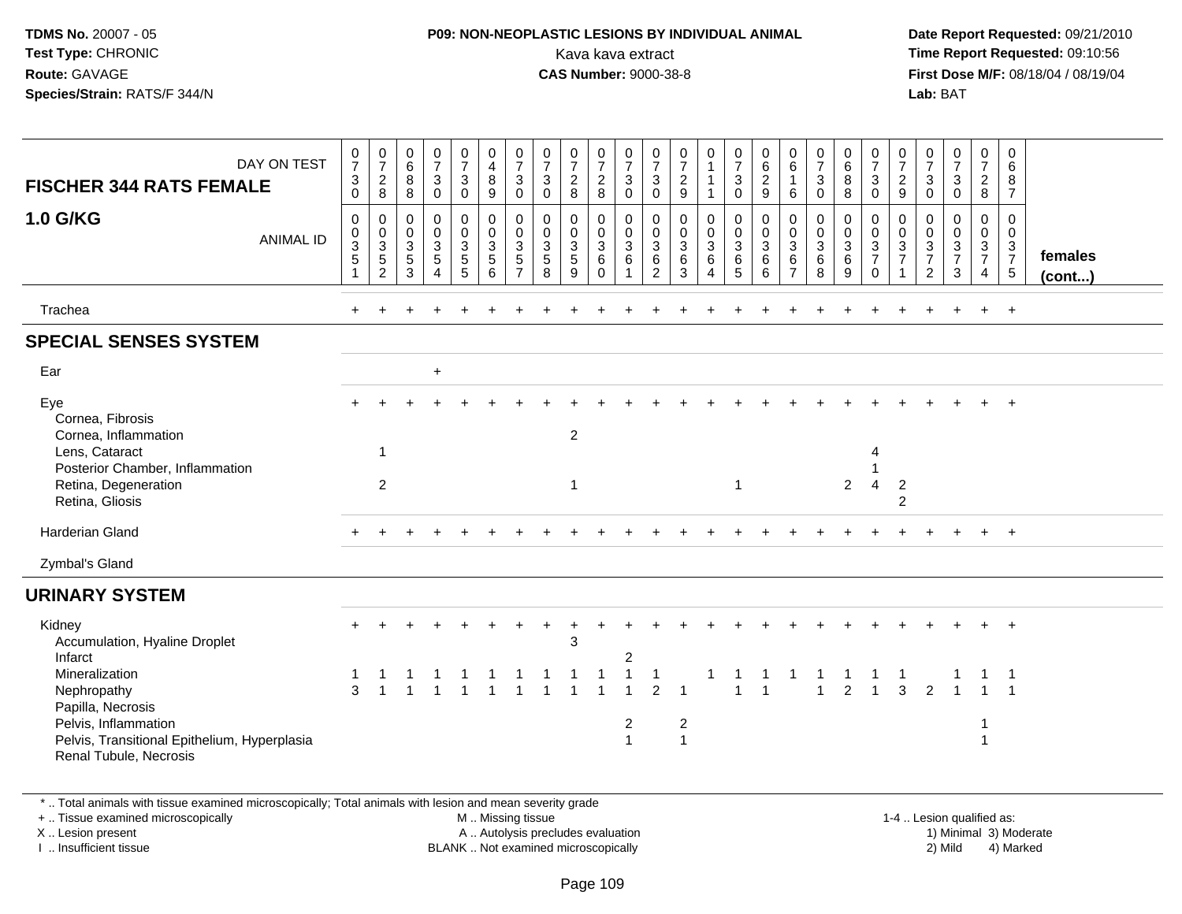**TDMS No.** 20007 - 05
**Test Type:** CHRONIC
**Route:** GAVAGE
**Species/Strain:** RATS/F 344/N

**P09: NON-NEOPLASTIC LESIONS BY INDIVIDUAL ANIMAL**
Kava kava extract
**CAS Number:** 9000-38-8

**Date Report Requested:** 09/21/2010
**Time Report Requested:** 09:10:56
**First Dose M/F:** 08/18/04 / 08/19/04
**Lab:** BAT

| FISCHER 344 RATS FEMALE 1.0 G/KG | | | | | | | | | | | | | | | | | | | | | | | | | | |
|---|---|---|---|---|---|---|---|---|---|---|---|---|---|---|---|---|---|---|---|---|---|---|---|---|---|---|
| DAY ON TEST | 0730 | 0728 | 0688 | 0730 | 0730 | 0489 | 0730 | 0730 | 0728 | 0728 | 0730 | 0730 | 0729 | 0111 | 0730 | 0629 | 0616 | 0730 | 0688 | 0730 | 0729 | 0730 | 0730 | 0728 | 0687 | |
| ANIMAL ID | 0035 1 | 0035 2 | 0035 3 | 0035 4 | 0035 5 | 0035 6 | 0035 7 | 0035 8 | 0035 9 | 0036 0 | 0036 1 | 0036 2 | 0036 3 | 0036 4 | 0036 5 | 0036 6 | 0036 7 | 0036 8 | 0036 9 | 0037 0 | 0037 1 | 0037 2 | 0037 3 | 0037 4 | 0037 5 | females (cont...) |
| Trachea | + | + | + | + | + | + | + | + | + | + | + | + | + | + | + | + | + | + | + | + | + | + | + | + | + | |
| **SPECIAL SENSES SYSTEM** | | | | | | | | | | | | | | | | | | | | | | | | | | |
| Ear | | | | + | | | | | | | | | | | | | | | | | | | | | | |
| Eye | + | + | + | + | + | + | + | + | + | + | + | + | + | + | + | + | + | + | + | + | + | + | + | + | + | |
| Cornea, Fibrosis | | | | | | | | | | | | | | | | | | | | | | | | | | |
| Cornea, Inflammation | | | | | | | | | 2 | | | | | | | | | | | | | | | | | |
| Lens, Cataract | | 1 | | | | | | | | | | | | | | | | | | 4 | | | | | | |
| Posterior Chamber, Inflammation | | | | | | | | | | | | | | | | | | | | 1 | | | | | | |
| Retina, Degeneration | | 2 | | | | | | | 1 | | | | | | 1 | | | | 2 | 4 | 2 | | | | | |
| Retina, Gliosis | | | | | | | | | | | | | | | | | | | | | 2 | | | | | |
| Harderian Gland | + | + | + | + | + | + | + | + | + | + | + | + | + | + | + | + | + | + | + | + | + | + | + | + | + | |
| Zymbal's Gland | | | | | | | | | | | | | | | | | | | | | | | | | | |
| **URINARY SYSTEM** | | | | | | | | | | | | | | | | | | | | | | | | | | |
| Kidney | + | + | + | + | + | + | + | + | + | + | + | + | + | + | + | + | + | + | + | + | + | + | + | + | + | |
| Accumulation, Hyaline Droplet | | | | | | | | | 3 | | | | | | | | | | | | | | | | | |
| Infarct | | | | | | | | | | | 2 | | | | | | | | | | | | | | | |
| Mineralization | 1 | 1 | 1 | 1 | 1 | 1 | 1 | 1 | 1 | 1 | 1 | 1 | | 1 | 1 | 1 | 1 | 1 | 1 | 1 | 1 | | 1 | 1 | 1 | |
| Nephropathy | 3 | 1 | 1 | 1 | 1 | 1 | 1 | 1 | 1 | 1 | 1 | 2 | 1 | | 1 | 1 | | 1 | 2 | 1 | 3 | 2 | 1 | 1 | 1 | |
| Papilla, Necrosis | | | | | | | | | | | | | | | | | | | | | | | | | | |
| Pelvis, Inflammation | | | | | | | | | | | 2 | | 2 | | | | | | | | | | | 1 | | |
| Pelvis, Transitional Epithelium, Hyperplasia | | | | | | | | | | | 1 | | 1 | | | | | | | | | | | 1 | | |
| Renal Tubule, Necrosis | | | | | | | | | | | | | | | | | | | | | | | | | | |

\* .. Total animals with tissue examined microscopically; Total animals with lesion and mean severity grade
+ .. Tissue examined microscopically
X .. Lesion present
I .. Insufficient tissue

M .. Missing tissue
A .. Autolysis precludes evaluation
BLANK .. Not examined microscopically

1-4 .. Lesion qualified as:
1) Minimal 3) Moderate
2) Mild 4) Marked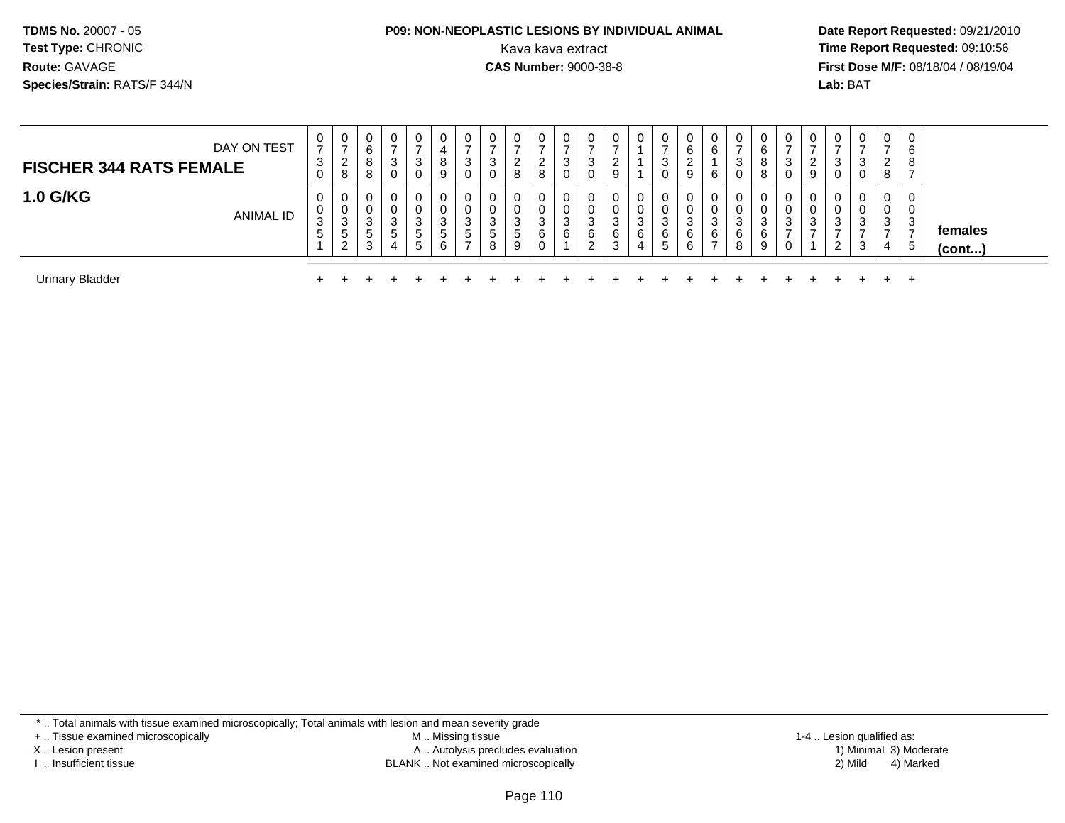**TDMS No.** 20007 - 05
**Test Type:** CHRONIC
**Route:** GAVAGE
**Species/Strain:** RATS/F 344/N

**P09: NON-NEOPLASTIC LESIONS BY INDIVIDUAL ANIMAL**
Kava kava extract
**CAS Number:** 9000-38-8

**Date Report Requested:** 09/21/2010
**Time Report Requested:** 09:10:56
**First Dose M/F:** 08/18/04 / 08/19/04
**Lab:** BAT

| FISCHER 344 RATS FEMALE 1.0 G/KG | DAY ON TEST | 0730 | 0728 | 0688 | 0730 | 0730 | 0489 | 0730 | 0730 | 0728 | 0728 | 0730 | 0730 | 0729 | 0111 | 0730 | 0629 | 0616 | 0730 | 0688 | 0730 | 0729 | 0730 | 0730 | 0728 | 0687 | |
|---|---|---|---|---|---|---|---|---|---|---|---|---|---|---|---|---|---|---|---|---|---|---|---|---|---|---|---|
| | ANIMAL ID | 00351 | 00352 | 00353 | 00354 | 00355 | 00356 | 00357 | 00358 | 00359 | 00360 | 00361 | 00362 | 00363 | 00364 | 00365 | 00366 | 00367 | 00368 | 00369 | 00370 | 00371 | 00372 | 00373 | 00374 | 00375 | **females (cont...)** |
| Urinary Bladder | | + | + | + | + | + | + | + | + | + | + | + | + | + | + | + | + | + | + | + | + | + | + | + | + | + | |

\* .. Total animals with tissue examined microscopically; Total animals with lesion and mean severity grade
+ .. Tissue examined microscopically
X .. Lesion present
I .. Insufficient tissue
M .. Missing tissue
A .. Autolysis precludes evaluation
BLANK .. Not examined microscopically
1-4 .. Lesion qualified as:
1) Minimal 3) Moderate
2) Mild 4) Marked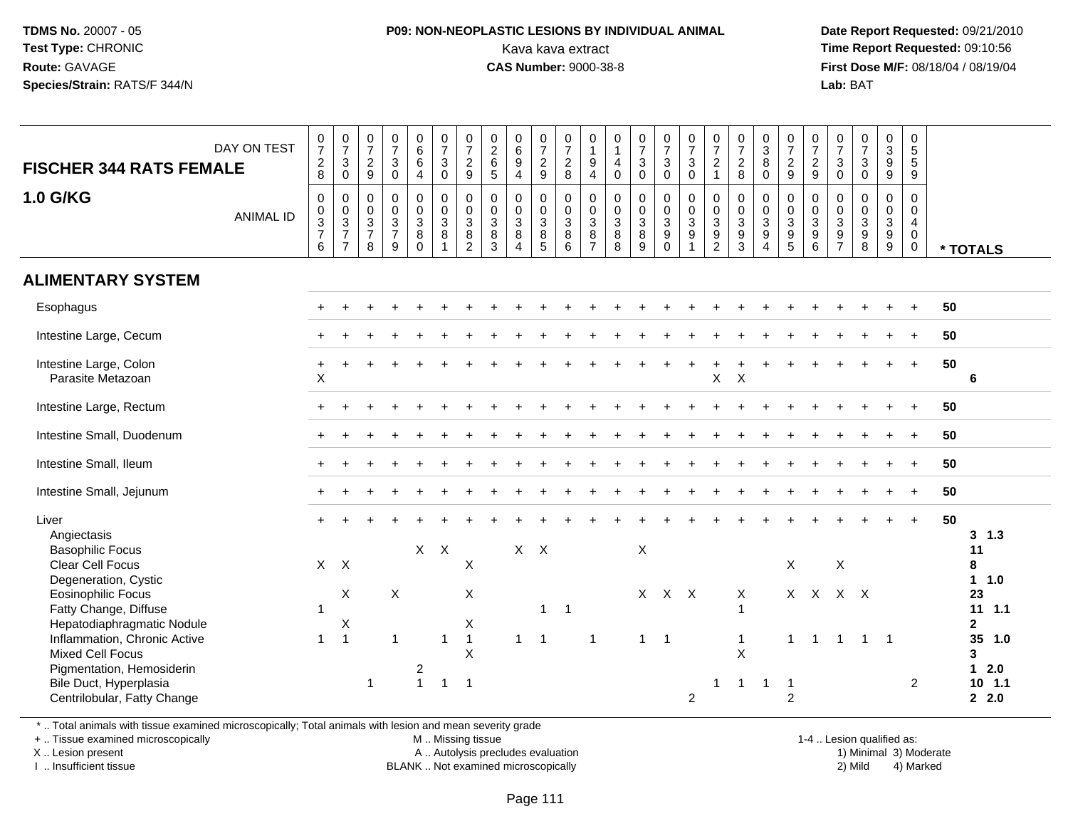**TDMS No.** 20007 - 05
**Test Type:** CHRONIC
**Route:** GAVAGE
**Species/Strain:** RATS/F 344/N

**P09: NON-NEOPLASTIC LESIONS BY INDIVIDUAL ANIMAL**
Kava kava extract
**CAS Number:** 9000-38-8

**Date Report Requested:** 09/21/2010
**Time Report Requested:** 09:10:56
**First Dose M/F:** 08/18/04 / 08/19/04
**Lab:** BAT

## FISCHER 344 RATS FEMALE — 1.0 G/KG

| DAY ON TEST | 0728 | 0730 | 0729 | 0730 | 0664 | 0730 | 0729 | 0265 | 0694 | 0729 | 0728 | 0194 | 0140 | 0730 | 0730 | 0730 | 0721 | 0728 | 0380 | 0729 | 0729 | 0730 | 0730 | 0399 | 0559 | |
|---|---|---|---|---|---|---|---|---|---|---|---|---|---|---|---|---|---|---|---|---|---|---|---|---|---|---|
| **ANIMAL ID** | 0376 | 0377 | 0378 | 0379 | 0380 | 0381 | 0382 | 0383 | 0384 | 0385 | 0386 | 0387 | 0388 | 0389 | 0390 | 0391 | 0392 | 0393 | 0394 | 0395 | 0396 | 0397 | 0398 | 0399 | 0400 | *** TOTALS** |
| **ALIMENTARY SYSTEM** | | | | | | | | | | | | | | | | | | | | | | | | | | |
| Esophagus | + | + | + | + | + | + | + | + | + | + | + | + | + | + | + | + | + | + | + | + | + | + | + | + | + | 50 |
| Intestine Large, Cecum | + | + | + | + | + | + | + | + | + | + | + | + | + | + | + | + | + | + | + | + | + | + | + | + | + | 50 |
| Intestine Large, Colon | + | + | + | + | + | + | + | + | + | + | + | + | + | + | + | + | + | + | + | + | + | + | + | + | + | 50 |
| Parasite Metazoan | X | | | | | | | | | | | | | | | | X | X | | | | | | | | 6 |
| Intestine Large, Rectum | + | + | + | + | + | + | + | + | + | + | + | + | + | + | + | + | + | + | + | + | + | + | + | + | + | 50 |
| Intestine Small, Duodenum | + | + | + | + | + | + | + | + | + | + | + | + | + | + | + | + | + | + | + | + | + | + | + | + | + | 50 |
| Intestine Small, Ileum | + | + | + | + | + | + | + | + | + | + | + | + | + | + | + | + | + | + | + | + | + | + | + | + | + | 50 |
| Intestine Small, Jejunum | + | + | + | + | + | + | + | + | + | + | + | + | + | + | + | + | + | + | + | + | + | + | + | + | + | 50 |
| Liver | + | + | + | + | + | + | + | + | + | + | + | + | + | + | + | + | + | + | + | + | + | + | + | + | + | 50 |
| Angiectasis | | | | | | | | | | | | | | | | | | | | | | | | | | 3 1.3 |
| Basophilic Focus | | | | | X | X | | | X | X | | | | X | | | | | | | | | | | | 11 |
| Clear Cell Focus | X | X | | | | | X | | | | | | | | | | | | | X | | X | | | | 8 |
| Degeneration, Cystic | | | | | | | | | | | | | | | | | | | | | | | | | | 1 1.0 |
| Eosinophilic Focus | | X | | X | | | X | | | | | | | X | X | X | | X | | X | X | X | X | | | 23 |
| Fatty Change, Diffuse | 1 | | | | | | | | | 1 | 1 | | | | | | | 1 | | | | | | | | 11 1.1 |
| Hepatodiaphragmatic Nodule | | X | | | | | X | | | | | | | | | | | | | | | | | | | 2 |
| Inflammation, Chronic Active | 1 | 1 | | 1 | | 1 | 1 | | 1 | 1 | | 1 | | 1 | 1 | | | 1 | | 1 | 1 | 1 | 1 | 1 | | 35 1.0 |
| Mixed Cell Focus | | | | | | | X | | | | | | | | | | | X | | | | | | | | 3 |
| Pigmentation, Hemosiderin | | | | | 2 | | | | | | | | | | | | | | | | | | | | | 1 2.0 |
| Bile Duct, Hyperplasia | | | 1 | | 1 | 1 | 1 | | | | | | | | | | 1 | 1 | 1 | 1 | | | | | 2 | 10 1.1 |
| Centrilobular, Fatty Change | | | | | | | | | | | | | | | | 2 | | | | 2 | | | | | | 2 2.0 |

\* .. Total animals with tissue examined microscopically; Total animals with lesion and mean severity grade
\+ .. Tissue examined microscopically
X .. Lesion present
I .. Insufficient tissue

M .. Missing tissue
A .. Autolysis precludes evaluation
BLANK .. Not examined microscopically

1-4 .. Lesion qualified as:
1) Minimal 3) Moderate
2) Mild 4) Marked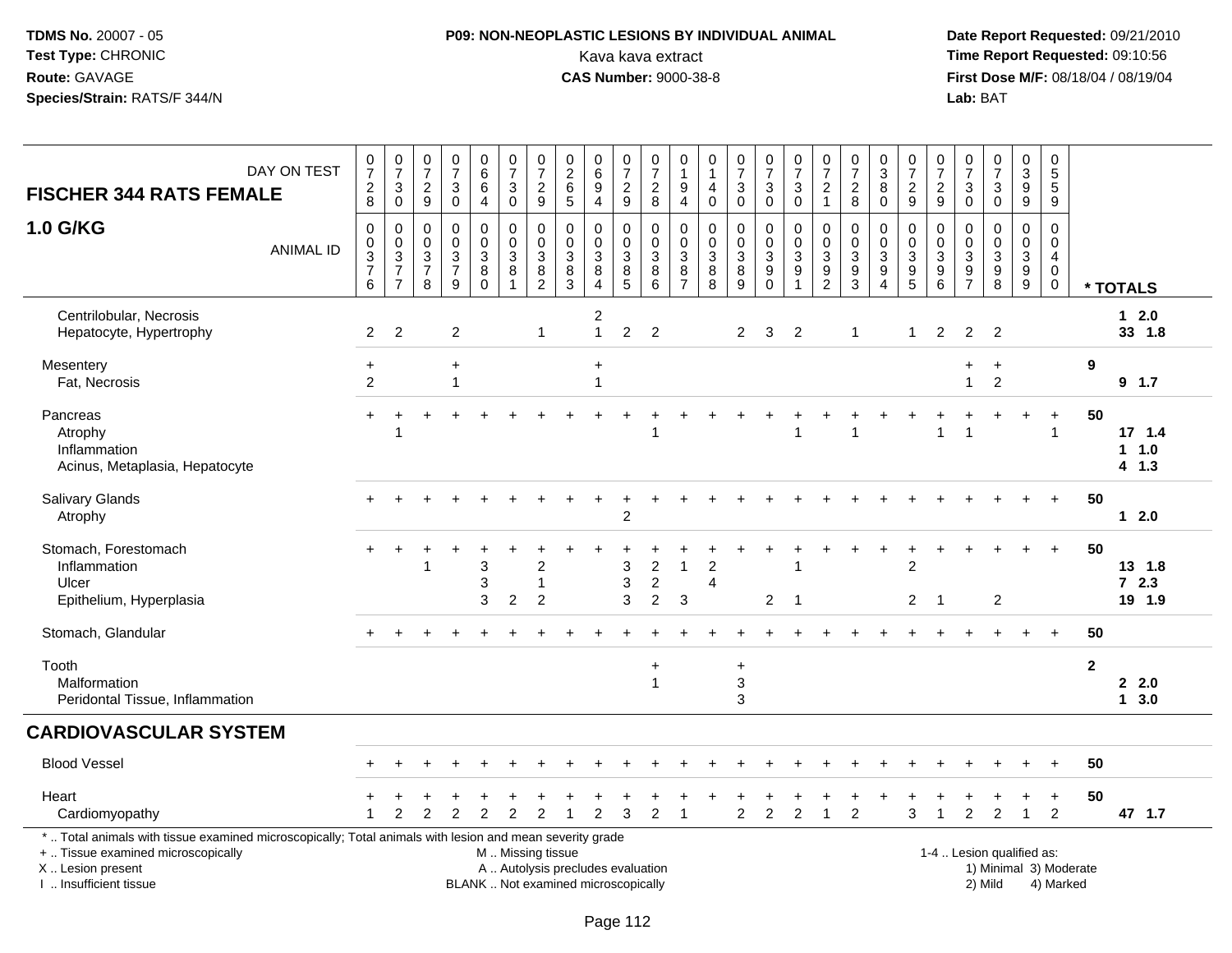**TDMS No.** 20007 - 05
**Test Type:** CHRONIC
**Route:** GAVAGE
**Species/Strain:** RATS/F 344/N

**P09: NON-NEOPLASTIC LESIONS BY INDIVIDUAL ANIMAL**
Kava kava extract
**CAS Number:** 9000-38-8

**Date Report Requested:** 09/21/2010
**Time Report Requested:** 09:10:56
**First Dose M/F:** 08/18/04 / 08/19/04
**Lab:** BAT

## FISCHER 344 RATS FEMALE

## 1.0 G/KG

| DAY ON TEST | 0728 | 0730 | 0729 | 0730 | 0664 | 0730 | 0729 | 0265 | 0694 | 0729 | 0728 | 0194 | 0140 | 0730 | 0730 | 0730 | 0721 | 0728 | 0380 | 0729 | 0729 | 0730 | 0730 | 0399 | 0559 | |
|---|---|---|---|---|---|---|---|---|---|---|---|---|---|---|---|---|---|---|---|---|---|---|---|---|---|---|
| **ANIMAL ID** | 0376 | 0377 | 0378 | 0379 | 0380 | 0381 | 0382 | 0383 | 0384 | 0385 | 0386 | 0387 | 0388 | 0389 | 0390 | 0391 | 0392 | 0393 | 0394 | 0395 | 0396 | 0397 | 0398 | 0399 | 0400 | *** TOTALS** |
| Centrilobular, Necrosis | | | | | | | | | 2 | | | | | | | | | | | | | | | | | 1 2.0 |
| Hepatocyte, Hypertrophy | 2 | 2 | | 2 | | | 1 | | 1 | 2 | 2 | | | 2 | 3 | 2 | | 1 | | 1 | 2 | 2 | 2 | | | 33 1.8 |
| Mesentery | + | | | + | | | | | + | | | | | | | | | | | | | + | + | | | 9 |
| Fat, Necrosis | 2 | | | 1 | | | | | 1 | | | | | | | | | | | | | 1 | 2 | | | 9 1.7 |
| Pancreas | + | + | + | + | + | + | + | + | + | + | + | + | + | + | + | + | + | + | + | + | + | + | + | + | + | 50 |
| Atrophy | | 1 | | | | | | | | | 1 | | | | | 1 | | 1 | | | 1 | 1 | | | 1 | 17 1.4 |
| Inflammation | | | | | | | | | | | | | | | | | | | | | | | | | | 1 1.0 |
| Acinus, Metaplasia, Hepatocyte | | | | | | | | | | | | | | | | | | | | | | | | | | 4 1.3 |
| Salivary Glands | + | + | + | + | + | + | + | + | + | + | + | + | + | + | + | + | + | + | + | + | + | + | + | + | + | 50 |
| Atrophy | | | | | | | | | | 2 | | | | | | | | | | | | | | | | 1 2.0 |
| Stomach, Forestomach | + | + | + | + | + | + | + | + | + | + | + | + | + | + | + | + | + | + | + | + | + | + | + | + | + | 50 |
| Inflammation | | | 1 | | 3 | | 2 | | | 3 | 2 | 1 | 2 | | | 1 | | | | 2 | | | | | | 13 1.8 |
| Ulcer | | | | | 3 | | 1 | | | 3 | 2 | | 4 | | | | | | | | | | | | | 7 2.3 |
| Epithelium, Hyperplasia | | | | | 3 | 2 | 2 | | | 3 | 2 | 3 | | | 2 | 1 | | | | 2 | 1 | | 2 | | | 19 1.9 |
| Stomach, Glandular | + | + | + | + | + | + | + | + | + | + | + | + | + | + | + | + | + | + | + | + | + | + | + | + | + | 50 |
| Tooth | | | | | | | | | | | + | | | + | | | | | | | | | | | | 2 |
| Malformation | | | | | | | | | | | 1 | | | 3 | | | | | | | | | | | | 2 2.0 |
| Peridontal Tissue, Inflammation | | | | | | | | | | | | | | 3 | | | | | | | | | | | | 1 3.0 |
| **CARDIOVASCULAR SYSTEM** | | | | | | | | | | | | | | | | | | | | | | | | | | |
| Blood Vessel | + | + | + | + | + | + | + | + | + | + | + | + | + | + | + | + | + | + | + | + | + | + | + | + | + | 50 |
| Heart | + | + | + | + | + | + | + | + | + | + | + | + | + | + | + | + | + | + | + | + | + | + | + | + | + | 50 |
| Cardiomyopathy | 1 | 2 | 2 | 2 | 2 | 2 | 2 | 1 | 2 | 3 | 2 | 1 | | 2 | 2 | 2 | 1 | 2 | | 3 | 1 | 2 | 2 | 1 | 2 | 47 1.7 |

\* .. Total animals with tissue examined microscopically; Total animals with lesion and mean severity grade
+ .. Tissue examined microscopically
X .. Lesion present
I .. Insufficient tissue

M .. Missing tissue
A .. Autolysis precludes evaluation
BLANK .. Not examined microscopically

1-4 .. Lesion qualified as:
1) Minimal 3) Moderate
2) Mild 4) Marked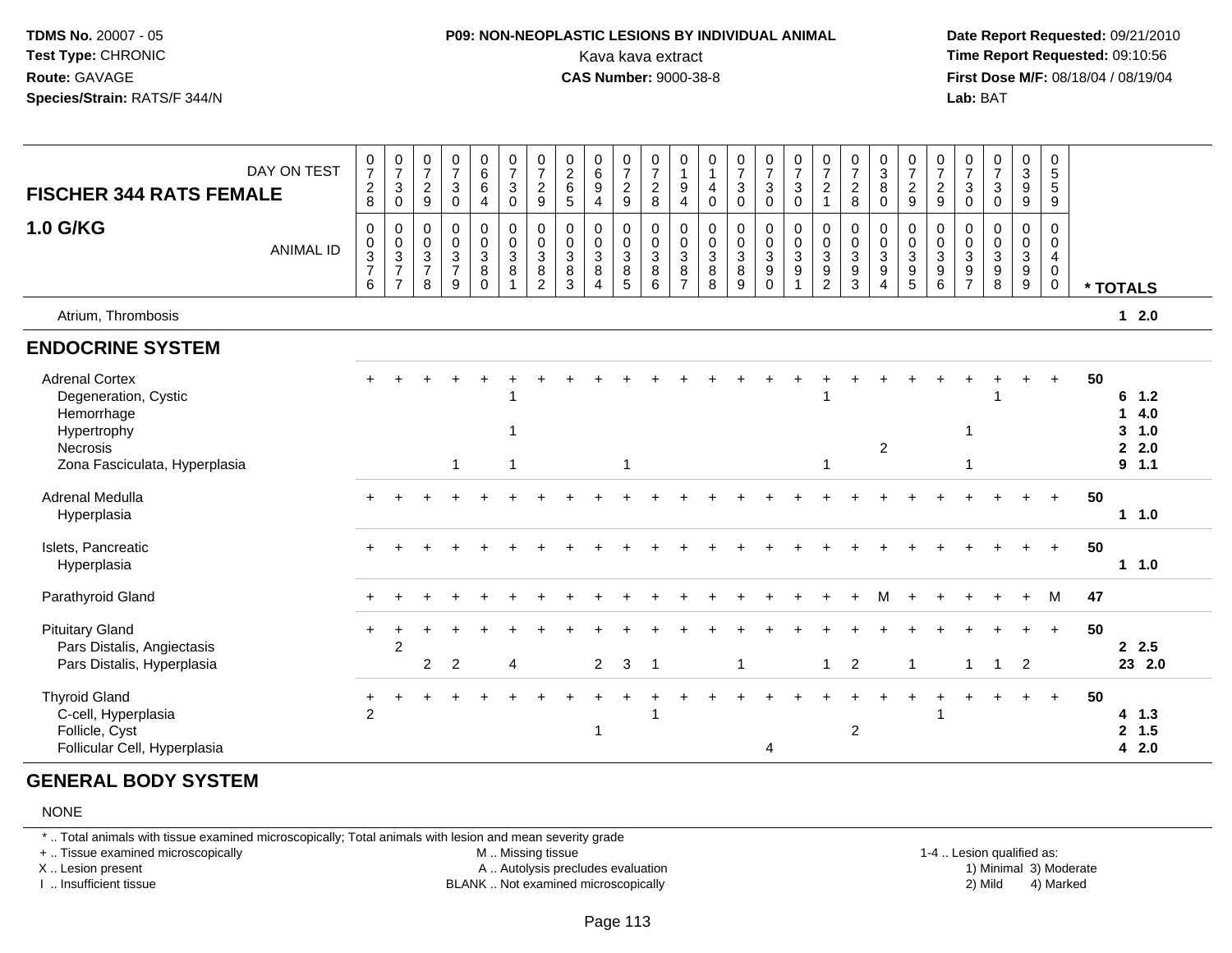**TDMS No.** 20007 - 05
**Test Type:** CHRONIC
**Route:** GAVAGE
**Species/Strain:** RATS/F 344/N

**P09: NON-NEOPLASTIC LESIONS BY INDIVIDUAL ANIMAL**
Kava kava extract
**CAS Number:** 9000-38-8

**Date Report Requested:** 09/21/2010
**Time Report Requested:** 09:10:56
**First Dose M/F:** 08/18/04 / 08/19/04
**Lab:** BAT

| FISCHER 344 RATS FEMALE — DAY ON TEST | 0728 | 0730 | 0729 | 0730 | 0664 | 0730 | 0729 | 0265 | 0694 | 0729 | 0728 | 0194 | 0140 | 0730 | 0730 | 0730 | 0721 | 0728 | 0380 | 0729 | 0729 | 0730 | 0730 | 0399 | 0559 | |
|---|---|---|---|---|---|---|---|---|---|---|---|---|---|---|---|---|---|---|---|---|---|---|---|---|---|---|
| **1.0 G/KG** — ANIMAL ID | 0376 | 0377 | 0378 | 0379 | 0380 | 0381 | 0382 | 0383 | 0384 | 0385 | 0386 | 0387 | 0388 | 0389 | 0390 | 0391 | 0392 | 0393 | 0394 | 0395 | 0396 | 0397 | 0398 | 0399 | 0400 | * TOTALS |
| Atrium, Thrombosis | | | | | | | | | | | | | | | | | | | | | | | | | | 1 2.0 |
| **ENDOCRINE SYSTEM** | | | | | | | | | | | | | | | | | | | | | | | | | | |
| Adrenal Cortex | + | + | + | + | + | + | + | + | + | + | + | + | + | + | + | + | + | + | + | + | + | + | + | + | + | 50 |
| Degeneration, Cystic | | | | | | 1 | | | | | | | | | | | 1 | | | | | | 1 | | | 6 1.2 |
| Hemorrhage | | | | | | | | | | | | | | | | | | | | | | | | | | 1 4.0 |
| Hypertrophy | | | | | | 1 | | | | | | | | | | | | | | | | 1 | | | | 3 1.0 |
| Necrosis | | | | | | | | | | | | | | | | | | | 2 | | | | | | | 2 2.0 |
| Zona Fasciculata, Hyperplasia | | | | 1 | | 1 | | | | 1 | | | | | | | 1 | | | | | 1 | | | | 9 1.1 |
| Adrenal Medulla | + | + | + | + | + | + | + | + | + | + | + | + | + | + | + | + | + | + | + | + | + | + | + | + | + | 50 |
| Hyperplasia | | | | | | | | | | | | | | | | | | | | | | | | | | 1 1.0 |
| Islets, Pancreatic | + | + | + | + | + | + | + | + | + | + | + | + | + | + | + | + | + | + | + | + | + | + | + | + | + | 50 |
| Hyperplasia | | | | | | | | | | | | | | | | | | | | | | | | | | 1 1.0 |
| Parathyroid Gland | + | + | + | + | + | + | + | + | + | + | + | + | + | + | + | + | + | + | M | + | + | + | + | + | M | 47 |
| Pituitary Gland | + | + | + | + | + | + | + | + | + | + | + | + | + | + | + | + | + | + | + | + | + | + | + | + | + | 50 |
| Pars Distalis, Angiectasis | | 2 | | | | | | | | | | | | | | | | | | | | | | | | 2 2.5 |
| Pars Distalis, Hyperplasia | | | 2 | 2 | | 4 | | | 2 | 3 | 1 | | | 1 | | | 1 | 2 | | 1 | | 1 | 1 | 2 | | 23 2.0 |
| Thyroid Gland | + | + | + | + | + | + | + | + | + | + | + | + | + | + | + | + | + | + | + | + | + | + | + | + | + | 50 |
| C-cell, Hyperplasia | 2 | | | | | | | | | | 1 | | | | | | | | | | 1 | | | | | 4 1.3 |
| Follicle, Cyst | | | | | | | | | 1 | | | | | | | | | 2 | | | | | | | | 2 1.5 |
| Follicular Cell, Hyperplasia | | | | | | | | | | | | | | | 4 | | | | | | | | | | | 4 2.0 |

## GENERAL BODY SYSTEM

NONE

\* .. Total animals with tissue examined microscopically; Total animals with lesion and mean severity grade
+ .. Tissue examined microscopically
X .. Lesion present
I .. Insufficient tissue
M .. Missing tissue
A .. Autolysis precludes evaluation
BLANK .. Not examined microscopically
1-4 .. Lesion qualified as: 1) Minimal 2) Mild 3) Moderate 4) Marked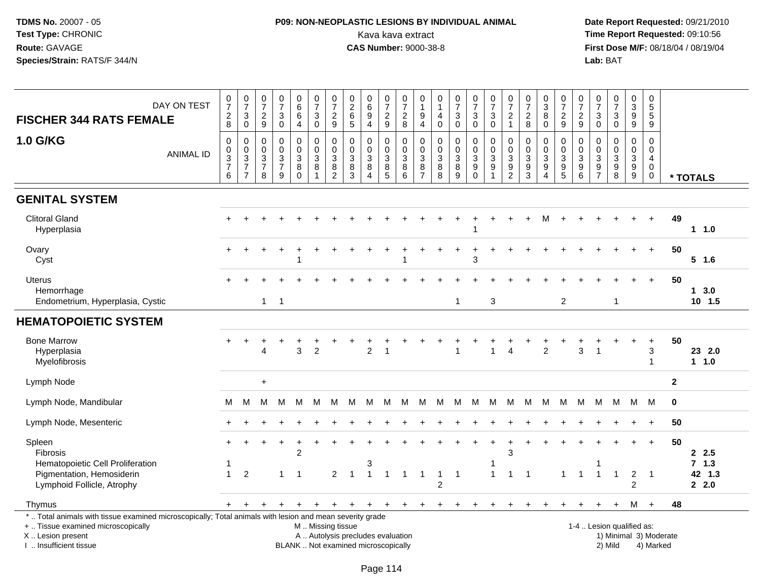**TDMS No.** 20007 - 05
**Test Type:** CHRONIC
**Route:** GAVAGE
**Species/Strain:** RATS/F 344/N

**P09: NON-NEOPLASTIC LESIONS BY INDIVIDUAL ANIMAL**
Kava kava extract
**CAS Number:** 9000-38-8

**Date Report Requested:** 09/21/2010
**Time Report Requested:** 09:10:56
**First Dose M/F:** 08/18/04 / 08/19/04
**Lab:** BAT

## FISCHER 344 RATS FEMALE 1.0 G/KG

| DAY ON TEST | 0728 | 0730 | 0729 | 0730 | 0664 | 0730 | 0729 | 0265 | 0694 | 0729 | 0728 | 0194 | 0140 | 0730 | 0730 | 0730 | 0721 | 0728 | 0380 | 0729 | 0729 | 0730 | 0730 | 0399 | 0559 | |
|---|---|---|---|---|---|---|---|---|---|---|---|---|---|---|---|---|---|---|---|---|---|---|---|---|---|---|
| **ANIMAL ID** | 00376 | 00377 | 00378 | 00379 | 00380 | 00381 | 00382 | 00383 | 00384 | 00385 | 00386 | 00387 | 00388 | 00389 | 00390 | 00391 | 00392 | 00393 | 00394 | 00395 | 00396 | 00397 | 00398 | 00399 | 00400 | *** TOTALS** |
| **GENITAL SYSTEM** | | | | | | | | | | | | | | | | | | | | | | | | | | |
| Clitoral Gland | + | + | + | + | + | + | + | + | + | + | + | + | + | + | + | + | + | + | M | + | + | + | + | + | + | 49 |
| Hyperplasia | | | | | | | | | | | | | | | 1 | | | | | | | | | | | 1 1.0 |
| Ovary | + | + | + | + | + | + | + | + | + | + | + | + | + | + | + | + | + | + | + | + | + | + | + | + | + | 50 |
| Cyst | | | | | 1 | | | | | | 1 | | | | 3 | | | | | | | | | | | 5 1.6 |
| Uterus | + | + | + | + | + | + | + | + | + | + | + | + | + | + | + | + | + | + | + | + | + | + | + | + | + | 50 |
| Hemorrhage | | | | | | | | | | | | | | | | | | | | | | | | | | 1 3.0 |
| Endometrium, Hyperplasia, Cystic | | | 1 | 1 | | | | | | | | | | 1 | | 3 | | | | 2 | | | 1 | | | 10 1.5 |
| **HEMATOPOIETIC SYSTEM** | | | | | | | | | | | | | | | | | | | | | | | | | | |
| Bone Marrow | + | + | + | + | + | + | + | + | + | + | + | + | + | + | + | + | + | + | + | + | + | + | + | + | + | 50 |
| Hyperplasia | | | 4 | | 3 | 2 | | | 2 | 1 | | | | 1 | | 1 | 4 | | 2 | | 3 | 1 | | | 3 | 23 2.0 |
| Myelofibrosis | | | | | | | | | | | | | | | | | | | | | | | | | 1 | 1 1.0 |
| Lymph Node | | | + | | | | | | | | | | | | | | | | | | | | | | | 2 |
| Lymph Node, Mandibular | M | M | M | M | M | M | M | M | M | M | M | M | M | M | M | M | M | M | M | M | M | M | M | M | M | 0 |
| Lymph Node, Mesenteric | + | + | + | + | + | + | + | + | + | + | + | + | + | + | + | + | + | + | + | + | + | + | + | + | + | 50 |
| Spleen | + | + | + | + | + | + | + | + | + | + | + | + | + | + | + | + | + | + | + | + | + | + | + | + | + | 50 |
| Fibrosis | | | | | 2 | | | | | | | | | | | | 3 | | | | | | | | | 2 2.5 |
| Hematopoietic Cell Proliferation | 1 | | | | | | | | 3 | | | | | | | 1 | | | | | | 1 | | | | 7 1.3 |
| Pigmentation, Hemosiderin | 1 | 2 | | 1 | 1 | | 2 | 1 | 1 | 1 | 1 | 1 | 1 | 1 | | 1 | 1 | 1 | | 1 | 1 | 1 | 1 | 2 | 1 | 42 1.3 |
| Lymphoid Follicle, Atrophy | | | | | | | | | | | | | 2 | | | | | | | | | | | 2 | | 2 2.0 |
| Thymus | + | + | + | + | + | + | + | + | + | + | + | + | + | + | + | + | + | + | + | + | + | + | + | M | + | 48 |

\* .. Total animals with tissue examined microscopically; Total animals with lesion and mean severity grade
\+ .. Tissue examined microscopically
X .. Lesion present
I .. Insufficient tissue
M .. Missing tissue
A .. Autolysis precludes evaluation
BLANK .. Not examined microscopically
1-4 .. Lesion qualified as: 1) Minimal 2) Mild 3) Moderate 4) Marked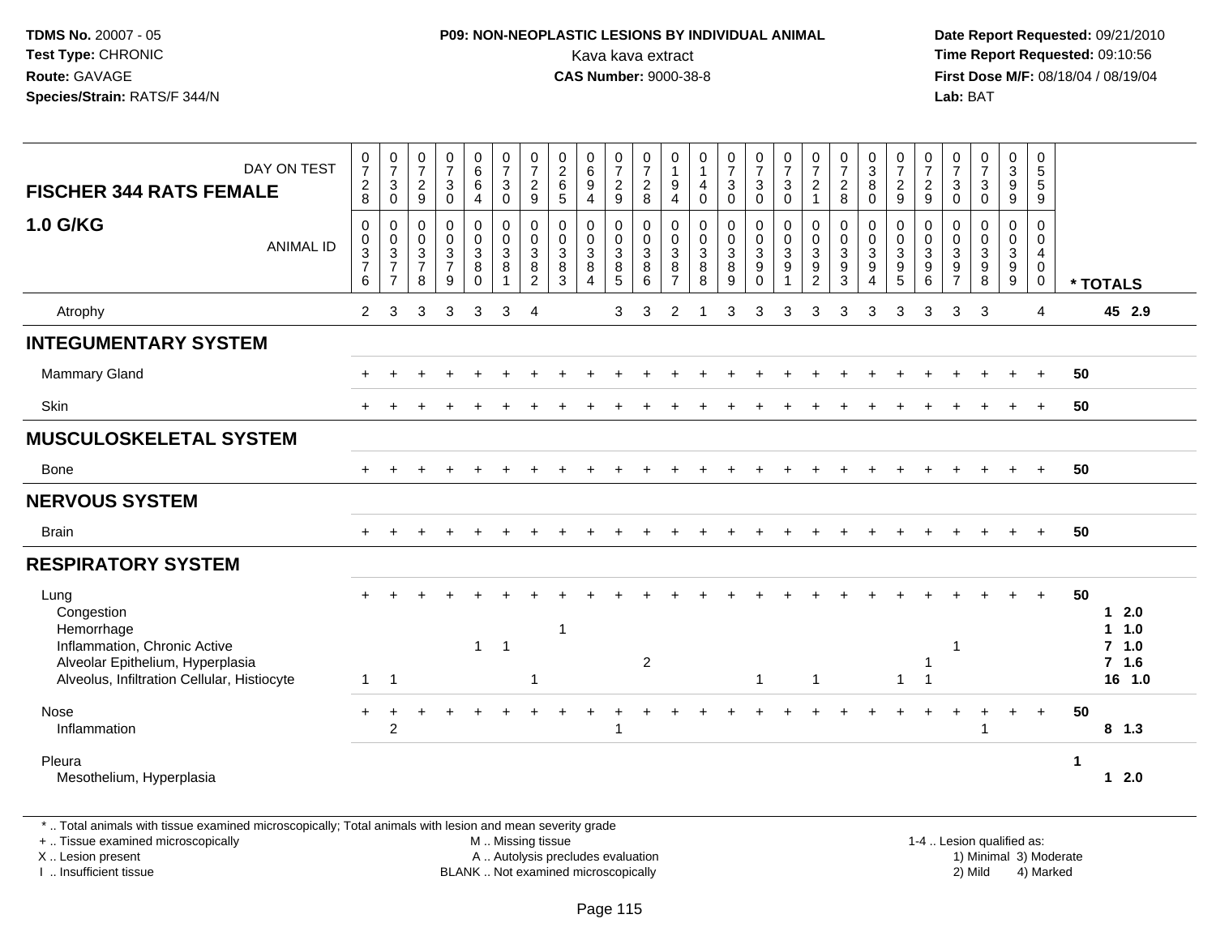**TDMS No.** 20007 - 05
**Test Type:** CHRONIC
**Route:** GAVAGE
**Species/Strain:** RATS/F 344/N

**P09: NON-NEOPLASTIC LESIONS BY INDIVIDUAL ANIMAL**
Kava kava extract
**CAS Number:** 9000-38-8

**Date Report Requested:** 09/21/2010
**Time Report Requested:** 09:10:56
**First Dose M/F:** 08/18/04 / 08/19/04
**Lab:** BAT

| FISCHER 344 RATS FEMALE — DAY ON TEST | 0728 | 0730 | 0729 | 0730 | 0664 | 0730 | 0729 | 0265 | 0694 | 0729 | 0728 | 0194 | 0140 | 0730 | 0730 | 0730 | 0721 | 0728 | 0380 | 0729 | 0729 | 0730 | 0730 | 0399 | 0559 | |
|---|---|---|---|---|---|---|---|---|---|---|---|---|---|---|---|---|---|---|---|---|---|---|---|---|---|---|
| **1.0 G/KG** — ANIMAL ID | 0376 | 0377 | 0378 | 0379 | 0380 | 0381 | 0382 | 0383 | 0384 | 0385 | 0386 | 0387 | 0388 | 0389 | 0390 | 0391 | 0392 | 0393 | 0394 | 0395 | 0396 | 0397 | 0398 | 0399 | 0400 | * TOTALS |
| Atrophy | 2 | 3 | 3 | 3 | 3 | 3 | 4 | | | 3 | 3 | 2 | 1 | 3 | 3 | 3 | 3 | 3 | 3 | 3 | 3 | 3 | 3 | | 4 | 45 2.9 |
| **INTEGUMENTARY SYSTEM** | | | | | | | | | | | | | | | | | | | | | | | | | | |
| Mammary Gland | + | + | + | + | + | + | + | + | + | + | + | + | + | + | + | + | + | + | + | + | + | + | + | + | + | 50 |
| Skin | + | + | + | + | + | + | + | + | + | + | + | + | + | + | + | + | + | + | + | + | + | + | + | + | + | 50 |
| **MUSCULOSKELETAL SYSTEM** | | | | | | | | | | | | | | | | | | | | | | | | | | |
| Bone | + | + | + | + | + | + | + | + | + | + | + | + | + | + | + | + | + | + | + | + | + | + | + | + | + | 50 |
| **NERVOUS SYSTEM** | | | | | | | | | | | | | | | | | | | | | | | | | | |
| Brain | + | + | + | + | + | + | + | + | + | + | + | + | + | + | + | + | + | + | + | + | + | + | + | + | + | 50 |
| **RESPIRATORY SYSTEM** | | | | | | | | | | | | | | | | | | | | | | | | | | |
| Lung | + | + | + | + | + | + | + | + | + | + | + | + | + | + | + | + | + | + | + | + | + | + | + | + | + | 50 |
| Congestion | | | | | | | | | | | | | | | | | | | | | | | | | | 1 2.0 |
| Hemorrhage | | | | | | | | 1 | | | | | | | | | | | | | | | | | | 1 1.0 |
| Inflammation, Chronic Active | | | | | 1 | 1 | | | | | | | | | | | | | | | | 1 | | | | 7 1.0 |
| Alveolar Epithelium, Hyperplasia | | | | | | | | | | | 2 | | | | | | | | | | 1 | | | | | 7 1.6 |
| Alveolus, Infiltration Cellular, Histiocyte | 1 | 1 | | | | | 1 | | | | | | | | 1 | | 1 | | | 1 | 1 | | | | | 16 1.0 |
| Nose | + | + | + | + | + | + | + | + | + | + | + | + | + | + | + | + | + | + | + | + | + | + | + | + | + | 50 |
| Inflammation | | 2 | | | | | | | | 1 | | | | | | | | | | | | | 1 | | | 8 1.3 |
| Pleura | | | | | | | | | | | | | | | | | | | | | | | | | | 1 |
| Mesothelium, Hyperplasia | | | | | | | | | | | | | | | | | | | | | | | | | | 1 2.0 |

\* .. Total animals with tissue examined microscopically; Total animals with lesion and mean severity grade
+ .. Tissue examined microscopically
X .. Lesion present
I .. Insufficient tissue

M .. Missing tissue
A .. Autolysis precludes evaluation
BLANK .. Not examined microscopically

1-4 .. Lesion qualified as:
1) Minimal 3) Moderate
2) Mild 4) Marked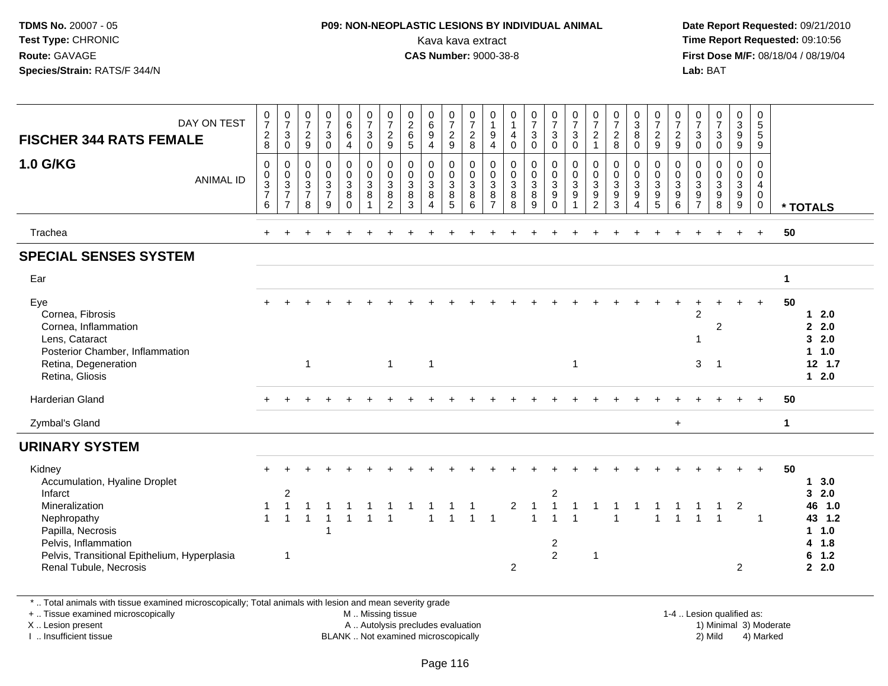TDMS No. 20007 - 05
Test Type: CHRONIC
Route: GAVAGE
Species/Strain: RATS/F 344/N

**P09: NON-NEOPLASTIC LESIONS BY INDIVIDUAL ANIMAL**
Kava kava extract
**CAS Number:** 9000-38-8

Date Report Requested: 09/21/2010
Time Report Requested: 09:10:56
First Dose M/F: 08/18/04 / 08/19/04
Lab: BAT

| FISCHER 344 RATS FEMALE 1.0 G/KG | | | | | | | | | | | | | | | | | | | | | | | | | | |
|---|---|---|---|---|---|---|---|---|---|---|---|---|---|---|---|---|---|---|---|---|---|---|---|---|---|---|
| DAY ON TEST | 0728 | 0730 | 0729 | 0730 | 0664 | 0730 | 0729 | 0265 | 0694 | 0729 | 0728 | 0194 | 0140 | 0730 | 0730 | 0730 | 0721 | 0728 | 0380 | 0729 | 0729 | 0730 | 0730 | 0399 | 0559 | |
| ANIMAL ID | 0376 | 0377 | 0378 | 0379 | 0380 | 0381 | 0382 | 0383 | 0384 | 0385 | 0386 | 0387 | 0388 | 0389 | 0390 | 0391 | 0392 | 0393 | 0394 | 0395 | 0396 | 0397 | 0398 | 0399 | 0400 | * TOTALS |
| Trachea | + | + | + | + | + | + | + | + | + | + | + | + | + | + | + | + | + | + | + | + | + | + | + | + | + | 50 |
| **SPECIAL SENSES SYSTEM** | | | | | | | | | | | | | | | | | | | | | | | | | | |
| Ear | | | | | | | | | | | | | | | | | | | | | | | | | | 1 |
| Eye | + | + | + | + | + | + | + | + | + | + | + | + | + | + | + | + | + | + | + | + | + | + | + | + | + | 50 |
| Cornea, Fibrosis | | | | | | | | | | | | | | | | | | | | | | 2 | | | | 1 2.0 |
| Cornea, Inflammation | | | | | | | | | | | | | | | | | | | | | | | 2 | | | 2 2.0 |
| Lens, Cataract | | | | | | | | | | | | | | | | | | | | | | 1 | | | | 3 2.0 |
| Posterior Chamber, Inflammation | | | | | | | | | | | | | | | | | | | | | | | | | | 1 1.0 |
| Retina, Degeneration | | | 1 | | | | 1 | | 1 | | | | | | | 1 | | | | | | 3 | 1 | | | 12 1.7 |
| Retina, Gliosis | | | | | | | | | | | | | | | | | | | | | | | | | | 1 2.0 |
| Harderian Gland | + | + | + | + | + | + | + | + | + | + | + | + | + | + | + | + | + | + | + | + | + | + | + | + | + | 50 |
| Zymbal's Gland | | | | | | | | | | | | | | | | | | | | | + | | | | | 1 |
| **URINARY SYSTEM** | | | | | | | | | | | | | | | | | | | | | | | | | | |
| Kidney | + | + | + | + | + | + | + | + | + | + | + | + | + | + | + | + | + | + | + | + | + | + | + | + | + | 50 |
| Accumulation, Hyaline Droplet | | | | | | | | | | | | | | | | | | | | | | | | | | 1 3.0 |
| Infarct | | 2 | | | | | | | | | | | | | 2 | | | | | | | | | | | 3 2.0 |
| Mineralization | 1 | 1 | 1 | 1 | 1 | 1 | 1 | 1 | 1 | 1 | 1 | | 2 | 1 | 1 | 1 | 1 | 1 | 1 | 1 | 1 | 1 | 1 | 2 | | 46 1.0 |
| Nephropathy | 1 | 1 | 1 | 1 | 1 | 1 | 1 | | 1 | 1 | 1 | 1 | | 1 | 1 | 1 | | 1 | | 1 | 1 | 1 | 1 | | 1 | 43 1.2 |
| Papilla, Necrosis | | | | 1 | | | | | | | | | | | | | | | | | | | | | | 1 1.0 |
| Pelvis, Inflammation | | | | | | | | | | | | | | | 2 | | | | | | | | | | | 4 1.8 |
| Pelvis, Transitional Epithelium, Hyperplasia | | 1 | | | | | | | | | | | | | 2 | | 1 | | | | | | | | | 6 1.2 |
| Renal Tubule, Necrosis | | | | | | | | | | | | | 2 | | | | | | | | | | | 2 | | 2 2.0 |

* .. Total animals with tissue examined microscopically; Total animals with lesion and mean severity grade
+ .. Tissue examined microscopically
X .. Lesion present
I .. Insufficient tissue

M .. Missing tissue
A .. Autolysis precludes evaluation
BLANK .. Not examined microscopically

1-4 .. Lesion qualified as:
1) Minimal 3) Moderate
2) Mild 4) Marked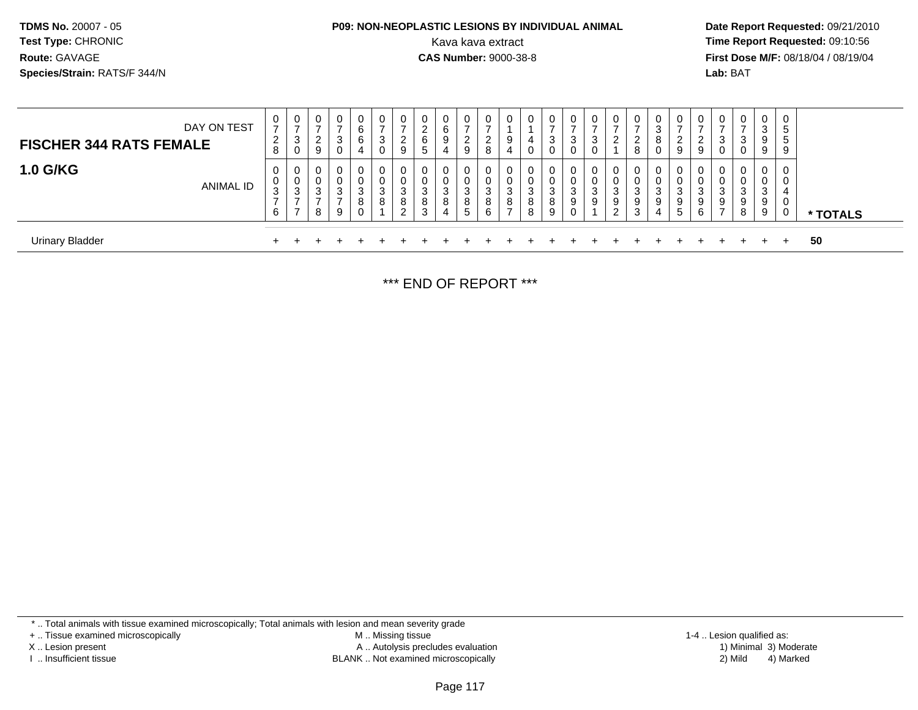TDMS No. 20007 - 05
Test Type: CHRONIC
Route: GAVAGE
Species/Strain: RATS/F 344/N

**P09: NON-NEOPLASTIC LESIONS BY INDIVIDUAL ANIMAL**
Kava kava extract
**CAS Number:** 9000-38-8

Date Report Requested: 09/21/2010
Time Report Requested: 09:10:56
First Dose M/F: 08/18/04 / 08/19/04
Lab: BAT

| FISCHER 344 RATS FEMALE — DAY ON TEST | 0728 | 0730 | 0729 | 0730 | 0664 | 0730 | 0729 | 0265 | 0694 | 0729 | 0728 | 0194 | 0140 | 0730 | 0730 | 0730 | 0721 | 0728 | 0380 | 0729 | 0729 | 0730 | 0730 | 0399 | 0559 | |
|---|---|---|---|---|---|---|---|---|---|---|---|---|---|---|---|---|---|---|---|---|---|---|---|---|---|---|
| **1.0 G/KG** — ANIMAL ID | 00376 | 00377 | 00378 | 00379 | 00380 | 00381 | 00382 | 00383 | 00384 | 00385 | 00386 | 00387 | 00388 | 00389 | 00390 | 00391 | 00392 | 00393 | 00394 | 00395 | 00396 | 00397 | 00398 | 00399 | 00400 | *** TOTALS** |
| Urinary Bladder | + | + | + | + | + | + | + | + | + | + | + | + | + | + | + | + | + | + | + | + | + | + | + | + | + | 50 |

*** END OF REPORT ***

* .. Total animals with tissue examined microscopically; Total animals with lesion and mean severity grade
+ .. Tissue examined microscopically
X .. Lesion present
I .. Insufficient tissue
M .. Missing tissue
A .. Autolysis precludes evaluation
BLANK .. Not examined microscopically
1-4 .. Lesion qualified as:
1) Minimal 3) Moderate
2) Mild 4) Marked